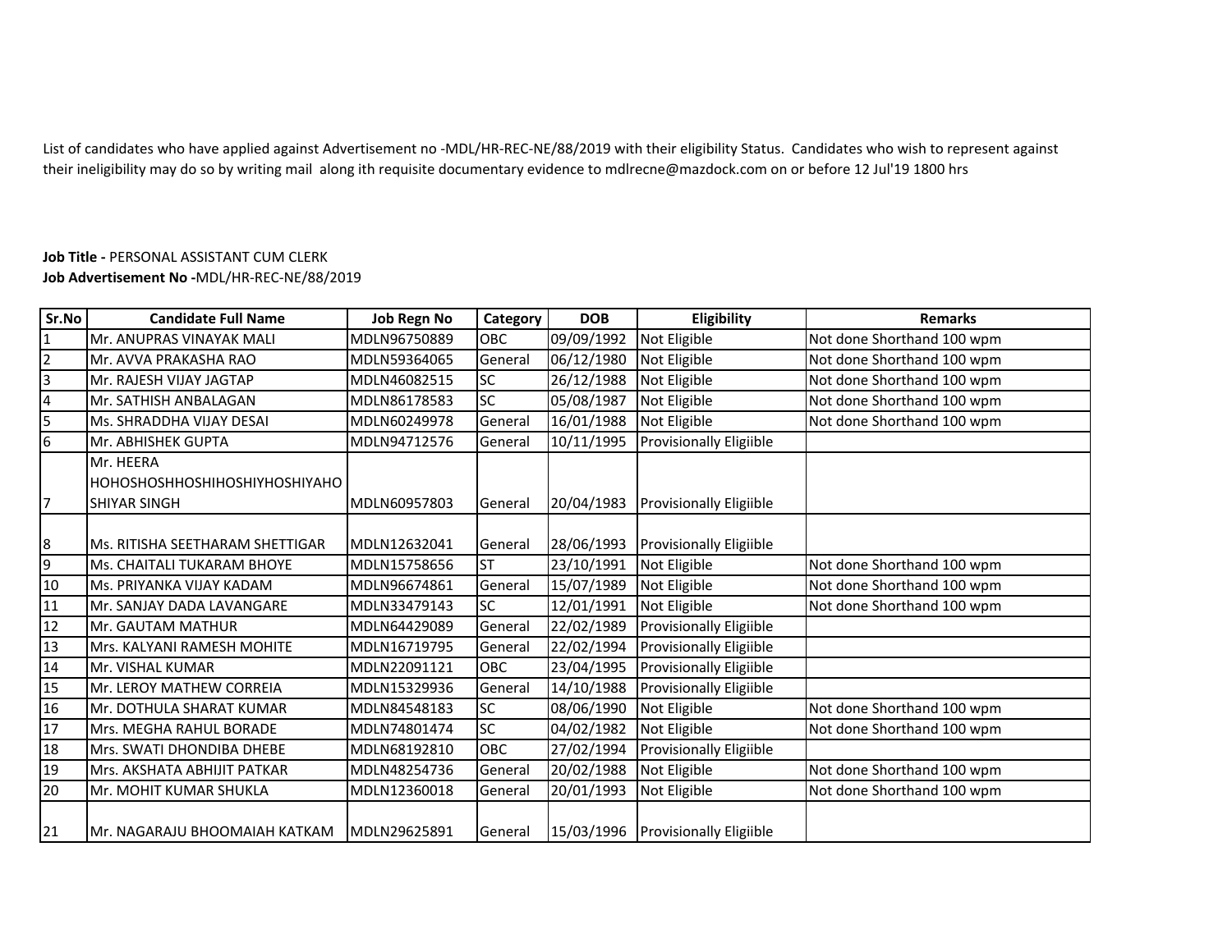List of candidates who have applied against Advertisement no -MDL/HR-REC-NE/88/2019 with their eligibility Status. Candidates who wish to represent against their ineligibility may do so by writing mail along ith requisite documentary evidence to mdlrecne@mazdock.com on or before 12 Jul'19 1800 hrs

**Job Title -** PERSONAL ASSISTANT CUM CLERK
**Job Advertisement No -**MDL/HR-REC-NE/88/2019

| Sr.No | Candidate Full Name | Job Regn No | Category | DOB | Eligibility | Remarks |
|---|---|---|---|---|---|---|
| 1 | Mr. ANUPRAS VINAYAK MALI | MDLN96750889 | OBC | 09/09/1992 | Not Eligible | Not done Shorthand 100 wpm |
| 2 | Mr. AVVA PRAKASHA RAO | MDLN59364065 | General | 06/12/1980 | Not Eligible | Not done Shorthand 100 wpm |
| 3 | Mr. RAJESH VIJAY JAGTAP | MDLN46082515 | SC | 26/12/1988 | Not Eligible | Not done Shorthand 100 wpm |
| 4 | Mr. SATHISH ANBALAGAN | MDLN86178583 | SC | 05/08/1987 | Not Eligible | Not done Shorthand 100 wpm |
| 5 | Ms. SHRADDHA VIJAY DESAI | MDLN60249978 | General | 16/01/1988 | Not Eligible | Not done Shorthand 100 wpm |
| 6 | Mr. ABHISHEK GUPTA | MDLN94712576 | General | 10/11/1995 | Provisionally Eligiible | |
| 7 | Mr. HEERA HOHOSHOSHHOSHIHOSHIYHOSHIYAHO SHIYAR SINGH | MDLN60957803 | General | 20/04/1983 | Provisionally Eligiible | |
| 8 | Ms. RITISHA SEETHARAM SHETTIGAR | MDLN12632041 | General | 28/06/1993 | Provisionally Eligiible | |
| 9 | Ms. CHAITALI TUKARAM BHOYE | MDLN15758656 | ST | 23/10/1991 | Not Eligible | Not done Shorthand 100 wpm |
| 10 | Ms. PRIYANKA VIJAY KADAM | MDLN96674861 | General | 15/07/1989 | Not Eligible | Not done Shorthand 100 wpm |
| 11 | Mr. SANJAY DADA LAVANGARE | MDLN33479143 | SC | 12/01/1991 | Not Eligible | Not done Shorthand 100 wpm |
| 12 | Mr. GAUTAM MATHUR | MDLN64429089 | General | 22/02/1989 | Provisionally Eligiible | |
| 13 | Mrs. KALYANI RAMESH MOHITE | MDLN16719795 | General | 22/02/1994 | Provisionally Eligiible | |
| 14 | Mr. VISHAL KUMAR | MDLN22091121 | OBC | 23/04/1995 | Provisionally Eligiible | |
| 15 | Mr. LEROY MATHEW CORREIA | MDLN15329936 | General | 14/10/1988 | Provisionally Eligiible | |
| 16 | Mr. DOTHULA SHARAT KUMAR | MDLN84548183 | SC | 08/06/1990 | Not Eligible | Not done Shorthand 100 wpm |
| 17 | Mrs. MEGHA RAHUL BORADE | MDLN74801474 | SC | 04/02/1982 | Not Eligible | Not done Shorthand 100 wpm |
| 18 | Mrs. SWATI DHONDIBA DHEBE | MDLN68192810 | OBC | 27/02/1994 | Provisionally Eligiible | |
| 19 | Mrs. AKSHATA ABHIJIT PATKAR | MDLN48254736 | General | 20/02/1988 | Not Eligible | Not done Shorthand 100 wpm |
| 20 | Mr. MOHIT KUMAR SHUKLA | MDLN12360018 | General | 20/01/1993 | Not Eligible | Not done Shorthand 100 wpm |
| 21 | Mr. NAGARAJU BHOOMAIAH KATKAM | MDLN29625891 | General | 15/03/1996 | Provisionally Eligiible | |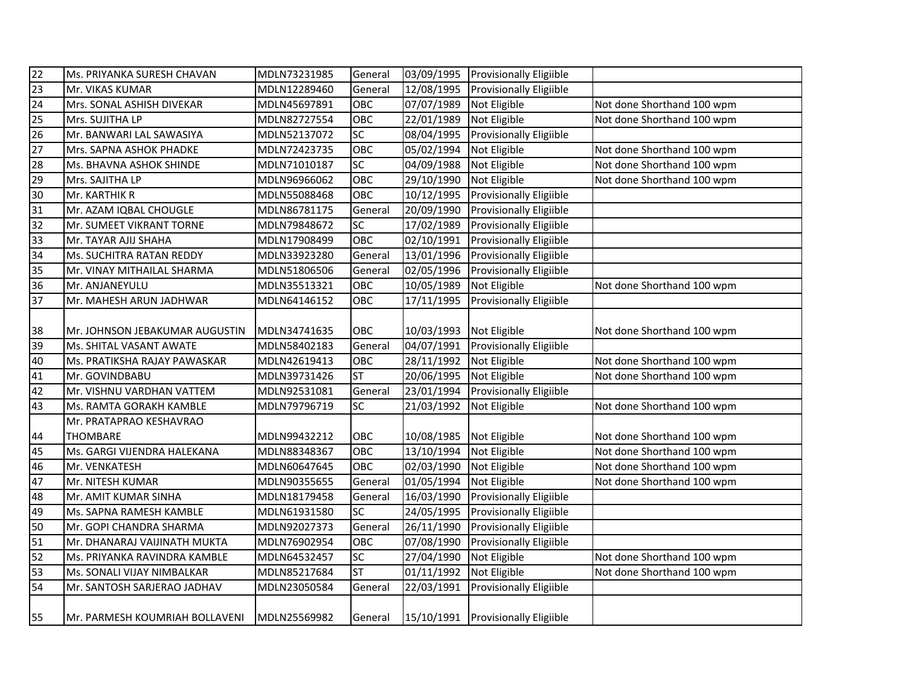| 22 | Ms. PRIYANKA SURESH CHAVAN | MDLN73231985 | General | 03/09/1995 | Provisionally Eligiible | |
|---|---|---|---|---|---|---|
| 23 | Mr. VIKAS KUMAR | MDLN12289460 | General | 12/08/1995 | Provisionally Eligiible | |
| 24 | Mrs. SONAL ASHISH DIVEKAR | MDLN45697891 | OBC | 07/07/1989 | Not Eligible | Not done Shorthand 100 wpm |
| 25 | Mrs. SUJITHA LP | MDLN82727554 | OBC | 22/01/1989 | Not Eligible | Not done Shorthand 100 wpm |
| 26 | Mr. BANWARI LAL SAWASIYA | MDLN52137072 | SC | 08/04/1995 | Provisionally Eligiible | |
| 27 | Mrs. SAPNA ASHOK PHADKE | MDLN72423735 | OBC | 05/02/1994 | Not Eligible | Not done Shorthand 100 wpm |
| 28 | Ms. BHAVNA ASHOK SHINDE | MDLN71010187 | SC | 04/09/1988 | Not Eligible | Not done Shorthand 100 wpm |
| 29 | Mrs. SAJITHA LP | MDLN96966062 | OBC | 29/10/1990 | Not Eligible | Not done Shorthand 100 wpm |
| 30 | Mr. KARTHIK R | MDLN55088468 | OBC | 10/12/1995 | Provisionally Eligiible | |
| 31 | Mr. AZAM IQBAL CHOUGLE | MDLN86781175 | General | 20/09/1990 | Provisionally Eligiible | |
| 32 | Mr. SUMEET VIKRANT TORNE | MDLN79848672 | SC | 17/02/1989 | Provisionally Eligiible | |
| 33 | Mr. TAYAR AJIJ SHAHA | MDLN17908499 | OBC | 02/10/1991 | Provisionally Eligiible | |
| 34 | Ms. SUCHITRA RATAN REDDY | MDLN33923280 | General | 13/01/1996 | Provisionally Eligiible | |
| 35 | Mr. VINAY MITHAILAL SHARMA | MDLN51806506 | General | 02/05/1996 | Provisionally Eligiible | |
| 36 | Mr. ANJANEYULU | MDLN35513321 | OBC | 10/05/1989 | Not Eligible | Not done Shorthand 100 wpm |
| 37 | Mr. MAHESH ARUN JADHWAR | MDLN64146152 | OBC | 17/11/1995 | Provisionally Eligiible | |
| 38 | Mr. JOHNSON JEBAKUMAR AUGUSTIN | MDLN34741635 | OBC | 10/03/1993 | Not Eligible | Not done Shorthand 100 wpm |
| 39 | Ms. SHITAL VASANT AWATE | MDLN58402183 | General | 04/07/1991 | Provisionally Eligiible | |
| 40 | Ms. PRATIKSHA RAJAY PAWASKAR | MDLN42619413 | OBC | 28/11/1992 | Not Eligible | Not done Shorthand 100 wpm |
| 41 | Mr. GOVINDBABU | MDLN39731426 | ST | 20/06/1995 | Not Eligible | Not done Shorthand 100 wpm |
| 42 | Mr. VISHNU VARDHAN VATTEM | MDLN92531081 | General | 23/01/1994 | Provisionally Eligiible | |
| 43 | Ms. RAMTA GORAKH KAMBLE | MDLN79796719 | SC | 21/03/1992 | Not Eligible | Not done Shorthand 100 wpm |
| 44 | Mr. PRATAPRAO KESHAVRAO THOMBARE | MDLN99432212 | OBC | 10/08/1985 | Not Eligible | Not done Shorthand 100 wpm |
| 45 | Ms. GARGI VIJENDRA HALEKANA | MDLN88348367 | OBC | 13/10/1994 | Not Eligible | Not done Shorthand 100 wpm |
| 46 | Mr. VENKATESH | MDLN60647645 | OBC | 02/03/1990 | Not Eligible | Not done Shorthand 100 wpm |
| 47 | Mr. NITESH KUMAR | MDLN90355655 | General | 01/05/1994 | Not Eligible | Not done Shorthand 100 wpm |
| 48 | Mr. AMIT KUMAR SINHA | MDLN18179458 | General | 16/03/1990 | Provisionally Eligiible | |
| 49 | Ms. SAPNA RAMESH KAMBLE | MDLN61931580 | SC | 24/05/1995 | Provisionally Eligiible | |
| 50 | Mr. GOPI CHANDRA SHARMA | MDLN92027373 | General | 26/11/1990 | Provisionally Eligiible | |
| 51 | Mr. DHANARAJ VAIJINATH MUKTA | MDLN76902954 | OBC | 07/08/1990 | Provisionally Eligiible | |
| 52 | Ms. PRIYANKA RAVINDRA KAMBLE | MDLN64532457 | SC | 27/04/1990 | Not Eligible | Not done Shorthand 100 wpm |
| 53 | Ms. SONALI VIJAY NIMBALKAR | MDLN85217684 | ST | 01/11/1992 | Not Eligible | Not done Shorthand 100 wpm |
| 54 | Mr. SANTOSH SARJERAO JADHAV | MDLN23050584 | General | 22/03/1991 | Provisionally Eligiible | |
| 55 | Mr. PARMESH KOUMRIAH BOLLAVENI | MDLN25569982 | General | 15/10/1991 | Provisionally Eligiible | |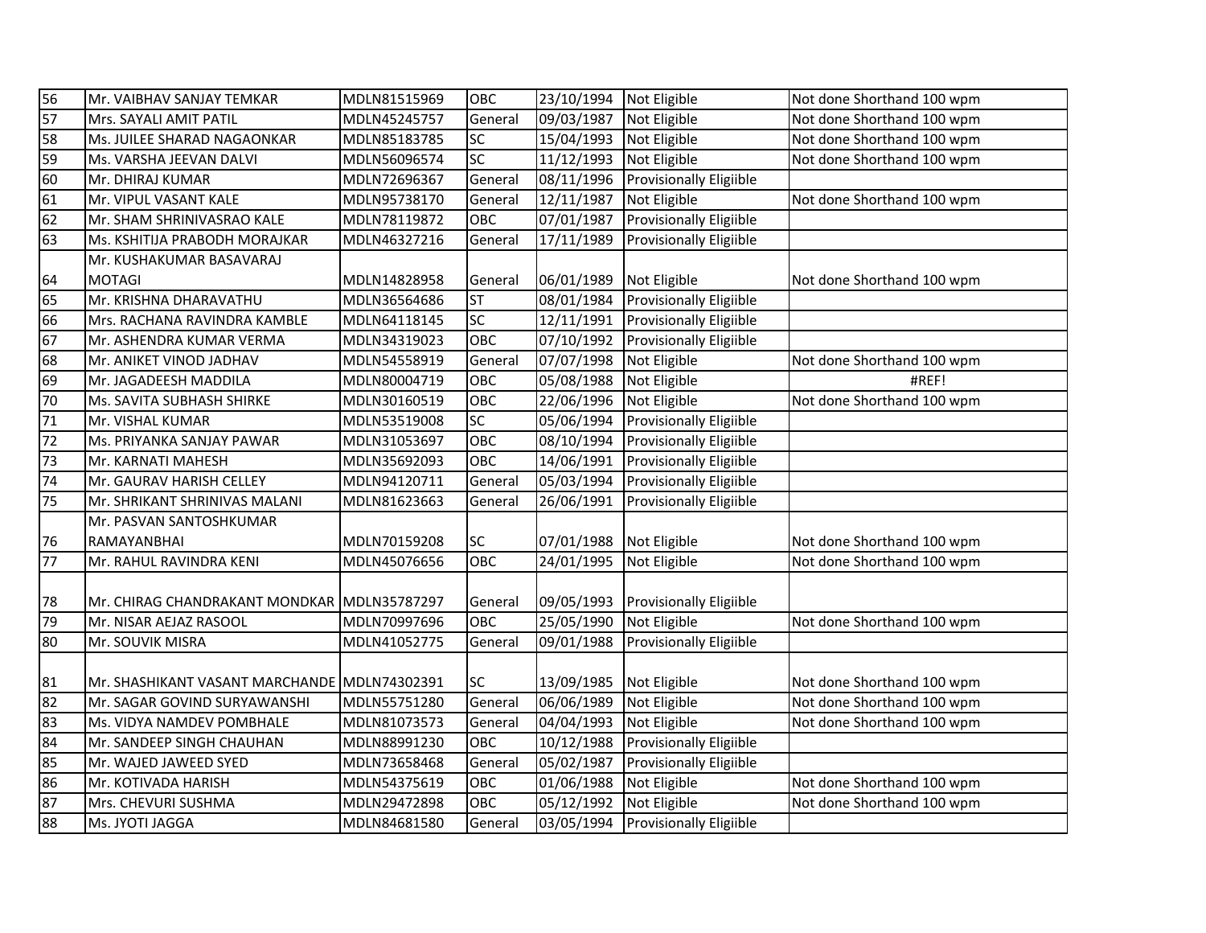| | | | | | | |
|---|---|---|---|---|---|---|
| 56 | Mr. VAIBHAV SANJAY TEMKAR | MDLN81515969 | OBC | 23/10/1994 | Not Eligible | Not done Shorthand 100 wpm |
| 57 | Mrs. SAYALI AMIT PATIL | MDLN45245757 | General | 09/03/1987 | Not Eligible | Not done Shorthand 100 wpm |
| 58 | Ms. JUILEE SHARAD NAGAONKAR | MDLN85183785 | SC | 15/04/1993 | Not Eligible | Not done Shorthand 100 wpm |
| 59 | Ms. VARSHA JEEVAN DALVI | MDLN56096574 | SC | 11/12/1993 | Not Eligible | Not done Shorthand 100 wpm |
| 60 | Mr. DHIRAJ KUMAR | MDLN72696367 | General | 08/11/1996 | Provisionally Eligiible | |
| 61 | Mr. VIPUL VASANT KALE | MDLN95738170 | General | 12/11/1987 | Not Eligible | Not done Shorthand 100 wpm |
| 62 | Mr. SHAM SHRINIVASRAO KALE | MDLN78119872 | OBC | 07/01/1987 | Provisionally Eligiible | |
| 63 | Ms. KSHITIJA PRABODH MORAJKAR | MDLN46327216 | General | 17/11/1989 | Provisionally Eligiible | |
| 64 | Mr. KUSHAKUMAR BASAVARAJ MOTAGI | MDLN14828958 | General | 06/01/1989 | Not Eligible | Not done Shorthand 100 wpm |
| 65 | Mr. KRISHNA DHARAVATHU | MDLN36564686 | ST | 08/01/1984 | Provisionally Eligiible | |
| 66 | Mrs. RACHANA RAVINDRA KAMBLE | MDLN64118145 | SC | 12/11/1991 | Provisionally Eligiible | |
| 67 | Mr. ASHENDRA KUMAR VERMA | MDLN34319023 | OBC | 07/10/1992 | Provisionally Eligiible | |
| 68 | Mr. ANIKET VINOD JADHAV | MDLN54558919 | General | 07/07/1998 | Not Eligible | Not done Shorthand 100 wpm |
| 69 | Mr. JAGADEESH MADDILA | MDLN80004719 | OBC | 05/08/1988 | Not Eligible | #REF! |
| 70 | Ms. SAVITA SUBHASH SHIRKE | MDLN30160519 | OBC | 22/06/1996 | Not Eligible | Not done Shorthand 100 wpm |
| 71 | Mr. VISHAL KUMAR | MDLN53519008 | SC | 05/06/1994 | Provisionally Eligiible | |
| 72 | Ms. PRIYANKA SANJAY PAWAR | MDLN31053697 | OBC | 08/10/1994 | Provisionally Eligiible | |
| 73 | Mr. KARNATI MAHESH | MDLN35692093 | OBC | 14/06/1991 | Provisionally Eligiible | |
| 74 | Mr. GAURAV HARISH CELLEY | MDLN94120711 | General | 05/03/1994 | Provisionally Eligiible | |
| 75 | Mr. SHRIKANT SHRINIVAS MALANI | MDLN81623663 | General | 26/06/1991 | Provisionally Eligiible | |
| 76 | Mr. PASVAN SANTOSHKUMAR RAMAYANBHAI | MDLN70159208 | SC | 07/01/1988 | Not Eligible | Not done Shorthand 100 wpm |
| 77 | Mr. RAHUL RAVINDRA KENI | MDLN45076656 | OBC | 24/01/1995 | Not Eligible | Not done Shorthand 100 wpm |
| 78 | Mr. CHIRAG CHANDRAKANT MONDKAR | MDLN35787297 | General | 09/05/1993 | Provisionally Eligiible | |
| 79 | Mr. NISAR AEJAZ RASOOL | MDLN70997696 | OBC | 25/05/1990 | Not Eligible | Not done Shorthand 100 wpm |
| 80 | Mr. SOUVIK MISRA | MDLN41052775 | General | 09/01/1988 | Provisionally Eligiible | |
| 81 | Mr. SHASHIKANT VASANT MARCHANDE | MDLN74302391 | SC | 13/09/1985 | Not Eligible | Not done Shorthand 100 wpm |
| 82 | Mr. SAGAR GOVIND SURYAWANSHI | MDLN55751280 | General | 06/06/1989 | Not Eligible | Not done Shorthand 100 wpm |
| 83 | Ms. VIDYA NAMDEV POMBHALE | MDLN81073573 | General | 04/04/1993 | Not Eligible | Not done Shorthand 100 wpm |
| 84 | Mr. SANDEEP SINGH CHAUHAN | MDLN88991230 | OBC | 10/12/1988 | Provisionally Eligiible | |
| 85 | Mr. WAJED JAWEED SYED | MDLN73658468 | General | 05/02/1987 | Provisionally Eligiible | |
| 86 | Mr. KOTIVADA HARISH | MDLN54375619 | OBC | 01/06/1988 | Not Eligible | Not done Shorthand 100 wpm |
| 87 | Mrs. CHEVURI SUSHMA | MDLN29472898 | OBC | 05/12/1992 | Not Eligible | Not done Shorthand 100 wpm |
| 88 | Ms. JYOTI JAGGA | MDLN84681580 | General | 03/05/1994 | Provisionally Eligiible | |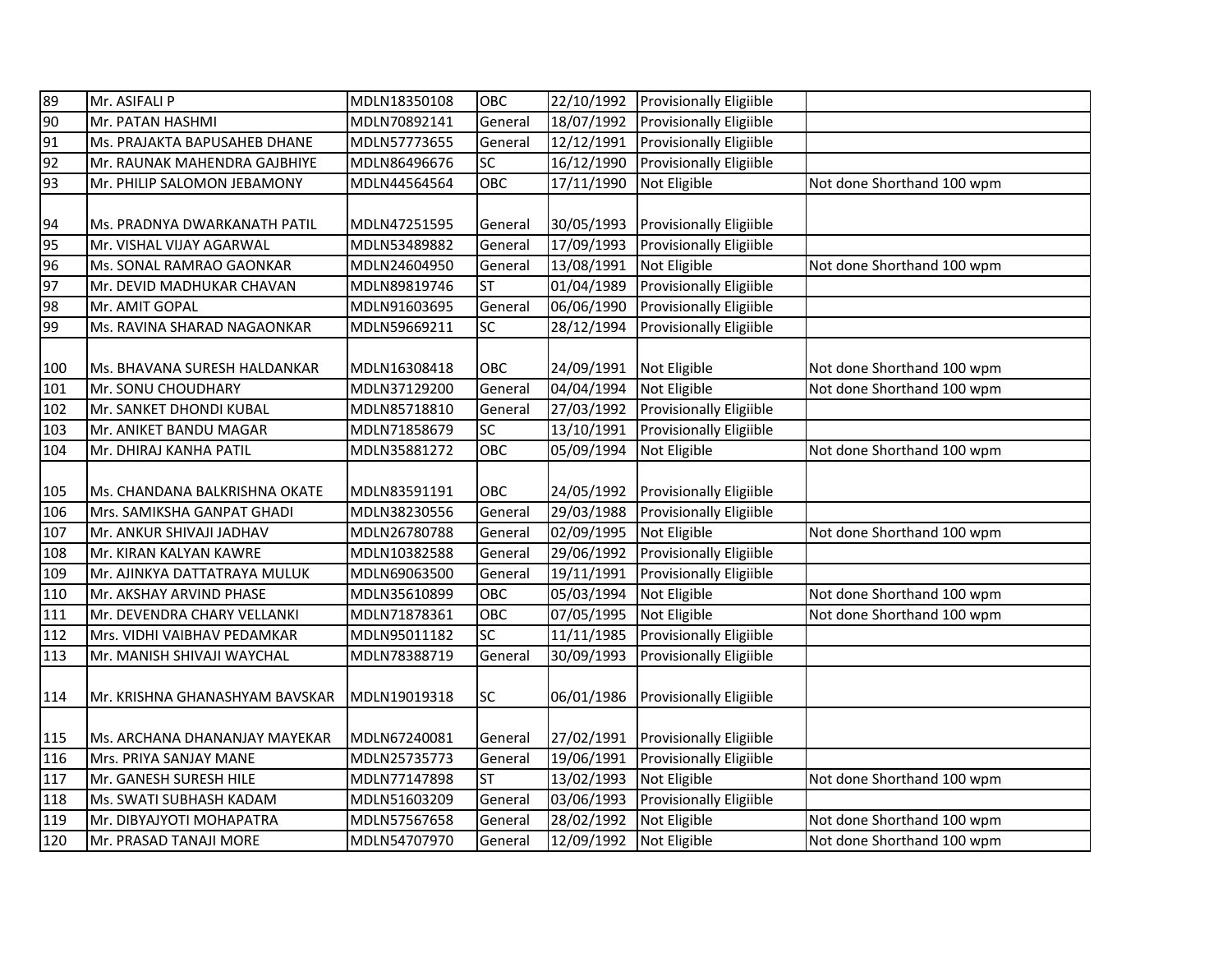| | | | | | | |
|---|---|---|---|---|---|---|
| 89 | Mr. ASIFALI P | MDLN18350108 | OBC | 22/10/1992 | Provisionally Eligiible | |
| 90 | Mr. PATAN HASHMI | MDLN70892141 | General | 18/07/1992 | Provisionally Eligiible | |
| 91 | Ms. PRAJAKTA BAPUSAHEB DHANE | MDLN57773655 | General | 12/12/1991 | Provisionally Eligiible | |
| 92 | Mr. RAUNAK MAHENDRA GAJBHIYE | MDLN86496676 | SC | 16/12/1990 | Provisionally Eligiible | |
| 93 | Mr. PHILIP SALOMON JEBAMONY | MDLN44564564 | OBC | 17/11/1990 | Not Eligible | Not done Shorthand 100 wpm |
| 94 | Ms. PRADNYA DWARKANATH PATIL | MDLN47251595 | General | 30/05/1993 | Provisionally Eligiible | |
| 95 | Mr. VISHAL VIJAY AGARWAL | MDLN53489882 | General | 17/09/1993 | Provisionally Eligiible | |
| 96 | Ms. SONAL RAMRAO GAONKAR | MDLN24604950 | General | 13/08/1991 | Not Eligible | Not done Shorthand 100 wpm |
| 97 | Mr. DEVID MADHUKAR CHAVAN | MDLN89819746 | ST | 01/04/1989 | Provisionally Eligiible | |
| 98 | Mr. AMIT GOPAL | MDLN91603695 | General | 06/06/1990 | Provisionally Eligiible | |
| 99 | Ms. RAVINA SHARAD NAGAONKAR | MDLN59669211 | SC | 28/12/1994 | Provisionally Eligiible | |
| 100 | Ms. BHAVANA SURESH HALDANKAR | MDLN16308418 | OBC | 24/09/1991 | Not Eligible | Not done Shorthand 100 wpm |
| 101 | Mr. SONU CHOUDHARY | MDLN37129200 | General | 04/04/1994 | Not Eligible | Not done Shorthand 100 wpm |
| 102 | Mr. SANKET DHONDI KUBAL | MDLN85718810 | General | 27/03/1992 | Provisionally Eligiible | |
| 103 | Mr. ANIKET BANDU MAGAR | MDLN71858679 | SC | 13/10/1991 | Provisionally Eligiible | |
| 104 | Mr. DHIRAJ KANHA PATIL | MDLN35881272 | OBC | 05/09/1994 | Not Eligible | Not done Shorthand 100 wpm |
| 105 | Ms. CHANDANA BALKRISHNA OKATE | MDLN83591191 | OBC | 24/05/1992 | Provisionally Eligiible | |
| 106 | Mrs. SAMIKSHA GANPAT GHADI | MDLN38230556 | General | 29/03/1988 | Provisionally Eligiible | |
| 107 | Mr. ANKUR SHIVAJI JADHAV | MDLN26780788 | General | 02/09/1995 | Not Eligible | Not done Shorthand 100 wpm |
| 108 | Mr. KIRAN KALYAN KAWRE | MDLN10382588 | General | 29/06/1992 | Provisionally Eligiible | |
| 109 | Mr. AJINKYA DATTATRAYA MULUK | MDLN69063500 | General | 19/11/1991 | Provisionally Eligiible | |
| 110 | Mr. AKSHAY ARVIND PHASE | MDLN35610899 | OBC | 05/03/1994 | Not Eligible | Not done Shorthand 100 wpm |
| 111 | Mr. DEVENDRA CHARY VELLANKI | MDLN71878361 | OBC | 07/05/1995 | Not Eligible | Not done Shorthand 100 wpm |
| 112 | Mrs. VIDHI VAIBHAV PEDAMKAR | MDLN95011182 | SC | 11/11/1985 | Provisionally Eligiible | |
| 113 | Mr. MANISH SHIVAJI WAYCHAL | MDLN78388719 | General | 30/09/1993 | Provisionally Eligiible | |
| 114 | Mr. KRISHNA GHANASHYAM BAVSKAR | MDLN19019318 | SC | 06/01/1986 | Provisionally Eligiible | |
| 115 | Ms. ARCHANA DHANANJAY MAYEKAR | MDLN67240081 | General | 27/02/1991 | Provisionally Eligiible | |
| 116 | Mrs. PRIYA SANJAY MANE | MDLN25735773 | General | 19/06/1991 | Provisionally Eligiible | |
| 117 | Mr. GANESH SURESH HILE | MDLN77147898 | ST | 13/02/1993 | Not Eligible | Not done Shorthand 100 wpm |
| 118 | Ms. SWATI SUBHASH KADAM | MDLN51603209 | General | 03/06/1993 | Provisionally Eligiible | |
| 119 | Mr. DIBYAJYOTI MOHAPATRA | MDLN57567658 | General | 28/02/1992 | Not Eligible | Not done Shorthand 100 wpm |
| 120 | Mr. PRASAD TANAJI MORE | MDLN54707970 | General | 12/09/1992 | Not Eligible | Not done Shorthand 100 wpm |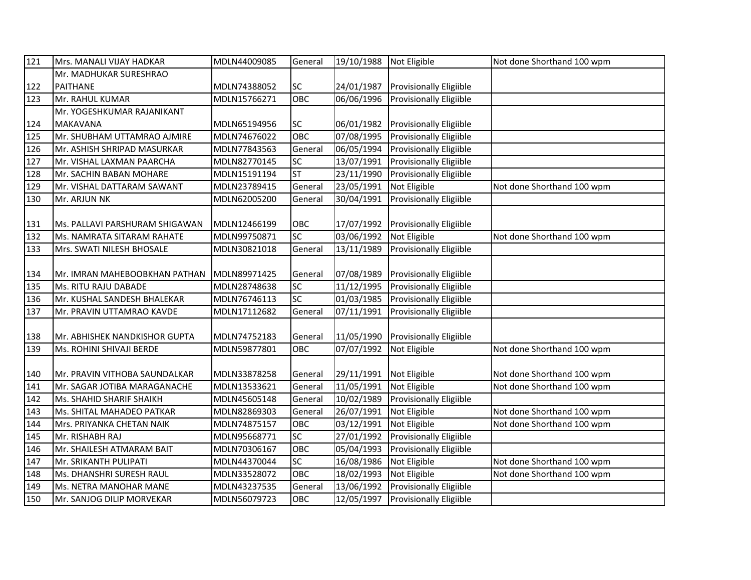| 121 | Mrs. MANALI VIJAY HADKAR | MDLN44009085 | General | 19/10/1988 | Not Eligible | Not done Shorthand 100 wpm |
|---|---|---|---|---|---|---|
| 122 | Mr. MADHUKAR SURESHRAO PAITHANE | MDLN74388052 | SC | 24/01/1987 | Provisionally Eligiible | |
| 123 | Mr. RAHUL KUMAR | MDLN15766271 | OBC | 06/06/1996 | Provisionally Eligiible | |
| 124 | Mr. YOGESHKUMAR RAJANIKANT MAKAVANA | MDLN65194956 | SC | 06/01/1982 | Provisionally Eligiible | |
| 125 | Mr. SHUBHAM UTTAMRAO AJMIRE | MDLN74676022 | OBC | 07/08/1995 | Provisionally Eligiible | |
| 126 | Mr. ASHISH SHRIPAD MASURKAR | MDLN77843563 | General | 06/05/1994 | Provisionally Eligiible | |
| 127 | Mr. VISHAL LAXMAN PAARCHA | MDLN82770145 | SC | 13/07/1991 | Provisionally Eligiible | |
| 128 | Mr. SACHIN BABAN MOHARE | MDLN15191194 | ST | 23/11/1990 | Provisionally Eligiible | |
| 129 | Mr. VISHAL DATTARAM SAWANT | MDLN23789415 | General | 23/05/1991 | Not Eligible | Not done Shorthand 100 wpm |
| 130 | Mr. ARJUN NK | MDLN62005200 | General | 30/04/1991 | Provisionally Eligiible | |
| 131 | Ms. PALLAVI PARSHURAM SHIGAWAN | MDLN12466199 | OBC | 17/07/1992 | Provisionally Eligiible | |
| 132 | Ms. NAMRATA SITARAM RAHATE | MDLN99750871 | SC | 03/06/1992 | Not Eligible | Not done Shorthand 100 wpm |
| 133 | Mrs. SWATI NILESH BHOSALE | MDLN30821018 | General | 13/11/1989 | Provisionally Eligiible | |
| 134 | Mr. IMRAN MAHEBOOBKHAN PATHAN | MDLN89971425 | General | 07/08/1989 | Provisionally Eligiible | |
| 135 | Ms. RITU RAJU DABADE | MDLN28748638 | SC | 11/12/1995 | Provisionally Eligiible | |
| 136 | Mr. KUSHAL SANDESH BHALEKAR | MDLN76746113 | SC | 01/03/1985 | Provisionally Eligiible | |
| 137 | Mr. PRAVIN UTTAMRAO KAVDE | MDLN17112682 | General | 07/11/1991 | Provisionally Eligiible | |
| 138 | Mr. ABHISHEK NANDKISHOR GUPTA | MDLN74752183 | General | 11/05/1990 | Provisionally Eligiible | |
| 139 | Ms. ROHINI SHIVAJI BERDE | MDLN59877801 | OBC | 07/07/1992 | Not Eligible | Not done Shorthand 100 wpm |
| 140 | Mr. PRAVIN VITHOBA SAUNDALKAR | MDLN33878258 | General | 29/11/1991 | Not Eligible | Not done Shorthand 100 wpm |
| 141 | Mr. SAGAR JOTIBA MARAGANACHE | MDLN13533621 | General | 11/05/1991 | Not Eligible | Not done Shorthand 100 wpm |
| 142 | Ms. SHAHID SHARIF SHAIKH | MDLN45605148 | General | 10/02/1989 | Provisionally Eligiible | |
| 143 | Ms. SHITAL MAHADEO PATKAR | MDLN82869303 | General | 26/07/1991 | Not Eligible | Not done Shorthand 100 wpm |
| 144 | Mrs. PRIYANKA CHETAN NAIK | MDLN74875157 | OBC | 03/12/1991 | Not Eligible | Not done Shorthand 100 wpm |
| 145 | Mr. RISHABH RAJ | MDLN95668771 | SC | 27/01/1992 | Provisionally Eligiible | |
| 146 | Mr. SHAILESH ATMARAM BAIT | MDLN70306167 | OBC | 05/04/1993 | Provisionally Eligiible | |
| 147 | Mr. SRIKANTH PULIPATI | MDLN44370044 | SC | 16/08/1986 | Not Eligible | Not done Shorthand 100 wpm |
| 148 | Ms. DHANSHRI SURESH RAUL | MDLN33528072 | OBC | 18/02/1993 | Not Eligible | Not done Shorthand 100 wpm |
| 149 | Ms. NETRA MANOHAR MANE | MDLN43237535 | General | 13/06/1992 | Provisionally Eligiible | |
| 150 | Mr. SANJOG DILIP MORVEKAR | MDLN56079723 | OBC | 12/05/1997 | Provisionally Eligiible | |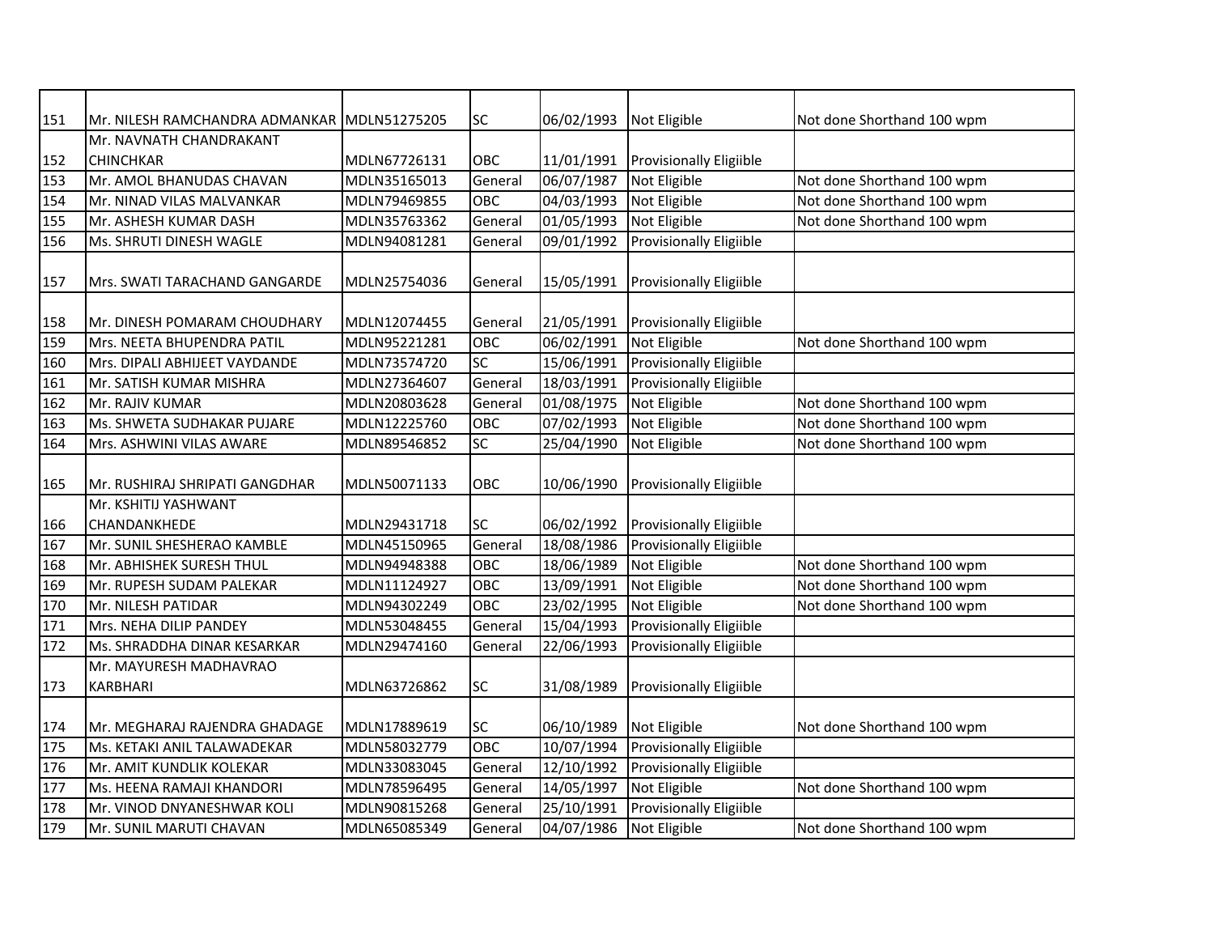| 151 | Mr. NILESH RAMCHANDRA ADMANKAR | MDLN51275205 | SC | 06/02/1993 | Not Eligible | Not done Shorthand 100 wpm |
|---|---|---|---|---|---|---|
| 152 | Mr. NAVNATH CHANDRAKANT CHINCHKAR | MDLN67726131 | OBC | 11/01/1991 | Provisionally Eligiible | |
| 153 | Mr. AMOL BHANUDAS CHAVAN | MDLN35165013 | General | 06/07/1987 | Not Eligible | Not done Shorthand 100 wpm |
| 154 | Mr. NINAD VILAS MALVANKAR | MDLN79469855 | OBC | 04/03/1993 | Not Eligible | Not done Shorthand 100 wpm |
| 155 | Mr. ASHESH KUMAR DASH | MDLN35763362 | General | 01/05/1993 | Not Eligible | Not done Shorthand 100 wpm |
| 156 | Ms. SHRUTI DINESH WAGLE | MDLN94081281 | General | 09/01/1992 | Provisionally Eligiible | |
| 157 | Mrs. SWATI TARACHAND GANGARDE | MDLN25754036 | General | 15/05/1991 | Provisionally Eligiible | |
| 158 | Mr. DINESH POMARAM CHOUDHARY | MDLN12074455 | General | 21/05/1991 | Provisionally Eligiible | |
| 159 | Mrs. NEETA BHUPENDRA PATIL | MDLN95221281 | OBC | 06/02/1991 | Not Eligible | Not done Shorthand 100 wpm |
| 160 | Mrs. DIPALI ABHIJEET VAYDANDE | MDLN73574720 | SC | 15/06/1991 | Provisionally Eligiible | |
| 161 | Mr. SATISH KUMAR MISHRA | MDLN27364607 | General | 18/03/1991 | Provisionally Eligiible | |
| 162 | Mr. RAJIV KUMAR | MDLN20803628 | General | 01/08/1975 | Not Eligible | Not done Shorthand 100 wpm |
| 163 | Ms. SHWETA SUDHAKAR PUJARE | MDLN12225760 | OBC | 07/02/1993 | Not Eligible | Not done Shorthand 100 wpm |
| 164 | Mrs. ASHWINI VILAS AWARE | MDLN89546852 | SC | 25/04/1990 | Not Eligible | Not done Shorthand 100 wpm |
| 165 | Mr. RUSHIRAJ SHRIPATI GANGDHAR | MDLN50071133 | OBC | 10/06/1990 | Provisionally Eligiible | |
| 166 | Mr. KSHITIJ YASHWANT CHANDANKHEDE | MDLN29431718 | SC | 06/02/1992 | Provisionally Eligiible | |
| 167 | Mr. SUNIL SHESHERAO KAMBLE | MDLN45150965 | General | 18/08/1986 | Provisionally Eligiible | |
| 168 | Mr. ABHISHEK SURESH THUL | MDLN94948388 | OBC | 18/06/1989 | Not Eligible | Not done Shorthand 100 wpm |
| 169 | Mr. RUPESH SUDAM PALEKAR | MDLN11124927 | OBC | 13/09/1991 | Not Eligible | Not done Shorthand 100 wpm |
| 170 | Mr. NILESH PATIDAR | MDLN94302249 | OBC | 23/02/1995 | Not Eligible | Not done Shorthand 100 wpm |
| 171 | Mrs. NEHA DILIP PANDEY | MDLN53048455 | General | 15/04/1993 | Provisionally Eligiible | |
| 172 | Ms. SHRADDHA DINAR KESARKAR | MDLN29474160 | General | 22/06/1993 | Provisionally Eligiible | |
| 173 | Mr. MAYURESH MADHAVRAO KARBHARI | MDLN63726862 | SC | 31/08/1989 | Provisionally Eligiible | |
| 174 | Mr. MEGHARAJ RAJENDRA GHADAGE | MDLN17889619 | SC | 06/10/1989 | Not Eligible | Not done Shorthand 100 wpm |
| 175 | Ms. KETAKI ANIL TALAWADEKAR | MDLN58032779 | OBC | 10/07/1994 | Provisionally Eligiible | |
| 176 | Mr. AMIT KUNDLIK KOLEKAR | MDLN33083045 | General | 12/10/1992 | Provisionally Eligiible | |
| 177 | Ms. HEENA RAMAJI KHANDORI | MDLN78596495 | General | 14/05/1997 | Not Eligible | Not done Shorthand 100 wpm |
| 178 | Mr. VINOD DNYANESHWAR KOLI | MDLN90815268 | General | 25/10/1991 | Provisionally Eligiible | |
| 179 | Mr. SUNIL MARUTI CHAVAN | MDLN65085349 | General | 04/07/1986 | Not Eligible | Not done Shorthand 100 wpm |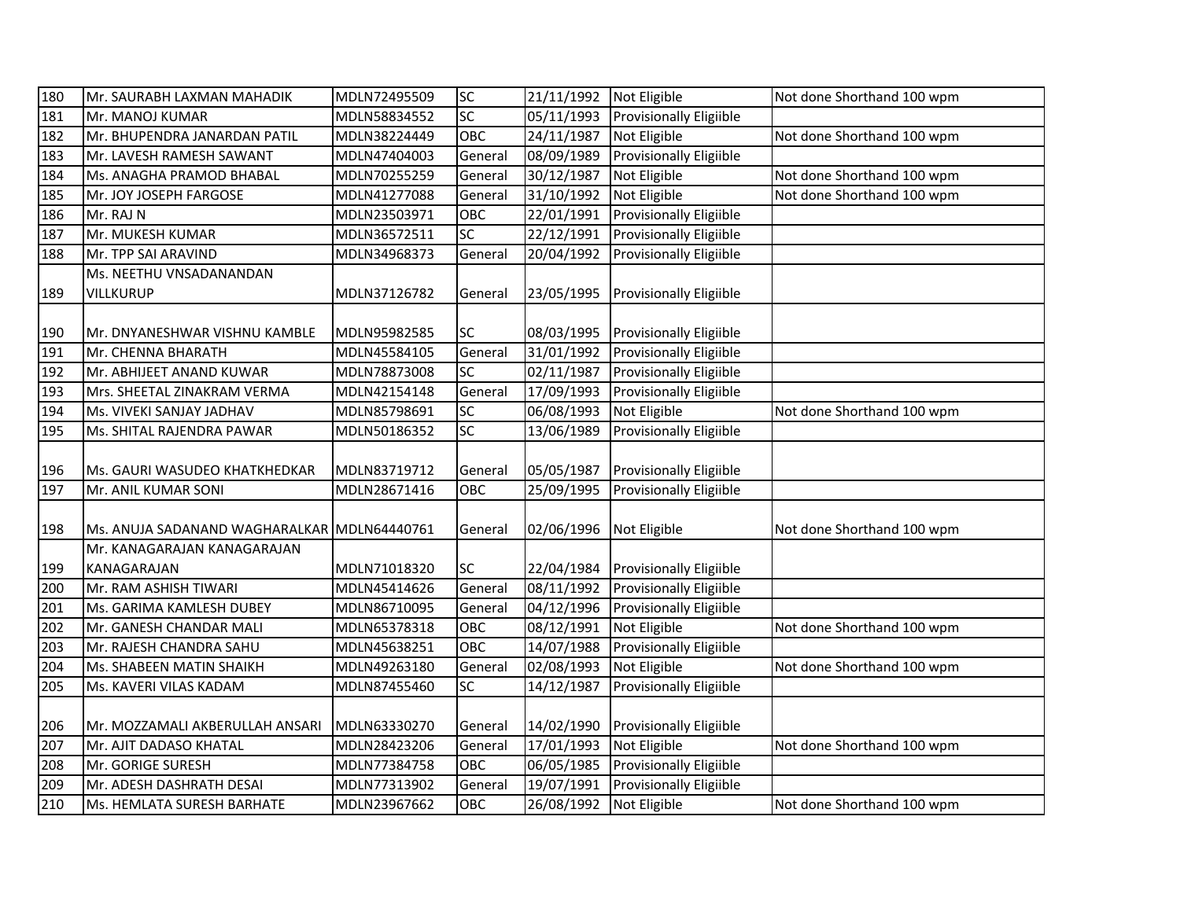| 180 | Mr. SAURABH LAXMAN MAHADIK | MDLN72495509 | SC | 21/11/1992 | Not Eligible | Not done Shorthand 100 wpm |
|---|---|---|---|---|---|---|
| 181 | Mr. MANOJ KUMAR | MDLN58834552 | SC | 05/11/1993 | Provisionally Eligiible | |
| 182 | Mr. BHUPENDRA JANARDAN PATIL | MDLN38224449 | OBC | 24/11/1987 | Not Eligible | Not done Shorthand 100 wpm |
| 183 | Mr. LAVESH RAMESH SAWANT | MDLN47404003 | General | 08/09/1989 | Provisionally Eligiible | |
| 184 | Ms. ANAGHA PRAMOD BHABAL | MDLN70255259 | General | 30/12/1987 | Not Eligible | Not done Shorthand 100 wpm |
| 185 | Mr. JOY JOSEPH FARGOSE | MDLN41277088 | General | 31/10/1992 | Not Eligible | Not done Shorthand 100 wpm |
| 186 | Mr. RAJ N | MDLN23503971 | OBC | 22/01/1991 | Provisionally Eligiible | |
| 187 | Mr. MUKESH KUMAR | MDLN36572511 | SC | 22/12/1991 | Provisionally Eligiible | |
| 188 | Mr. TPP SAI ARAVIND | MDLN34968373 | General | 20/04/1992 | Provisionally Eligiible | |
| 189 | Ms. NEETHU VNSADANANDAN VILLKURUP | MDLN37126782 | General | 23/05/1995 | Provisionally Eligiible | |
| 190 | Mr. DNYANESHWAR VISHNU KAMBLE | MDLN95982585 | SC | 08/03/1995 | Provisionally Eligiible | |
| 191 | Mr. CHENNA BHARATH | MDLN45584105 | General | 31/01/1992 | Provisionally Eligiible | |
| 192 | Mr. ABHIJEET ANAND KUWAR | MDLN78873008 | SC | 02/11/1987 | Provisionally Eligiible | |
| 193 | Mrs. SHEETAL ZINAKRAM VERMA | MDLN42154148 | General | 17/09/1993 | Provisionally Eligiible | |
| 194 | Ms. VIVEKI SANJAY JADHAV | MDLN85798691 | SC | 06/08/1993 | Not Eligible | Not done Shorthand 100 wpm |
| 195 | Ms. SHITAL RAJENDRA PAWAR | MDLN50186352 | SC | 13/06/1989 | Provisionally Eligiible | |
| 196 | Ms. GAURI WASUDEO KHATKHEDKAR | MDLN83719712 | General | 05/05/1987 | Provisionally Eligiible | |
| 197 | Mr. ANIL KUMAR SONI | MDLN28671416 | OBC | 25/09/1995 | Provisionally Eligiible | |
| 198 | Ms. ANUJA SADANAND WAGHARALKAR | MDLN64440761 | General | 02/06/1996 | Not Eligible | Not done Shorthand 100 wpm |
| 199 | Mr. KANAGARAJAN KANAGARAJAN KANAGARAJAN | MDLN71018320 | SC | 22/04/1984 | Provisionally Eligiible | |
| 200 | Mr. RAM ASHISH TIWARI | MDLN45414626 | General | 08/11/1992 | Provisionally Eligiible | |
| 201 | Ms. GARIMA KAMLESH DUBEY | MDLN86710095 | General | 04/12/1996 | Provisionally Eligiible | |
| 202 | Mr. GANESH CHANDAR MALI | MDLN65378318 | OBC | 08/12/1991 | Not Eligible | Not done Shorthand 100 wpm |
| 203 | Mr. RAJESH CHANDRA SAHU | MDLN45638251 | OBC | 14/07/1988 | Provisionally Eligiible | |
| 204 | Ms. SHABEEN MATIN SHAIKH | MDLN49263180 | General | 02/08/1993 | Not Eligible | Not done Shorthand 100 wpm |
| 205 | Ms. KAVERI VILAS KADAM | MDLN87455460 | SC | 14/12/1987 | Provisionally Eligiible | |
| 206 | Mr. MOZZAMALI AKBERULLAH ANSARI | MDLN63330270 | General | 14/02/1990 | Provisionally Eligiible | |
| 207 | Mr. AJIT DADASO KHATAL | MDLN28423206 | General | 17/01/1993 | Not Eligible | Not done Shorthand 100 wpm |
| 208 | Mr. GORIGE SURESH | MDLN77384758 | OBC | 06/05/1985 | Provisionally Eligiible | |
| 209 | Mr. ADESH DASHRATH DESAI | MDLN77313902 | General | 19/07/1991 | Provisionally Eligiible | |
| 210 | Ms. HEMLATA SURESH BARHATE | MDLN23967662 | OBC | 26/08/1992 | Not Eligible | Not done Shorthand 100 wpm |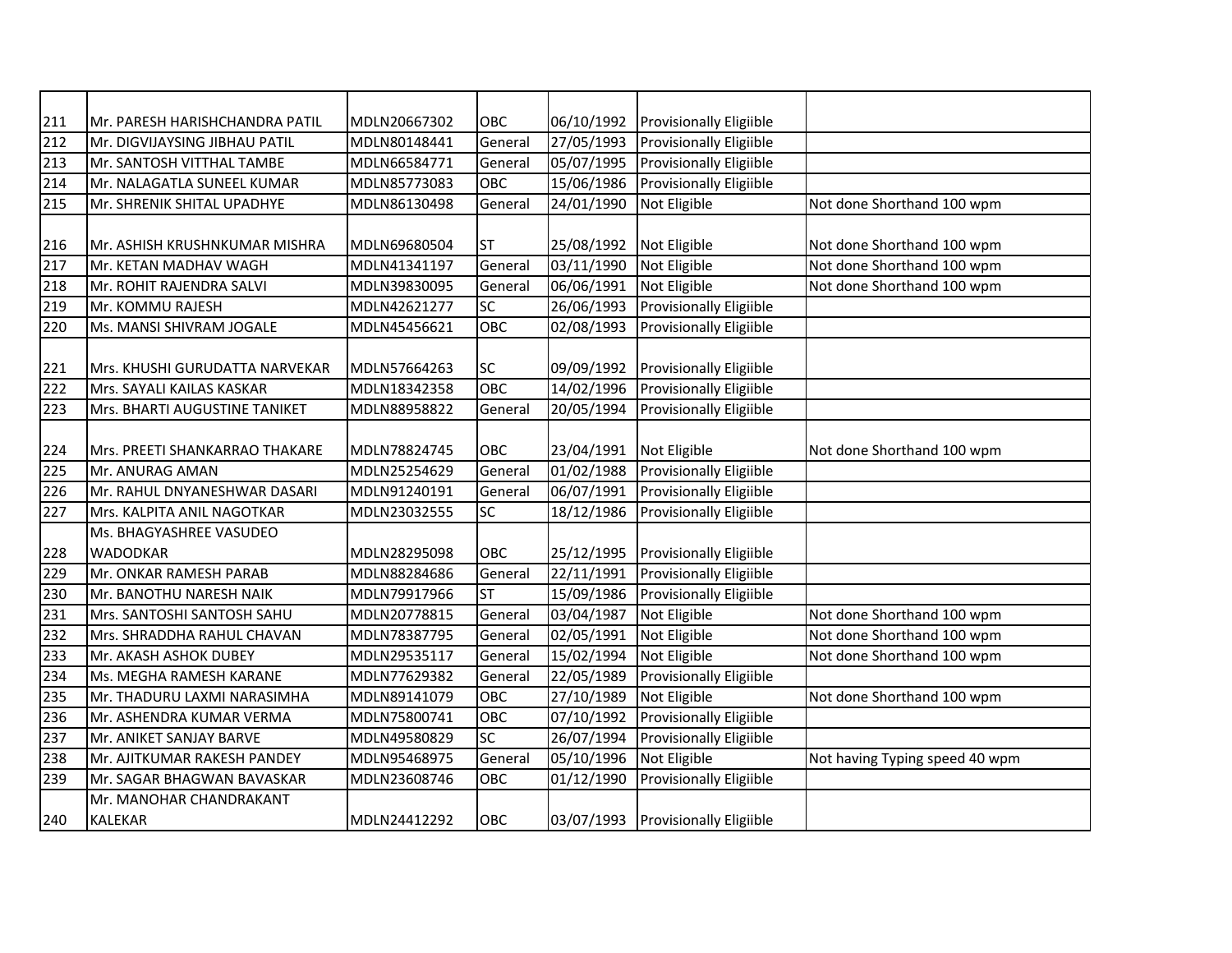| 211 | Mr. PARESH HARISHCHANDRA PATIL | MDLN20667302 | OBC | 06/10/1992 | Provisionally Eligiible | |
|---|---|---|---|---|---|---|
| 212 | Mr. DIGVIJAYSING JIBHAU PATIL | MDLN80148441 | General | 27/05/1993 | Provisionally Eligiible | |
| 213 | Mr. SANTOSH VITTHAL TAMBE | MDLN66584771 | General | 05/07/1995 | Provisionally Eligiible | |
| 214 | Mr. NALAGATLA SUNEEL KUMAR | MDLN85773083 | OBC | 15/06/1986 | Provisionally Eligiible | |
| 215 | Mr. SHRENIK SHITAL UPADHYE | MDLN86130498 | General | 24/01/1990 | Not Eligible | Not done Shorthand 100 wpm |
| 216 | Mr. ASHISH KRUSHNKUMAR MISHRA | MDLN69680504 | ST | 25/08/1992 | Not Eligible | Not done Shorthand 100 wpm |
| 217 | Mr. KETAN MADHAV WAGH | MDLN41341197 | General | 03/11/1990 | Not Eligible | Not done Shorthand 100 wpm |
| 218 | Mr. ROHIT RAJENDRA SALVI | MDLN39830095 | General | 06/06/1991 | Not Eligible | Not done Shorthand 100 wpm |
| 219 | Mr. KOMMU RAJESH | MDLN42621277 | SC | 26/06/1993 | Provisionally Eligiible | |
| 220 | Ms. MANSI SHIVRAM JOGALE | MDLN45456621 | OBC | 02/08/1993 | Provisionally Eligiible | |
| 221 | Mrs. KHUSHI GURUDATTA NARVEKAR | MDLN57664263 | SC | 09/09/1992 | Provisionally Eligiible | |
| 222 | Mrs. SAYALI KAILAS KASKAR | MDLN18342358 | OBC | 14/02/1996 | Provisionally Eligiible | |
| 223 | Mrs. BHARTI AUGUSTINE TANIKET | MDLN88958822 | General | 20/05/1994 | Provisionally Eligiible | |
| 224 | Mrs. PREETI SHANKARRAO THAKARE | MDLN78824745 | OBC | 23/04/1991 | Not Eligible | Not done Shorthand 100 wpm |
| 225 | Mr. ANURAG AMAN | MDLN25254629 | General | 01/02/1988 | Provisionally Eligiible | |
| 226 | Mr. RAHUL DNYANESHWAR DASARI | MDLN91240191 | General | 06/07/1991 | Provisionally Eligiible | |
| 227 | Mrs. KALPITA ANIL NAGOTKAR | MDLN23032555 | SC | 18/12/1986 | Provisionally Eligiible | |
| 228 | Ms. BHAGYASHREE VASUDEO WADODKAR | MDLN28295098 | OBC | 25/12/1995 | Provisionally Eligiible | |
| 229 | Mr. ONKAR RAMESH PARAB | MDLN88284686 | General | 22/11/1991 | Provisionally Eligiible | |
| 230 | Mr. BANOTHU NARESH NAIK | MDLN79917966 | ST | 15/09/1986 | Provisionally Eligiible | |
| 231 | Mrs. SANTOSHI SANTOSH SAHU | MDLN20778815 | General | 03/04/1987 | Not Eligible | Not done Shorthand 100 wpm |
| 232 | Mrs. SHRADDHA RAHUL CHAVAN | MDLN78387795 | General | 02/05/1991 | Not Eligible | Not done Shorthand 100 wpm |
| 233 | Mr. AKASH ASHOK DUBEY | MDLN29535117 | General | 15/02/1994 | Not Eligible | Not done Shorthand 100 wpm |
| 234 | Ms. MEGHA RAMESH KARANE | MDLN77629382 | General | 22/05/1989 | Provisionally Eligiible | |
| 235 | Mr. THADURU LAXMI NARASIMHA | MDLN89141079 | OBC | 27/10/1989 | Not Eligible | Not done Shorthand 100 wpm |
| 236 | Mr. ASHENDRA KUMAR VERMA | MDLN75800741 | OBC | 07/10/1992 | Provisionally Eligiible | |
| 237 | Mr. ANIKET SANJAY BARVE | MDLN49580829 | SC | 26/07/1994 | Provisionally Eligiible | |
| 238 | Mr. AJITKUMAR RAKESH PANDEY | MDLN95468975 | General | 05/10/1996 | Not Eligible | Not having Typing speed 40 wpm |
| 239 | Mr. SAGAR BHAGWAN BAVASKAR | MDLN23608746 | OBC | 01/12/1990 | Provisionally Eligiible | |
| 240 | Mr. MANOHAR CHANDRAKANT KALEKAR | MDLN24412292 | OBC | 03/07/1993 | Provisionally Eligiible | |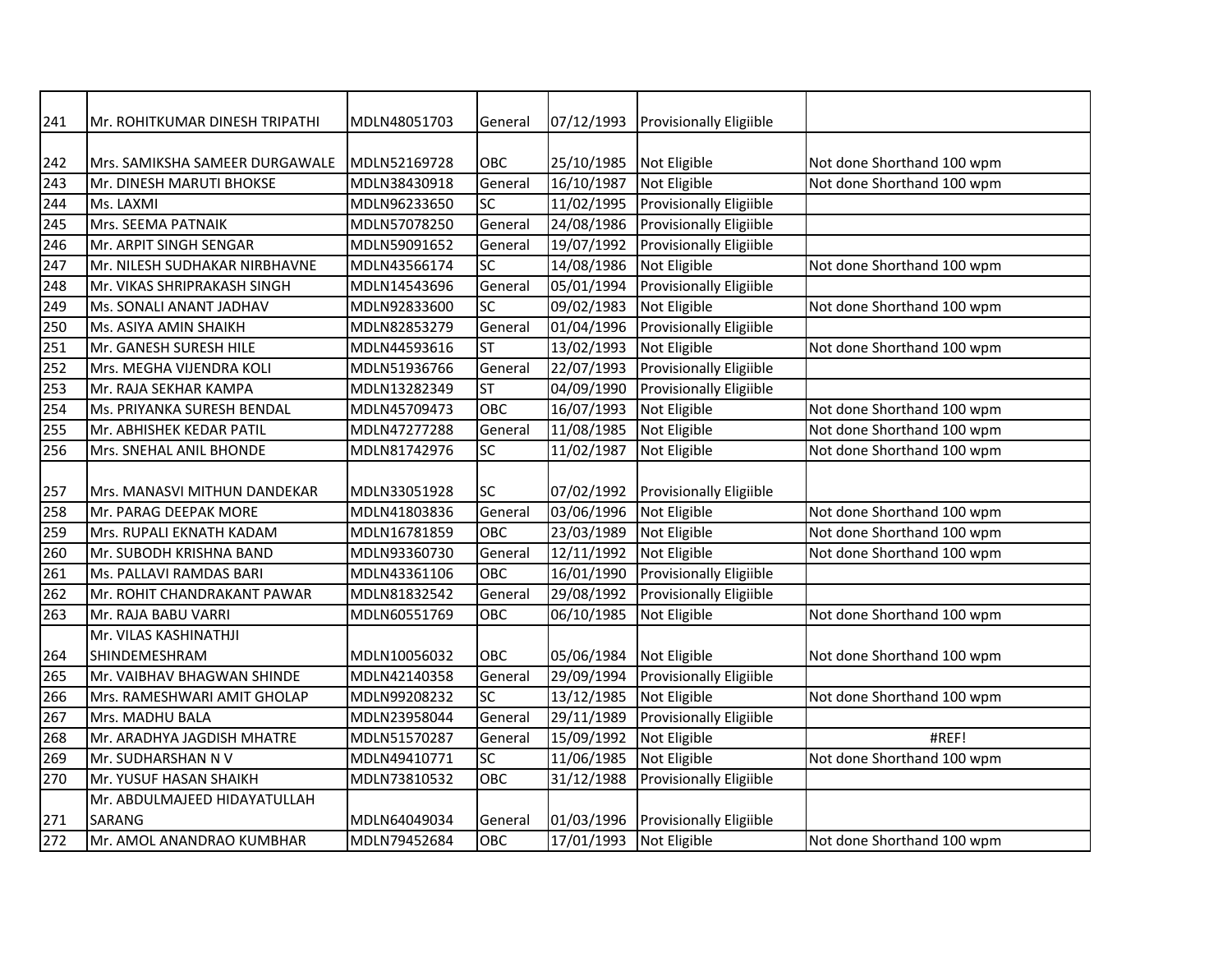| 241 | Mr. ROHITKUMAR DINESH TRIPATHI | MDLN48051703 | General | 07/12/1993 | Provisionally Eligiible | |
|---|---|---|---|---|---|---|
| 242 | Mrs. SAMIKSHA SAMEER DURGAWALE | MDLN52169728 | OBC | 25/10/1985 | Not Eligible | Not done Shorthand 100 wpm |
| 243 | Mr. DINESH MARUTI BHOKSE | MDLN38430918 | General | 16/10/1987 | Not Eligible | Not done Shorthand 100 wpm |
| 244 | Ms. LAXMI | MDLN96233650 | SC | 11/02/1995 | Provisionally Eligiible | |
| 245 | Mrs. SEEMA PATNAIK | MDLN57078250 | General | 24/08/1986 | Provisionally Eligiible | |
| 246 | Mr. ARPIT SINGH SENGAR | MDLN59091652 | General | 19/07/1992 | Provisionally Eligiible | |
| 247 | Mr. NILESH SUDHAKAR NIRBHAVNE | MDLN43566174 | SC | 14/08/1986 | Not Eligible | Not done Shorthand 100 wpm |
| 248 | Mr. VIKAS SHRIPRAKASH SINGH | MDLN14543696 | General | 05/01/1994 | Provisionally Eligiible | |
| 249 | Ms. SONALI ANANT JADHAV | MDLN92833600 | SC | 09/02/1983 | Not Eligible | Not done Shorthand 100 wpm |
| 250 | Ms. ASIYA AMIN SHAIKH | MDLN82853279 | General | 01/04/1996 | Provisionally Eligiible | |
| 251 | Mr. GANESH SURESH HILE | MDLN44593616 | ST | 13/02/1993 | Not Eligible | Not done Shorthand 100 wpm |
| 252 | Mrs. MEGHA VIJENDRA KOLI | MDLN51936766 | General | 22/07/1993 | Provisionally Eligiible | |
| 253 | Mr. RAJA SEKHAR KAMPA | MDLN13282349 | ST | 04/09/1990 | Provisionally Eligiible | |
| 254 | Ms. PRIYANKA SURESH BENDAL | MDLN45709473 | OBC | 16/07/1993 | Not Eligible | Not done Shorthand 100 wpm |
| 255 | Mr. ABHISHEK KEDAR PATIL | MDLN47277288 | General | 11/08/1985 | Not Eligible | Not done Shorthand 100 wpm |
| 256 | Mrs. SNEHAL ANIL BHONDE | MDLN81742976 | SC | 11/02/1987 | Not Eligible | Not done Shorthand 100 wpm |
| 257 | Mrs. MANASVI MITHUN DANDEKAR | MDLN33051928 | SC | 07/02/1992 | Provisionally Eligiible | |
| 258 | Mr. PARAG DEEPAK MORE | MDLN41803836 | General | 03/06/1996 | Not Eligible | Not done Shorthand 100 wpm |
| 259 | Mrs. RUPALI EKNATH KADAM | MDLN16781859 | OBC | 23/03/1989 | Not Eligible | Not done Shorthand 100 wpm |
| 260 | Mr. SUBODH KRISHNA BAND | MDLN93360730 | General | 12/11/1992 | Not Eligible | Not done Shorthand 100 wpm |
| 261 | Ms. PALLAVI RAMDAS BARI | MDLN43361106 | OBC | 16/01/1990 | Provisionally Eligiible | |
| 262 | Mr. ROHIT CHANDRAKANT PAWAR | MDLN81832542 | General | 29/08/1992 | Provisionally Eligiible | |
| 263 | Mr. RAJA BABU VARRI | MDLN60551769 | OBC | 06/10/1985 | Not Eligible | Not done Shorthand 100 wpm |
| 264 | Mr. VILAS KASHINATHJI SHINDEMESHRAM | MDLN10056032 | OBC | 05/06/1984 | Not Eligible | Not done Shorthand 100 wpm |
| 265 | Mr. VAIBHAV BHAGWAN SHINDE | MDLN42140358 | General | 29/09/1994 | Provisionally Eligiible | |
| 266 | Mrs. RAMESHWARI AMIT GHOLAP | MDLN99208232 | SC | 13/12/1985 | Not Eligible | Not done Shorthand 100 wpm |
| 267 | Mrs. MADHU BALA | MDLN23958044 | General | 29/11/1989 | Provisionally Eligiible | |
| 268 | Mr. ARADHYA JAGDISH MHATRE | MDLN51570287 | General | 15/09/1992 | Not Eligible | #REF! |
| 269 | Mr. SUDHARSHAN N V | MDLN49410771 | SC | 11/06/1985 | Not Eligible | Not done Shorthand 100 wpm |
| 270 | Mr. YUSUF HASAN SHAIKH | MDLN73810532 | OBC | 31/12/1988 | Provisionally Eligiible | |
| 271 | Mr. ABDULMAJEED HIDAYATULLAH SARANG | MDLN64049034 | General | 01/03/1996 | Provisionally Eligiible | |
| 272 | Mr. AMOL ANANDRAO KUMBHAR | MDLN79452684 | OBC | 17/01/1993 | Not Eligible | Not done Shorthand 100 wpm |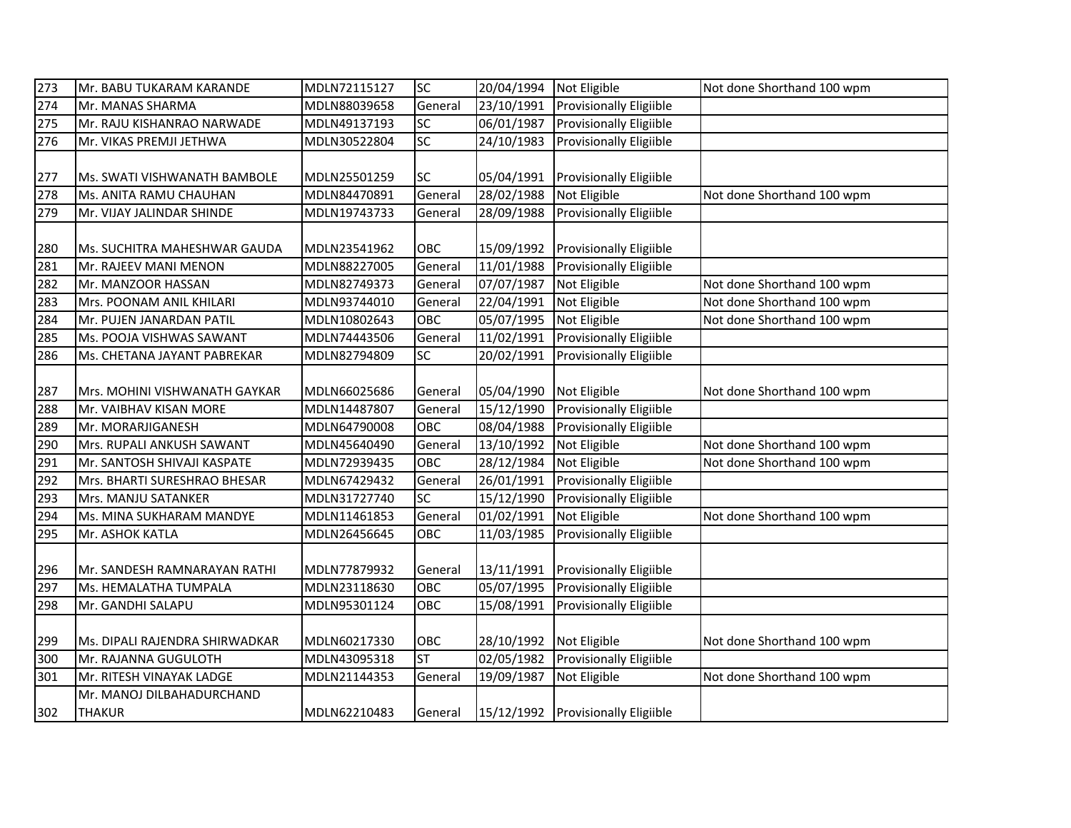| 273 | Mr. BABU TUKARAM KARANDE | MDLN72115127 | SC | 20/04/1994 | Not Eligible | Not done Shorthand 100 wpm |
|---|---|---|---|---|---|---|
| 274 | Mr. MANAS SHARMA | MDLN88039658 | General | 23/10/1991 | Provisionally Eligiible | |
| 275 | Mr. RAJU KISHANRAO NARWADE | MDLN49137193 | SC | 06/01/1987 | Provisionally Eligiible | |
| 276 | Mr. VIKAS PREMJI JETHWA | MDLN30522804 | SC | 24/10/1983 | Provisionally Eligiible | |
| 277 | Ms. SWATI VISHWANATH BAMBOLE | MDLN25501259 | SC | 05/04/1991 | Provisionally Eligiible | |
| 278 | Ms. ANITA RAMU CHAUHAN | MDLN84470891 | General | 28/02/1988 | Not Eligible | Not done Shorthand 100 wpm |
| 279 | Mr. VIJAY JALINDAR SHINDE | MDLN19743733 | General | 28/09/1988 | Provisionally Eligiible | |
| 280 | Ms. SUCHITRA MAHESHWAR GAUDA | MDLN23541962 | OBC | 15/09/1992 | Provisionally Eligiible | |
| 281 | Mr. RAJEEV MANI MENON | MDLN88227005 | General | 11/01/1988 | Provisionally Eligiible | |
| 282 | Mr. MANZOOR HASSAN | MDLN82749373 | General | 07/07/1987 | Not Eligible | Not done Shorthand 100 wpm |
| 283 | Mrs. POONAM ANIL KHILARI | MDLN93744010 | General | 22/04/1991 | Not Eligible | Not done Shorthand 100 wpm |
| 284 | Mr. PUJEN JANARDAN PATIL | MDLN10802643 | OBC | 05/07/1995 | Not Eligible | Not done Shorthand 100 wpm |
| 285 | Ms. POOJA VISHWAS SAWANT | MDLN74443506 | General | 11/02/1991 | Provisionally Eligiible | |
| 286 | Ms. CHETANA JAYANT PABREKAR | MDLN82794809 | SC | 20/02/1991 | Provisionally Eligiible | |
| 287 | Mrs. MOHINI VISHWANATH GAYKAR | MDLN66025686 | General | 05/04/1990 | Not Eligible | Not done Shorthand 100 wpm |
| 288 | Mr. VAIBHAV KISAN MORE | MDLN14487807 | General | 15/12/1990 | Provisionally Eligiible | |
| 289 | Mr. MORARJIGANESH | MDLN64790008 | OBC | 08/04/1988 | Provisionally Eligiible | |
| 290 | Mrs. RUPALI ANKUSH SAWANT | MDLN45640490 | General | 13/10/1992 | Not Eligible | Not done Shorthand 100 wpm |
| 291 | Mr. SANTOSH SHIVAJI KASPATE | MDLN72939435 | OBC | 28/12/1984 | Not Eligible | Not done Shorthand 100 wpm |
| 292 | Mrs. BHARTI SURESHRAO BHESAR | MDLN67429432 | General | 26/01/1991 | Provisionally Eligiible | |
| 293 | Mrs. MANJU SATANKER | MDLN31727740 | SC | 15/12/1990 | Provisionally Eligiible | |
| 294 | Ms. MINA SUKHARAM MANDYE | MDLN11461853 | General | 01/02/1991 | Not Eligible | Not done Shorthand 100 wpm |
| 295 | Mr. ASHOK KATLA | MDLN26456645 | OBC | 11/03/1985 | Provisionally Eligiible | |
| 296 | Mr. SANDESH RAMNARAYAN RATHI | MDLN77879932 | General | 13/11/1991 | Provisionally Eligiible | |
| 297 | Ms. HEMALATHA TUMPALA | MDLN23118630 | OBC | 05/07/1995 | Provisionally Eligiible | |
| 298 | Mr. GANDHI SALAPU | MDLN95301124 | OBC | 15/08/1991 | Provisionally Eligiible | |
| 299 | Ms. DIPALI RAJENDRA SHIRWADKAR | MDLN60217330 | OBC | 28/10/1992 | Not Eligible | Not done Shorthand 100 wpm |
| 300 | Mr. RAJANNA GUGULOTH | MDLN43095318 | ST | 02/05/1982 | Provisionally Eligiible | |
| 301 | Mr. RITESH VINAYAK LADGE | MDLN21144353 | General | 19/09/1987 | Not Eligible | Not done Shorthand 100 wpm |
| 302 | Mr. MANOJ DILBAHADURCHAND THAKUR | MDLN62210483 | General | 15/12/1992 | Provisionally Eligiible | |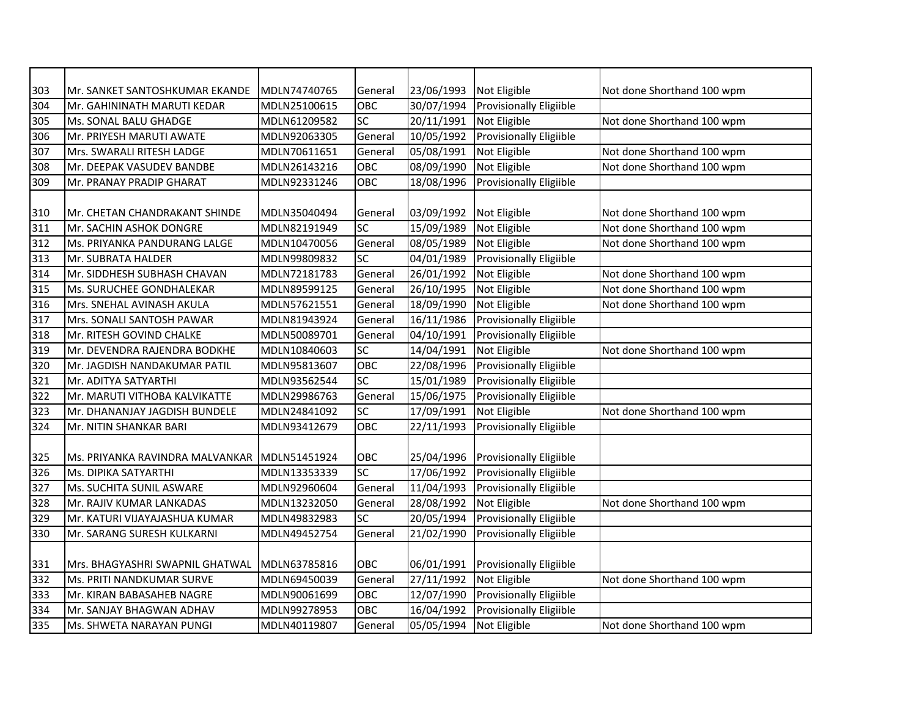| | | | | | | |
|---|---|---|---|---|---|---|
| 303 | Mr. SANKET SANTOSHKUMAR EKANDE | MDLN74740765 | General | 23/06/1993 | Not Eligible | Not done Shorthand 100 wpm |
| 304 | Mr. GAHININATH MARUTI KEDAR | MDLN25100615 | OBC | 30/07/1994 | Provisionally Eligiible | |
| 305 | Ms. SONAL BALU GHADGE | MDLN61209582 | SC | 20/11/1991 | Not Eligible | Not done Shorthand 100 wpm |
| 306 | Mr. PRIYESH MARUTI AWATE | MDLN92063305 | General | 10/05/1992 | Provisionally Eligiible | |
| 307 | Mrs. SWARALI RITESH LADGE | MDLN70611651 | General | 05/08/1991 | Not Eligible | Not done Shorthand 100 wpm |
| 308 | Mr. DEEPAK VASUDEV BANDBE | MDLN26143216 | OBC | 08/09/1990 | Not Eligible | Not done Shorthand 100 wpm |
| 309 | Mr. PRANAY PRADIP GHARAT | MDLN92331246 | OBC | 18/08/1996 | Provisionally Eligiible | |
| 310 | Mr. CHETAN CHANDRAKANT SHINDE | MDLN35040494 | General | 03/09/1992 | Not Eligible | Not done Shorthand 100 wpm |
| 311 | Mr. SACHIN ASHOK DONGRE | MDLN82191949 | SC | 15/09/1989 | Not Eligible | Not done Shorthand 100 wpm |
| 312 | Ms. PRIYANKA PANDURANG LALGE | MDLN10470056 | General | 08/05/1989 | Not Eligible | Not done Shorthand 100 wpm |
| 313 | Mr. SUBRATA HALDER | MDLN99809832 | SC | 04/01/1989 | Provisionally Eligiible | |
| 314 | Mr. SIDDHESH SUBHASH CHAVAN | MDLN72181783 | General | 26/01/1992 | Not Eligible | Not done Shorthand 100 wpm |
| 315 | Ms. SURUCHEE GONDHALEKAR | MDLN89599125 | General | 26/10/1995 | Not Eligible | Not done Shorthand 100 wpm |
| 316 | Mrs. SNEHAL AVINASH AKULA | MDLN57621551 | General | 18/09/1990 | Not Eligible | Not done Shorthand 100 wpm |
| 317 | Mrs. SONALI SANTOSH PAWAR | MDLN81943924 | General | 16/11/1986 | Provisionally Eligiible | |
| 318 | Mr. RITESH GOVIND CHALKE | MDLN50089701 | General | 04/10/1991 | Provisionally Eligiible | |
| 319 | Mr. DEVENDRA RAJENDRA BODKHE | MDLN10840603 | SC | 14/04/1991 | Not Eligible | Not done Shorthand 100 wpm |
| 320 | Mr. JAGDISH NANDAKUMAR PATIL | MDLN95813607 | OBC | 22/08/1996 | Provisionally Eligiible | |
| 321 | Mr. ADITYA SATYARTHI | MDLN93562544 | SC | 15/01/1989 | Provisionally Eligiible | |
| 322 | Mr. MARUTI VITHOBA KALVIKATTE | MDLN29986763 | General | 15/06/1975 | Provisionally Eligiible | |
| 323 | Mr. DHANANJAY JAGDISH BUNDELE | MDLN24841092 | SC | 17/09/1991 | Not Eligible | Not done Shorthand 100 wpm |
| 324 | Mr. NITIN SHANKAR BARI | MDLN93412679 | OBC | 22/11/1993 | Provisionally Eligiible | |
| 325 | Ms. PRIYANKA RAVINDRA MALVANKAR | MDLN51451924 | OBC | 25/04/1996 | Provisionally Eligiible | |
| 326 | Ms. DIPIKA SATYARTHI | MDLN13353339 | SC | 17/06/1992 | Provisionally Eligiible | |
| 327 | Ms. SUCHITA SUNIL ASWARE | MDLN92960604 | General | 11/04/1993 | Provisionally Eligiible | |
| 328 | Mr. RAJIV KUMAR LANKADAS | MDLN13232050 | General | 28/08/1992 | Not Eligible | Not done Shorthand 100 wpm |
| 329 | Mr. KATURI VIJAYAJASHUA KUMAR | MDLN49832983 | SC | 20/05/1994 | Provisionally Eligiible | |
| 330 | Mr. SARANG SURESH KULKARNI | MDLN49452754 | General | 21/02/1990 | Provisionally Eligiible | |
| 331 | Mrs. BHAGYASHRI SWAPNIL GHATWAL | MDLN63785816 | OBC | 06/01/1991 | Provisionally Eligiible | |
| 332 | Ms. PRITI NANDKUMAR SURVE | MDLN69450039 | General | 27/11/1992 | Not Eligible | Not done Shorthand 100 wpm |
| 333 | Mr. KIRAN BABASAHEB NAGRE | MDLN90061699 | OBC | 12/07/1990 | Provisionally Eligiible | |
| 334 | Mr. SANJAY BHAGWAN ADHAV | MDLN99278953 | OBC | 16/04/1992 | Provisionally Eligiible | |
| 335 | Ms. SHWETA NARAYAN PUNGI | MDLN40119807 | General | 05/05/1994 | Not Eligible | Not done Shorthand 100 wpm |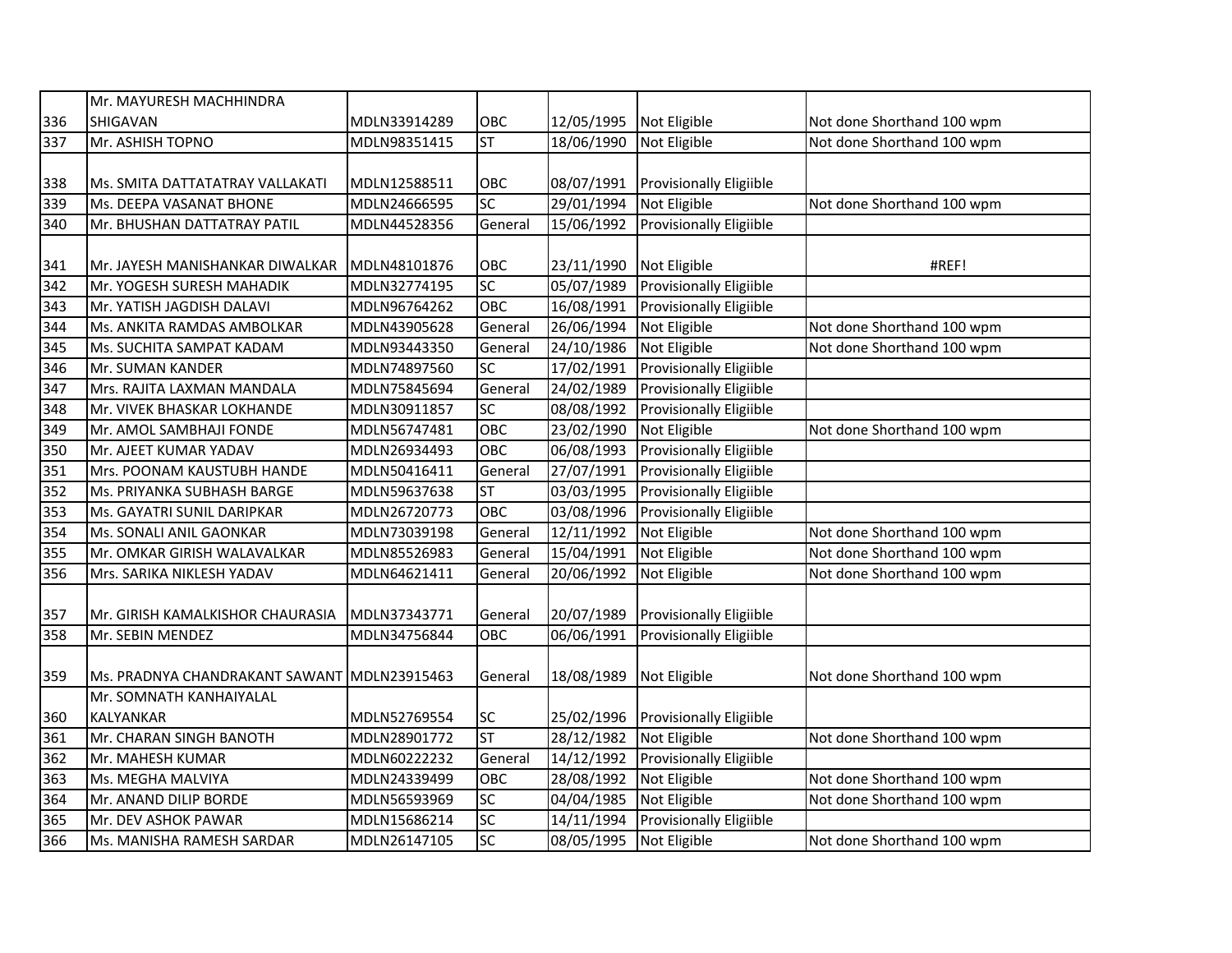| | | | | | | |
|---|---|---|---|---|---|---|
| 336 | Mr. MAYURESH MACHHINDRA SHIGAVAN | MDLN33914289 | OBC | 12/05/1995 | Not Eligible | Not done Shorthand 100 wpm |
| 337 | Mr. ASHISH TOPNO | MDLN98351415 | ST | 18/06/1990 | Not Eligible | Not done Shorthand 100 wpm |
| 338 | Ms. SMITA DATTATATRAY VALLAKATI | MDLN12588511 | OBC | 08/07/1991 | Provisionally Eligiible | |
| 339 | Ms. DEEPA VASANAT BHONE | MDLN24666595 | SC | 29/01/1994 | Not Eligible | Not done Shorthand 100 wpm |
| 340 | Mr. BHUSHAN DATTATRAY PATIL | MDLN44528356 | General | 15/06/1992 | Provisionally Eligiible | |
| 341 | Mr. JAYESH MANISHANKAR DIWALKAR | MDLN48101876 | OBC | 23/11/1990 | Not Eligible | #REF! |
| 342 | Mr. YOGESH SURESH MAHADIK | MDLN32774195 | SC | 05/07/1989 | Provisionally Eligiible | |
| 343 | Mr. YATISH JAGDISH DALAVI | MDLN96764262 | OBC | 16/08/1991 | Provisionally Eligiible | |
| 344 | Ms. ANKITA RAMDAS AMBOLKAR | MDLN43905628 | General | 26/06/1994 | Not Eligible | Not done Shorthand 100 wpm |
| 345 | Ms. SUCHITA SAMPAT KADAM | MDLN93443350 | General | 24/10/1986 | Not Eligible | Not done Shorthand 100 wpm |
| 346 | Mr. SUMAN KANDER | MDLN74897560 | SC | 17/02/1991 | Provisionally Eligiible | |
| 347 | Mrs. RAJITA LAXMAN MANDALA | MDLN75845694 | General | 24/02/1989 | Provisionally Eligiible | |
| 348 | Mr. VIVEK BHASKAR LOKHANDE | MDLN30911857 | SC | 08/08/1992 | Provisionally Eligiible | |
| 349 | Mr. AMOL SAMBHAJI FONDE | MDLN56747481 | OBC | 23/02/1990 | Not Eligible | Not done Shorthand 100 wpm |
| 350 | Mr. AJEET KUMAR YADAV | MDLN26934493 | OBC | 06/08/1993 | Provisionally Eligiible | |
| 351 | Mrs. POONAM KAUSTUBH HANDE | MDLN50416411 | General | 27/07/1991 | Provisionally Eligiible | |
| 352 | Ms. PRIYANKA SUBHASH BARGE | MDLN59637638 | ST | 03/03/1995 | Provisionally Eligiible | |
| 353 | Ms. GAYATRI SUNIL DARIPKAR | MDLN26720773 | OBC | 03/08/1996 | Provisionally Eligiible | |
| 354 | Ms. SONALI ANIL GAONKAR | MDLN73039198 | General | 12/11/1992 | Not Eligible | Not done Shorthand 100 wpm |
| 355 | Mr. OMKAR GIRISH WALAVALKAR | MDLN85526983 | General | 15/04/1991 | Not Eligible | Not done Shorthand 100 wpm |
| 356 | Mrs. SARIKA NIKLESH YADAV | MDLN64621411 | General | 20/06/1992 | Not Eligible | Not done Shorthand 100 wpm |
| 357 | Mr. GIRISH KAMALKISHOR CHAURASIA | MDLN37343771 | General | 20/07/1989 | Provisionally Eligiible | |
| 358 | Mr. SEBIN MENDEZ | MDLN34756844 | OBC | 06/06/1991 | Provisionally Eligiible | |
| 359 | Ms. PRADNYA CHANDRAKANT SAWANT | MDLN23915463 | General | 18/08/1989 | Not Eligible | Not done Shorthand 100 wpm |
| 360 | Mr. SOMNATH KANHAIYALAL KALYANKAR | MDLN52769554 | SC | 25/02/1996 | Provisionally Eligiible | |
| 361 | Mr. CHARAN SINGH BANOTH | MDLN28901772 | ST | 28/12/1982 | Not Eligible | Not done Shorthand 100 wpm |
| 362 | Mr. MAHESH KUMAR | MDLN60222232 | General | 14/12/1992 | Provisionally Eligiible | |
| 363 | Ms. MEGHA MALVIYA | MDLN24339499 | OBC | 28/08/1992 | Not Eligible | Not done Shorthand 100 wpm |
| 364 | Mr. ANAND DILIP BORDE | MDLN56593969 | SC | 04/04/1985 | Not Eligible | Not done Shorthand 100 wpm |
| 365 | Mr. DEV ASHOK PAWAR | MDLN15686214 | SC | 14/11/1994 | Provisionally Eligiible | |
| 366 | Ms. MANISHA RAMESH SARDAR | MDLN26147105 | SC | 08/05/1995 | Not Eligible | Not done Shorthand 100 wpm |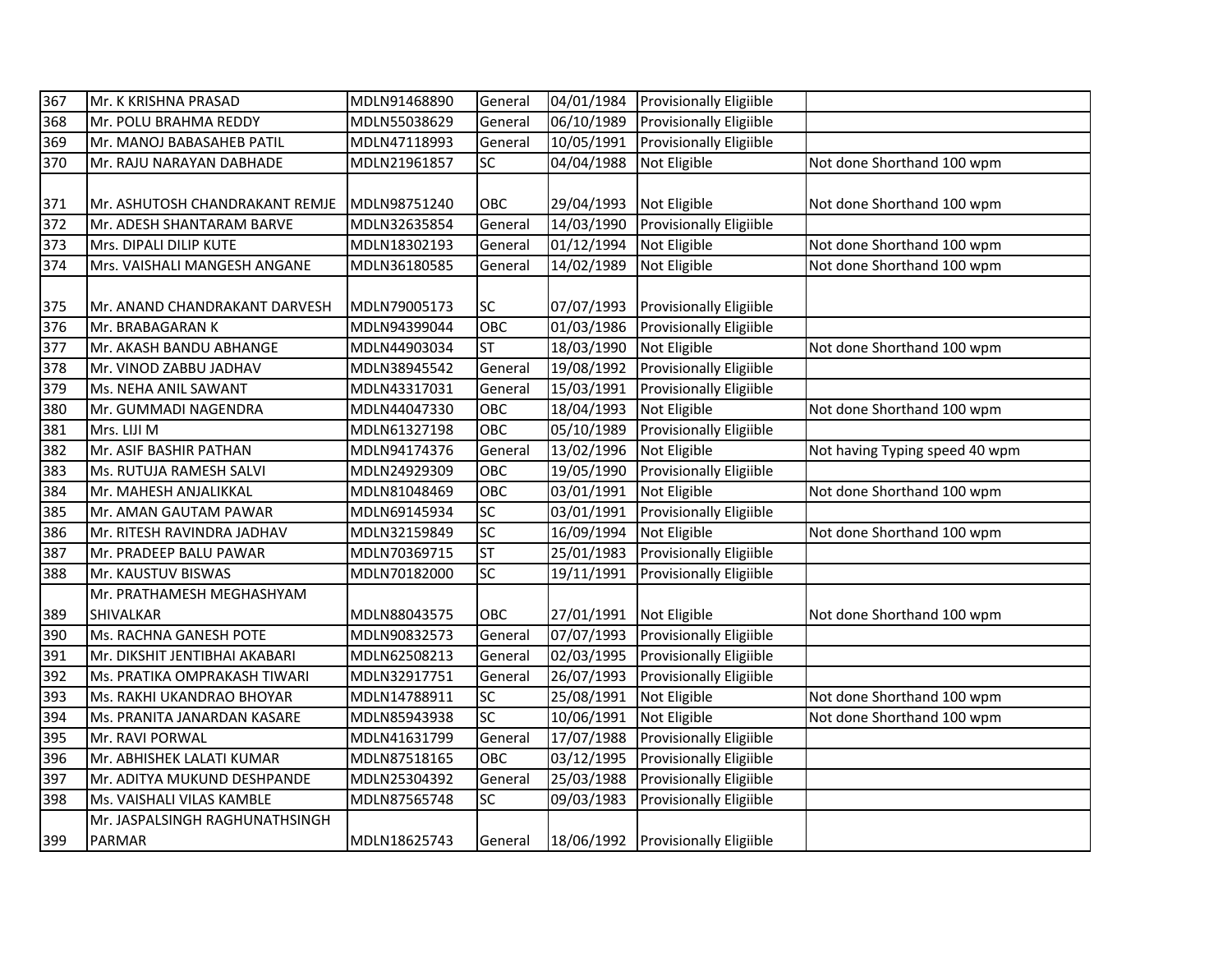| 367 | Mr. K KRISHNA PRASAD | MDLN91468890 | General | 04/01/1984 | Provisionally Eligiible | |
|---|---|---|---|---|---|---|
| 368 | Mr. POLU BRAHMA REDDY | MDLN55038629 | General | 06/10/1989 | Provisionally Eligiible | |
| 369 | Mr. MANOJ BABASAHEB PATIL | MDLN47118993 | General | 10/05/1991 | Provisionally Eligiible | |
| 370 | Mr. RAJU NARAYAN DABHADE | MDLN21961857 | SC | 04/04/1988 | Not Eligible | Not done Shorthand 100 wpm |
| 371 | Mr. ASHUTOSH CHANDRAKANT REMJE | MDLN98751240 | OBC | 29/04/1993 | Not Eligible | Not done Shorthand 100 wpm |
| 372 | Mr. ADESH SHANTARAM BARVE | MDLN32635854 | General | 14/03/1990 | Provisionally Eligiible | |
| 373 | Mrs. DIPALI DILIP KUTE | MDLN18302193 | General | 01/12/1994 | Not Eligible | Not done Shorthand 100 wpm |
| 374 | Mrs. VAISHALI MANGESH ANGANE | MDLN36180585 | General | 14/02/1989 | Not Eligible | Not done Shorthand 100 wpm |
| 375 | Mr. ANAND CHANDRAKANT DARVESH | MDLN79005173 | SC | 07/07/1993 | Provisionally Eligiible | |
| 376 | Mr. BRABAGARAN K | MDLN94399044 | OBC | 01/03/1986 | Provisionally Eligiible | |
| 377 | Mr. AKASH BANDU ABHANGE | MDLN44903034 | ST | 18/03/1990 | Not Eligible | Not done Shorthand 100 wpm |
| 378 | Mr. VINOD ZABBU JADHAV | MDLN38945542 | General | 19/08/1992 | Provisionally Eligiible | |
| 379 | Ms. NEHA ANIL SAWANT | MDLN43317031 | General | 15/03/1991 | Provisionally Eligiible | |
| 380 | Mr. GUMMADI NAGENDRA | MDLN44047330 | OBC | 18/04/1993 | Not Eligible | Not done Shorthand 100 wpm |
| 381 | Mrs. LIJI M | MDLN61327198 | OBC | 05/10/1989 | Provisionally Eligiible | |
| 382 | Mr. ASIF BASHIR PATHAN | MDLN94174376 | General | 13/02/1996 | Not Eligible | Not having Typing speed 40 wpm |
| 383 | Ms. RUTUJA RAMESH SALVI | MDLN24929309 | OBC | 19/05/1990 | Provisionally Eligiible | |
| 384 | Mr. MAHESH ANJALIKKAL | MDLN81048469 | OBC | 03/01/1991 | Not Eligible | Not done Shorthand 100 wpm |
| 385 | Mr. AMAN GAUTAM PAWAR | MDLN69145934 | SC | 03/01/1991 | Provisionally Eligiible | |
| 386 | Mr. RITESH RAVINDRA JADHAV | MDLN32159849 | SC | 16/09/1994 | Not Eligible | Not done Shorthand 100 wpm |
| 387 | Mr. PRADEEP BALU PAWAR | MDLN70369715 | ST | 25/01/1983 | Provisionally Eligiible | |
| 388 | Mr. KAUSTUV BISWAS | MDLN70182000 | SC | 19/11/1991 | Provisionally Eligiible | |
| 389 | Mr. PRATHAMESH MEGHASHYAM SHIVALKAR | MDLN88043575 | OBC | 27/01/1991 | Not Eligible | Not done Shorthand 100 wpm |
| 390 | Ms. RACHNA GANESH POTE | MDLN90832573 | General | 07/07/1993 | Provisionally Eligiible | |
| 391 | Mr. DIKSHIT JENTIBHAI AKABARI | MDLN62508213 | General | 02/03/1995 | Provisionally Eligiible | |
| 392 | Ms. PRATIKA OMPRAKASH TIWARI | MDLN32917751 | General | 26/07/1993 | Provisionally Eligiible | |
| 393 | Ms. RAKHI UKANDRAO BHOYAR | MDLN14788911 | SC | 25/08/1991 | Not Eligible | Not done Shorthand 100 wpm |
| 394 | Ms. PRANITA JANARDAN KASARE | MDLN85943938 | SC | 10/06/1991 | Not Eligible | Not done Shorthand 100 wpm |
| 395 | Mr. RAVI PORWAL | MDLN41631799 | General | 17/07/1988 | Provisionally Eligiible | |
| 396 | Mr. ABHISHEK LALATI KUMAR | MDLN87518165 | OBC | 03/12/1995 | Provisionally Eligiible | |
| 397 | Mr. ADITYA MUKUND DESHPANDE | MDLN25304392 | General | 25/03/1988 | Provisionally Eligiible | |
| 398 | Ms. VAISHALI VILAS KAMBLE | MDLN87565748 | SC | 09/03/1983 | Provisionally Eligiible | |
| 399 | Mr. JASPALSINGH RAGHUNATHSINGH PARMAR | MDLN18625743 | General | 18/06/1992 | Provisionally Eligiible | |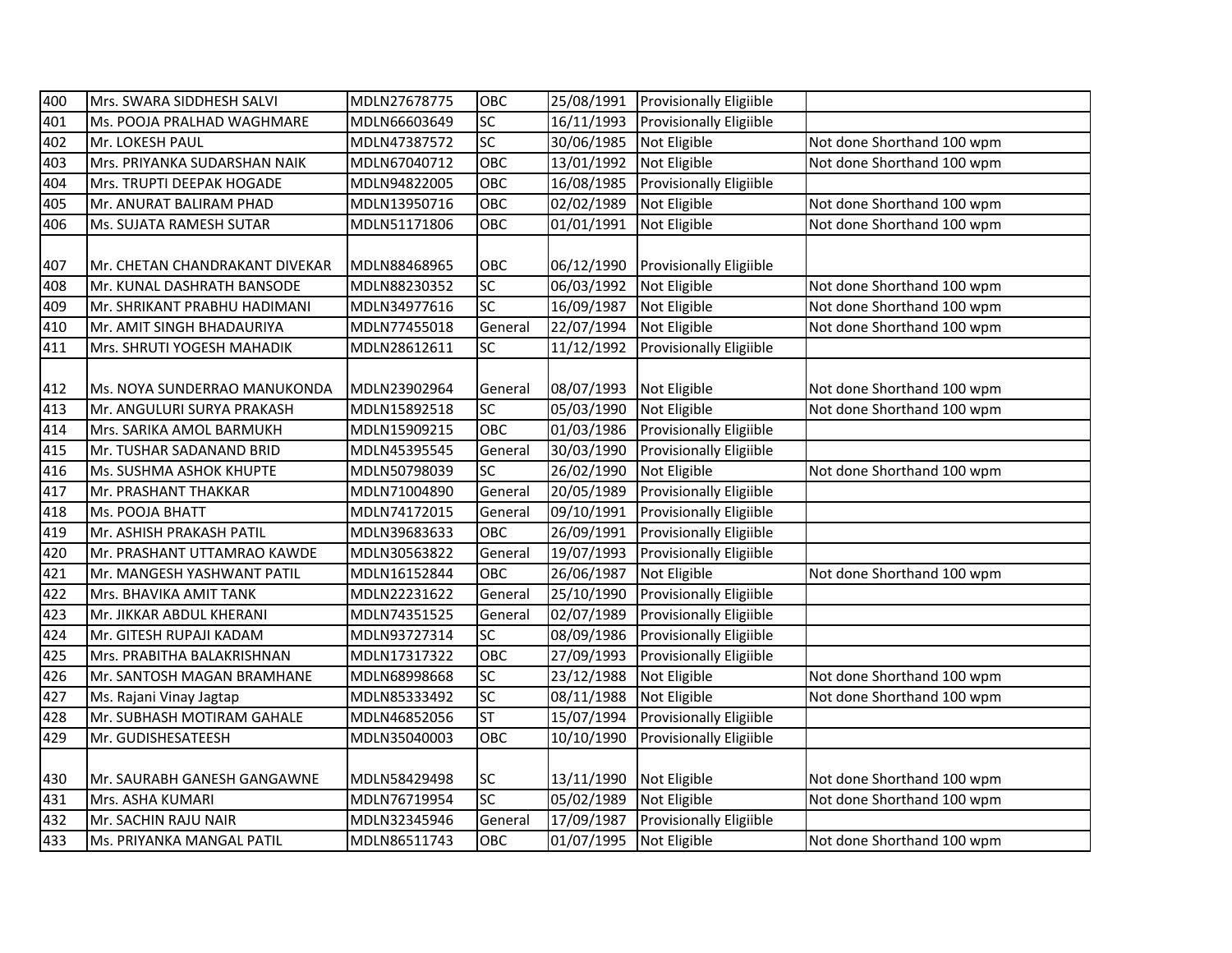| 400 | Mrs. SWARA SIDDHESH SALVI | MDLN27678775 | OBC | 25/08/1991 | Provisionally Eligiible | |
|---|---|---|---|---|---|---|
| 401 | Ms. POOJA PRALHAD WAGHMARE | MDLN66603649 | SC | 16/11/1993 | Provisionally Eligiible | |
| 402 | Mr. LOKESH PAUL | MDLN47387572 | SC | 30/06/1985 | Not Eligible | Not done Shorthand 100 wpm |
| 403 | Mrs. PRIYANKA SUDARSHAN NAIK | MDLN67040712 | OBC | 13/01/1992 | Not Eligible | Not done Shorthand 100 wpm |
| 404 | Mrs. TRUPTI DEEPAK HOGADE | MDLN94822005 | OBC | 16/08/1985 | Provisionally Eligiible | |
| 405 | Mr. ANURAT BALIRAM PHAD | MDLN13950716 | OBC | 02/02/1989 | Not Eligible | Not done Shorthand 100 wpm |
| 406 | Ms. SUJATA RAMESH SUTAR | MDLN51171806 | OBC | 01/01/1991 | Not Eligible | Not done Shorthand 100 wpm |
| 407 | Mr. CHETAN CHANDRAKANT DIVEKAR | MDLN88468965 | OBC | 06/12/1990 | Provisionally Eligiible | |
| 408 | Mr. KUNAL DASHRATH BANSODE | MDLN88230352 | SC | 06/03/1992 | Not Eligible | Not done Shorthand 100 wpm |
| 409 | Mr. SHRIKANT PRABHU HADIMANI | MDLN34977616 | SC | 16/09/1987 | Not Eligible | Not done Shorthand 100 wpm |
| 410 | Mr. AMIT SINGH BHADAURIYA | MDLN77455018 | General | 22/07/1994 | Not Eligible | Not done Shorthand 100 wpm |
| 411 | Mrs. SHRUTI YOGESH MAHADIK | MDLN28612611 | SC | 11/12/1992 | Provisionally Eligiible | |
| 412 | Ms. NOYA SUNDERRAO MANUKONDA | MDLN23902964 | General | 08/07/1993 | Not Eligible | Not done Shorthand 100 wpm |
| 413 | Mr. ANGULURI SURYA PRAKASH | MDLN15892518 | SC | 05/03/1990 | Not Eligible | Not done Shorthand 100 wpm |
| 414 | Mrs. SARIKA AMOL BARMUKH | MDLN15909215 | OBC | 01/03/1986 | Provisionally Eligiible | |
| 415 | Mr. TUSHAR SADANAND BRID | MDLN45395545 | General | 30/03/1990 | Provisionally Eligiible | |
| 416 | Ms. SUSHMA ASHOK KHUPTE | MDLN50798039 | SC | 26/02/1990 | Not Eligible | Not done Shorthand 100 wpm |
| 417 | Mr. PRASHANT THAKKAR | MDLN71004890 | General | 20/05/1989 | Provisionally Eligiible | |
| 418 | Ms. POOJA BHATT | MDLN74172015 | General | 09/10/1991 | Provisionally Eligiible | |
| 419 | Mr. ASHISH PRAKASH PATIL | MDLN39683633 | OBC | 26/09/1991 | Provisionally Eligiible | |
| 420 | Mr. PRASHANT UTTAMRAO KAWDE | MDLN30563822 | General | 19/07/1993 | Provisionally Eligiible | |
| 421 | Mr. MANGESH YASHWANT PATIL | MDLN16152844 | OBC | 26/06/1987 | Not Eligible | Not done Shorthand 100 wpm |
| 422 | Mrs. BHAVIKA AMIT TANK | MDLN22231622 | General | 25/10/1990 | Provisionally Eligiible | |
| 423 | Mr. JIKKAR ABDUL KHERANI | MDLN74351525 | General | 02/07/1989 | Provisionally Eligiible | |
| 424 | Mr. GITESH RUPAJI KADAM | MDLN93727314 | SC | 08/09/1986 | Provisionally Eligiible | |
| 425 | Mrs. PRABITHA BALAKRISHNAN | MDLN17317322 | OBC | 27/09/1993 | Provisionally Eligiible | |
| 426 | Mr. SANTOSH MAGAN BRAMHANE | MDLN68998668 | SC | 23/12/1988 | Not Eligible | Not done Shorthand 100 wpm |
| 427 | Ms. Rajani Vinay Jagtap | MDLN85333492 | SC | 08/11/1988 | Not Eligible | Not done Shorthand 100 wpm |
| 428 | Mr. SUBHASH MOTIRAM GAHALE | MDLN46852056 | ST | 15/07/1994 | Provisionally Eligiible | |
| 429 | Mr. GUDISHESATEESH | MDLN35040003 | OBC | 10/10/1990 | Provisionally Eligiible | |
| 430 | Mr. SAURABH GANESH GANGAWNE | MDLN58429498 | SC | 13/11/1990 | Not Eligible | Not done Shorthand 100 wpm |
| 431 | Mrs. ASHA KUMARI | MDLN76719954 | SC | 05/02/1989 | Not Eligible | Not done Shorthand 100 wpm |
| 432 | Mr. SACHIN RAJU NAIR | MDLN32345946 | General | 17/09/1987 | Provisionally Eligiible | |
| 433 | Ms. PRIYANKA MANGAL PATIL | MDLN86511743 | OBC | 01/07/1995 | Not Eligible | Not done Shorthand 100 wpm |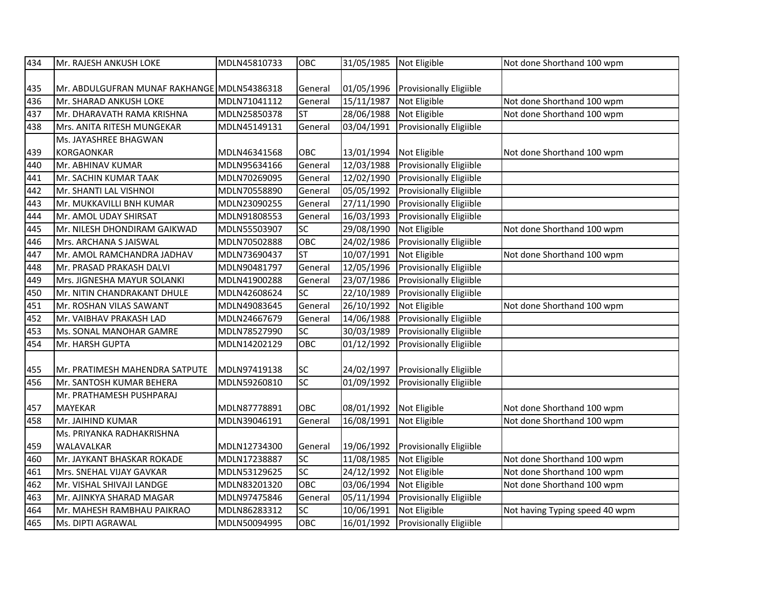| 434 | Mr. RAJESH ANKUSH LOKE | MDLN45810733 | OBC | 31/05/1985 | Not Eligible | Not done Shorthand 100 wpm |
|---|---|---|---|---|---|---|
| 435 | Mr. ABDULGUFRAN MUNAF RAKHANGE | MDLN54386318 | General | 01/05/1996 | Provisionally Eligiible | |
| 436 | Mr. SHARAD ANKUSH LOKE | MDLN71041112 | General | 15/11/1987 | Not Eligible | Not done Shorthand 100 wpm |
| 437 | Mr. DHARAVATH RAMA KRISHNA | MDLN25850378 | ST | 28/06/1988 | Not Eligible | Not done Shorthand 100 wpm |
| 438 | Mrs. ANITA RITESH MUNGEKAR | MDLN45149131 | General | 03/04/1991 | Provisionally Eligiible | |
| 439 | Ms. JAYASHREE BHAGWAN KORGAONKAR | MDLN46341568 | OBC | 13/01/1994 | Not Eligible | Not done Shorthand 100 wpm |
| 440 | Mr. ABHINAV KUMAR | MDLN95634166 | General | 12/03/1988 | Provisionally Eligiible | |
| 441 | Mr. SACHIN KUMAR TAAK | MDLN70269095 | General | 12/02/1990 | Provisionally Eligiible | |
| 442 | Mr. SHANTI LAL VISHNOI | MDLN70558890 | General | 05/05/1992 | Provisionally Eligiible | |
| 443 | Mr. MUKKAVILLI BNH KUMAR | MDLN23090255 | General | 27/11/1990 | Provisionally Eligiible | |
| 444 | Mr. AMOL UDAY SHIRSAT | MDLN91808553 | General | 16/03/1993 | Provisionally Eligiible | |
| 445 | Mr. NILESH DHONDIRAM GAIKWAD | MDLN55503907 | SC | 29/08/1990 | Not Eligible | Not done Shorthand 100 wpm |
| 446 | Mrs. ARCHANA S JAISWAL | MDLN70502888 | OBC | 24/02/1986 | Provisionally Eligiible | |
| 447 | Mr. AMOL RAMCHANDRA JADHAV | MDLN73690437 | ST | 10/07/1991 | Not Eligible | Not done Shorthand 100 wpm |
| 448 | Mr. PRASAD PRAKASH DALVI | MDLN90481797 | General | 12/05/1996 | Provisionally Eligiible | |
| 449 | Mrs. JIGNESHA MAYUR SOLANKI | MDLN41900288 | General | 23/07/1986 | Provisionally Eligiible | |
| 450 | Mr. NITIN CHANDRAKANT DHULE | MDLN42608624 | SC | 22/10/1989 | Provisionally Eligiible | |
| 451 | Mr. ROSHAN VILAS SAWANT | MDLN49083645 | General | 26/10/1992 | Not Eligible | Not done Shorthand 100 wpm |
| 452 | Mr. VAIBHAV PRAKASH LAD | MDLN24667679 | General | 14/06/1988 | Provisionally Eligiible | |
| 453 | Ms. SONAL MANOHAR GAMRE | MDLN78527990 | SC | 30/03/1989 | Provisionally Eligiible | |
| 454 | Mr. HARSH GUPTA | MDLN14202129 | OBC | 01/12/1992 | Provisionally Eligiible | |
| 455 | Mr. PRATIMESH MAHENDRA SATPUTE | MDLN97419138 | SC | 24/02/1997 | Provisionally Eligiible | |
| 456 | Mr. SANTOSH KUMAR BEHERA | MDLN59260810 | SC | 01/09/1992 | Provisionally Eligiible | |
| 457 | Mr. PRATHAMESH PUSHPARAJ MAYEKAR | MDLN87778891 | OBC | 08/01/1992 | Not Eligible | Not done Shorthand 100 wpm |
| 458 | Mr. JAIHIND KUMAR | MDLN39046191 | General | 16/08/1991 | Not Eligible | Not done Shorthand 100 wpm |
| 459 | Ms. PRIYANKA RADHAKRISHNA WALAVALKAR | MDLN12734300 | General | 19/06/1992 | Provisionally Eligiible | |
| 460 | Mr. JAYKANT BHASKAR ROKADE | MDLN17238887 | SC | 11/08/1985 | Not Eligible | Not done Shorthand 100 wpm |
| 461 | Mrs. SNEHAL VIJAY GAVKAR | MDLN53129625 | SC | 24/12/1992 | Not Eligible | Not done Shorthand 100 wpm |
| 462 | Mr. VISHAL SHIVAJI LANDGE | MDLN83201320 | OBC | 03/06/1994 | Not Eligible | Not done Shorthand 100 wpm |
| 463 | Mr. AJINKYA SHARAD MAGAR | MDLN97475846 | General | 05/11/1994 | Provisionally Eligiible | |
| 464 | Mr. MAHESH RAMBHAU PAIKRAO | MDLN86283312 | SC | 10/06/1991 | Not Eligible | Not having Typing speed 40 wpm |
| 465 | Ms. DIPTI AGRAWAL | MDLN50094995 | OBC | 16/01/1992 | Provisionally Eligiible | |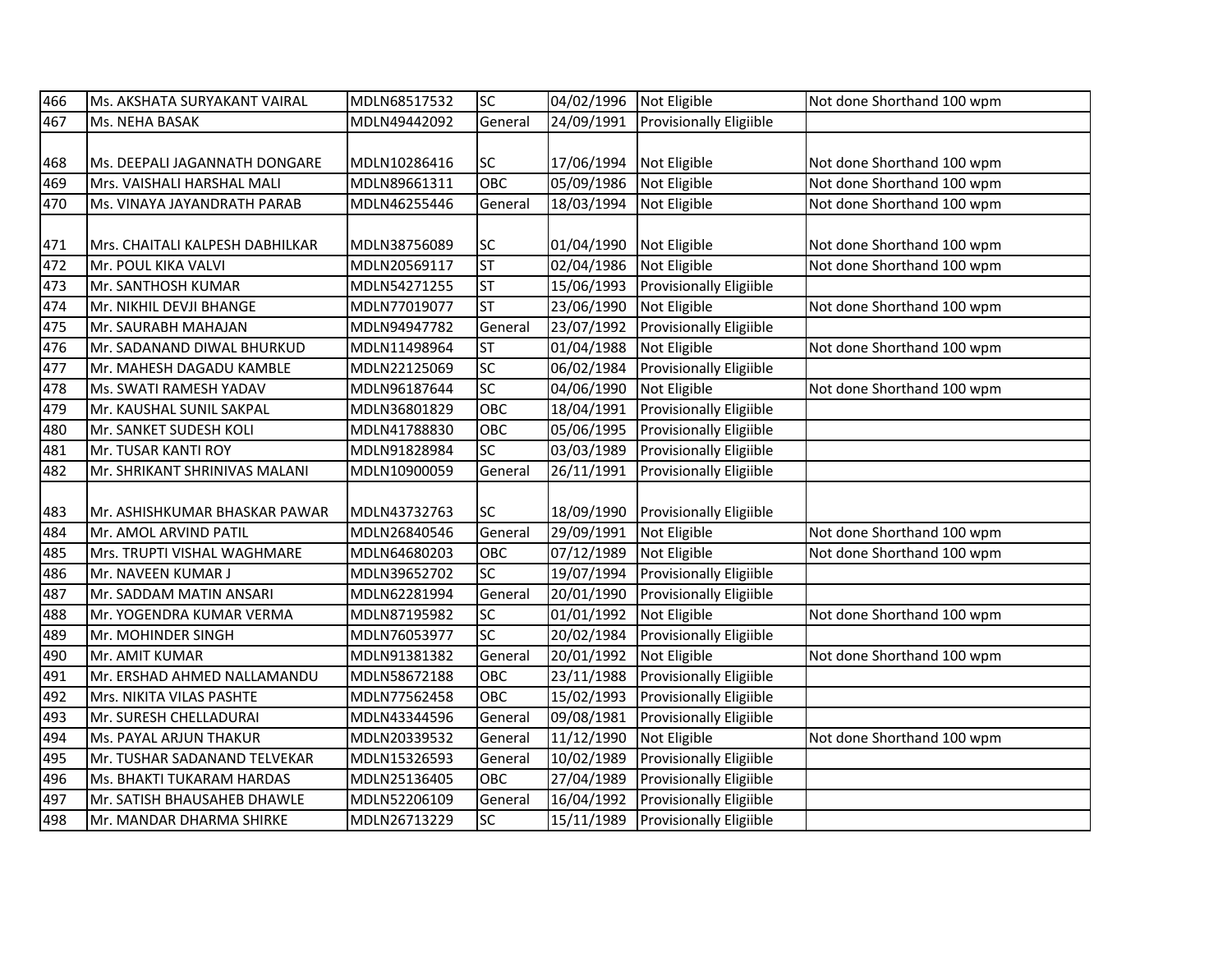| 466 | Ms. AKSHATA SURYAKANT VAIRAL | MDLN68517532 | SC | 04/02/1996 | Not Eligible | Not done Shorthand 100 wpm |
|---|---|---|---|---|---|---|
| 467 | Ms. NEHA BASAK | MDLN49442092 | General | 24/09/1991 | Provisionally Eligiible | |
| 468 | Ms. DEEPALI JAGANNATH DONGARE | MDLN10286416 | SC | 17/06/1994 | Not Eligible | Not done Shorthand 100 wpm |
| 469 | Mrs. VAISHALI HARSHAL MALI | MDLN89661311 | OBC | 05/09/1986 | Not Eligible | Not done Shorthand 100 wpm |
| 470 | Ms. VINAYA JAYANDRATH PARAB | MDLN46255446 | General | 18/03/1994 | Not Eligible | Not done Shorthand 100 wpm |
| 471 | Mrs. CHAITALI KALPESH DABHILKAR | MDLN38756089 | SC | 01/04/1990 | Not Eligible | Not done Shorthand 100 wpm |
| 472 | Mr. POUL KIKA VALVI | MDLN20569117 | ST | 02/04/1986 | Not Eligible | Not done Shorthand 100 wpm |
| 473 | Mr. SANTHOSH KUMAR | MDLN54271255 | ST | 15/06/1993 | Provisionally Eligiible | |
| 474 | Mr. NIKHIL DEVJI BHANGE | MDLN77019077 | ST | 23/06/1990 | Not Eligible | Not done Shorthand 100 wpm |
| 475 | Mr. SAURABH MAHAJAN | MDLN94947782 | General | 23/07/1992 | Provisionally Eligiible | |
| 476 | Mr. SADANAND DIWAL BHURKUD | MDLN11498964 | ST | 01/04/1988 | Not Eligible | Not done Shorthand 100 wpm |
| 477 | Mr. MAHESH DAGADU KAMBLE | MDLN22125069 | SC | 06/02/1984 | Provisionally Eligiible | |
| 478 | Ms. SWATI RAMESH YADAV | MDLN96187644 | SC | 04/06/1990 | Not Eligible | Not done Shorthand 100 wpm |
| 479 | Mr. KAUSHAL SUNIL SAKPAL | MDLN36801829 | OBC | 18/04/1991 | Provisionally Eligiible | |
| 480 | Mr. SANKET SUDESH KOLI | MDLN41788830 | OBC | 05/06/1995 | Provisionally Eligiible | |
| 481 | Mr. TUSAR KANTI ROY | MDLN91828984 | SC | 03/03/1989 | Provisionally Eligiible | |
| 482 | Mr. SHRIKANT SHRINIVAS MALANI | MDLN10900059 | General | 26/11/1991 | Provisionally Eligiible | |
| 483 | Mr. ASHISHKUMAR BHASKAR PAWAR | MDLN43732763 | SC | 18/09/1990 | Provisionally Eligiible | |
| 484 | Mr. AMOL ARVIND PATIL | MDLN26840546 | General | 29/09/1991 | Not Eligible | Not done Shorthand 100 wpm |
| 485 | Mrs. TRUPTI VISHAL WAGHMARE | MDLN64680203 | OBC | 07/12/1989 | Not Eligible | Not done Shorthand 100 wpm |
| 486 | Mr. NAVEEN KUMAR J | MDLN39652702 | SC | 19/07/1994 | Provisionally Eligiible | |
| 487 | Mr. SADDAM MATIN ANSARI | MDLN62281994 | General | 20/01/1990 | Provisionally Eligiible | |
| 488 | Mr. YOGENDRA KUMAR VERMA | MDLN87195982 | SC | 01/01/1992 | Not Eligible | Not done Shorthand 100 wpm |
| 489 | Mr. MOHINDER SINGH | MDLN76053977 | SC | 20/02/1984 | Provisionally Eligiible | |
| 490 | Mr. AMIT KUMAR | MDLN91381382 | General | 20/01/1992 | Not Eligible | Not done Shorthand 100 wpm |
| 491 | Mr. ERSHAD AHMED NALLAMANDU | MDLN58672188 | OBC | 23/11/1988 | Provisionally Eligiible | |
| 492 | Mrs. NIKITA VILAS PASHTE | MDLN77562458 | OBC | 15/02/1993 | Provisionally Eligiible | |
| 493 | Mr. SURESH CHELLADURAI | MDLN43344596 | General | 09/08/1981 | Provisionally Eligiible | |
| 494 | Ms. PAYAL ARJUN THAKUR | MDLN20339532 | General | 11/12/1990 | Not Eligible | Not done Shorthand 100 wpm |
| 495 | Mr. TUSHAR SADANAND TELVEKAR | MDLN15326593 | General | 10/02/1989 | Provisionally Eligiible | |
| 496 | Ms. BHAKTI TUKARAM HARDAS | MDLN25136405 | OBC | 27/04/1989 | Provisionally Eligiible | |
| 497 | Mr. SATISH BHAUSAHEB DHAWLE | MDLN52206109 | General | 16/04/1992 | Provisionally Eligiible | |
| 498 | Mr. MANDAR DHARMA SHIRKE | MDLN26713229 | SC | 15/11/1989 | Provisionally Eligiible | |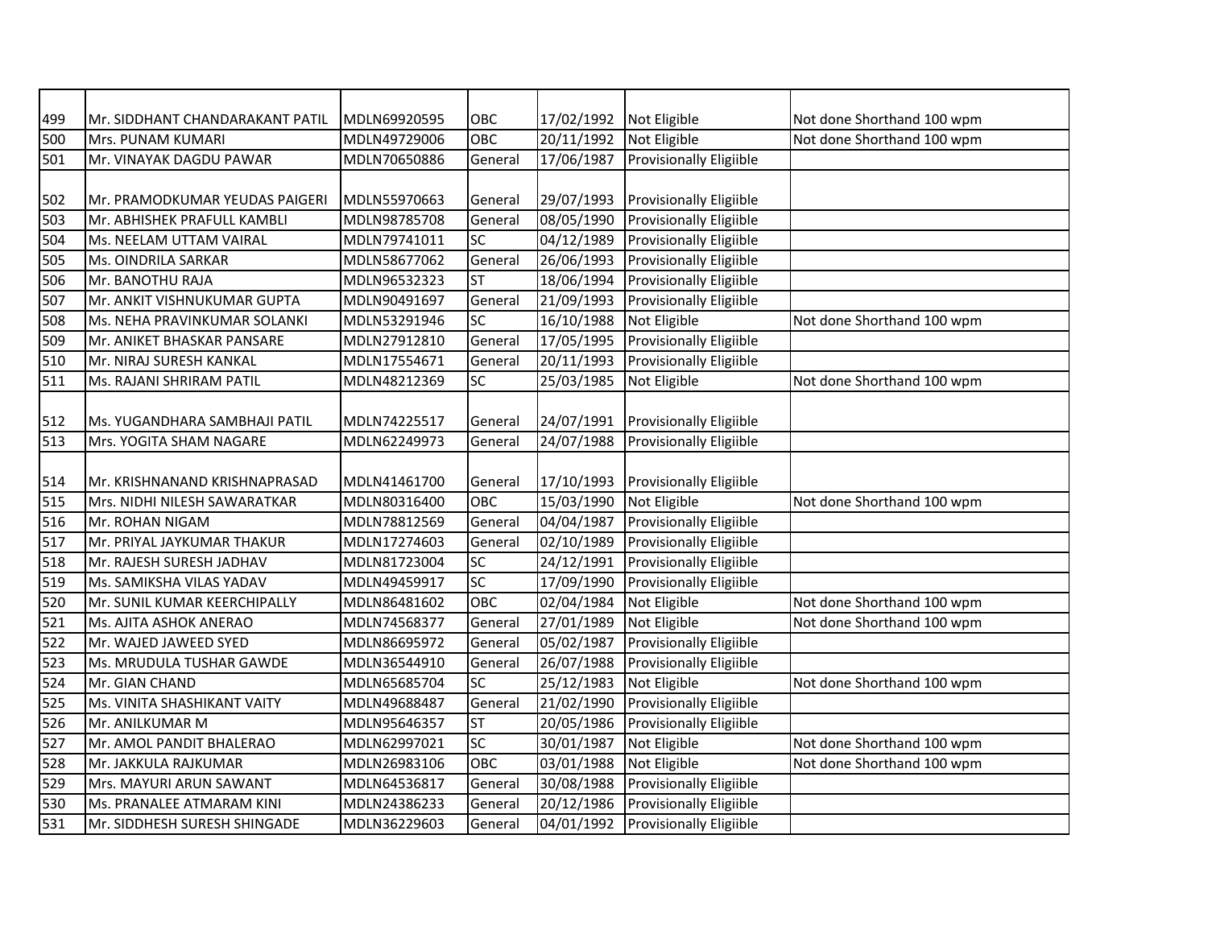| | | | | | | |
|---|---|---|---|---|---|---|
| 499 | Mr. SIDDHANT CHANDARAKANT PATIL | MDLN69920595 | OBC | 17/02/1992 | Not Eligible | Not done Shorthand 100 wpm |
| 500 | Mrs. PUNAM KUMARI | MDLN49729006 | OBC | 20/11/1992 | Not Eligible | Not done Shorthand 100 wpm |
| 501 | Mr. VINAYAK DAGDU PAWAR | MDLN70650886 | General | 17/06/1987 | Provisionally Eligiible | |
| 502 | Mr. PRAMODKUMAR YEUDAS PAIGERI | MDLN55970663 | General | 29/07/1993 | Provisionally Eligiible | |
| 503 | Mr. ABHISHEK PRAFULL KAMBLI | MDLN98785708 | General | 08/05/1990 | Provisionally Eligiible | |
| 504 | Ms. NEELAM UTTAM VAIRAL | MDLN79741011 | SC | 04/12/1989 | Provisionally Eligiible | |
| 505 | Ms. OINDRILA SARKAR | MDLN58677062 | General | 26/06/1993 | Provisionally Eligiible | |
| 506 | Mr. BANOTHU RAJA | MDLN96532323 | ST | 18/06/1994 | Provisionally Eligiible | |
| 507 | Mr. ANKIT VISHNUKUMAR GUPTA | MDLN90491697 | General | 21/09/1993 | Provisionally Eligiible | |
| 508 | Ms. NEHA PRAVINKUMAR SOLANKI | MDLN53291946 | SC | 16/10/1988 | Not Eligible | Not done Shorthand 100 wpm |
| 509 | Mr. ANIKET BHASKAR PANSARE | MDLN27912810 | General | 17/05/1995 | Provisionally Eligiible | |
| 510 | Mr. NIRAJ SURESH KANKAL | MDLN17554671 | General | 20/11/1993 | Provisionally Eligiible | |
| 511 | Ms. RAJANI SHRIRAM PATIL | MDLN48212369 | SC | 25/03/1985 | Not Eligible | Not done Shorthand 100 wpm |
| 512 | Ms. YUGANDHARA SAMBHAJI PATIL | MDLN74225517 | General | 24/07/1991 | Provisionally Eligiible | |
| 513 | Mrs. YOGITA SHAM NAGARE | MDLN62249973 | General | 24/07/1988 | Provisionally Eligiible | |
| 514 | Mr. KRISHNANAND KRISHNAPRASAD | MDLN41461700 | General | 17/10/1993 | Provisionally Eligiible | |
| 515 | Mrs. NIDHI NILESH SAWARATKAR | MDLN80316400 | OBC | 15/03/1990 | Not Eligible | Not done Shorthand 100 wpm |
| 516 | Mr. ROHAN NIGAM | MDLN78812569 | General | 04/04/1987 | Provisionally Eligiible | |
| 517 | Mr. PRIYAL JAYKUMAR THAKUR | MDLN17274603 | General | 02/10/1989 | Provisionally Eligiible | |
| 518 | Mr. RAJESH SURESH JADHAV | MDLN81723004 | SC | 24/12/1991 | Provisionally Eligiible | |
| 519 | Ms. SAMIKSHA VILAS YADAV | MDLN49459917 | SC | 17/09/1990 | Provisionally Eligiible | |
| 520 | Mr. SUNIL KUMAR KEERCHIPALLY | MDLN86481602 | OBC | 02/04/1984 | Not Eligible | Not done Shorthand 100 wpm |
| 521 | Ms. AJITA ASHOK ANERAO | MDLN74568377 | General | 27/01/1989 | Not Eligible | Not done Shorthand 100 wpm |
| 522 | Mr. WAJED JAWEED SYED | MDLN86695972 | General | 05/02/1987 | Provisionally Eligiible | |
| 523 | Ms. MRUDULA TUSHAR GAWDE | MDLN36544910 | General | 26/07/1988 | Provisionally Eligiible | |
| 524 | Mr. GIAN CHAND | MDLN65685704 | SC | 25/12/1983 | Not Eligible | Not done Shorthand 100 wpm |
| 525 | Ms. VINITA SHASHIKANT VAITY | MDLN49688487 | General | 21/02/1990 | Provisionally Eligiible | |
| 526 | Mr. ANILKUMAR M | MDLN95646357 | ST | 20/05/1986 | Provisionally Eligiible | |
| 527 | Mr. AMOL PANDIT BHALERAO | MDLN62997021 | SC | 30/01/1987 | Not Eligible | Not done Shorthand 100 wpm |
| 528 | Mr. JAKKULA RAJKUMAR | MDLN26983106 | OBC | 03/01/1988 | Not Eligible | Not done Shorthand 100 wpm |
| 529 | Mrs. MAYURI ARUN SAWANT | MDLN64536817 | General | 30/08/1988 | Provisionally Eligiible | |
| 530 | Ms. PRANALEE ATMARAM KINI | MDLN24386233 | General | 20/12/1986 | Provisionally Eligiible | |
| 531 | Mr. SIDDHESH SURESH SHINGADE | MDLN36229603 | General | 04/01/1992 | Provisionally Eligiible | |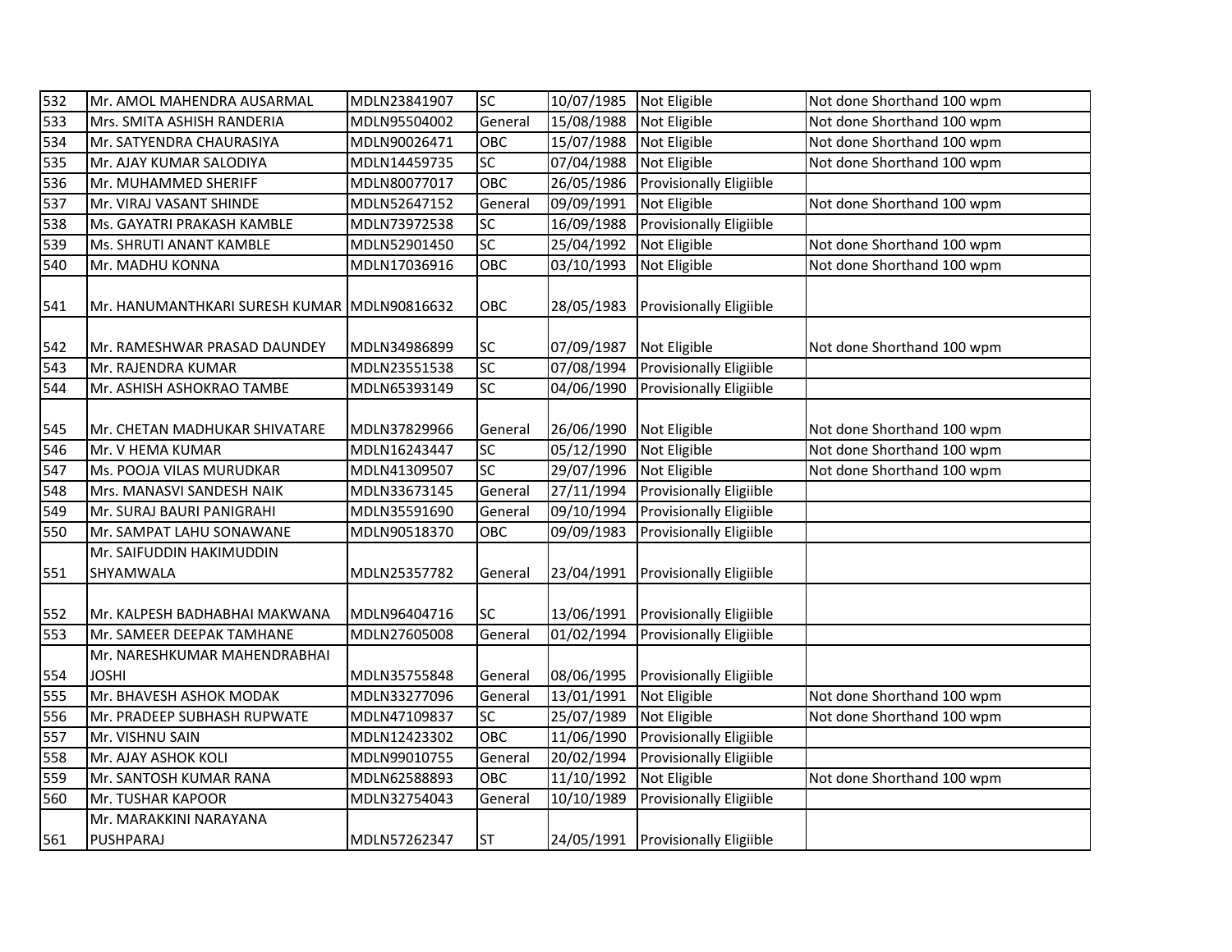| 532 | Mr. AMOL MAHENDRA AUSARMAL | MDLN23841907 | SC | 10/07/1985 | Not Eligible | Not done Shorthand 100 wpm |
|---|---|---|---|---|---|---|
| 533 | Mrs. SMITA ASHISH RANDERIA | MDLN95504002 | General | 15/08/1988 | Not Eligible | Not done Shorthand 100 wpm |
| 534 | Mr. SATYENDRA CHAURASIYA | MDLN90026471 | OBC | 15/07/1988 | Not Eligible | Not done Shorthand 100 wpm |
| 535 | Mr. AJAY KUMAR SALODIYA | MDLN14459735 | SC | 07/04/1988 | Not Eligible | Not done Shorthand 100 wpm |
| 536 | Mr. MUHAMMED SHERIFF | MDLN80077017 | OBC | 26/05/1986 | Provisionally Eligiible | |
| 537 | Mr. VIRAJ VASANT SHINDE | MDLN52647152 | General | 09/09/1991 | Not Eligible | Not done Shorthand 100 wpm |
| 538 | Ms. GAYATRI PRAKASH KAMBLE | MDLN73972538 | SC | 16/09/1988 | Provisionally Eligiible | |
| 539 | Ms. SHRUTI ANANT KAMBLE | MDLN52901450 | SC | 25/04/1992 | Not Eligible | Not done Shorthand 100 wpm |
| 540 | Mr. MADHU KONNA | MDLN17036916 | OBC | 03/10/1993 | Not Eligible | Not done Shorthand 100 wpm |
| 541 | Mr. HANUMANTHKARI SURESH KUMAR | MDLN90816632 | OBC | 28/05/1983 | Provisionally Eligiible | |
| 542 | Mr. RAMESHWAR PRASAD DAUNDEY | MDLN34986899 | SC | 07/09/1987 | Not Eligible | Not done Shorthand 100 wpm |
| 543 | Mr. RAJENDRA KUMAR | MDLN23551538 | SC | 07/08/1994 | Provisionally Eligiible | |
| 544 | Mr. ASHISH ASHOKRAO TAMBE | MDLN65393149 | SC | 04/06/1990 | Provisionally Eligiible | |
| 545 | Mr. CHETAN MADHUKAR SHIVATARE | MDLN37829966 | General | 26/06/1990 | Not Eligible | Not done Shorthand 100 wpm |
| 546 | Mr. V HEMA KUMAR | MDLN16243447 | SC | 05/12/1990 | Not Eligible | Not done Shorthand 100 wpm |
| 547 | Ms. POOJA VILAS MURUDKAR | MDLN41309507 | SC | 29/07/1996 | Not Eligible | Not done Shorthand 100 wpm |
| 548 | Mrs. MANASVI SANDESH NAIK | MDLN33673145 | General | 27/11/1994 | Provisionally Eligiible | |
| 549 | Mr. SURAJ BAURI PANIGRAHI | MDLN35591690 | General | 09/10/1994 | Provisionally Eligiible | |
| 550 | Mr. SAMPAT LAHU SONAWANE | MDLN90518370 | OBC | 09/09/1983 | Provisionally Eligiible | |
| 551 | Mr. SAIFUDDIN HAKIMUDDIN SHYAMWALA | MDLN25357782 | General | 23/04/1991 | Provisionally Eligiible | |
| 552 | Mr. KALPESH BADHABHAI MAKWANA | MDLN96404716 | SC | 13/06/1991 | Provisionally Eligiible | |
| 553 | Mr. SAMEER DEEPAK TAMHANE | MDLN27605008 | General | 01/02/1994 | Provisionally Eligiible | |
| 554 | Mr. NARESHKUMAR MAHENDRABHAI JOSHI | MDLN35755848 | General | 08/06/1995 | Provisionally Eligiible | |
| 555 | Mr. BHAVESH ASHOK MODAK | MDLN33277096 | General | 13/01/1991 | Not Eligible | Not done Shorthand 100 wpm |
| 556 | Mr. PRADEEP SUBHASH RUPWATE | MDLN47109837 | SC | 25/07/1989 | Not Eligible | Not done Shorthand 100 wpm |
| 557 | Mr. VISHNU SAIN | MDLN12423302 | OBC | 11/06/1990 | Provisionally Eligiible | |
| 558 | Mr. AJAY ASHOK KOLI | MDLN99010755 | General | 20/02/1994 | Provisionally Eligiible | |
| 559 | Mr. SANTOSH KUMAR RANA | MDLN62588893 | OBC | 11/10/1992 | Not Eligible | Not done Shorthand 100 wpm |
| 560 | Mr. TUSHAR KAPOOR | MDLN32754043 | General | 10/10/1989 | Provisionally Eligiible | |
| 561 | Mr. MARAKKINI NARAYANA PUSHPARAJ | MDLN57262347 | ST | 24/05/1991 | Provisionally Eligiible | |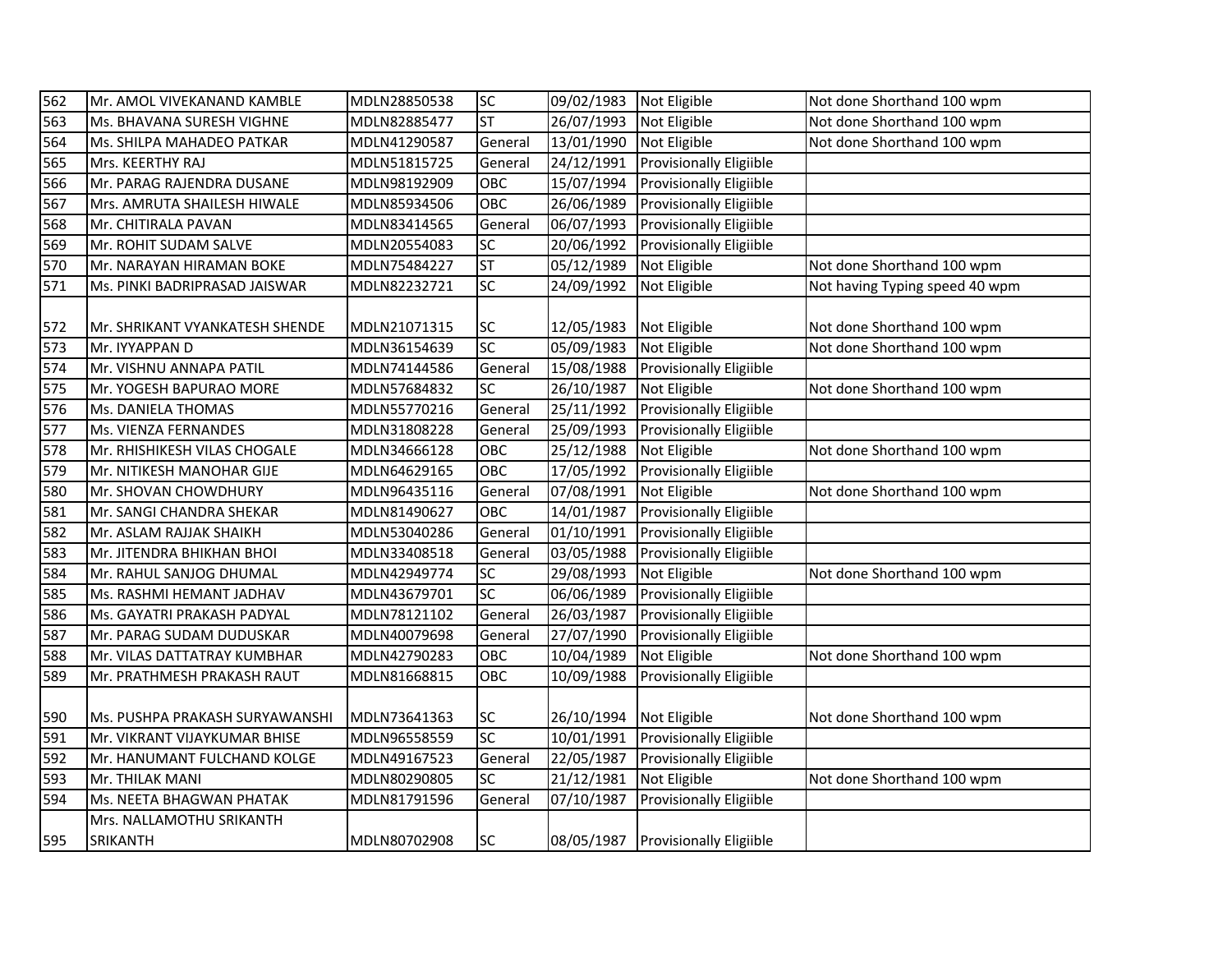| 562 | Mr. AMOL VIVEKANAND KAMBLE | MDLN28850538 | SC | 09/02/1983 | Not Eligible | Not done Shorthand 100 wpm |
|---|---|---|---|---|---|---|
| 563 | Ms. BHAVANA SURESH VIGHNE | MDLN82885477 | ST | 26/07/1993 | Not Eligible | Not done Shorthand 100 wpm |
| 564 | Ms. SHILPA MAHADEO PATKAR | MDLN41290587 | General | 13/01/1990 | Not Eligible | Not done Shorthand 100 wpm |
| 565 | Mrs. KEERTHY RAJ | MDLN51815725 | General | 24/12/1991 | Provisionally Eligiible | |
| 566 | Mr. PARAG RAJENDRA DUSANE | MDLN98192909 | OBC | 15/07/1994 | Provisionally Eligiible | |
| 567 | Mrs. AMRUTA SHAILESH HIWALE | MDLN85934506 | OBC | 26/06/1989 | Provisionally Eligiible | |
| 568 | Mr. CHITIRALA PAVAN | MDLN83414565 | General | 06/07/1993 | Provisionally Eligiible | |
| 569 | Mr. ROHIT SUDAM SALVE | MDLN20554083 | SC | 20/06/1992 | Provisionally Eligiible | |
| 570 | Mr. NARAYAN HIRAMAN BOKE | MDLN75484227 | ST | 05/12/1989 | Not Eligible | Not done Shorthand 100 wpm |
| 571 | Ms. PINKI BADRIPRASAD JAISWAR | MDLN82232721 | SC | 24/09/1992 | Not Eligible | Not having Typing speed 40 wpm |
| 572 | Mr. SHRIKANT VYANKATESH SHENDE | MDLN21071315 | SC | 12/05/1983 | Not Eligible | Not done Shorthand 100 wpm |
| 573 | Mr. IYYAPPAN D | MDLN36154639 | SC | 05/09/1983 | Not Eligible | Not done Shorthand 100 wpm |
| 574 | Mr. VISHNU ANNAPA PATIL | MDLN74144586 | General | 15/08/1988 | Provisionally Eligiible | |
| 575 | Mr. YOGESH BAPURAO MORE | MDLN57684832 | SC | 26/10/1987 | Not Eligible | Not done Shorthand 100 wpm |
| 576 | Ms. DANIELA THOMAS | MDLN55770216 | General | 25/11/1992 | Provisionally Eligiible | |
| 577 | Ms. VIENZA FERNANDES | MDLN31808228 | General | 25/09/1993 | Provisionally Eligiible | |
| 578 | Mr. RHISHIKESH VILAS CHOGALE | MDLN34666128 | OBC | 25/12/1988 | Not Eligible | Not done Shorthand 100 wpm |
| 579 | Mr. NITIKESH MANOHAR GIJE | MDLN64629165 | OBC | 17/05/1992 | Provisionally Eligiible | |
| 580 | Mr. SHOVAN CHOWDHURY | MDLN96435116 | General | 07/08/1991 | Not Eligible | Not done Shorthand 100 wpm |
| 581 | Mr. SANGI CHANDRA SHEKAR | MDLN81490627 | OBC | 14/01/1987 | Provisionally Eligiible | |
| 582 | Mr. ASLAM RAJJAK SHAIKH | MDLN53040286 | General | 01/10/1991 | Provisionally Eligiible | |
| 583 | Mr. JITENDRA BHIKHAN BHOI | MDLN33408518 | General | 03/05/1988 | Provisionally Eligiible | |
| 584 | Mr. RAHUL SANJOG DHUMAL | MDLN42949774 | SC | 29/08/1993 | Not Eligible | Not done Shorthand 100 wpm |
| 585 | Ms. RASHMI HEMANT JADHAV | MDLN43679701 | SC | 06/06/1989 | Provisionally Eligiible | |
| 586 | Ms. GAYATRI PRAKASH PADYAL | MDLN78121102 | General | 26/03/1987 | Provisionally Eligiible | |
| 587 | Mr. PARAG SUDAM DUDUSKAR | MDLN40079698 | General | 27/07/1990 | Provisionally Eligiible | |
| 588 | Mr. VILAS DATTATRAY KUMBHAR | MDLN42790283 | OBC | 10/04/1989 | Not Eligible | Not done Shorthand 100 wpm |
| 589 | Mr. PRATHMESH PRAKASH RAUT | MDLN81668815 | OBC | 10/09/1988 | Provisionally Eligiible | |
| 590 | Ms. PUSHPA PRAKASH SURYAWANSHI | MDLN73641363 | SC | 26/10/1994 | Not Eligible | Not done Shorthand 100 wpm |
| 591 | Mr. VIKRANT VIJAYKUMAR BHISE | MDLN96558559 | SC | 10/01/1991 | Provisionally Eligiible | |
| 592 | Mr. HANUMANT FULCHAND KOLGE | MDLN49167523 | General | 22/05/1987 | Provisionally Eligiible | |
| 593 | Mr. THILAK MANI | MDLN80290805 | SC | 21/12/1981 | Not Eligible | Not done Shorthand 100 wpm |
| 594 | Ms. NEETA BHAGWAN PHATAK | MDLN81791596 | General | 07/10/1987 | Provisionally Eligiible | |
| 595 | Mrs. NALLAMOTHU SRIKANTH SRIKANTH | MDLN80702908 | SC | 08/05/1987 | Provisionally Eligiible | |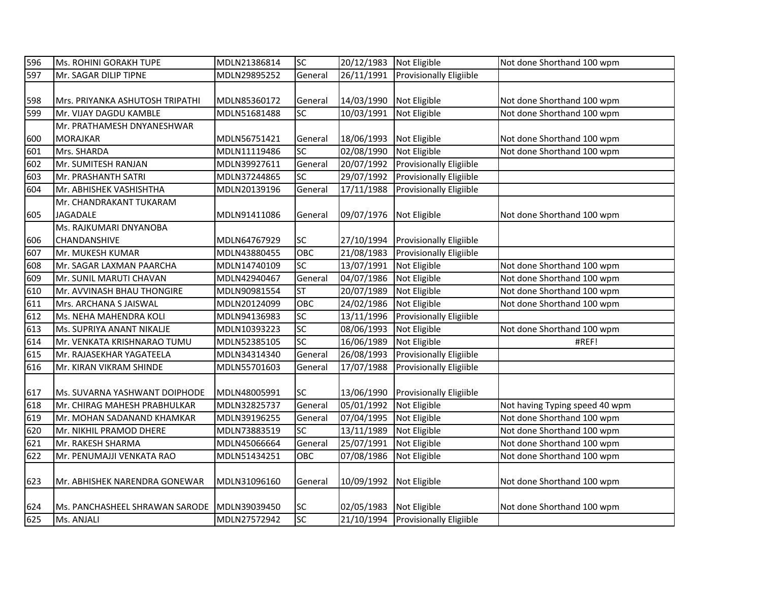| | | | | | | |
|---|---|---|---|---|---|---|
| 596 | Ms. ROHINI GORAKH TUPE | MDLN21386814 | SC | 20/12/1983 | Not Eligible | Not done Shorthand 100 wpm |
| 597 | Mr. SAGAR DILIP TIPNE | MDLN29895252 | General | 26/11/1991 | Provisionally Eligiible | |
| 598 | Mrs. PRIYANKA ASHUTOSH TRIPATHI | MDLN85360172 | General | 14/03/1990 | Not Eligible | Not done Shorthand 100 wpm |
| 599 | Mr. VIJAY DAGDU KAMBLE | MDLN51681488 | SC | 10/03/1991 | Not Eligible | Not done Shorthand 100 wpm |
| 600 | Mr. PRATHAMESH DNYANESHWAR MORAJKAR | MDLN56751421 | General | 18/06/1993 | Not Eligible | Not done Shorthand 100 wpm |
| 601 | Mrs. SHARDA | MDLN11119486 | SC | 02/08/1990 | Not Eligible | Not done Shorthand 100 wpm |
| 602 | Mr. SUMITESH RANJAN | MDLN39927611 | General | 20/07/1992 | Provisionally Eligiible | |
| 603 | Mr. PRASHANTH SATRI | MDLN37244865 | SC | 29/07/1992 | Provisionally Eligiible | |
| 604 | Mr. ABHISHEK VASHISHTHA | MDLN20139196 | General | 17/11/1988 | Provisionally Eligiible | |
| 605 | Mr. CHANDRAKANT TUKARAM JAGADALE | MDLN91411086 | General | 09/07/1976 | Not Eligible | Not done Shorthand 100 wpm |
| 606 | Ms. RAJKUMARI DNYANOBA CHANDANSHIVE | MDLN64767929 | SC | 27/10/1994 | Provisionally Eligiible | |
| 607 | Mr. MUKESH KUMAR | MDLN43880455 | OBC | 21/08/1983 | Provisionally Eligiible | |
| 608 | Mr. SAGAR LAXMAN PAARCHA | MDLN14740109 | SC | 13/07/1991 | Not Eligible | Not done Shorthand 100 wpm |
| 609 | Mr. SUNIL MARUTI CHAVAN | MDLN42940467 | General | 04/07/1986 | Not Eligible | Not done Shorthand 100 wpm |
| 610 | Mr. AVVINASH BHAU THONGIRE | MDLN90981554 | ST | 20/07/1989 | Not Eligible | Not done Shorthand 100 wpm |
| 611 | Mrs. ARCHANA S JAISWAL | MDLN20124099 | OBC | 24/02/1986 | Not Eligible | Not done Shorthand 100 wpm |
| 612 | Ms. NEHA MAHENDRA KOLI | MDLN94136983 | SC | 13/11/1996 | Provisionally Eligiible | |
| 613 | Ms. SUPRIYA ANANT NIKALJE | MDLN10393223 | SC | 08/06/1993 | Not Eligible | Not done Shorthand 100 wpm |
| 614 | Mr. VENKATA KRISHNARAO TUMU | MDLN52385105 | SC | 16/06/1989 | Not Eligible | #REF! |
| 615 | Mr. RAJASEKHAR YAGATEELA | MDLN34314340 | General | 26/08/1993 | Provisionally Eligiible | |
| 616 | Mr. KIRAN VIKRAM SHINDE | MDLN55701603 | General | 17/07/1988 | Provisionally Eligiible | |
| 617 | Ms. SUVARNA YASHWANT DOIPHODE | MDLN48005991 | SC | 13/06/1990 | Provisionally Eligiible | |
| 618 | Mr. CHIRAG MAHESH PRABHULKAR | MDLN32825737 | General | 05/01/1992 | Not Eligible | Not having Typing speed 40 wpm |
| 619 | Mr. MOHAN SADANAND KHAMKAR | MDLN39196255 | General | 07/04/1995 | Not Eligible | Not done Shorthand 100 wpm |
| 620 | Mr. NIKHIL PRAMOD DHERE | MDLN73883519 | SC | 13/11/1989 | Not Eligible | Not done Shorthand 100 wpm |
| 621 | Mr. RAKESH SHARMA | MDLN45066664 | General | 25/07/1991 | Not Eligible | Not done Shorthand 100 wpm |
| 622 | Mr. PENUMAJJI VENKATA RAO | MDLN51434251 | OBC | 07/08/1986 | Not Eligible | Not done Shorthand 100 wpm |
| 623 | Mr. ABHISHEK NARENDRA GONEWAR | MDLN31096160 | General | 10/09/1992 | Not Eligible | Not done Shorthand 100 wpm |
| 624 | Ms. PANCHASHEEL SHRAWAN SARODE | MDLN39039450 | SC | 02/05/1983 | Not Eligible | Not done Shorthand 100 wpm |
| 625 | Ms. ANJALI | MDLN27572942 | SC | 21/10/1994 | Provisionally Eligiible | |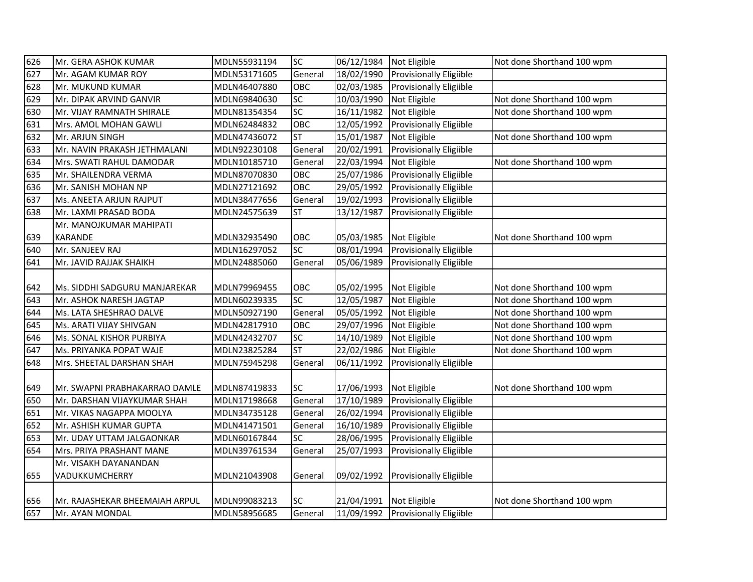| 626 | Mr. GERA ASHOK KUMAR | MDLN55931194 | SC | 06/12/1984 | Not Eligible | Not done Shorthand 100 wpm |
|---|---|---|---|---|---|---|
| 627 | Mr. AGAM KUMAR ROY | MDLN53171605 | General | 18/02/1990 | Provisionally Eligiible | |
| 628 | Mr. MUKUND KUMAR | MDLN46407880 | OBC | 02/03/1985 | Provisionally Eligiible | |
| 629 | Mr. DIPAK ARVIND GANVIR | MDLN69840630 | SC | 10/03/1990 | Not Eligible | Not done Shorthand 100 wpm |
| 630 | Mr. VIJAY RAMNATH SHIRALE | MDLN81354354 | SC | 16/11/1982 | Not Eligible | Not done Shorthand 100 wpm |
| 631 | Mrs. AMOL MOHAN GAWLI | MDLN62484832 | OBC | 12/05/1992 | Provisionally Eligiible | |
| 632 | Mr. ARJUN SINGH | MDLN47436072 | ST | 15/01/1987 | Not Eligible | Not done Shorthand 100 wpm |
| 633 | Mr. NAVIN PRAKASH JETHMALANI | MDLN92230108 | General | 20/02/1991 | Provisionally Eligiible | |
| 634 | Mrs. SWATI RAHUL DAMODAR | MDLN10185710 | General | 22/03/1994 | Not Eligible | Not done Shorthand 100 wpm |
| 635 | Mr. SHAILENDRA VERMA | MDLN87070830 | OBC | 25/07/1986 | Provisionally Eligiible | |
| 636 | Mr. SANISH MOHAN NP | MDLN27121692 | OBC | 29/05/1992 | Provisionally Eligiible | |
| 637 | Ms. ANEETA ARJUN RAJPUT | MDLN38477656 | General | 19/02/1993 | Provisionally Eligiible | |
| 638 | Mr. LAXMI PRASAD BODA | MDLN24575639 | ST | 13/12/1987 | Provisionally Eligiible | |
| 639 | Mr. MANOJKUMAR MAHIPATI KARANDE | MDLN32935490 | OBC | 05/03/1985 | Not Eligible | Not done Shorthand 100 wpm |
| 640 | Mr. SANJEEV RAJ | MDLN16297052 | SC | 08/01/1994 | Provisionally Eligiible | |
| 641 | Mr. JAVID RAJJAK SHAIKH | MDLN24885060 | General | 05/06/1989 | Provisionally Eligiible | |
| 642 | Ms. SIDDHI SADGURU MANJAREKAR | MDLN79969455 | OBC | 05/02/1995 | Not Eligible | Not done Shorthand 100 wpm |
| 643 | Mr. ASHOK NARESH JAGTAP | MDLN60239335 | SC | 12/05/1987 | Not Eligible | Not done Shorthand 100 wpm |
| 644 | Ms. LATA SHESHRAO DALVE | MDLN50927190 | General | 05/05/1992 | Not Eligible | Not done Shorthand 100 wpm |
| 645 | Ms. ARATI VIJAY SHIVGAN | MDLN42817910 | OBC | 29/07/1996 | Not Eligible | Not done Shorthand 100 wpm |
| 646 | Ms. SONAL KISHOR PURBIYA | MDLN42432707 | SC | 14/10/1989 | Not Eligible | Not done Shorthand 100 wpm |
| 647 | Ms. PRIYANKA POPAT WAJE | MDLN23825284 | ST | 22/02/1986 | Not Eligible | Not done Shorthand 100 wpm |
| 648 | Mrs. SHEETAL DARSHAN SHAH | MDLN75945298 | General | 06/11/1992 | Provisionally Eligiible | |
| 649 | Mr. SWAPNI PRABHAKARRAO DAMLE | MDLN87419833 | SC | 17/06/1993 | Not Eligible | Not done Shorthand 100 wpm |
| 650 | Mr. DARSHAN VIJAYKUMAR SHAH | MDLN17198668 | General | 17/10/1989 | Provisionally Eligiible | |
| 651 | Mr. VIKAS NAGAPPA MOOLYA | MDLN34735128 | General | 26/02/1994 | Provisionally Eligiible | |
| 652 | Mr. ASHISH KUMAR GUPTA | MDLN41471501 | General | 16/10/1989 | Provisionally Eligiible | |
| 653 | Mr. UDAY UTTAM JALGAONKAR | MDLN60167844 | SC | 28/06/1995 | Provisionally Eligiible | |
| 654 | Mrs. PRIYA PRASHANT MANE | MDLN39761534 | General | 25/07/1993 | Provisionally Eligiible | |
| 655 | Mr. VISAKH DAYANANDAN VADUKKUMCHERRY | MDLN21043908 | General | 09/02/1992 | Provisionally Eligiible | |
| 656 | Mr. RAJASHEKAR BHEEMAIAH ARPUL | MDLN99083213 | SC | 21/04/1991 | Not Eligible | Not done Shorthand 100 wpm |
| 657 | Mr. AYAN MONDAL | MDLN58956685 | General | 11/09/1992 | Provisionally Eligiible | |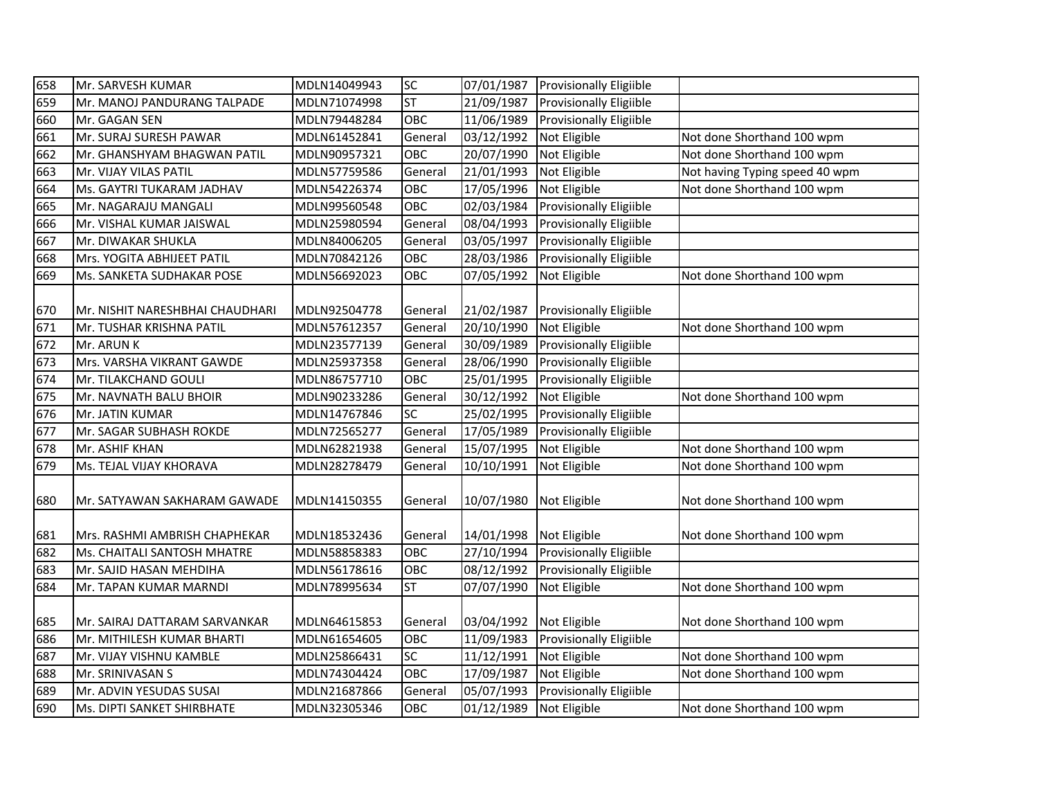| 658 | Mr. SARVESH KUMAR | MDLN14049943 | SC | 07/01/1987 | Provisionally Eligiible | |
|---|---|---|---|---|---|---|
| 659 | Mr. MANOJ PANDURANG TALPADE | MDLN71074998 | ST | 21/09/1987 | Provisionally Eligiible | |
| 660 | Mr. GAGAN SEN | MDLN79448284 | OBC | 11/06/1989 | Provisionally Eligiible | |
| 661 | Mr. SURAJ SURESH PAWAR | MDLN61452841 | General | 03/12/1992 | Not Eligible | Not done Shorthand 100 wpm |
| 662 | Mr. GHANSHYAM BHAGWAN PATIL | MDLN90957321 | OBC | 20/07/1990 | Not Eligible | Not done Shorthand 100 wpm |
| 663 | Mr. VIJAY VILAS PATIL | MDLN57759586 | General | 21/01/1993 | Not Eligible | Not having Typing speed 40 wpm |
| 664 | Ms. GAYTRI TUKARAM JADHAV | MDLN54226374 | OBC | 17/05/1996 | Not Eligible | Not done Shorthand 100 wpm |
| 665 | Mr. NAGARAJU MANGALI | MDLN99560548 | OBC | 02/03/1984 | Provisionally Eligiible | |
| 666 | Mr. VISHAL KUMAR JAISWAL | MDLN25980594 | General | 08/04/1993 | Provisionally Eligiible | |
| 667 | Mr. DIWAKAR SHUKLA | MDLN84006205 | General | 03/05/1997 | Provisionally Eligiible | |
| 668 | Mrs. YOGITA ABHIJEET PATIL | MDLN70842126 | OBC | 28/03/1986 | Provisionally Eligiible | |
| 669 | Ms. SANKETA SUDHAKAR POSE | MDLN56692023 | OBC | 07/05/1992 | Not Eligible | Not done Shorthand 100 wpm |
| 670 | Mr. NISHIT NARESHBHAI CHAUDHARI | MDLN92504778 | General | 21/02/1987 | Provisionally Eligiible | |
| 671 | Mr. TUSHAR KRISHNA PATIL | MDLN57612357 | General | 20/10/1990 | Not Eligible | Not done Shorthand 100 wpm |
| 672 | Mr. ARUN K | MDLN23577139 | General | 30/09/1989 | Provisionally Eligiible | |
| 673 | Mrs. VARSHA VIKRANT GAWDE | MDLN25937358 | General | 28/06/1990 | Provisionally Eligiible | |
| 674 | Mr. TILAKCHAND GOULI | MDLN86757710 | OBC | 25/01/1995 | Provisionally Eligiible | |
| 675 | Mr. NAVNATH BALU BHOIR | MDLN90233286 | General | 30/12/1992 | Not Eligible | Not done Shorthand 100 wpm |
| 676 | Mr. JATIN KUMAR | MDLN14767846 | SC | 25/02/1995 | Provisionally Eligiible | |
| 677 | Mr. SAGAR SUBHASH ROKDE | MDLN72565277 | General | 17/05/1989 | Provisionally Eligiible | |
| 678 | Mr. ASHIF KHAN | MDLN62821938 | General | 15/07/1995 | Not Eligible | Not done Shorthand 100 wpm |
| 679 | Ms. TEJAL VIJAY KHORAVA | MDLN28278479 | General | 10/10/1991 | Not Eligible | Not done Shorthand 100 wpm |
| 680 | Mr. SATYAWAN SAKHARAM GAWADE | MDLN14150355 | General | 10/07/1980 | Not Eligible | Not done Shorthand 100 wpm |
| 681 | Mrs. RASHMI AMBRISH CHAPHEKAR | MDLN18532436 | General | 14/01/1998 | Not Eligible | Not done Shorthand 100 wpm |
| 682 | Ms. CHAITALI SANTOSH MHATRE | MDLN58858383 | OBC | 27/10/1994 | Provisionally Eligiible | |
| 683 | Mr. SAJID HASAN MEHDIHA | MDLN56178616 | OBC | 08/12/1992 | Provisionally Eligiible | |
| 684 | Mr. TAPAN KUMAR MARNDI | MDLN78995634 | ST | 07/07/1990 | Not Eligible | Not done Shorthand 100 wpm |
| 685 | Mr. SAIRAJ DATTARAM SARVANKAR | MDLN64615853 | General | 03/04/1992 | Not Eligible | Not done Shorthand 100 wpm |
| 686 | Mr. MITHILESH KUMAR BHARTI | MDLN61654605 | OBC | 11/09/1983 | Provisionally Eligiible | |
| 687 | Mr. VIJAY VISHNU KAMBLE | MDLN25866431 | SC | 11/12/1991 | Not Eligible | Not done Shorthand 100 wpm |
| 688 | Mr. SRINIVASAN S | MDLN74304424 | OBC | 17/09/1987 | Not Eligible | Not done Shorthand 100 wpm |
| 689 | Mr. ADVIN YESUDAS SUSAI | MDLN21687866 | General | 05/07/1993 | Provisionally Eligiible | |
| 690 | Ms. DIPTI SANKET SHIRBHATE | MDLN32305346 | OBC | 01/12/1989 | Not Eligible | Not done Shorthand 100 wpm |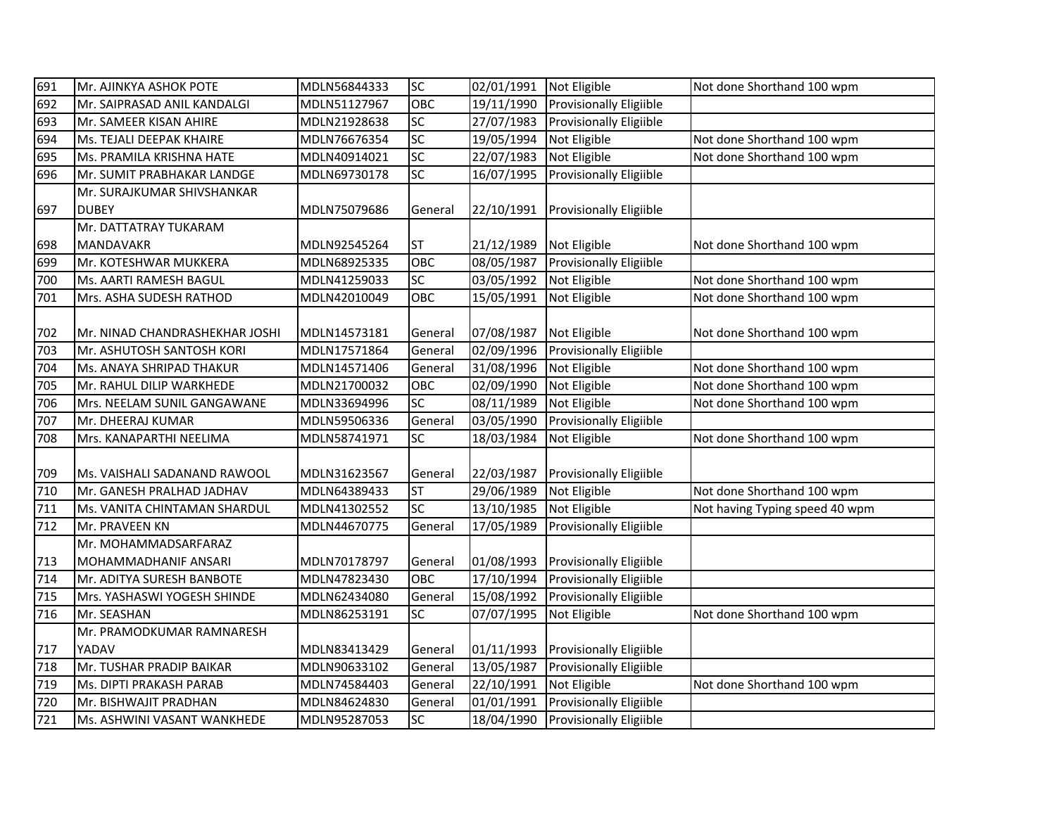| 691 | Mr. AJINKYA ASHOK POTE | MDLN56844333 | SC | 02/01/1991 | Not Eligible | Not done Shorthand 100 wpm |
|---|---|---|---|---|---|---|
| 692 | Mr. SAIPRASAD ANIL KANDALGI | MDLN51127967 | OBC | 19/11/1990 | Provisionally Eligiible | |
| 693 | Mr. SAMEER KISAN AHIRE | MDLN21928638 | SC | 27/07/1983 | Provisionally Eligiible | |
| 694 | Ms. TEJALI DEEPAK KHAIRE | MDLN76676354 | SC | 19/05/1994 | Not Eligible | Not done Shorthand 100 wpm |
| 695 | Ms. PRAMILA KRISHNA HATE | MDLN40914021 | SC | 22/07/1983 | Not Eligible | Not done Shorthand 100 wpm |
| 696 | Mr. SUMIT PRABHAKAR LANDGE | MDLN69730178 | SC | 16/07/1995 | Provisionally Eligiible | |
| 697 | Mr. SURAJKUMAR SHIVSHANKAR DUBEY | MDLN75079686 | General | 22/10/1991 | Provisionally Eligiible | |
| 698 | Mr. DATTATRAY TUKARAM MANDAVAKR | MDLN92545264 | ST | 21/12/1989 | Not Eligible | Not done Shorthand 100 wpm |
| 699 | Mr. KOTESHWAR MUKKERA | MDLN68925335 | OBC | 08/05/1987 | Provisionally Eligiible | |
| 700 | Ms. AARTI RAMESH BAGUL | MDLN41259033 | SC | 03/05/1992 | Not Eligible | Not done Shorthand 100 wpm |
| 701 | Mrs. ASHA SUDESH RATHOD | MDLN42010049 | OBC | 15/05/1991 | Not Eligible | Not done Shorthand 100 wpm |
| 702 | Mr. NINAD CHANDRASHEKHAR JOSHI | MDLN14573181 | General | 07/08/1987 | Not Eligible | Not done Shorthand 100 wpm |
| 703 | Mr. ASHUTOSH SANTOSH KORI | MDLN17571864 | General | 02/09/1996 | Provisionally Eligiible | |
| 704 | Ms. ANAYA SHRIPAD THAKUR | MDLN14571406 | General | 31/08/1996 | Not Eligible | Not done Shorthand 100 wpm |
| 705 | Mr. RAHUL DILIP WARKHEDE | MDLN21700032 | OBC | 02/09/1990 | Not Eligible | Not done Shorthand 100 wpm |
| 706 | Mrs. NEELAM SUNIL GANGAWANE | MDLN33694996 | SC | 08/11/1989 | Not Eligible | Not done Shorthand 100 wpm |
| 707 | Mr. DHEERAJ KUMAR | MDLN59506336 | General | 03/05/1990 | Provisionally Eligiible | |
| 708 | Mrs. KANAPARTHI NEELIMA | MDLN58741971 | SC | 18/03/1984 | Not Eligible | Not done Shorthand 100 wpm |
| 709 | Ms. VAISHALI SADANAND RAWOOL | MDLN31623567 | General | 22/03/1987 | Provisionally Eligiible | |
| 710 | Mr. GANESH PRALHAD JADHAV | MDLN64389433 | ST | 29/06/1989 | Not Eligible | Not done Shorthand 100 wpm |
| 711 | Ms. VANITA CHINTAMAN SHARDUL | MDLN41302552 | SC | 13/10/1985 | Not Eligible | Not having Typing speed 40 wpm |
| 712 | Mr. PRAVEEN KN | MDLN44670775 | General | 17/05/1989 | Provisionally Eligiible | |
| 713 | Mr. MOHAMMADSARFARAZ MOHAMMADHANIF ANSARI | MDLN70178797 | General | 01/08/1993 | Provisionally Eligiible | |
| 714 | Mr. ADITYA SURESH BANBOTE | MDLN47823430 | OBC | 17/10/1994 | Provisionally Eligiible | |
| 715 | Mrs. YASHASWI YOGESH SHINDE | MDLN62434080 | General | 15/08/1992 | Provisionally Eligiible | |
| 716 | Mr. SEASHAN | MDLN86253191 | SC | 07/07/1995 | Not Eligible | Not done Shorthand 100 wpm |
| 717 | Mr. PRAMODKUMAR RAMNARESH YADAV | MDLN83413429 | General | 01/11/1993 | Provisionally Eligiible | |
| 718 | Mr. TUSHAR PRADIP BAIKAR | MDLN90633102 | General | 13/05/1987 | Provisionally Eligiible | |
| 719 | Ms. DIPTI PRAKASH PARAB | MDLN74584403 | General | 22/10/1991 | Not Eligible | Not done Shorthand 100 wpm |
| 720 | Mr. BISHWAJIT PRADHAN | MDLN84624830 | General | 01/01/1991 | Provisionally Eligiible | |
| 721 | Ms. ASHWINI VASANT WANKHEDE | MDLN95287053 | SC | 18/04/1990 | Provisionally Eligiible | |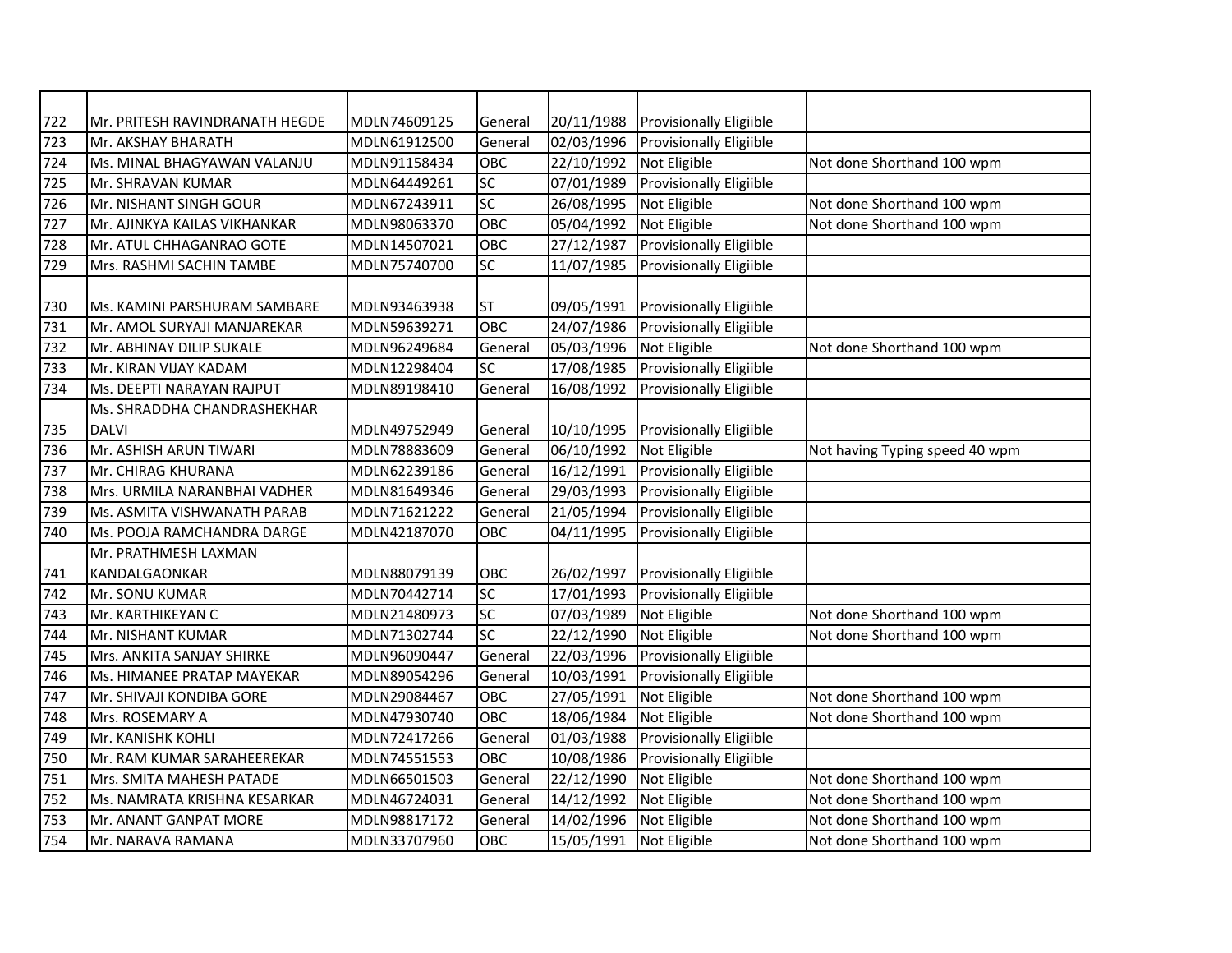| | | | | | | |
|---|---|---|---|---|---|---|
| 722 | Mr. PRITESH RAVINDRANATH HEGDE | MDLN74609125 | General | 20/11/1988 | Provisionally Eligiible | |
| 723 | Mr. AKSHAY BHARATH | MDLN61912500 | General | 02/03/1996 | Provisionally Eligiible | |
| 724 | Ms. MINAL BHAGYAWAN VALANJU | MDLN91158434 | OBC | 22/10/1992 | Not Eligible | Not done Shorthand 100 wpm |
| 725 | Mr. SHRAVAN KUMAR | MDLN64449261 | SC | 07/01/1989 | Provisionally Eligiible | |
| 726 | Mr. NISHANT SINGH GOUR | MDLN67243911 | SC | 26/08/1995 | Not Eligible | Not done Shorthand 100 wpm |
| 727 | Mr. AJINKYA KAILAS VIKHANKAR | MDLN98063370 | OBC | 05/04/1992 | Not Eligible | Not done Shorthand 100 wpm |
| 728 | Mr. ATUL CHHAGANRAO GOTE | MDLN14507021 | OBC | 27/12/1987 | Provisionally Eligiible | |
| 729 | Mrs. RASHMI SACHIN TAMBE | MDLN75740700 | SC | 11/07/1985 | Provisionally Eligiible | |
| 730 | Ms. KAMINI PARSHURAM SAMBARE | MDLN93463938 | ST | 09/05/1991 | Provisionally Eligiible | |
| 731 | Mr. AMOL SURYAJI MANJAREKAR | MDLN59639271 | OBC | 24/07/1986 | Provisionally Eligiible | |
| 732 | Mr. ABHINAY DILIP SUKALE | MDLN96249684 | General | 05/03/1996 | Not Eligible | Not done Shorthand 100 wpm |
| 733 | Mr. KIRAN VIJAY KADAM | MDLN12298404 | SC | 17/08/1985 | Provisionally Eligiible | |
| 734 | Ms. DEEPTI NARAYAN RAJPUT | MDLN89198410 | General | 16/08/1992 | Provisionally Eligiible | |
| 735 | Ms. SHRADDHA CHANDRASHEKHAR DALVI | MDLN49752949 | General | 10/10/1995 | Provisionally Eligiible | |
| 736 | Mr. ASHISH ARUN TIWARI | MDLN78883609 | General | 06/10/1992 | Not Eligible | Not having Typing speed 40 wpm |
| 737 | Mr. CHIRAG KHURANA | MDLN62239186 | General | 16/12/1991 | Provisionally Eligiible | |
| 738 | Mrs. URMILA NARANBHAI VADHER | MDLN81649346 | General | 29/03/1993 | Provisionally Eligiible | |
| 739 | Ms. ASMITA VISHWANATH PARAB | MDLN71621222 | General | 21/05/1994 | Provisionally Eligiible | |
| 740 | Ms. POOJA RAMCHANDRA DARGE | MDLN42187070 | OBC | 04/11/1995 | Provisionally Eligiible | |
| 741 | Mr. PRATHMESH LAXMAN KANDALGAONKAR | MDLN88079139 | OBC | 26/02/1997 | Provisionally Eligiible | |
| 742 | Mr. SONU KUMAR | MDLN70442714 | SC | 17/01/1993 | Provisionally Eligiible | |
| 743 | Mr. KARTHIKEYAN C | MDLN21480973 | SC | 07/03/1989 | Not Eligible | Not done Shorthand 100 wpm |
| 744 | Mr. NISHANT KUMAR | MDLN71302744 | SC | 22/12/1990 | Not Eligible | Not done Shorthand 100 wpm |
| 745 | Mrs. ANKITA SANJAY SHIRKE | MDLN96090447 | General | 22/03/1996 | Provisionally Eligiible | |
| 746 | Ms. HIMANEE PRATAP MAYEKAR | MDLN89054296 | General | 10/03/1991 | Provisionally Eligiible | |
| 747 | Mr. SHIVAJI KONDIBA GORE | MDLN29084467 | OBC | 27/05/1991 | Not Eligible | Not done Shorthand 100 wpm |
| 748 | Mrs. ROSEMARY A | MDLN47930740 | OBC | 18/06/1984 | Not Eligible | Not done Shorthand 100 wpm |
| 749 | Mr. KANISHK KOHLI | MDLN72417266 | General | 01/03/1988 | Provisionally Eligiible | |
| 750 | Mr. RAM KUMAR SARAHEEREKAR | MDLN74551553 | OBC | 10/08/1986 | Provisionally Eligiible | |
| 751 | Mrs. SMITA MAHESH PATADE | MDLN66501503 | General | 22/12/1990 | Not Eligible | Not done Shorthand 100 wpm |
| 752 | Ms. NAMRATA KRISHNA KESARKAR | MDLN46724031 | General | 14/12/1992 | Not Eligible | Not done Shorthand 100 wpm |
| 753 | Mr. ANANT GANPAT MORE | MDLN98817172 | General | 14/02/1996 | Not Eligible | Not done Shorthand 100 wpm |
| 754 | Mr. NARAVA RAMANA | MDLN33707960 | OBC | 15/05/1991 | Not Eligible | Not done Shorthand 100 wpm |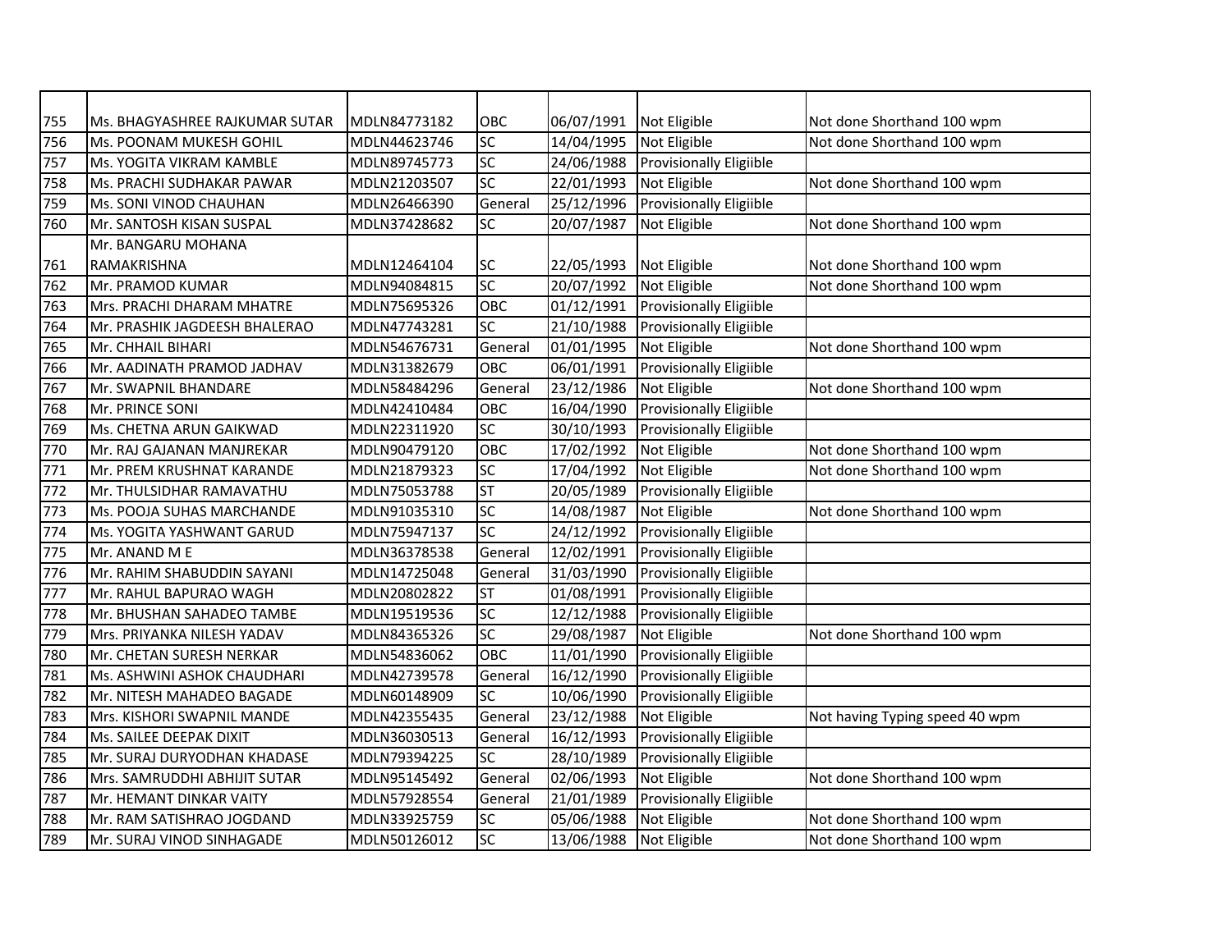| | | | | | | |
|---|---|---|---|---|---|---|
| 755 | Ms. BHAGYASHREE RAJKUMAR SUTAR | MDLN84773182 | OBC | 06/07/1991 | Not Eligible | Not done Shorthand 100 wpm |
| 756 | Ms. POONAM MUKESH GOHIL | MDLN44623746 | SC | 14/04/1995 | Not Eligible | Not done Shorthand 100 wpm |
| 757 | Ms. YOGITA VIKRAM KAMBLE | MDLN89745773 | SC | 24/06/1988 | Provisionally Eligiible | |
| 758 | Ms. PRACHI SUDHAKAR PAWAR | MDLN21203507 | SC | 22/01/1993 | Not Eligible | Not done Shorthand 100 wpm |
| 759 | Ms. SONI VINOD CHAUHAN | MDLN26466390 | General | 25/12/1996 | Provisionally Eligiible | |
| 760 | Mr. SANTOSH KISAN SUSPAL | MDLN37428682 | SC | 20/07/1987 | Not Eligible | Not done Shorthand 100 wpm |
| 761 | Mr. BANGARU MOHANA RAMAKRISHNA | MDLN12464104 | SC | 22/05/1993 | Not Eligible | Not done Shorthand 100 wpm |
| 762 | Mr. PRAMOD KUMAR | MDLN94084815 | SC | 20/07/1992 | Not Eligible | Not done Shorthand 100 wpm |
| 763 | Mrs. PRACHI DHARAM MHATRE | MDLN75695326 | OBC | 01/12/1991 | Provisionally Eligiible | |
| 764 | Mr. PRASHIK JAGDEESH BHALERAO | MDLN47743281 | SC | 21/10/1988 | Provisionally Eligiible | |
| 765 | Mr. CHHAIL BIHARI | MDLN54676731 | General | 01/01/1995 | Not Eligible | Not done Shorthand 100 wpm |
| 766 | Mr. AADINATH PRAMOD JADHAV | MDLN31382679 | OBC | 06/01/1991 | Provisionally Eligiible | |
| 767 | Mr. SWAPNIL BHANDARE | MDLN58484296 | General | 23/12/1986 | Not Eligible | Not done Shorthand 100 wpm |
| 768 | Mr. PRINCE SONI | MDLN42410484 | OBC | 16/04/1990 | Provisionally Eligiible | |
| 769 | Ms. CHETNA ARUN GAIKWAD | MDLN22311920 | SC | 30/10/1993 | Provisionally Eligiible | |
| 770 | Mr. RAJ GAJANAN MANJREKAR | MDLN90479120 | OBC | 17/02/1992 | Not Eligible | Not done Shorthand 100 wpm |
| 771 | Mr. PREM KRUSHNAT KARANDE | MDLN21879323 | SC | 17/04/1992 | Not Eligible | Not done Shorthand 100 wpm |
| 772 | Mr. THULSIDHAR RAMAVATHU | MDLN75053788 | ST | 20/05/1989 | Provisionally Eligiible | |
| 773 | Ms. POOJA SUHAS MARCHANDE | MDLN91035310 | SC | 14/08/1987 | Not Eligible | Not done Shorthand 100 wpm |
| 774 | Ms. YOGITA YASHWANT GARUD | MDLN75947137 | SC | 24/12/1992 | Provisionally Eligiible | |
| 775 | Mr. ANAND M E | MDLN36378538 | General | 12/02/1991 | Provisionally Eligiible | |
| 776 | Mr. RAHIM SHABUDDIN SAYANI | MDLN14725048 | General | 31/03/1990 | Provisionally Eligiible | |
| 777 | Mr. RAHUL BAPURAO WAGH | MDLN20802822 | ST | 01/08/1991 | Provisionally Eligiible | |
| 778 | Mr. BHUSHAN SAHADEO TAMBE | MDLN19519536 | SC | 12/12/1988 | Provisionally Eligiible | |
| 779 | Mrs. PRIYANKA NILESH YADAV | MDLN84365326 | SC | 29/08/1987 | Not Eligible | Not done Shorthand 100 wpm |
| 780 | Mr. CHETAN SURESH NERKAR | MDLN54836062 | OBC | 11/01/1990 | Provisionally Eligiible | |
| 781 | Ms. ASHWINI ASHOK CHAUDHARI | MDLN42739578 | General | 16/12/1990 | Provisionally Eligiible | |
| 782 | Mr. NITESH MAHADEO BAGADE | MDLN60148909 | SC | 10/06/1990 | Provisionally Eligiible | |
| 783 | Mrs. KISHORI SWAPNIL MANDE | MDLN42355435 | General | 23/12/1988 | Not Eligible | Not having Typing speed 40 wpm |
| 784 | Ms. SAILEE DEEPAK DIXIT | MDLN36030513 | General | 16/12/1993 | Provisionally Eligiible | |
| 785 | Mr. SURAJ DURYODHAN KHADASE | MDLN79394225 | SC | 28/10/1989 | Provisionally Eligiible | |
| 786 | Mrs. SAMRUDDHI ABHIJIT SUTAR | MDLN95145492 | General | 02/06/1993 | Not Eligible | Not done Shorthand 100 wpm |
| 787 | Mr. HEMANT DINKAR VAITY | MDLN57928554 | General | 21/01/1989 | Provisionally Eligiible | |
| 788 | Mr. RAM SATISHRAO JOGDAND | MDLN33925759 | SC | 05/06/1988 | Not Eligible | Not done Shorthand 100 wpm |
| 789 | Mr. SURAJ VINOD SINHAGADE | MDLN50126012 | SC | 13/06/1988 | Not Eligible | Not done Shorthand 100 wpm |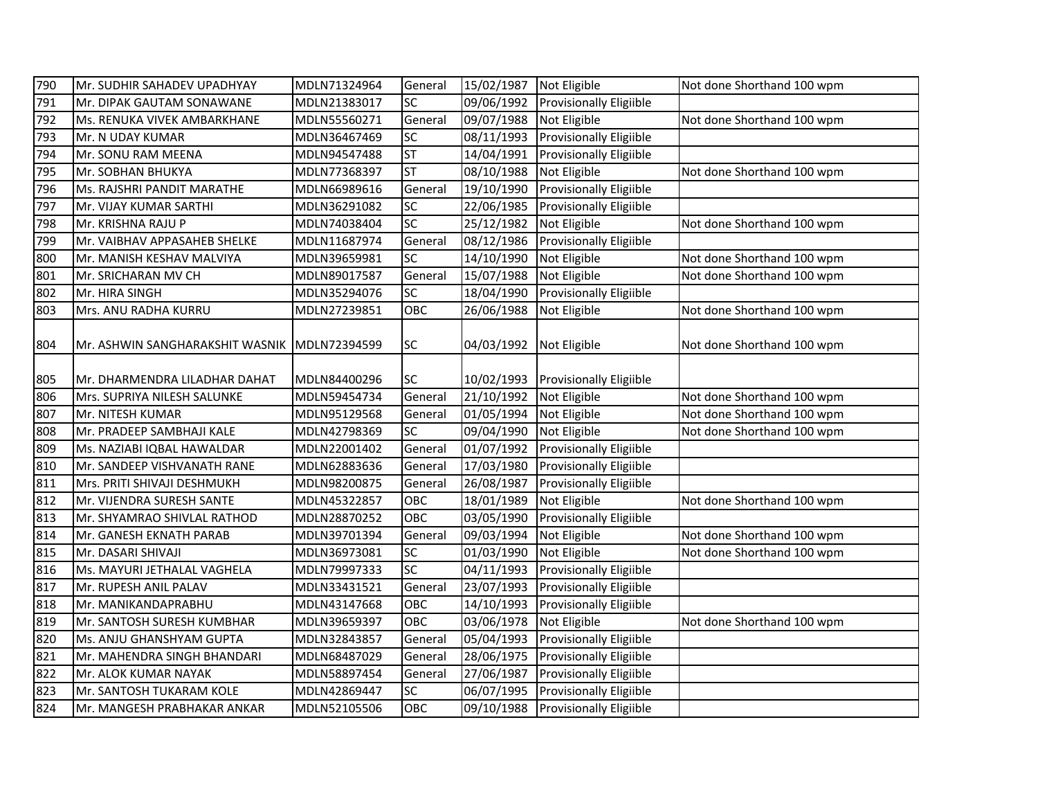| 790 | Mr. SUDHIR SAHADEV UPADHYAY | MDLN71324964 | General | 15/02/1987 | Not Eligible | Not done Shorthand 100 wpm |
|---|---|---|---|---|---|---|
| 791 | Mr. DIPAK GAUTAM SONAWANE | MDLN21383017 | SC | 09/06/1992 | Provisionally Eligiible | |
| 792 | Ms. RENUKA VIVEK AMBARKHANE | MDLN55560271 | General | 09/07/1988 | Not Eligible | Not done Shorthand 100 wpm |
| 793 | Mr. N UDAY KUMAR | MDLN36467469 | SC | 08/11/1993 | Provisionally Eligiible | |
| 794 | Mr. SONU RAM MEENA | MDLN94547488 | ST | 14/04/1991 | Provisionally Eligiible | |
| 795 | Mr. SOBHAN BHUKYA | MDLN77368397 | ST | 08/10/1988 | Not Eligible | Not done Shorthand 100 wpm |
| 796 | Ms. RAJSHRI PANDIT MARATHE | MDLN66989616 | General | 19/10/1990 | Provisionally Eligiible | |
| 797 | Mr. VIJAY KUMAR SARTHI | MDLN36291082 | SC | 22/06/1985 | Provisionally Eligiible | |
| 798 | Mr. KRISHNA RAJU P | MDLN74038404 | SC | 25/12/1982 | Not Eligible | Not done Shorthand 100 wpm |
| 799 | Mr. VAIBHAV APPASAHEB SHELKE | MDLN11687974 | General | 08/12/1986 | Provisionally Eligiible | |
| 800 | Mr. MANISH KESHAV MALVIYA | MDLN39659981 | SC | 14/10/1990 | Not Eligible | Not done Shorthand 100 wpm |
| 801 | Mr. SRICHARAN MV CH | MDLN89017587 | General | 15/07/1988 | Not Eligible | Not done Shorthand 100 wpm |
| 802 | Mr. HIRA SINGH | MDLN35294076 | SC | 18/04/1990 | Provisionally Eligiible | |
| 803 | Mrs. ANU RADHA KURRU | MDLN27239851 | OBC | 26/06/1988 | Not Eligible | Not done Shorthand 100 wpm |
| 804 | Mr. ASHWIN SANGHARAKSHIT WASNIK | MDLN72394599 | SC | 04/03/1992 | Not Eligible | Not done Shorthand 100 wpm |
| 805 | Mr. DHARMENDRA LILADHAR DAHAT | MDLN84400296 | SC | 10/02/1993 | Provisionally Eligiible | |
| 806 | Mrs. SUPRIYA NILESH SALUNKE | MDLN59454734 | General | 21/10/1992 | Not Eligible | Not done Shorthand 100 wpm |
| 807 | Mr. NITESH KUMAR | MDLN95129568 | General | 01/05/1994 | Not Eligible | Not done Shorthand 100 wpm |
| 808 | Mr. PRADEEP SAMBHAJI KALE | MDLN42798369 | SC | 09/04/1990 | Not Eligible | Not done Shorthand 100 wpm |
| 809 | Ms. NAZIABI IQBAL HAWALDAR | MDLN22001402 | General | 01/07/1992 | Provisionally Eligiible | |
| 810 | Mr. SANDEEP VISHVANATH RANE | MDLN62883636 | General | 17/03/1980 | Provisionally Eligiible | |
| 811 | Mrs. PRITI SHIVAJI DESHMUKH | MDLN98200875 | General | 26/08/1987 | Provisionally Eligiible | |
| 812 | Mr. VIJENDRA SURESH SANTE | MDLN45322857 | OBC | 18/01/1989 | Not Eligible | Not done Shorthand 100 wpm |
| 813 | Mr. SHYAMRAO SHIVLAL RATHOD | MDLN28870252 | OBC | 03/05/1990 | Provisionally Eligiible | |
| 814 | Mr. GANESH EKNATH PARAB | MDLN39701394 | General | 09/03/1994 | Not Eligible | Not done Shorthand 100 wpm |
| 815 | Mr. DASARI SHIVAJI | MDLN36973081 | SC | 01/03/1990 | Not Eligible | Not done Shorthand 100 wpm |
| 816 | Ms. MAYURI JETHALAL VAGHELA | MDLN79997333 | SC | 04/11/1993 | Provisionally Eligiible | |
| 817 | Mr. RUPESH ANIL PALAV | MDLN33431521 | General | 23/07/1993 | Provisionally Eligiible | |
| 818 | Mr. MANIKANDAPRABHU | MDLN43147668 | OBC | 14/10/1993 | Provisionally Eligiible | |
| 819 | Mr. SANTOSH SURESH KUMBHAR | MDLN39659397 | OBC | 03/06/1978 | Not Eligible | Not done Shorthand 100 wpm |
| 820 | Ms. ANJU GHANSHYAM GUPTA | MDLN32843857 | General | 05/04/1993 | Provisionally Eligiible | |
| 821 | Mr. MAHENDRA SINGH BHANDARI | MDLN68487029 | General | 28/06/1975 | Provisionally Eligiible | |
| 822 | Mr. ALOK KUMAR NAYAK | MDLN58897454 | General | 27/06/1987 | Provisionally Eligiible | |
| 823 | Mr. SANTOSH TUKARAM KOLE | MDLN42869447 | SC | 06/07/1995 | Provisionally Eligiible | |
| 824 | Mr. MANGESH PRABHAKAR ANKAR | MDLN52105506 | OBC | 09/10/1988 | Provisionally Eligiible | |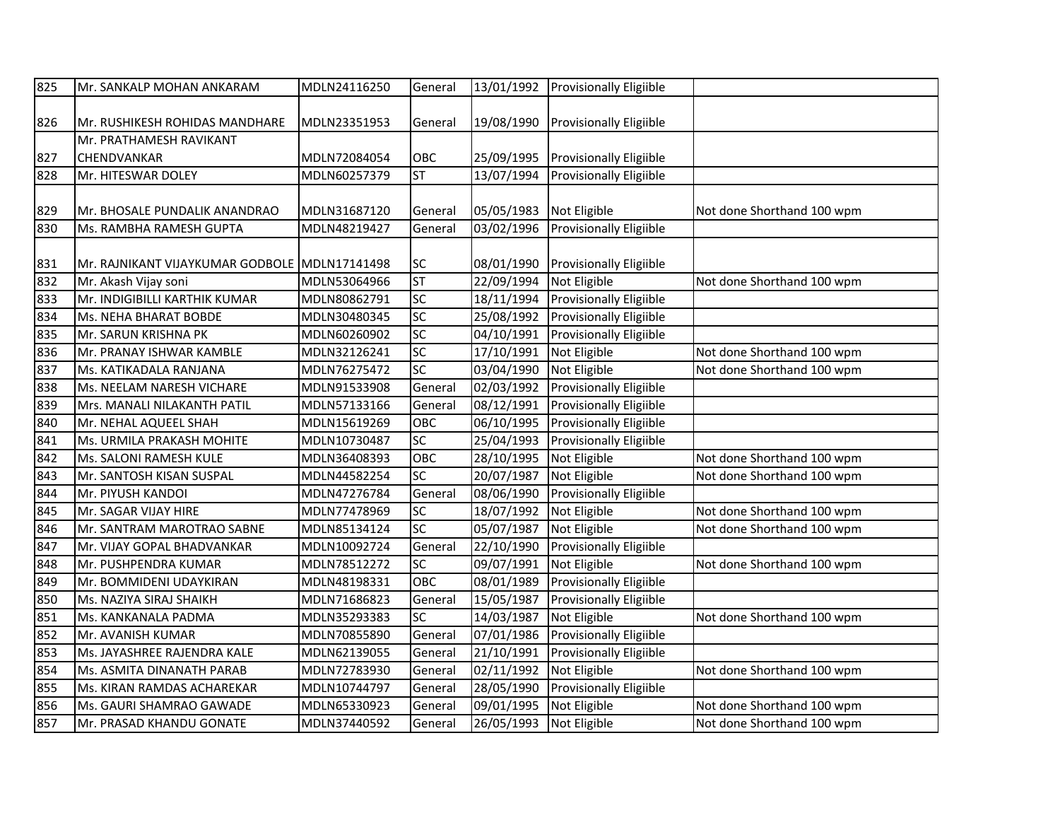| | | | | | | |
|---|---|---|---|---|---|---|
| 825 | Mr. SANKALP MOHAN ANKARAM | MDLN24116250 | General | 13/01/1992 | Provisionally Eligiible | |
| 826 | Mr. RUSHIKESH ROHIDAS MANDHARE | MDLN23351953 | General | 19/08/1990 | Provisionally Eligiible | |
| 827 | Mr. PRATHAMESH RAVIKANT CHENDVANKAR | MDLN72084054 | OBC | 25/09/1995 | Provisionally Eligiible | |
| 828 | Mr. HITESWAR DOLEY | MDLN60257379 | ST | 13/07/1994 | Provisionally Eligiible | |
| 829 | Mr. BHOSALE PUNDALIK ANANDRAO | MDLN31687120 | General | 05/05/1983 | Not Eligible | Not done Shorthand 100 wpm |
| 830 | Ms. RAMBHA RAMESH GUPTA | MDLN48219427 | General | 03/02/1996 | Provisionally Eligiible | |
| 831 | Mr. RAJNIKANT VIJAYKUMAR GODBOLE | MDLN17141498 | SC | 08/01/1990 | Provisionally Eligiible | |
| 832 | Mr. Akash Vijay soni | MDLN53064966 | ST | 22/09/1994 | Not Eligible | Not done Shorthand 100 wpm |
| 833 | Mr. INDIGIBILLI KARTHIK KUMAR | MDLN80862791 | SC | 18/11/1994 | Provisionally Eligiible | |
| 834 | Ms. NEHA BHARAT BOBDE | MDLN30480345 | SC | 25/08/1992 | Provisionally Eligiible | |
| 835 | Mr. SARUN KRISHNA PK | MDLN60260902 | SC | 04/10/1991 | Provisionally Eligiible | |
| 836 | Mr. PRANAY ISHWAR KAMBLE | MDLN32126241 | SC | 17/10/1991 | Not Eligible | Not done Shorthand 100 wpm |
| 837 | Ms. KATIKADALA RANJANA | MDLN76275472 | SC | 03/04/1990 | Not Eligible | Not done Shorthand 100 wpm |
| 838 | Ms. NEELAM NARESH VICHARE | MDLN91533908 | General | 02/03/1992 | Provisionally Eligiible | |
| 839 | Mrs. MANALI NILAKANTH PATIL | MDLN57133166 | General | 08/12/1991 | Provisionally Eligiible | |
| 840 | Mr. NEHAL AQUEEL SHAH | MDLN15619269 | OBC | 06/10/1995 | Provisionally Eligiible | |
| 841 | Ms. URMILA PRAKASH MOHITE | MDLN10730487 | SC | 25/04/1993 | Provisionally Eligiible | |
| 842 | Ms. SALONI RAMESH KULE | MDLN36408393 | OBC | 28/10/1995 | Not Eligible | Not done Shorthand 100 wpm |
| 843 | Mr. SANTOSH KISAN SUSPAL | MDLN44582254 | SC | 20/07/1987 | Not Eligible | Not done Shorthand 100 wpm |
| 844 | Mr. PIYUSH KANDOI | MDLN47276784 | General | 08/06/1990 | Provisionally Eligiible | |
| 845 | Mr. SAGAR VIJAY HIRE | MDLN77478969 | SC | 18/07/1992 | Not Eligible | Not done Shorthand 100 wpm |
| 846 | Mr. SANTRAM MAROTRAO SABNE | MDLN85134124 | SC | 05/07/1987 | Not Eligible | Not done Shorthand 100 wpm |
| 847 | Mr. VIJAY GOPAL BHADVANKAR | MDLN10092724 | General | 22/10/1990 | Provisionally Eligiible | |
| 848 | Mr. PUSHPENDRA KUMAR | MDLN78512272 | SC | 09/07/1991 | Not Eligible | Not done Shorthand 100 wpm |
| 849 | Mr. BOMMIDENI UDAYKIRAN | MDLN48198331 | OBC | 08/01/1989 | Provisionally Eligiible | |
| 850 | Ms. NAZIYA SIRAJ SHAIKH | MDLN71686823 | General | 15/05/1987 | Provisionally Eligiible | |
| 851 | Ms. KANKANALA PADMA | MDLN35293383 | SC | 14/03/1987 | Not Eligible | Not done Shorthand 100 wpm |
| 852 | Mr. AVANISH KUMAR | MDLN70855890 | General | 07/01/1986 | Provisionally Eligiible | |
| 853 | Ms. JAYASHREE RAJENDRA KALE | MDLN62139055 | General | 21/10/1991 | Provisionally Eligiible | |
| 854 | Ms. ASMITA DINANATH PARAB | MDLN72783930 | General | 02/11/1992 | Not Eligible | Not done Shorthand 100 wpm |
| 855 | Ms. KIRAN RAMDAS ACHAREKAR | MDLN10744797 | General | 28/05/1990 | Provisionally Eligiible | |
| 856 | Ms. GAURI SHAMRAO GAWADE | MDLN65330923 | General | 09/01/1995 | Not Eligible | Not done Shorthand 100 wpm |
| 857 | Mr. PRASAD KHANDU GONATE | MDLN37440592 | General | 26/05/1993 | Not Eligible | Not done Shorthand 100 wpm |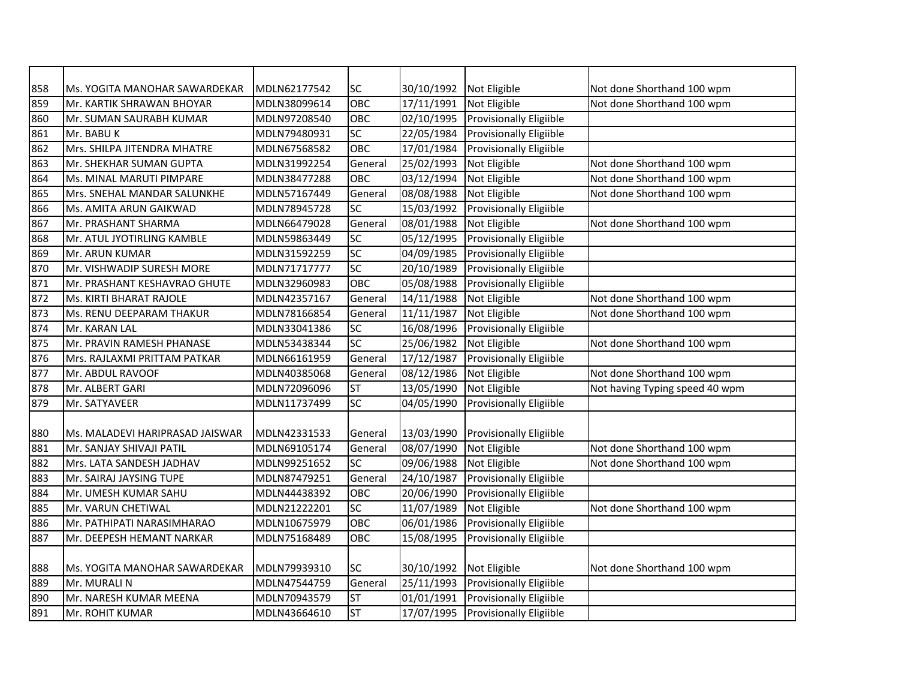| | | | | | | |
|---|---|---|---|---|---|---|
| 858 | Ms. YOGITA MANOHAR SAWARDEKAR | MDLN62177542 | SC | 30/10/1992 | Not Eligible | Not done Shorthand 100 wpm |
| 859 | Mr. KARTIK SHRAWAN BHOYAR | MDLN38099614 | OBC | 17/11/1991 | Not Eligible | Not done Shorthand 100 wpm |
| 860 | Mr. SUMAN SAURABH KUMAR | MDLN97208540 | OBC | 02/10/1995 | Provisionally Eligiible | |
| 861 | Mr. BABU K | MDLN79480931 | SC | 22/05/1984 | Provisionally Eligiible | |
| 862 | Mrs. SHILPA JITENDRA MHATRE | MDLN67568582 | OBC | 17/01/1984 | Provisionally Eligiible | |
| 863 | Mr. SHEKHAR SUMAN GUPTA | MDLN31992254 | General | 25/02/1993 | Not Eligible | Not done Shorthand 100 wpm |
| 864 | Ms. MINAL MARUTI PIMPARE | MDLN38477288 | OBC | 03/12/1994 | Not Eligible | Not done Shorthand 100 wpm |
| 865 | Mrs. SNEHAL MANDAR SALUNKHE | MDLN57167449 | General | 08/08/1988 | Not Eligible | Not done Shorthand 100 wpm |
| 866 | Ms. AMITA ARUN GAIKWAD | MDLN78945728 | SC | 15/03/1992 | Provisionally Eligiible | |
| 867 | Mr. PRASHANT SHARMA | MDLN66479028 | General | 08/01/1988 | Not Eligible | Not done Shorthand 100 wpm |
| 868 | Mr. ATUL JYOTIRLING KAMBLE | MDLN59863449 | SC | 05/12/1995 | Provisionally Eligiible | |
| 869 | Mr. ARUN KUMAR | MDLN31592259 | SC | 04/09/1985 | Provisionally Eligiible | |
| 870 | Mr. VISHWADIP SURESH MORE | MDLN71717777 | SC | 20/10/1989 | Provisionally Eligiible | |
| 871 | Mr. PRASHANT KESHAVRAO GHUTE | MDLN32960983 | OBC | 05/08/1988 | Provisionally Eligiible | |
| 872 | Ms. KIRTI BHARAT RAJOLE | MDLN42357167 | General | 14/11/1988 | Not Eligible | Not done Shorthand 100 wpm |
| 873 | Ms. RENU DEEPARAM THAKUR | MDLN78166854 | General | 11/11/1987 | Not Eligible | Not done Shorthand 100 wpm |
| 874 | Mr. KARAN LAL | MDLN33041386 | SC | 16/08/1996 | Provisionally Eligiible | |
| 875 | Mr. PRAVIN RAMESH PHANASE | MDLN53438344 | SC | 25/06/1982 | Not Eligible | Not done Shorthand 100 wpm |
| 876 | Mrs. RAJLAXMI PRITTAM PATKAR | MDLN66161959 | General | 17/12/1987 | Provisionally Eligiible | |
| 877 | Mr. ABDUL RAVOOF | MDLN40385068 | General | 08/12/1986 | Not Eligible | Not done Shorthand 100 wpm |
| 878 | Mr. ALBERT GARI | MDLN72096096 | ST | 13/05/1990 | Not Eligible | Not having Typing speed 40 wpm |
| 879 | Mr. SATYAVEER | MDLN11737499 | SC | 04/05/1990 | Provisionally Eligiible | |
| 880 | Ms. MALADEVI HARIPRASAD JAISWAR | MDLN42331533 | General | 13/03/1990 | Provisionally Eligiible | |
| 881 | Mr. SANJAY SHIVAJI PATIL | MDLN69105174 | General | 08/07/1990 | Not Eligible | Not done Shorthand 100 wpm |
| 882 | Mrs. LATA SANDESH JADHAV | MDLN99251652 | SC | 09/06/1988 | Not Eligible | Not done Shorthand 100 wpm |
| 883 | Mr. SAIRAJ JAYSING TUPE | MDLN87479251 | General | 24/10/1987 | Provisionally Eligiible | |
| 884 | Mr. UMESH KUMAR SAHU | MDLN44438392 | OBC | 20/06/1990 | Provisionally Eligiible | |
| 885 | Mr. VARUN CHETIWAL | MDLN21222201 | SC | 11/07/1989 | Not Eligible | Not done Shorthand 100 wpm |
| 886 | Mr. PATHIPATI NARASIMHARAO | MDLN10675979 | OBC | 06/01/1986 | Provisionally Eligiible | |
| 887 | Mr. DEEPESH HEMANT NARKAR | MDLN75168489 | OBC | 15/08/1995 | Provisionally Eligiible | |
| 888 | Ms. YOGITA MANOHAR SAWARDEKAR | MDLN79939310 | SC | 30/10/1992 | Not Eligible | Not done Shorthand 100 wpm |
| 889 | Mr. MURALI N | MDLN47544759 | General | 25/11/1993 | Provisionally Eligiible | |
| 890 | Mr. NARESH KUMAR MEENA | MDLN70943579 | ST | 01/01/1991 | Provisionally Eligiible | |
| 891 | Mr. ROHIT KUMAR | MDLN43664610 | ST | 17/07/1995 | Provisionally Eligiible | |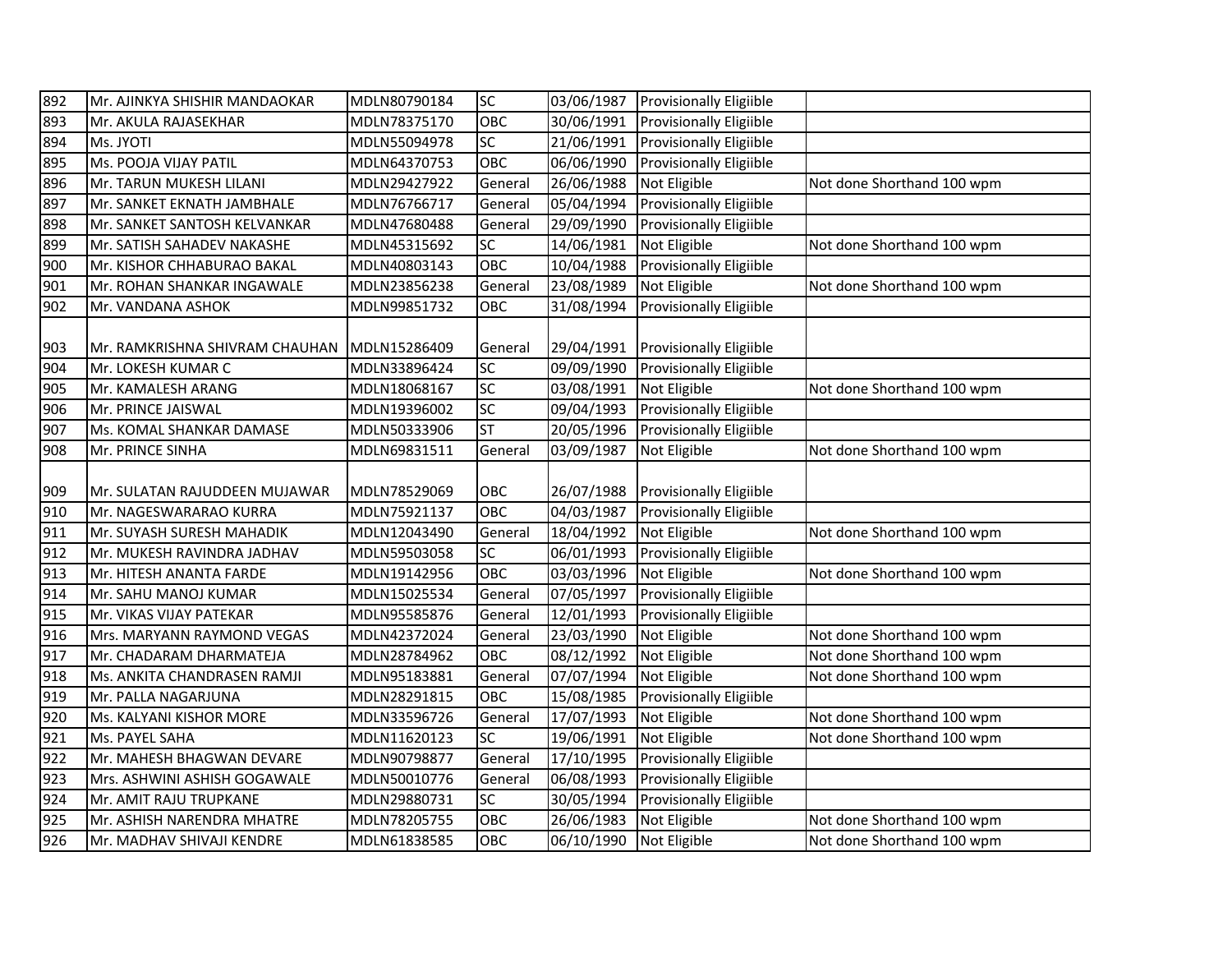| 892 | Mr. AJINKYA SHISHIR MANDAOKAR | MDLN80790184 | SC | 03/06/1987 | Provisionally Eligiible | |
|---|---|---|---|---|---|---|
| 893 | Mr. AKULA RAJASEKHAR | MDLN78375170 | OBC | 30/06/1991 | Provisionally Eligiible | |
| 894 | Ms. JYOTI | MDLN55094978 | SC | 21/06/1991 | Provisionally Eligiible | |
| 895 | Ms. POOJA VIJAY PATIL | MDLN64370753 | OBC | 06/06/1990 | Provisionally Eligiible | |
| 896 | Mr. TARUN MUKESH LILANI | MDLN29427922 | General | 26/06/1988 | Not Eligible | Not done Shorthand 100 wpm |
| 897 | Mr. SANKET EKNATH JAMBHALE | MDLN76766717 | General | 05/04/1994 | Provisionally Eligiible | |
| 898 | Mr. SANKET SANTOSH KELVANKAR | MDLN47680488 | General | 29/09/1990 | Provisionally Eligiible | |
| 899 | Mr. SATISH SAHADEV NAKASHE | MDLN45315692 | SC | 14/06/1981 | Not Eligible | Not done Shorthand 100 wpm |
| 900 | Mr. KISHOR CHHABURAO BAKAL | MDLN40803143 | OBC | 10/04/1988 | Provisionally Eligiible | |
| 901 | Mr. ROHAN SHANKAR INGAWALE | MDLN23856238 | General | 23/08/1989 | Not Eligible | Not done Shorthand 100 wpm |
| 902 | Mr. VANDANA ASHOK | MDLN99851732 | OBC | 31/08/1994 | Provisionally Eligiible | |
| 903 | Mr. RAMKRISHNA SHIVRAM CHAUHAN | MDLN15286409 | General | 29/04/1991 | Provisionally Eligiible | |
| 904 | Mr. LOKESH KUMAR C | MDLN33896424 | SC | 09/09/1990 | Provisionally Eligiible | |
| 905 | Mr. KAMALESH ARANG | MDLN18068167 | SC | 03/08/1991 | Not Eligible | Not done Shorthand 100 wpm |
| 906 | Mr. PRINCE JAISWAL | MDLN19396002 | SC | 09/04/1993 | Provisionally Eligiible | |
| 907 | Ms. KOMAL SHANKAR DAMASE | MDLN50333906 | ST | 20/05/1996 | Provisionally Eligiible | |
| 908 | Mr. PRINCE SINHA | MDLN69831511 | General | 03/09/1987 | Not Eligible | Not done Shorthand 100 wpm |
| 909 | Mr. SULATAN RAJUDDEEN MUJAWAR | MDLN78529069 | OBC | 26/07/1988 | Provisionally Eligiible | |
| 910 | Mr. NAGESWARARAO KURRA | MDLN75921137 | OBC | 04/03/1987 | Provisionally Eligiible | |
| 911 | Mr. SUYASH SURESH MAHADIK | MDLN12043490 | General | 18/04/1992 | Not Eligible | Not done Shorthand 100 wpm |
| 912 | Mr. MUKESH RAVINDRA JADHAV | MDLN59503058 | SC | 06/01/1993 | Provisionally Eligiible | |
| 913 | Mr. HITESH ANANTA FARDE | MDLN19142956 | OBC | 03/03/1996 | Not Eligible | Not done Shorthand 100 wpm |
| 914 | Mr. SAHU MANOJ KUMAR | MDLN15025534 | General | 07/05/1997 | Provisionally Eligiible | |
| 915 | Mr. VIKAS VIJAY PATEKAR | MDLN95585876 | General | 12/01/1993 | Provisionally Eligiible | |
| 916 | Mrs. MARYANN RAYMOND VEGAS | MDLN42372024 | General | 23/03/1990 | Not Eligible | Not done Shorthand 100 wpm |
| 917 | Mr. CHADARAM DHARMATEJA | MDLN28784962 | OBC | 08/12/1992 | Not Eligible | Not done Shorthand 100 wpm |
| 918 | Ms. ANKITA CHANDRASEN RAMJI | MDLN95183881 | General | 07/07/1994 | Not Eligible | Not done Shorthand 100 wpm |
| 919 | Mr. PALLA NAGARJUNA | MDLN28291815 | OBC | 15/08/1985 | Provisionally Eligiible | |
| 920 | Ms. KALYANI KISHOR MORE | MDLN33596726 | General | 17/07/1993 | Not Eligible | Not done Shorthand 100 wpm |
| 921 | Ms. PAYEL SAHA | MDLN11620123 | SC | 19/06/1991 | Not Eligible | Not done Shorthand 100 wpm |
| 922 | Mr. MAHESH BHAGWAN DEVARE | MDLN90798877 | General | 17/10/1995 | Provisionally Eligiible | |
| 923 | Mrs. ASHWINI ASHISH GOGAWALE | MDLN50010776 | General | 06/08/1993 | Provisionally Eligiible | |
| 924 | Mr. AMIT RAJU TRUPKANE | MDLN29880731 | SC | 30/05/1994 | Provisionally Eligiible | |
| 925 | Mr. ASHISH NARENDRA MHATRE | MDLN78205755 | OBC | 26/06/1983 | Not Eligible | Not done Shorthand 100 wpm |
| 926 | Mr. MADHAV SHIVAJI KENDRE | MDLN61838585 | OBC | 06/10/1990 | Not Eligible | Not done Shorthand 100 wpm |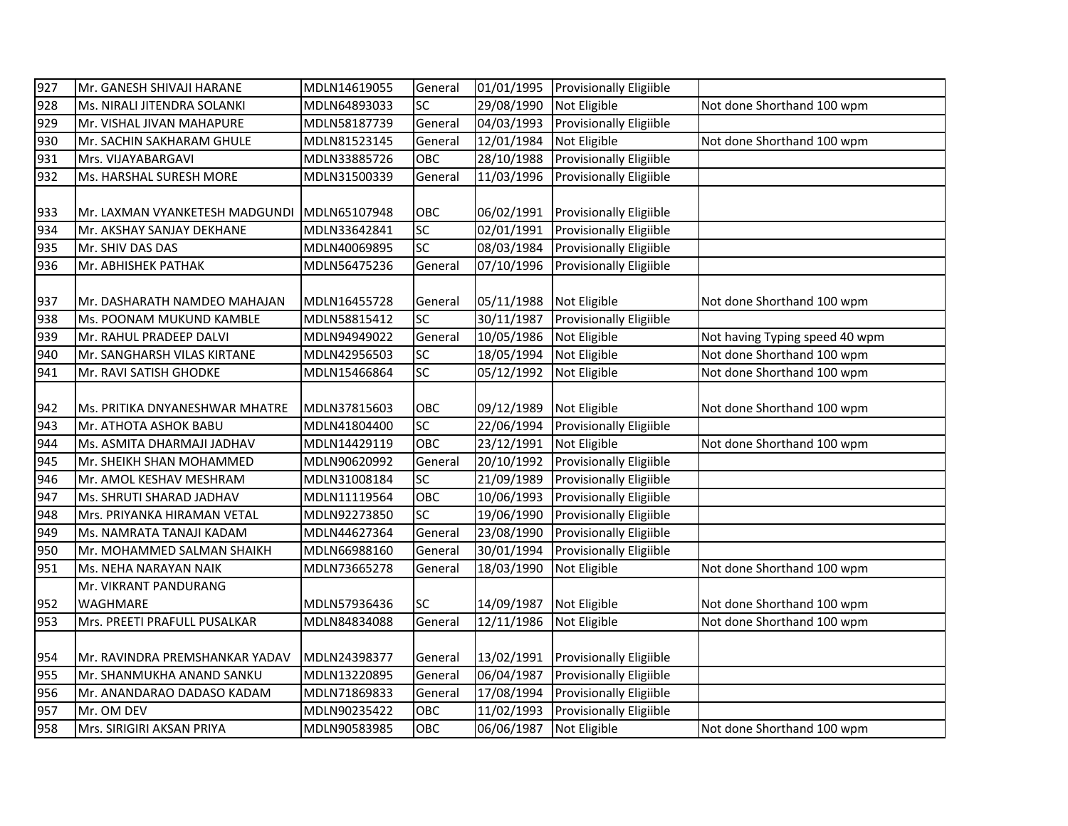| | | | | | | |
|---|---|---|---|---|---|---|
| 927 | Mr. GANESH SHIVAJI HARANE | MDLN14619055 | General | 01/01/1995 | Provisionally Eligiible | |
| 928 | Ms. NIRALI JITENDRA SOLANKI | MDLN64893033 | SC | 29/08/1990 | Not Eligible | Not done Shorthand 100 wpm |
| 929 | Mr. VISHAL JIVAN MAHAPURE | MDLN58187739 | General | 04/03/1993 | Provisionally Eligiible | |
| 930 | Mr. SACHIN SAKHARAM GHULE | MDLN81523145 | General | 12/01/1984 | Not Eligible | Not done Shorthand 100 wpm |
| 931 | Mrs. VIJAYABARGAVI | MDLN33885726 | OBC | 28/10/1988 | Provisionally Eligiible | |
| 932 | Ms. HARSHAL SURESH MORE | MDLN31500339 | General | 11/03/1996 | Provisionally Eligiible | |
| 933 | Mr. LAXMAN VYANKETESH MADGUNDI | MDLN65107948 | OBC | 06/02/1991 | Provisionally Eligiible | |
| 934 | Mr. AKSHAY SANJAY DEKHANE | MDLN33642841 | SC | 02/01/1991 | Provisionally Eligiible | |
| 935 | Mr. SHIV DAS DAS | MDLN40069895 | SC | 08/03/1984 | Provisionally Eligiible | |
| 936 | Mr. ABHISHEK PATHAK | MDLN56475236 | General | 07/10/1996 | Provisionally Eligiible | |
| 937 | Mr. DASHARATH NAMDEO MAHAJAN | MDLN16455728 | General | 05/11/1988 | Not Eligible | Not done Shorthand 100 wpm |
| 938 | Ms. POONAM MUKUND KAMBLE | MDLN58815412 | SC | 30/11/1987 | Provisionally Eligiible | |
| 939 | Mr. RAHUL PRADEEP DALVI | MDLN94949022 | General | 10/05/1986 | Not Eligible | Not having Typing speed 40 wpm |
| 940 | Mr. SANGHARSH VILAS KIRTANE | MDLN42956503 | SC | 18/05/1994 | Not Eligible | Not done Shorthand 100 wpm |
| 941 | Mr. RAVI SATISH GHODKE | MDLN15466864 | SC | 05/12/1992 | Not Eligible | Not done Shorthand 100 wpm |
| 942 | Ms. PRITIKA DNYANESHWAR MHATRE | MDLN37815603 | OBC | 09/12/1989 | Not Eligible | Not done Shorthand 100 wpm |
| 943 | Mr. ATHOTA ASHOK BABU | MDLN41804400 | SC | 22/06/1994 | Provisionally Eligiible | |
| 944 | Ms. ASMITA DHARMAJI JADHAV | MDLN14429119 | OBC | 23/12/1991 | Not Eligible | Not done Shorthand 100 wpm |
| 945 | Mr. SHEIKH SHAN MOHAMMED | MDLN90620992 | General | 20/10/1992 | Provisionally Eligiible | |
| 946 | Mr. AMOL KESHAV MESHRAM | MDLN31008184 | SC | 21/09/1989 | Provisionally Eligiible | |
| 947 | Ms. SHRUTI SHARAD JADHAV | MDLN11119564 | OBC | 10/06/1993 | Provisionally Eligiible | |
| 948 | Mrs. PRIYANKA HIRAMAN VETAL | MDLN92273850 | SC | 19/06/1990 | Provisionally Eligiible | |
| 949 | Ms. NAMRATA TANAJI KADAM | MDLN44627364 | General | 23/08/1990 | Provisionally Eligiible | |
| 950 | Mr. MOHAMMED SALMAN SHAIKH | MDLN66988160 | General | 30/01/1994 | Provisionally Eligiible | |
| 951 | Ms. NEHA NARAYAN NAIK | MDLN73665278 | General | 18/03/1990 | Not Eligible | Not done Shorthand 100 wpm |
| 952 | Mr. VIKRANT PANDURANG WAGHMARE | MDLN57936436 | SC | 14/09/1987 | Not Eligible | Not done Shorthand 100 wpm |
| 953 | Mrs. PREETI PRAFULL PUSALKAR | MDLN84834088 | General | 12/11/1986 | Not Eligible | Not done Shorthand 100 wpm |
| 954 | Mr. RAVINDRA PREMSHANKAR YADAV | MDLN24398377 | General | 13/02/1991 | Provisionally Eligiible | |
| 955 | Mr. SHANMUKHA ANAND SANKU | MDLN13220895 | General | 06/04/1987 | Provisionally Eligiible | |
| 956 | Mr. ANANDARAO DADASO KADAM | MDLN71869833 | General | 17/08/1994 | Provisionally Eligiible | |
| 957 | Mr. OM DEV | MDLN90235422 | OBC | 11/02/1993 | Provisionally Eligiible | |
| 958 | Mrs. SIRIGIRI AKSAN PRIYA | MDLN90583985 | OBC | 06/06/1987 | Not Eligible | Not done Shorthand 100 wpm |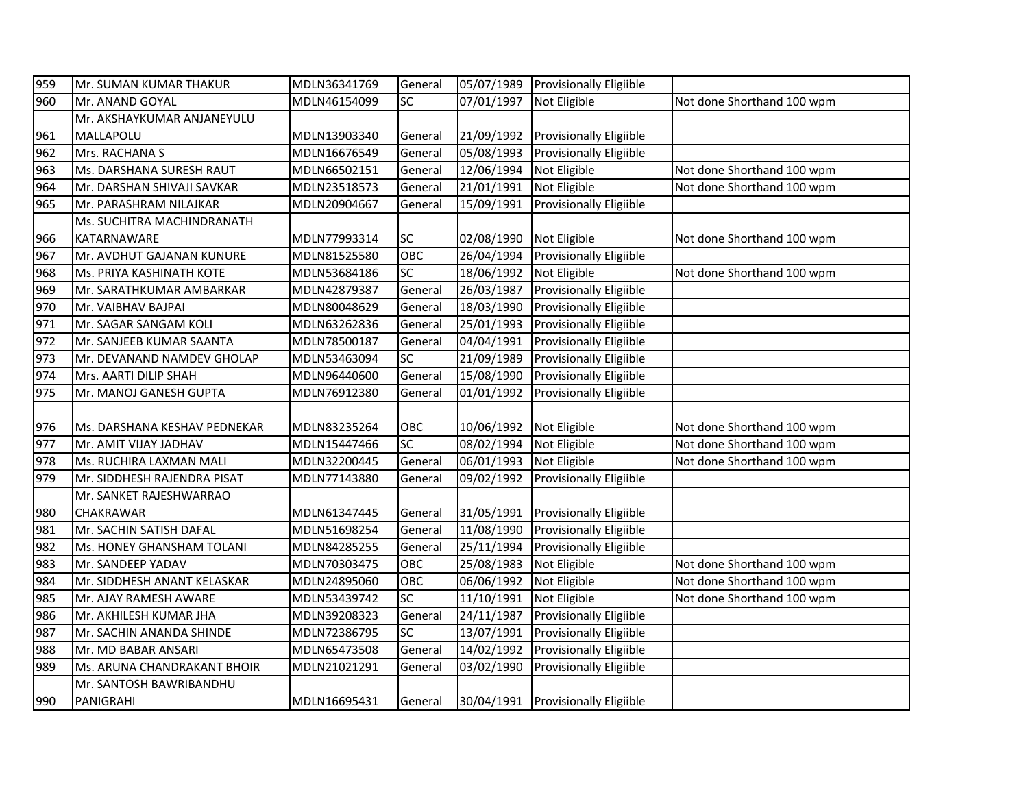| 959 | Mr. SUMAN KUMAR THAKUR | MDLN36341769 | General | 05/07/1989 | Provisionally Eligiible | |
|---|---|---|---|---|---|---|
| 960 | Mr. ANAND GOYAL | MDLN46154099 | SC | 07/01/1997 | Not Eligible | Not done Shorthand 100 wpm |
| 961 | Mr. AKSHAYKUMAR ANJANEYULU MALLAPOLU | MDLN13903340 | General | 21/09/1992 | Provisionally Eligiible | |
| 962 | Mrs. RACHANA S | MDLN16676549 | General | 05/08/1993 | Provisionally Eligiible | |
| 963 | Ms. DARSHANA SURESH RAUT | MDLN66502151 | General | 12/06/1994 | Not Eligible | Not done Shorthand 100 wpm |
| 964 | Mr. DARSHAN SHIVAJI SAVKAR | MDLN23518573 | General | 21/01/1991 | Not Eligible | Not done Shorthand 100 wpm |
| 965 | Mr. PARASHRAM NILAJKAR | MDLN20904667 | General | 15/09/1991 | Provisionally Eligiible | |
| 966 | Ms. SUCHITRA MACHINDRANATH KATARNAWARE | MDLN77993314 | SC | 02/08/1990 | Not Eligible | Not done Shorthand 100 wpm |
| 967 | Mr. AVDHUT GAJANAN KUNURE | MDLN81525580 | OBC | 26/04/1994 | Provisionally Eligiible | |
| 968 | Ms. PRIYA KASHINATH KOTE | MDLN53684186 | SC | 18/06/1992 | Not Eligible | Not done Shorthand 100 wpm |
| 969 | Mr. SARATHKUMAR AMBARKAR | MDLN42879387 | General | 26/03/1987 | Provisionally Eligiible | |
| 970 | Mr. VAIBHAV BAJPAI | MDLN80048629 | General | 18/03/1990 | Provisionally Eligiible | |
| 971 | Mr. SAGAR SANGAM KOLI | MDLN63262836 | General | 25/01/1993 | Provisionally Eligiible | |
| 972 | Mr. SANJEEB KUMAR SAANTA | MDLN78500187 | General | 04/04/1991 | Provisionally Eligiible | |
| 973 | Mr. DEVANAND NAMDEV GHOLAP | MDLN53463094 | SC | 21/09/1989 | Provisionally Eligiible | |
| 974 | Mrs. AARTI DILIP SHAH | MDLN96440600 | General | 15/08/1990 | Provisionally Eligiible | |
| 975 | Mr. MANOJ GANESH GUPTA | MDLN76912380 | General | 01/01/1992 | Provisionally Eligiible | |
| 976 | Ms. DARSHANA KESHAV PEDNEKAR | MDLN83235264 | OBC | 10/06/1992 | Not Eligible | Not done Shorthand 100 wpm |
| 977 | Mr. AMIT VIJAY JADHAV | MDLN15447466 | SC | 08/02/1994 | Not Eligible | Not done Shorthand 100 wpm |
| 978 | Ms. RUCHIRA LAXMAN MALI | MDLN32200445 | General | 06/01/1993 | Not Eligible | Not done Shorthand 100 wpm |
| 979 | Mr. SIDDHESH RAJENDRA PISAT | MDLN77143880 | General | 09/02/1992 | Provisionally Eligiible | |
| 980 | Mr. SANKET RAJESHWARRAO CHAKRAWAR | MDLN61347445 | General | 31/05/1991 | Provisionally Eligiible | |
| 981 | Mr. SACHIN SATISH DAFAL | MDLN51698254 | General | 11/08/1990 | Provisionally Eligiible | |
| 982 | Ms. HONEY GHANSHAM TOLANI | MDLN84285255 | General | 25/11/1994 | Provisionally Eligiible | |
| 983 | Mr. SANDEEP YADAV | MDLN70303475 | OBC | 25/08/1983 | Not Eligible | Not done Shorthand 100 wpm |
| 984 | Mr. SIDDHESH ANANT KELASKAR | MDLN24895060 | OBC | 06/06/1992 | Not Eligible | Not done Shorthand 100 wpm |
| 985 | Mr. AJAY RAMESH AWARE | MDLN53439742 | SC | 11/10/1991 | Not Eligible | Not done Shorthand 100 wpm |
| 986 | Mr. AKHILESH KUMAR JHA | MDLN39208323 | General | 24/11/1987 | Provisionally Eligiible | |
| 987 | Mr. SACHIN ANANDA SHINDE | MDLN72386795 | SC | 13/07/1991 | Provisionally Eligiible | |
| 988 | Mr. MD BABAR ANSARI | MDLN65473508 | General | 14/02/1992 | Provisionally Eligiible | |
| 989 | Ms. ARUNA CHANDRAKANT BHOIR | MDLN21021291 | General | 03/02/1990 | Provisionally Eligiible | |
| 990 | Mr. SANTOSH BAWRIBANDHU PANIGRAHI | MDLN16695431 | General | 30/04/1991 | Provisionally Eligiible | |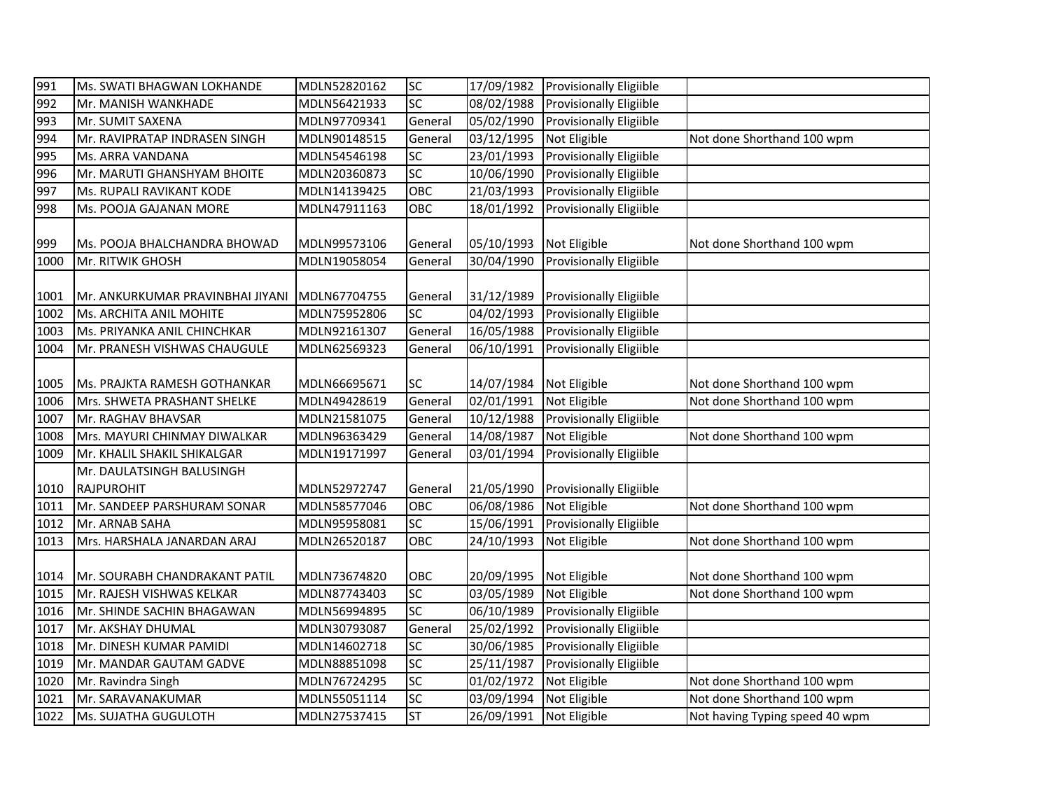| | | | | | | |
|---|---|---|---|---|---|---|
| 991 | Ms. SWATI BHAGWAN LOKHANDE | MDLN52820162 | SC | 17/09/1982 | Provisionally Eligiible | |
| 992 | Mr. MANISH WANKHADE | MDLN56421933 | SC | 08/02/1988 | Provisionally Eligiible | |
| 993 | Mr. SUMIT SAXENA | MDLN97709341 | General | 05/02/1990 | Provisionally Eligiible | |
| 994 | Mr. RAVIPRATAP INDRASEN SINGH | MDLN90148515 | General | 03/12/1995 | Not Eligible | Not done Shorthand 100 wpm |
| 995 | Ms. ARRA VANDANA | MDLN54546198 | SC | 23/01/1993 | Provisionally Eligiible | |
| 996 | Mr. MARUTI GHANSHYAM BHOITE | MDLN20360873 | SC | 10/06/1990 | Provisionally Eligiible | |
| 997 | Ms. RUPALI RAVIKANT KODE | MDLN14139425 | OBC | 21/03/1993 | Provisionally Eligiible | |
| 998 | Ms. POOJA GAJANAN MORE | MDLN47911163 | OBC | 18/01/1992 | Provisionally Eligiible | |
| 999 | Ms. POOJA BHALCHANDRA BHOWAD | MDLN99573106 | General | 05/10/1993 | Not Eligible | Not done Shorthand 100 wpm |
| 1000 | Mr. RITWIK GHOSH | MDLN19058054 | General | 30/04/1990 | Provisionally Eligiible | |
| 1001 | Mr. ANKURKUMAR PRAVINBHAI JIYANI | MDLN67704755 | General | 31/12/1989 | Provisionally Eligiible | |
| 1002 | Ms. ARCHITA ANIL MOHITE | MDLN75952806 | SC | 04/02/1993 | Provisionally Eligiible | |
| 1003 | Ms. PRIYANKA ANIL CHINCHKAR | MDLN92161307 | General | 16/05/1988 | Provisionally Eligiible | |
| 1004 | Mr. PRANESH VISHWAS CHAUGULE | MDLN62569323 | General | 06/10/1991 | Provisionally Eligiible | |
| 1005 | Ms. PRAJKTA RAMESH GOTHANKAR | MDLN66695671 | SC | 14/07/1984 | Not Eligible | Not done Shorthand 100 wpm |
| 1006 | Mrs. SHWETA PRASHANT SHELKE | MDLN49428619 | General | 02/01/1991 | Not Eligible | Not done Shorthand 100 wpm |
| 1007 | Mr. RAGHAV BHAVSAR | MDLN21581075 | General | 10/12/1988 | Provisionally Eligiible | |
| 1008 | Mrs. MAYURI CHINMAY DIWALKAR | MDLN96363429 | General | 14/08/1987 | Not Eligible | Not done Shorthand 100 wpm |
| 1009 | Mr. KHALIL SHAKIL SHIKALGAR | MDLN19171997 | General | 03/01/1994 | Provisionally Eligiible | |
| 1010 | Mr. DAULATSINGH BALUSINGH RAJPUROHIT | MDLN52972747 | General | 21/05/1990 | Provisionally Eligiible | |
| 1011 | Mr. SANDEEP PARSHURAM SONAR | MDLN58577046 | OBC | 06/08/1986 | Not Eligible | Not done Shorthand 100 wpm |
| 1012 | Mr. ARNAB SAHA | MDLN95958081 | SC | 15/06/1991 | Provisionally Eligiible | |
| 1013 | Mrs. HARSHALA JANARDAN ARAJ | MDLN26520187 | OBC | 24/10/1993 | Not Eligible | Not done Shorthand 100 wpm |
| 1014 | Mr. SOURABH CHANDRAKANT PATIL | MDLN73674820 | OBC | 20/09/1995 | Not Eligible | Not done Shorthand 100 wpm |
| 1015 | Mr. RAJESH VISHWAS KELKAR | MDLN87743403 | SC | 03/05/1989 | Not Eligible | Not done Shorthand 100 wpm |
| 1016 | Mr. SHINDE SACHIN BHAGAWAN | MDLN56994895 | SC | 06/10/1989 | Provisionally Eligiible | |
| 1017 | Mr. AKSHAY DHUMAL | MDLN30793087 | General | 25/02/1992 | Provisionally Eligiible | |
| 1018 | Mr. DINESH KUMAR PAMIDI | MDLN14602718 | SC | 30/06/1985 | Provisionally Eligiible | |
| 1019 | Mr. MANDAR GAUTAM GADVE | MDLN88851098 | SC | 25/11/1987 | Provisionally Eligiible | |
| 1020 | Mr. Ravindra Singh | MDLN76724295 | SC | 01/02/1972 | Not Eligible | Not done Shorthand 100 wpm |
| 1021 | Mr. SARAVANAKUMAR | MDLN55051114 | SC | 03/09/1994 | Not Eligible | Not done Shorthand 100 wpm |
| 1022 | Ms. SUJATHA GUGULOTH | MDLN27537415 | ST | 26/09/1991 | Not Eligible | Not having Typing speed 40 wpm |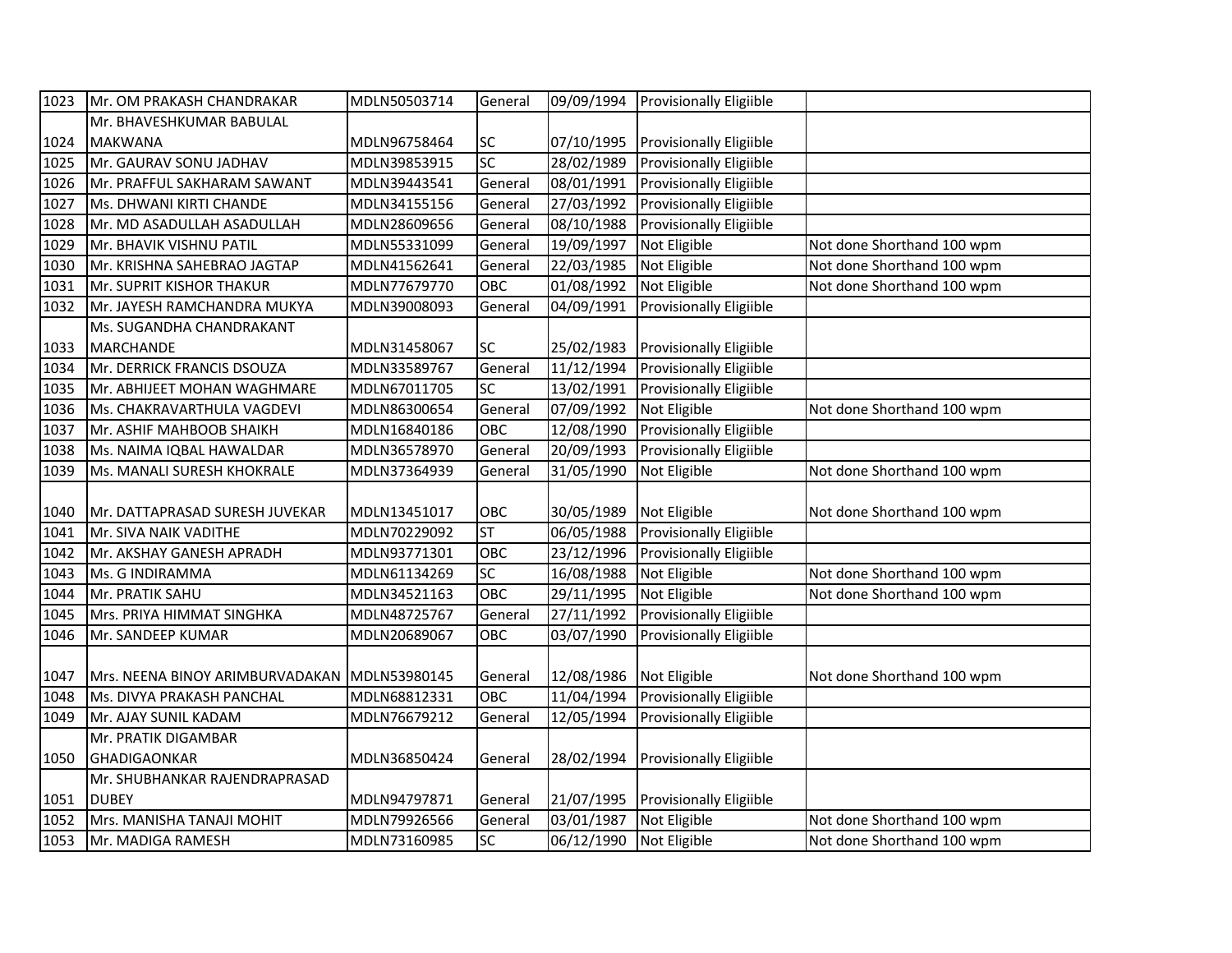| 1023 | Mr. OM PRAKASH CHANDRAKAR | MDLN50503714 | General | 09/09/1994 | Provisionally Eligiible | |
|---|---|---|---|---|---|---|
| 1024 | Mr. BHAVESHKUMAR BABULAL MAKWANA | MDLN96758464 | SC | 07/10/1995 | Provisionally Eligiible | |
| 1025 | Mr. GAURAV SONU JADHAV | MDLN39853915 | SC | 28/02/1989 | Provisionally Eligiible | |
| 1026 | Mr. PRAFFUL SAKHARAM SAWANT | MDLN39443541 | General | 08/01/1991 | Provisionally Eligiible | |
| 1027 | Ms. DHWANI KIRTI CHANDE | MDLN34155156 | General | 27/03/1992 | Provisionally Eligiible | |
| 1028 | Mr. MD ASADULLAH ASADULLAH | MDLN28609656 | General | 08/10/1988 | Provisionally Eligiible | |
| 1029 | Mr. BHAVIK VISHNU PATIL | MDLN55331099 | General | 19/09/1997 | Not Eligible | Not done Shorthand 100 wpm |
| 1030 | Mr. KRISHNA SAHEBRAO JAGTAP | MDLN41562641 | General | 22/03/1985 | Not Eligible | Not done Shorthand 100 wpm |
| 1031 | Mr. SUPRIT KISHOR THAKUR | MDLN77679770 | OBC | 01/08/1992 | Not Eligible | Not done Shorthand 100 wpm |
| 1032 | Mr. JAYESH RAMCHANDRA MUKYA | MDLN39008093 | General | 04/09/1991 | Provisionally Eligiible | |
| 1033 | Ms. SUGANDHA CHANDRAKANT MARCHANDE | MDLN31458067 | SC | 25/02/1983 | Provisionally Eligiible | |
| 1034 | Mr. DERRICK FRANCIS DSOUZA | MDLN33589767 | General | 11/12/1994 | Provisionally Eligiible | |
| 1035 | Mr. ABHIJEET MOHAN WAGHMARE | MDLN67011705 | SC | 13/02/1991 | Provisionally Eligiible | |
| 1036 | Ms. CHAKRAVARTHULA VAGDEVI | MDLN86300654 | General | 07/09/1992 | Not Eligible | Not done Shorthand 100 wpm |
| 1037 | Mr. ASHIF MAHBOOB SHAIKH | MDLN16840186 | OBC | 12/08/1990 | Provisionally Eligiible | |
| 1038 | Ms. NAIMA IQBAL HAWALDAR | MDLN36578970 | General | 20/09/1993 | Provisionally Eligiible | |
| 1039 | Ms. MANALI SURESH KHOKRALE | MDLN37364939 | General | 31/05/1990 | Not Eligible | Not done Shorthand 100 wpm |
| 1040 | Mr. DATTAPRASAD SURESH JUVEKAR | MDLN13451017 | OBC | 30/05/1989 | Not Eligible | Not done Shorthand 100 wpm |
| 1041 | Mr. SIVA NAIK VADITHE | MDLN70229092 | ST | 06/05/1988 | Provisionally Eligiible | |
| 1042 | Mr. AKSHAY GANESH APRADH | MDLN93771301 | OBC | 23/12/1996 | Provisionally Eligiible | |
| 1043 | Ms. G INDIRAMMA | MDLN61134269 | SC | 16/08/1988 | Not Eligible | Not done Shorthand 100 wpm |
| 1044 | Mr. PRATIK SAHU | MDLN34521163 | OBC | 29/11/1995 | Not Eligible | Not done Shorthand 100 wpm |
| 1045 | Mrs. PRIYA HIMMAT SINGHKA | MDLN48725767 | General | 27/11/1992 | Provisionally Eligiible | |
| 1046 | Mr. SANDEEP KUMAR | MDLN20689067 | OBC | 03/07/1990 | Provisionally Eligiible | |
| 1047 | Mrs. NEENA BINOY ARIMBURVADAKAN | MDLN53980145 | General | 12/08/1986 | Not Eligible | Not done Shorthand 100 wpm |
| 1048 | Ms. DIVYA PRAKASH PANCHAL | MDLN68812331 | OBC | 11/04/1994 | Provisionally Eligiible | |
| 1049 | Mr. AJAY SUNIL KADAM | MDLN76679212 | General | 12/05/1994 | Provisionally Eligiible | |
| 1050 | Mr. PRATIK DIGAMBAR GHADIGAONKAR | MDLN36850424 | General | 28/02/1994 | Provisionally Eligiible | |
| 1051 | Mr. SHUBHANKAR RAJENDRAPRASAD DUBEY | MDLN94797871 | General | 21/07/1995 | Provisionally Eligiible | |
| 1052 | Mrs. MANISHA TANAJI MOHIT | MDLN79926566 | General | 03/01/1987 | Not Eligible | Not done Shorthand 100 wpm |
| 1053 | Mr. MADIGA RAMESH | MDLN73160985 | SC | 06/12/1990 | Not Eligible | Not done Shorthand 100 wpm |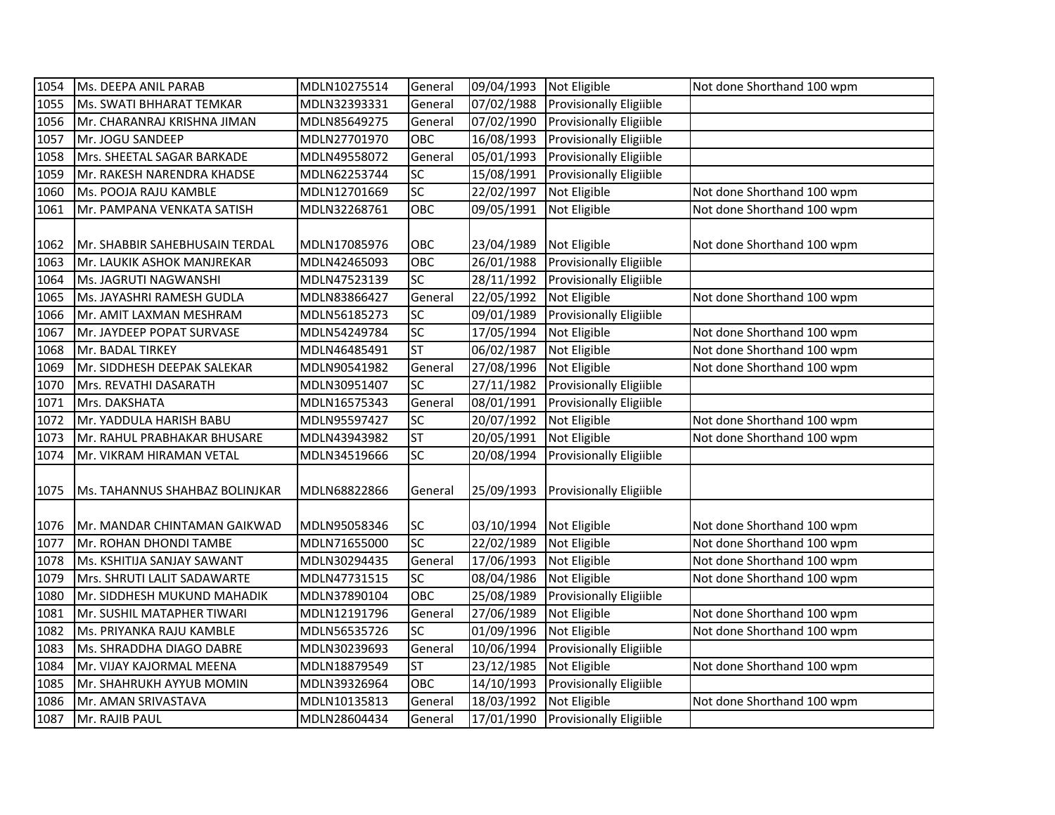| 1054 | Ms. DEEPA ANIL PARAB | MDLN10275514 | General | 09/04/1993 | Not Eligible | Not done Shorthand 100 wpm |
|---|---|---|---|---|---|---|
| 1055 | Ms. SWATI BHHARAT TEMKAR | MDLN32393331 | General | 07/02/1988 | Provisionally Eligiible | |
| 1056 | Mr. CHARANRAJ KRISHNA JIMAN | MDLN85649275 | General | 07/02/1990 | Provisionally Eligiible | |
| 1057 | Mr. JOGU SANDEEP | MDLN27701970 | OBC | 16/08/1993 | Provisionally Eligiible | |
| 1058 | Mrs. SHEETAL SAGAR BARKADE | MDLN49558072 | General | 05/01/1993 | Provisionally Eligiible | |
| 1059 | Mr. RAKESH NARENDRA KHADSE | MDLN62253744 | SC | 15/08/1991 | Provisionally Eligiible | |
| 1060 | Ms. POOJA RAJU KAMBLE | MDLN12701669 | SC | 22/02/1997 | Not Eligible | Not done Shorthand 100 wpm |
| 1061 | Mr. PAMPANA VENKATA SATISH | MDLN32268761 | OBC | 09/05/1991 | Not Eligible | Not done Shorthand 100 wpm |
| 1062 | Mr. SHABBIR SAHEBHUSAIN TERDAL | MDLN17085976 | OBC | 23/04/1989 | Not Eligible | Not done Shorthand 100 wpm |
| 1063 | Mr. LAUKIK ASHOK MANJREKAR | MDLN42465093 | OBC | 26/01/1988 | Provisionally Eligiible | |
| 1064 | Ms. JAGRUTI NAGWANSHI | MDLN47523139 | SC | 28/11/1992 | Provisionally Eligiible | |
| 1065 | Ms. JAYASHRI RAMESH GUDLA | MDLN83866427 | General | 22/05/1992 | Not Eligible | Not done Shorthand 100 wpm |
| 1066 | Mr. AMIT LAXMAN MESHRAM | MDLN56185273 | SC | 09/01/1989 | Provisionally Eligiible | |
| 1067 | Mr. JAYDEEP POPAT SURVASE | MDLN54249784 | SC | 17/05/1994 | Not Eligible | Not done Shorthand 100 wpm |
| 1068 | Mr. BADAL TIRKEY | MDLN46485491 | ST | 06/02/1987 | Not Eligible | Not done Shorthand 100 wpm |
| 1069 | Mr. SIDDHESH DEEPAK SALEKAR | MDLN90541982 | General | 27/08/1996 | Not Eligible | Not done Shorthand 100 wpm |
| 1070 | Mrs. REVATHI DASARATH | MDLN30951407 | SC | 27/11/1982 | Provisionally Eligiible | |
| 1071 | Mrs. DAKSHATA | MDLN16575343 | General | 08/01/1991 | Provisionally Eligiible | |
| 1072 | Mr. YADDULA HARISH BABU | MDLN95597427 | SC | 20/07/1992 | Not Eligible | Not done Shorthand 100 wpm |
| 1073 | Mr. RAHUL PRABHAKAR BHUSARE | MDLN43943982 | ST | 20/05/1991 | Not Eligible | Not done Shorthand 100 wpm |
| 1074 | Mr. VIKRAM HIRAMAN VETAL | MDLN34519666 | SC | 20/08/1994 | Provisionally Eligiible | |
| 1075 | Ms. TAHANNUS SHAHBAZ BOLINJKAR | MDLN68822866 | General | 25/09/1993 | Provisionally Eligiible | |
| 1076 | Mr. MANDAR CHINTAMAN GAIKWAD | MDLN95058346 | SC | 03/10/1994 | Not Eligible | Not done Shorthand 100 wpm |
| 1077 | Mr. ROHAN DHONDI TAMBE | MDLN71655000 | SC | 22/02/1989 | Not Eligible | Not done Shorthand 100 wpm |
| 1078 | Ms. KSHITIJA SANJAY SAWANT | MDLN30294435 | General | 17/06/1993 | Not Eligible | Not done Shorthand 100 wpm |
| 1079 | Mrs. SHRUTI LALIT SADAWARTE | MDLN47731515 | SC | 08/04/1986 | Not Eligible | Not done Shorthand 100 wpm |
| 1080 | Mr. SIDDHESH MUKUND MAHADIK | MDLN37890104 | OBC | 25/08/1989 | Provisionally Eligiible | |
| 1081 | Mr. SUSHIL MATAPHER TIWARI | MDLN12191796 | General | 27/06/1989 | Not Eligible | Not done Shorthand 100 wpm |
| 1082 | Ms. PRIYANKA RAJU KAMBLE | MDLN56535726 | SC | 01/09/1996 | Not Eligible | Not done Shorthand 100 wpm |
| 1083 | Ms. SHRADDHA DIAGO DABRE | MDLN30239693 | General | 10/06/1994 | Provisionally Eligiible | |
| 1084 | Mr. VIJAY KAJORMAL MEENA | MDLN18879549 | ST | 23/12/1985 | Not Eligible | Not done Shorthand 100 wpm |
| 1085 | Mr. SHAHRUKH AYYUB MOMIN | MDLN39326964 | OBC | 14/10/1993 | Provisionally Eligiible | |
| 1086 | Mr. AMAN SRIVASTAVA | MDLN10135813 | General | 18/03/1992 | Not Eligible | Not done Shorthand 100 wpm |
| 1087 | Mr. RAJIB PAUL | MDLN28604434 | General | 17/01/1990 | Provisionally Eligiible | |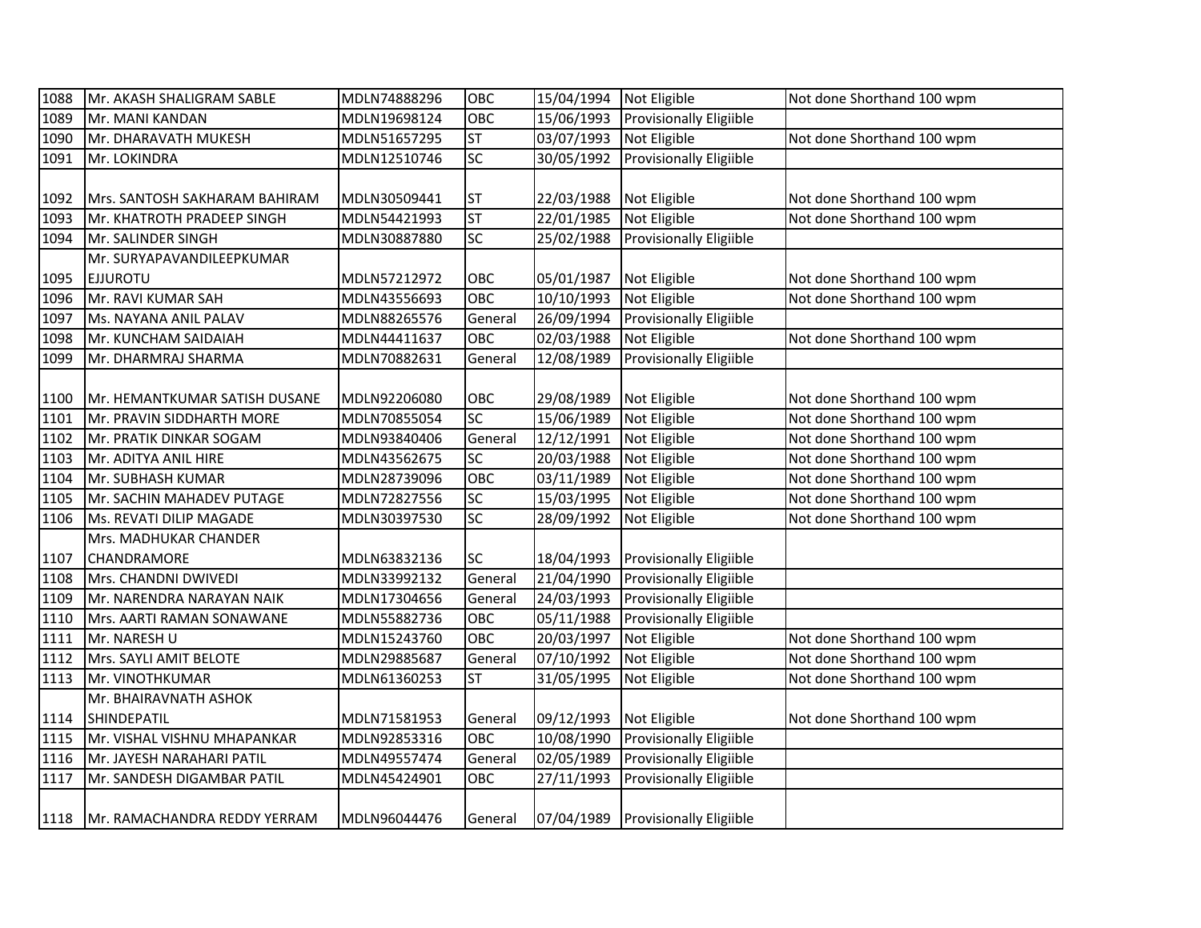| | | | | | | |
|---|---|---|---|---|---|---|
| 1088 | Mr. AKASH SHALIGRAM SABLE | MDLN74888296 | OBC | 15/04/1994 | Not Eligible | Not done Shorthand 100 wpm |
| 1089 | Mr. MANI KANDAN | MDLN19698124 | OBC | 15/06/1993 | Provisionally Eligiible | |
| 1090 | Mr. DHARAVATH MUKESH | MDLN51657295 | ST | 03/07/1993 | Not Eligible | Not done Shorthand 100 wpm |
| 1091 | Mr. LOKINDRA | MDLN12510746 | SC | 30/05/1992 | Provisionally Eligiible | |
| 1092 | Mrs. SANTOSH SAKHARAM BAHIRAM | MDLN30509441 | ST | 22/03/1988 | Not Eligible | Not done Shorthand 100 wpm |
| 1093 | Mr. KHATROTH PRADEEP SINGH | MDLN54421993 | ST | 22/01/1985 | Not Eligible | Not done Shorthand 100 wpm |
| 1094 | Mr. SALINDER SINGH | MDLN30887880 | SC | 25/02/1988 | Provisionally Eligiible | |
| 1095 | Mr. SURYAPAVANDILEEPKUMAR EJJUROTU | MDLN57212972 | OBC | 05/01/1987 | Not Eligible | Not done Shorthand 100 wpm |
| 1096 | Mr. RAVI KUMAR SAH | MDLN43556693 | OBC | 10/10/1993 | Not Eligible | Not done Shorthand 100 wpm |
| 1097 | Ms. NAYANA ANIL PALAV | MDLN88265576 | General | 26/09/1994 | Provisionally Eligiible | |
| 1098 | Mr. KUNCHAM SAIDAIAH | MDLN44411637 | OBC | 02/03/1988 | Not Eligible | Not done Shorthand 100 wpm |
| 1099 | Mr. DHARMRAJ SHARMA | MDLN70882631 | General | 12/08/1989 | Provisionally Eligiible | |
| 1100 | Mr. HEMANTKUMAR SATISH DUSANE | MDLN92206080 | OBC | 29/08/1989 | Not Eligible | Not done Shorthand 100 wpm |
| 1101 | Mr. PRAVIN SIDDHARTH MORE | MDLN70855054 | SC | 15/06/1989 | Not Eligible | Not done Shorthand 100 wpm |
| 1102 | Mr. PRATIK DINKAR SOGAM | MDLN93840406 | General | 12/12/1991 | Not Eligible | Not done Shorthand 100 wpm |
| 1103 | Mr. ADITYA ANIL HIRE | MDLN43562675 | SC | 20/03/1988 | Not Eligible | Not done Shorthand 100 wpm |
| 1104 | Mr. SUBHASH KUMAR | MDLN28739096 | OBC | 03/11/1989 | Not Eligible | Not done Shorthand 100 wpm |
| 1105 | Mr. SACHIN MAHADEV PUTAGE | MDLN72827556 | SC | 15/03/1995 | Not Eligible | Not done Shorthand 100 wpm |
| 1106 | Ms. REVATI DILIP MAGADE | MDLN30397530 | SC | 28/09/1992 | Not Eligible | Not done Shorthand 100 wpm |
| 1107 | Mrs. MADHUKAR CHANDER CHANDRAMORE | MDLN63832136 | SC | 18/04/1993 | Provisionally Eligiible | |
| 1108 | Mrs. CHANDNI DWIVEDI | MDLN33992132 | General | 21/04/1990 | Provisionally Eligiible | |
| 1109 | Mr. NARENDRA NARAYAN NAIK | MDLN17304656 | General | 24/03/1993 | Provisionally Eligiible | |
| 1110 | Mrs. AARTI RAMAN SONAWANE | MDLN55882736 | OBC | 05/11/1988 | Provisionally Eligiible | |
| 1111 | Mr. NARESH U | MDLN15243760 | OBC | 20/03/1997 | Not Eligible | Not done Shorthand 100 wpm |
| 1112 | Mrs. SAYLI AMIT BELOTE | MDLN29885687 | General | 07/10/1992 | Not Eligible | Not done Shorthand 100 wpm |
| 1113 | Mr. VINOTHKUMAR | MDLN61360253 | ST | 31/05/1995 | Not Eligible | Not done Shorthand 100 wpm |
| 1114 | Mr. BHAIRAVNATH ASHOK SHINDEPATIL | MDLN71581953 | General | 09/12/1993 | Not Eligible | Not done Shorthand 100 wpm |
| 1115 | Mr. VISHAL VISHNU MHAPANKAR | MDLN92853316 | OBC | 10/08/1990 | Provisionally Eligiible | |
| 1116 | Mr. JAYESH NARAHARI PATIL | MDLN49557474 | General | 02/05/1989 | Provisionally Eligiible | |
| 1117 | Mr. SANDESH DIGAMBAR PATIL | MDLN45424901 | OBC | 27/11/1993 | Provisionally Eligiible | |
| 1118 | Mr. RAMACHANDRA REDDY YERRAM | MDLN96044476 | General | 07/04/1989 | Provisionally Eligiible | |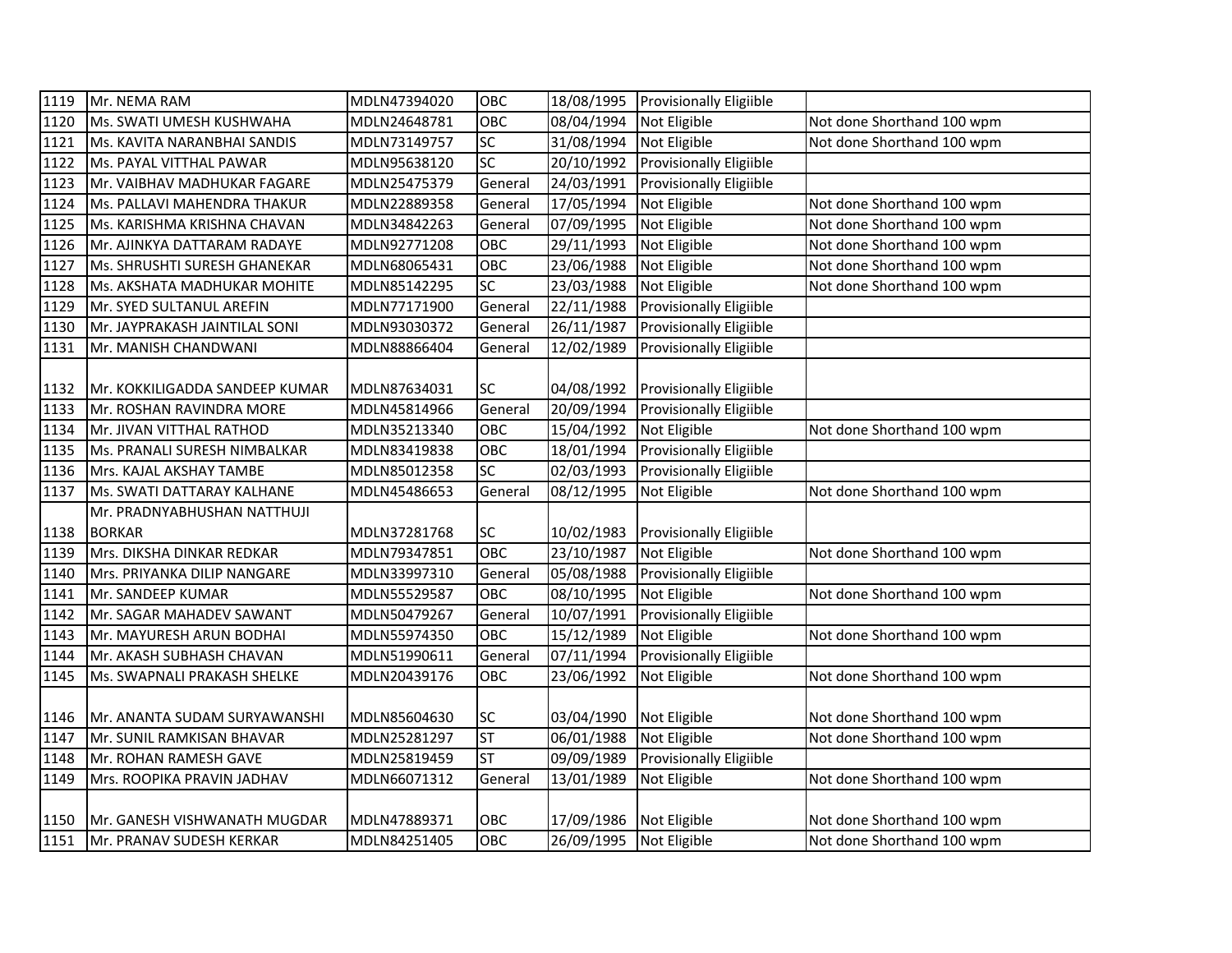| 1119 | Mr. NEMA RAM | MDLN47394020 | OBC | 18/08/1995 | Provisionally Eligiible | |
|---|---|---|---|---|---|---|
| 1120 | Ms. SWATI UMESH KUSHWAHA | MDLN24648781 | OBC | 08/04/1994 | Not Eligible | Not done Shorthand 100 wpm |
| 1121 | Ms. KAVITA NARANBHAI SANDIS | MDLN73149757 | SC | 31/08/1994 | Not Eligible | Not done Shorthand 100 wpm |
| 1122 | Ms. PAYAL VITTHAL PAWAR | MDLN95638120 | SC | 20/10/1992 | Provisionally Eligiible | |
| 1123 | Mr. VAIBHAV MADHUKAR FAGARE | MDLN25475379 | General | 24/03/1991 | Provisionally Eligiible | |
| 1124 | Ms. PALLAVI MAHENDRA THAKUR | MDLN22889358 | General | 17/05/1994 | Not Eligible | Not done Shorthand 100 wpm |
| 1125 | Ms. KARISHMA KRISHNA CHAVAN | MDLN34842263 | General | 07/09/1995 | Not Eligible | Not done Shorthand 100 wpm |
| 1126 | Mr. AJINKYA DATTARAM RADAYE | MDLN92771208 | OBC | 29/11/1993 | Not Eligible | Not done Shorthand 100 wpm |
| 1127 | Ms. SHRUSHTI SURESH GHANEKAR | MDLN68065431 | OBC | 23/06/1988 | Not Eligible | Not done Shorthand 100 wpm |
| 1128 | Ms. AKSHATA MADHUKAR MOHITE | MDLN85142295 | SC | 23/03/1988 | Not Eligible | Not done Shorthand 100 wpm |
| 1129 | Mr. SYED SULTANUL AREFIN | MDLN77171900 | General | 22/11/1988 | Provisionally Eligiible | |
| 1130 | Mr. JAYPRAKASH JAINTILAL SONI | MDLN93030372 | General | 26/11/1987 | Provisionally Eligiible | |
| 1131 | Mr. MANISH CHANDWANI | MDLN88866404 | General | 12/02/1989 | Provisionally Eligiible | |
| 1132 | Mr. KOKKILIGADDA SANDEEP KUMAR | MDLN87634031 | SC | 04/08/1992 | Provisionally Eligiible | |
| 1133 | Mr. ROSHAN RAVINDRA MORE | MDLN45814966 | General | 20/09/1994 | Provisionally Eligiible | |
| 1134 | Mr. JIVAN VITTHAL RATHOD | MDLN35213340 | OBC | 15/04/1992 | Not Eligible | Not done Shorthand 100 wpm |
| 1135 | Ms. PRANALI SURESH NIMBALKAR | MDLN83419838 | OBC | 18/01/1994 | Provisionally Eligiible | |
| 1136 | Mrs. KAJAL AKSHAY TAMBE | MDLN85012358 | SC | 02/03/1993 | Provisionally Eligiible | |
| 1137 | Ms. SWATI DATTARAY KALHANE | MDLN45486653 | General | 08/12/1995 | Not Eligible | Not done Shorthand 100 wpm |
| 1138 | Mr. PRADNYABHUSHAN NATTHUJI BORKAR | MDLN37281768 | SC | 10/02/1983 | Provisionally Eligiible | |
| 1139 | Mrs. DIKSHA DINKAR REDKAR | MDLN79347851 | OBC | 23/10/1987 | Not Eligible | Not done Shorthand 100 wpm |
| 1140 | Mrs. PRIYANKA DILIP NANGARE | MDLN33997310 | General | 05/08/1988 | Provisionally Eligiible | |
| 1141 | Mr. SANDEEP KUMAR | MDLN55529587 | OBC | 08/10/1995 | Not Eligible | Not done Shorthand 100 wpm |
| 1142 | Mr. SAGAR MAHADEV SAWANT | MDLN50479267 | General | 10/07/1991 | Provisionally Eligiible | |
| 1143 | Mr. MAYURESH ARUN BODHAI | MDLN55974350 | OBC | 15/12/1989 | Not Eligible | Not done Shorthand 100 wpm |
| 1144 | Mr. AKASH SUBHASH CHAVAN | MDLN51990611 | General | 07/11/1994 | Provisionally Eligiible | |
| 1145 | Ms. SWAPNALI PRAKASH SHELKE | MDLN20439176 | OBC | 23/06/1992 | Not Eligible | Not done Shorthand 100 wpm |
| 1146 | Mr. ANANTA SUDAM SURYAWANSHI | MDLN85604630 | SC | 03/04/1990 | Not Eligible | Not done Shorthand 100 wpm |
| 1147 | Mr. SUNIL RAMKISAN BHAVAR | MDLN25281297 | ST | 06/01/1988 | Not Eligible | Not done Shorthand 100 wpm |
| 1148 | Mr. ROHAN RAMESH GAVE | MDLN25819459 | ST | 09/09/1989 | Provisionally Eligiible | |
| 1149 | Mrs. ROOPIKA PRAVIN JADHAV | MDLN66071312 | General | 13/01/1989 | Not Eligible | Not done Shorthand 100 wpm |
| 1150 | Mr. GANESH VISHWANATH MUGDAR | MDLN47889371 | OBC | 17/09/1986 | Not Eligible | Not done Shorthand 100 wpm |
| 1151 | Mr. PRANAV SUDESH KERKAR | MDLN84251405 | OBC | 26/09/1995 | Not Eligible | Not done Shorthand 100 wpm |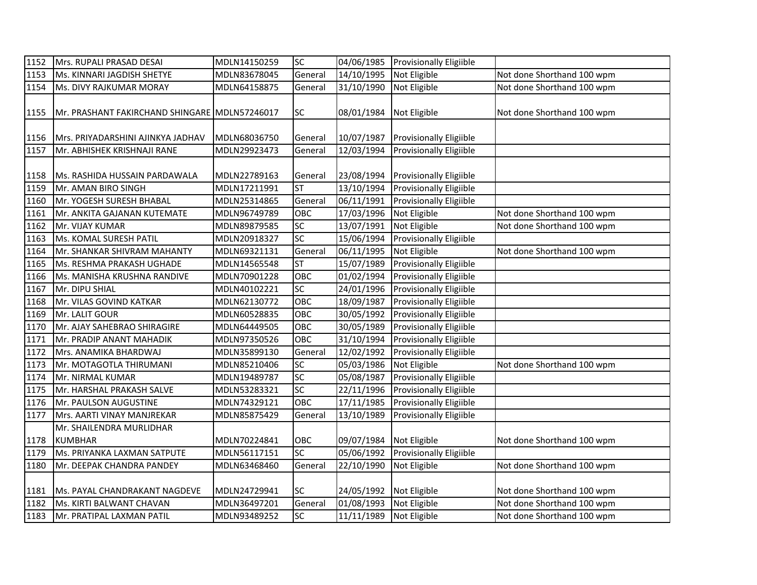| | | | | | | |
|---|---|---|---|---|---|---|
| 1152 | Mrs. RUPALI PRASAD DESAI | MDLN14150259 | SC | 04/06/1985 | Provisionally Eligiible | |
| 1153 | Ms. KINNARI JAGDISH SHETYE | MDLN83678045 | General | 14/10/1995 | Not Eligible | Not done Shorthand 100 wpm |
| 1154 | Ms. DIVY RAJKUMAR MORAY | MDLN64158875 | General | 31/10/1990 | Not Eligible | Not done Shorthand 100 wpm |
| 1155 | Mr. PRASHANT FAKIRCHAND SHINGARE | MDLN57246017 | SC | 08/01/1984 | Not Eligible | Not done Shorthand 100 wpm |
| 1156 | Mrs. PRIYADARSHINI AJINKYA JADHAV | MDLN68036750 | General | 10/07/1987 | Provisionally Eligiible | |
| 1157 | Mr. ABHISHEK KRISHNAJI RANE | MDLN29923473 | General | 12/03/1994 | Provisionally Eligiible | |
| 1158 | Ms. RASHIDA HUSSAIN PARDAWALA | MDLN22789163 | General | 23/08/1994 | Provisionally Eligiible | |
| 1159 | Mr. AMAN BIRO SINGH | MDLN17211991 | ST | 13/10/1994 | Provisionally Eligiible | |
| 1160 | Mr. YOGESH SURESH BHABAL | MDLN25314865 | General | 06/11/1991 | Provisionally Eligiible | |
| 1161 | Mr. ANKITA GAJANAN KUTEMATE | MDLN96749789 | OBC | 17/03/1996 | Not Eligible | Not done Shorthand 100 wpm |
| 1162 | Mr. VIJAY KUMAR | MDLN89879585 | SC | 13/07/1991 | Not Eligible | Not done Shorthand 100 wpm |
| 1163 | Ms. KOMAL SURESH PATIL | MDLN20918327 | SC | 15/06/1994 | Provisionally Eligiible | |
| 1164 | Mr. SHANKAR SHIVRAM MAHANTY | MDLN69321131 | General | 06/11/1995 | Not Eligible | Not done Shorthand 100 wpm |
| 1165 | Ms. RESHMA PRAKASH UGHADE | MDLN14565548 | ST | 15/07/1989 | Provisionally Eligiible | |
| 1166 | Ms. MANISHA KRUSHNA RANDIVE | MDLN70901228 | OBC | 01/02/1994 | Provisionally Eligiible | |
| 1167 | Mr. DIPU SHIAL | MDLN40102221 | SC | 24/01/1996 | Provisionally Eligiible | |
| 1168 | Mr. VILAS GOVIND KATKAR | MDLN62130772 | OBC | 18/09/1987 | Provisionally Eligiible | |
| 1169 | Mr. LALIT GOUR | MDLN60528835 | OBC | 30/05/1992 | Provisionally Eligiible | |
| 1170 | Mr. AJAY SAHEBRAO SHIRAGIRE | MDLN64449505 | OBC | 30/05/1989 | Provisionally Eligiible | |
| 1171 | Mr. PRADIP ANANT MAHADIK | MDLN97350526 | OBC | 31/10/1994 | Provisionally Eligiible | |
| 1172 | Mrs. ANAMIKA BHARDWAJ | MDLN35899130 | General | 12/02/1992 | Provisionally Eligiible | |
| 1173 | Mr. MOTAGOTLA THIRUMANI | MDLN85210406 | SC | 05/03/1986 | Not Eligible | Not done Shorthand 100 wpm |
| 1174 | Mr. NIRMAL KUMAR | MDLN19489787 | SC | 05/08/1987 | Provisionally Eligiible | |
| 1175 | Mr. HARSHAL PRAKASH SALVE | MDLN53283321 | SC | 22/11/1996 | Provisionally Eligiible | |
| 1176 | Mr. PAULSON AUGUSTINE | MDLN74329121 | OBC | 17/11/1985 | Provisionally Eligiible | |
| 1177 | Mrs. AARTI VINAY MANJREKAR | MDLN85875429 | General | 13/10/1989 | Provisionally Eligiible | |
| 1178 | Mr. SHAILENDRA MURLIDHAR KUMBHAR | MDLN70224841 | OBC | 09/07/1984 | Not Eligible | Not done Shorthand 100 wpm |
| 1179 | Ms. PRIYANKA LAXMAN SATPUTE | MDLN56117151 | SC | 05/06/1992 | Provisionally Eligiible | |
| 1180 | Mr. DEEPAK CHANDRA PANDEY | MDLN63468460 | General | 22/10/1990 | Not Eligible | Not done Shorthand 100 wpm |
| 1181 | Ms. PAYAL CHANDRAKANT NAGDEVE | MDLN24729941 | SC | 24/05/1992 | Not Eligible | Not done Shorthand 100 wpm |
| 1182 | Ms. KIRTI BALWANT CHAVAN | MDLN36497201 | General | 01/08/1993 | Not Eligible | Not done Shorthand 100 wpm |
| 1183 | Mr. PRATIPAL LAXMAN PATIL | MDLN93489252 | SC | 11/11/1989 | Not Eligible | Not done Shorthand 100 wpm |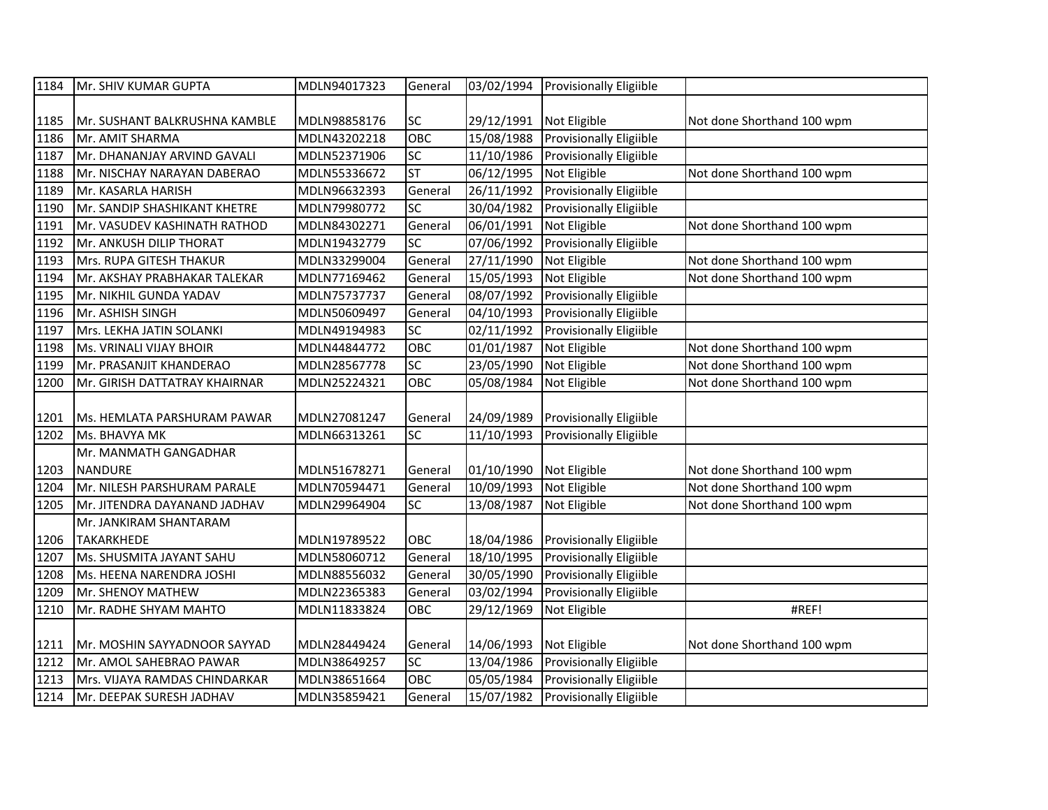| 1184 | Mr. SHIV KUMAR GUPTA | MDLN94017323 | General | 03/02/1994 | Provisionally Eligiible | |
|---|---|---|---|---|---|---|
| 1185 | Mr. SUSHANT BALKRUSHNA KAMBLE | MDLN98858176 | SC | 29/12/1991 | Not Eligible | Not done Shorthand 100 wpm |
| 1186 | Mr. AMIT SHARMA | MDLN43202218 | OBC | 15/08/1988 | Provisionally Eligiible | |
| 1187 | Mr. DHANANJAY ARVIND GAVALI | MDLN52371906 | SC | 11/10/1986 | Provisionally Eligiible | |
| 1188 | Mr. NISCHAY NARAYAN DABERAO | MDLN55336672 | ST | 06/12/1995 | Not Eligible | Not done Shorthand 100 wpm |
| 1189 | Mr. KASARLA HARISH | MDLN96632393 | General | 26/11/1992 | Provisionally Eligiible | |
| 1190 | Mr. SANDIP SHASHIKANT KHETRE | MDLN79980772 | SC | 30/04/1982 | Provisionally Eligiible | |
| 1191 | Mr. VASUDEV KASHINATH RATHOD | MDLN84302271 | General | 06/01/1991 | Not Eligible | Not done Shorthand 100 wpm |
| 1192 | Mr. ANKUSH DILIP THORAT | MDLN19432779 | SC | 07/06/1992 | Provisionally Eligiible | |
| 1193 | Mrs. RUPA GITESH THAKUR | MDLN33299004 | General | 27/11/1990 | Not Eligible | Not done Shorthand 100 wpm |
| 1194 | Mr. AKSHAY PRABHAKAR TALEKAR | MDLN77169462 | General | 15/05/1993 | Not Eligible | Not done Shorthand 100 wpm |
| 1195 | Mr. NIKHIL GUNDA YADAV | MDLN75737737 | General | 08/07/1992 | Provisionally Eligiible | |
| 1196 | Mr. ASHISH SINGH | MDLN50609497 | General | 04/10/1993 | Provisionally Eligiible | |
| 1197 | Mrs. LEKHA JATIN SOLANKI | MDLN49194983 | SC | 02/11/1992 | Provisionally Eligiible | |
| 1198 | Ms. VRINALI VIJAY BHOIR | MDLN44844772 | OBC | 01/01/1987 | Not Eligible | Not done Shorthand 100 wpm |
| 1199 | Mr. PRASANJIT KHANDERAO | MDLN28567778 | SC | 23/05/1990 | Not Eligible | Not done Shorthand 100 wpm |
| 1200 | Mr. GIRISH DATTATRAY KHAIRNAR | MDLN25224321 | OBC | 05/08/1984 | Not Eligible | Not done Shorthand 100 wpm |
| 1201 | Ms. HEMLATA PARSHURAM PAWAR | MDLN27081247 | General | 24/09/1989 | Provisionally Eligiible | |
| 1202 | Ms. BHAVYA MK | MDLN66313261 | SC | 11/10/1993 | Provisionally Eligiible | |
| 1203 | Mr. MANMATH GANGADHAR NANDURE | MDLN51678271 | General | 01/10/1990 | Not Eligible | Not done Shorthand 100 wpm |
| 1204 | Mr. NILESH PARSHURAM PARALE | MDLN70594471 | General | 10/09/1993 | Not Eligible | Not done Shorthand 100 wpm |
| 1205 | Mr. JITENDRA DAYANAND JADHAV | MDLN29964904 | SC | 13/08/1987 | Not Eligible | Not done Shorthand 100 wpm |
| 1206 | Mr. JANKIRAM SHANTARAM TAKARKHEDE | MDLN19789522 | OBC | 18/04/1986 | Provisionally Eligiible | |
| 1207 | Ms. SHUSMITA JAYANT SAHU | MDLN58060712 | General | 18/10/1995 | Provisionally Eligiible | |
| 1208 | Ms. HEENA NARENDRA JOSHI | MDLN88556032 | General | 30/05/1990 | Provisionally Eligiible | |
| 1209 | Mr. SHENOY MATHEW | MDLN22365383 | General | 03/02/1994 | Provisionally Eligiible | |
| 1210 | Mr. RADHE SHYAM MAHTO | MDLN11833824 | OBC | 29/12/1969 | Not Eligible | #REF! |
| 1211 | Mr. MOSHIN SAYYADNOOR SAYYAD | MDLN28449424 | General | 14/06/1993 | Not Eligible | Not done Shorthand 100 wpm |
| 1212 | Mr. AMOL SAHEBRAO PAWAR | MDLN38649257 | SC | 13/04/1986 | Provisionally Eligiible | |
| 1213 | Mrs. VIJAYA RAMDAS CHINDARKAR | MDLN38651664 | OBC | 05/05/1984 | Provisionally Eligiible | |
| 1214 | Mr. DEEPAK SURESH JADHAV | MDLN35859421 | General | 15/07/1982 | Provisionally Eligiible | |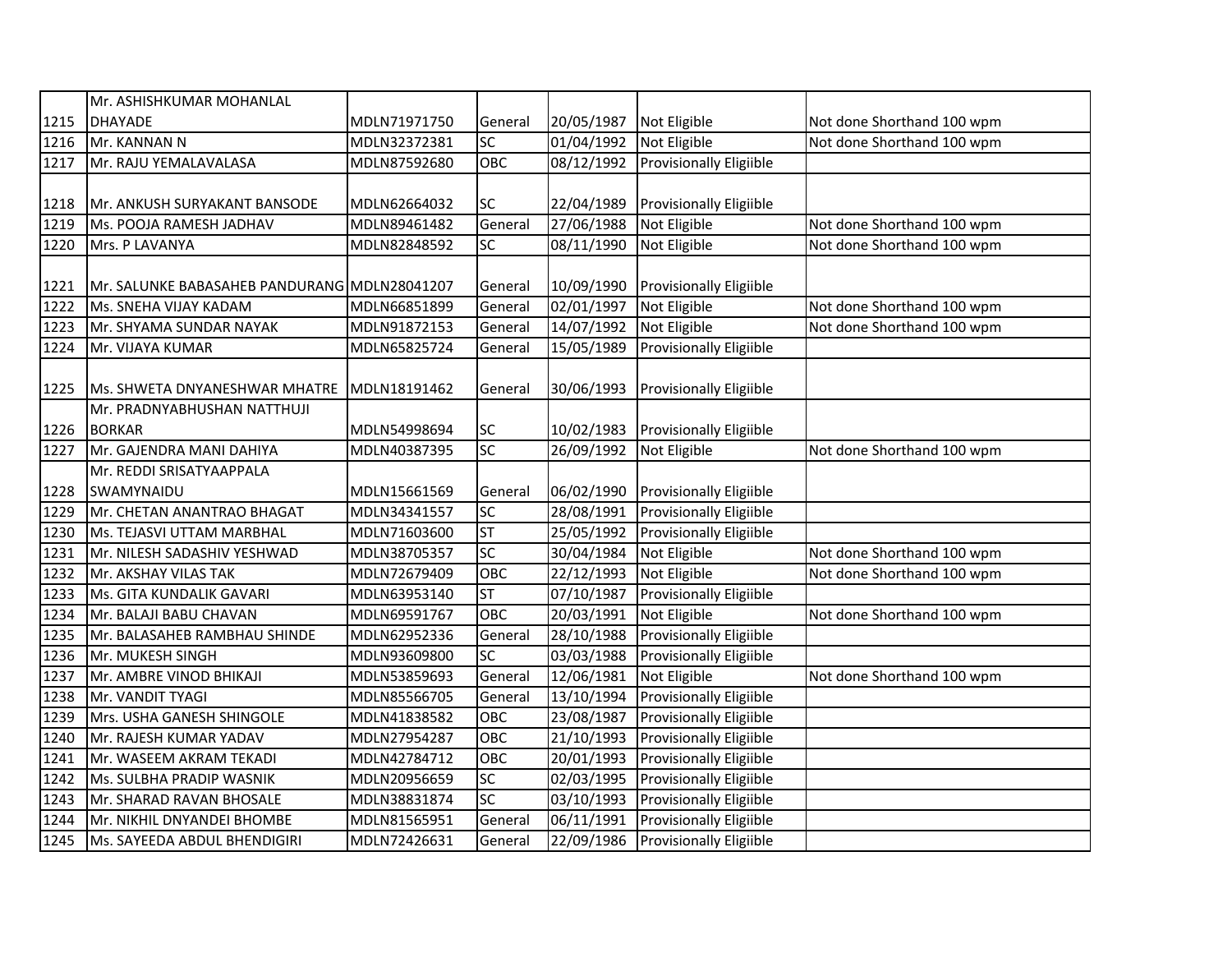| 1215 | Mr. ASHISHKUMAR MOHANLAL DHAYADE | MDLN71971750 | General | 20/05/1987 | Not Eligible | Not done Shorthand 100 wpm |
|---|---|---|---|---|---|---|
| 1216 | Mr. KANNAN N | MDLN32372381 | SC | 01/04/1992 | Not Eligible | Not done Shorthand 100 wpm |
| 1217 | Mr. RAJU YEMALAVALASA | MDLN87592680 | OBC | 08/12/1992 | Provisionally Eligiible | |
| 1218 | Mr. ANKUSH SURYAKANT BANSODE | MDLN62664032 | SC | 22/04/1989 | Provisionally Eligiible | |
| 1219 | Ms. POOJA RAMESH JADHAV | MDLN89461482 | General | 27/06/1988 | Not Eligible | Not done Shorthand 100 wpm |
| 1220 | Mrs. P LAVANYA | MDLN82848592 | SC | 08/11/1990 | Not Eligible | Not done Shorthand 100 wpm |
| 1221 | Mr. SALUNKE BABASAHEB PANDURANG | MDLN28041207 | General | 10/09/1990 | Provisionally Eligiible | |
| 1222 | Ms. SNEHA VIJAY KADAM | MDLN66851899 | General | 02/01/1997 | Not Eligible | Not done Shorthand 100 wpm |
| 1223 | Mr. SHYAMA SUNDAR NAYAK | MDLN91872153 | General | 14/07/1992 | Not Eligible | Not done Shorthand 100 wpm |
| 1224 | Mr. VIJAYA KUMAR | MDLN65825724 | General | 15/05/1989 | Provisionally Eligiible | |
| 1225 | Ms. SHWETA DNYANESHWAR MHATRE | MDLN18191462 | General | 30/06/1993 | Provisionally Eligiible | |
| 1226 | Mr. PRADNYABHUSHAN NATTHUJI BORKAR | MDLN54998694 | SC | 10/02/1983 | Provisionally Eligiible | |
| 1227 | Mr. GAJENDRA MANI DAHIYA | MDLN40387395 | SC | 26/09/1992 | Not Eligible | Not done Shorthand 100 wpm |
| 1228 | Mr. REDDI SRISATYAAPPALA SWAMYNAIDU | MDLN15661569 | General | 06/02/1990 | Provisionally Eligiible | |
| 1229 | Mr. CHETAN ANANTRAO BHAGAT | MDLN34341557 | SC | 28/08/1991 | Provisionally Eligiible | |
| 1230 | Ms. TEJASVI UTTAM MARBHAL | MDLN71603600 | ST | 25/05/1992 | Provisionally Eligiible | |
| 1231 | Mr. NILESH SADASHIV YESHWAD | MDLN38705357 | SC | 30/04/1984 | Not Eligible | Not done Shorthand 100 wpm |
| 1232 | Mr. AKSHAY VILAS TAK | MDLN72679409 | OBC | 22/12/1993 | Not Eligible | Not done Shorthand 100 wpm |
| 1233 | Ms. GITA KUNDALIK GAVARI | MDLN63953140 | ST | 07/10/1987 | Provisionally Eligiible | |
| 1234 | Mr. BALAJI BABU CHAVAN | MDLN69591767 | OBC | 20/03/1991 | Not Eligible | Not done Shorthand 100 wpm |
| 1235 | Mr. BALASAHEB RAMBHAU SHINDE | MDLN62952336 | General | 28/10/1988 | Provisionally Eligiible | |
| 1236 | Mr. MUKESH SINGH | MDLN93609800 | SC | 03/03/1988 | Provisionally Eligiible | |
| 1237 | Mr. AMBRE VINOD BHIKAJI | MDLN53859693 | General | 12/06/1981 | Not Eligible | Not done Shorthand 100 wpm |
| 1238 | Mr. VANDIT TYAGI | MDLN85566705 | General | 13/10/1994 | Provisionally Eligiible | |
| 1239 | Mrs. USHA GANESH SHINGOLE | MDLN41838582 | OBC | 23/08/1987 | Provisionally Eligiible | |
| 1240 | Mr. RAJESH KUMAR YADAV | MDLN27954287 | OBC | 21/10/1993 | Provisionally Eligiible | |
| 1241 | Mr. WASEEM AKRAM TEKADI | MDLN42784712 | OBC | 20/01/1993 | Provisionally Eligiible | |
| 1242 | Ms. SULBHA PRADIP WASNIK | MDLN20956659 | SC | 02/03/1995 | Provisionally Eligiible | |
| 1243 | Mr. SHARAD RAVAN BHOSALE | MDLN38831874 | SC | 03/10/1993 | Provisionally Eligiible | |
| 1244 | Mr. NIKHIL DNYANDEI BHOMBE | MDLN81565951 | General | 06/11/1991 | Provisionally Eligiible | |
| 1245 | Ms. SAYEEDA ABDUL BHENDIGIRI | MDLN72426631 | General | 22/09/1986 | Provisionally Eligiible | |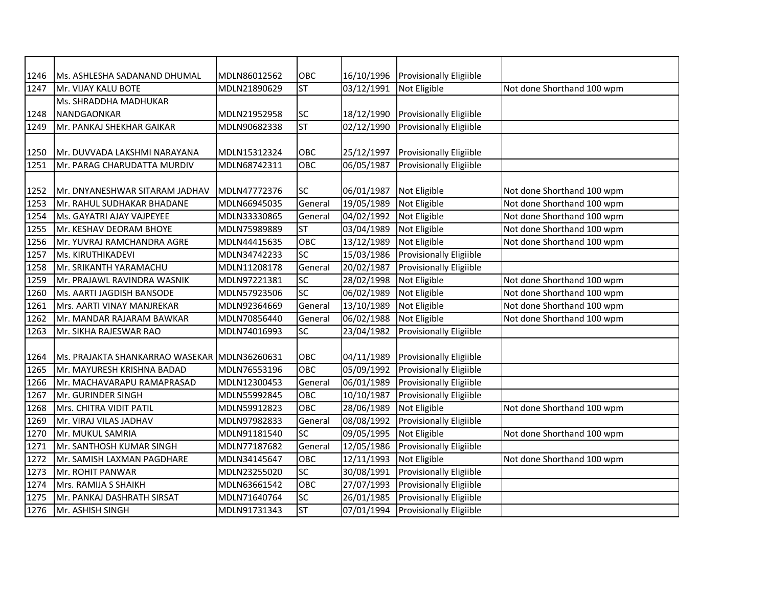| 1246 | Ms. ASHLESHA SADANAND DHUMAL | MDLN86012562 | OBC | 16/10/1996 | Provisionally Eligiible | |
|---|---|---|---|---|---|---|
| 1247 | Mr. VIJAY KALU BOTE | MDLN21890629 | ST | 03/12/1991 | Not Eligible | Not done Shorthand 100 wpm |
| 1248 | Ms. SHRADDHA MADHUKAR NANDGAONKAR | MDLN21952958 | SC | 18/12/1990 | Provisionally Eligiible | |
| 1249 | Mr. PANKAJ SHEKHAR GAIKAR | MDLN90682338 | ST | 02/12/1990 | Provisionally Eligiible | |
| 1250 | Mr. DUVVADA LAKSHMI NARAYANA | MDLN15312324 | OBC | 25/12/1997 | Provisionally Eligiible | |
| 1251 | Mr. PARAG CHARUDATTA MURDIV | MDLN68742311 | OBC | 06/05/1987 | Provisionally Eligiible | |
| 1252 | Mr. DNYANESHWAR SITARAM JADHAV | MDLN47772376 | SC | 06/01/1987 | Not Eligible | Not done Shorthand 100 wpm |
| 1253 | Mr. RAHUL SUDHAKAR BHADANE | MDLN66945035 | General | 19/05/1989 | Not Eligible | Not done Shorthand 100 wpm |
| 1254 | Ms. GAYATRI AJAY VAJPEYEE | MDLN33330865 | General | 04/02/1992 | Not Eligible | Not done Shorthand 100 wpm |
| 1255 | Mr. KESHAV DEORAM BHOYE | MDLN75989889 | ST | 03/04/1989 | Not Eligible | Not done Shorthand 100 wpm |
| 1256 | Mr. YUVRAJ RAMCHANDRA AGRE | MDLN44415635 | OBC | 13/12/1989 | Not Eligible | Not done Shorthand 100 wpm |
| 1257 | Ms. KIRUTHIKADEVI | MDLN34742233 | SC | 15/03/1986 | Provisionally Eligiible | |
| 1258 | Mr. SRIKANTH YARAMACHU | MDLN11208178 | General | 20/02/1987 | Provisionally Eligiible | |
| 1259 | Mr. PRAJAWL RAVINDRA WASNIK | MDLN97221381 | SC | 28/02/1998 | Not Eligible | Not done Shorthand 100 wpm |
| 1260 | Ms. AARTI JAGDISH BANSODE | MDLN57923506 | SC | 06/02/1989 | Not Eligible | Not done Shorthand 100 wpm |
| 1261 | Mrs. AARTI VINAY MANJREKAR | MDLN92364669 | General | 13/10/1989 | Not Eligible | Not done Shorthand 100 wpm |
| 1262 | Mr. MANDAR RAJARAM BAWKAR | MDLN70856440 | General | 06/02/1988 | Not Eligible | Not done Shorthand 100 wpm |
| 1263 | Mr. SIKHA RAJESWAR RAO | MDLN74016993 | SC | 23/04/1982 | Provisionally Eligiible | |
| 1264 | Ms. PRAJAKTA SHANKARRAO WASEKAR | MDLN36260631 | OBC | 04/11/1989 | Provisionally Eligiible | |
| 1265 | Mr. MAYURESH KRISHNA BADAD | MDLN76553196 | OBC | 05/09/1992 | Provisionally Eligiible | |
| 1266 | Mr. MACHAVARAPU RAMAPRASAD | MDLN12300453 | General | 06/01/1989 | Provisionally Eligiible | |
| 1267 | Mr. GURINDER SINGH | MDLN55992845 | OBC | 10/10/1987 | Provisionally Eligiible | |
| 1268 | Mrs. CHITRA VIDIT PATIL | MDLN59912823 | OBC | 28/06/1989 | Not Eligible | Not done Shorthand 100 wpm |
| 1269 | Mr. VIRAJ VILAS JADHAV | MDLN97982833 | General | 08/08/1992 | Provisionally Eligiible | |
| 1270 | Mr. MUKUL SAMRIA | MDLN91181540 | SC | 09/05/1995 | Not Eligible | Not done Shorthand 100 wpm |
| 1271 | Mr. SANTHOSH KUMAR SINGH | MDLN77187682 | General | 12/05/1986 | Provisionally Eligiible | |
| 1272 | Mr. SAMISH LAXMAN PAGDHARE | MDLN34145647 | OBC | 12/11/1993 | Not Eligible | Not done Shorthand 100 wpm |
| 1273 | Mr. ROHIT PANWAR | MDLN23255020 | SC | 30/08/1991 | Provisionally Eligiible | |
| 1274 | Mrs. RAMIJA S SHAIKH | MDLN63661542 | OBC | 27/07/1993 | Provisionally Eligiible | |
| 1275 | Mr. PANKAJ DASHRATH SIRSAT | MDLN71640764 | SC | 26/01/1985 | Provisionally Eligiible | |
| 1276 | Mr. ASHISH SINGH | MDLN91731343 | ST | 07/01/1994 | Provisionally Eligiible | |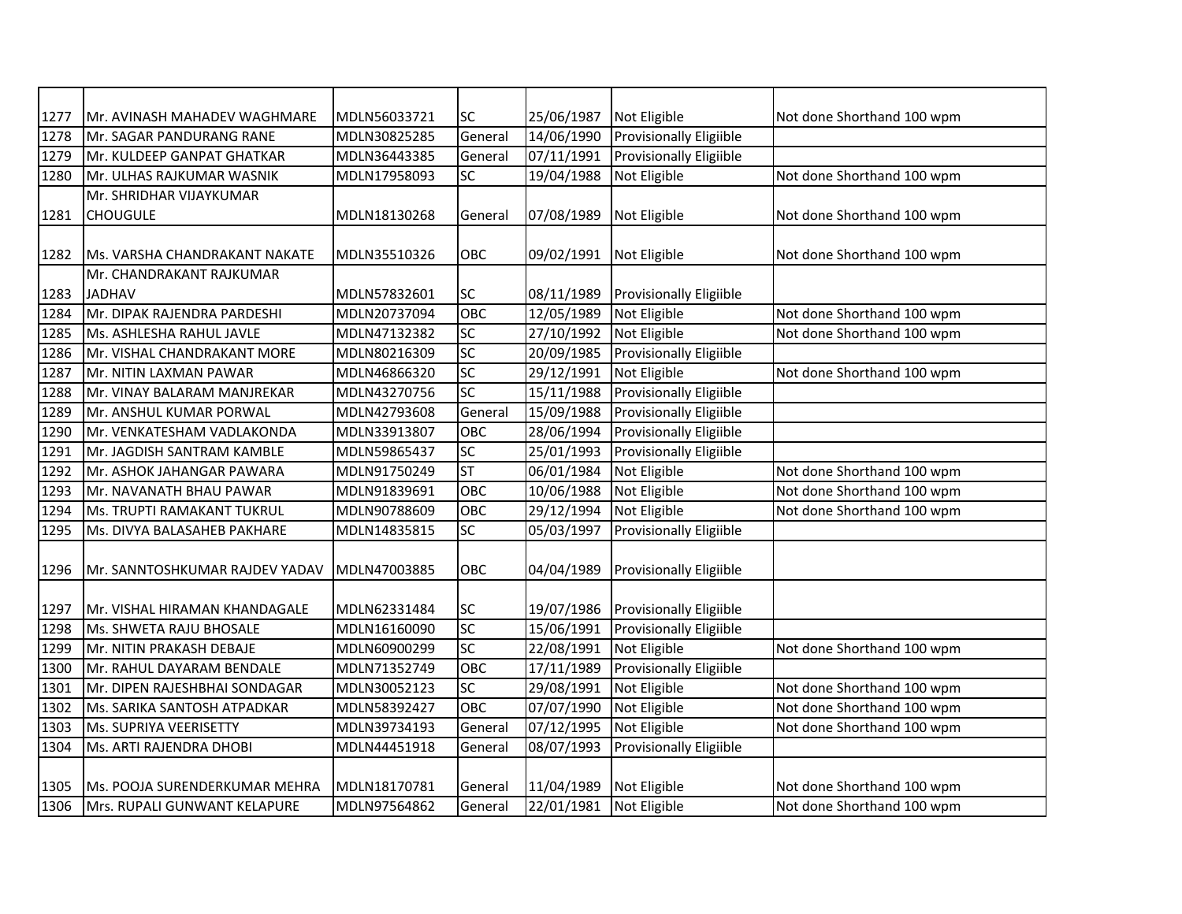| 1277 | Mr. AVINASH MAHADEV WAGHMARE | MDLN56033721 | SC | 25/06/1987 | Not Eligible | Not done Shorthand 100 wpm |
|---|---|---|---|---|---|---|
| 1278 | Mr. SAGAR PANDURANG RANE | MDLN30825285 | General | 14/06/1990 | Provisionally Eligiible | |
| 1279 | Mr. KULDEEP GANPAT GHATKAR | MDLN36443385 | General | 07/11/1991 | Provisionally Eligiible | |
| 1280 | Mr. ULHAS RAJKUMAR WASNIK | MDLN17958093 | SC | 19/04/1988 | Not Eligible | Not done Shorthand 100 wpm |
| 1281 | Mr. SHRIDHAR VIJAYKUMAR CHOUGULE | MDLN18130268 | General | 07/08/1989 | Not Eligible | Not done Shorthand 100 wpm |
| 1282 | Ms. VARSHA CHANDRAKANT NAKATE | MDLN35510326 | OBC | 09/02/1991 | Not Eligible | Not done Shorthand 100 wpm |
| 1283 | Mr. CHANDRAKANT RAJKUMAR JADHAV | MDLN57832601 | SC | 08/11/1989 | Provisionally Eligiible | |
| 1284 | Mr. DIPAK RAJENDRA PARDESHI | MDLN20737094 | OBC | 12/05/1989 | Not Eligible | Not done Shorthand 100 wpm |
| 1285 | Ms. ASHLESHA RAHUL JAVLE | MDLN47132382 | SC | 27/10/1992 | Not Eligible | Not done Shorthand 100 wpm |
| 1286 | Mr. VISHAL CHANDRAKANT MORE | MDLN80216309 | SC | 20/09/1985 | Provisionally Eligiible | |
| 1287 | Mr. NITIN LAXMAN PAWAR | MDLN46866320 | SC | 29/12/1991 | Not Eligible | Not done Shorthand 100 wpm |
| 1288 | Mr. VINAY BALARAM MANJREKAR | MDLN43270756 | SC | 15/11/1988 | Provisionally Eligiible | |
| 1289 | Mr. ANSHUL KUMAR PORWAL | MDLN42793608 | General | 15/09/1988 | Provisionally Eligiible | |
| 1290 | Mr. VENKATESHAM VADLAKONDA | MDLN33913807 | OBC | 28/06/1994 | Provisionally Eligiible | |
| 1291 | Mr. JAGDISH SANTRAM KAMBLE | MDLN59865437 | SC | 25/01/1993 | Provisionally Eligiible | |
| 1292 | Mr. ASHOK JAHANGAR PAWARA | MDLN91750249 | ST | 06/01/1984 | Not Eligible | Not done Shorthand 100 wpm |
| 1293 | Mr. NAVANATH BHAU PAWAR | MDLN91839691 | OBC | 10/06/1988 | Not Eligible | Not done Shorthand 100 wpm |
| 1294 | Ms. TRUPTI RAMAKANT TUKRUL | MDLN90788609 | OBC | 29/12/1994 | Not Eligible | Not done Shorthand 100 wpm |
| 1295 | Ms. DIVYA BALASAHEB PAKHARE | MDLN14835815 | SC | 05/03/1997 | Provisionally Eligiible | |
| 1296 | Mr. SANNTOSHKUMAR RAJDEV YADAV | MDLN47003885 | OBC | 04/04/1989 | Provisionally Eligiible | |
| 1297 | Mr. VISHAL HIRAMAN KHANDAGALE | MDLN62331484 | SC | 19/07/1986 | Provisionally Eligiible | |
| 1298 | Ms. SHWETA RAJU BHOSALE | MDLN16160090 | SC | 15/06/1991 | Provisionally Eligiible | |
| 1299 | Mr. NITIN PRAKASH DEBAJE | MDLN60900299 | SC | 22/08/1991 | Not Eligible | Not done Shorthand 100 wpm |
| 1300 | Mr. RAHUL DAYARAM BENDALE | MDLN71352749 | OBC | 17/11/1989 | Provisionally Eligiible | |
| 1301 | Mr. DIPEN RAJESHBHAI SONDAGAR | MDLN30052123 | SC | 29/08/1991 | Not Eligible | Not done Shorthand 100 wpm |
| 1302 | Ms. SARIKA SANTOSH ATPADKAR | MDLN58392427 | OBC | 07/07/1990 | Not Eligible | Not done Shorthand 100 wpm |
| 1303 | Ms. SUPRIYA VEERISETTY | MDLN39734193 | General | 07/12/1995 | Not Eligible | Not done Shorthand 100 wpm |
| 1304 | Ms. ARTI RAJENDRA DHOBI | MDLN44451918 | General | 08/07/1993 | Provisionally Eligiible | |
| 1305 | Ms. POOJA SURENDERKUMAR MEHRA | MDLN18170781 | General | 11/04/1989 | Not Eligible | Not done Shorthand 100 wpm |
| 1306 | Mrs. RUPALI GUNWANT KELAPURE | MDLN97564862 | General | 22/01/1981 | Not Eligible | Not done Shorthand 100 wpm |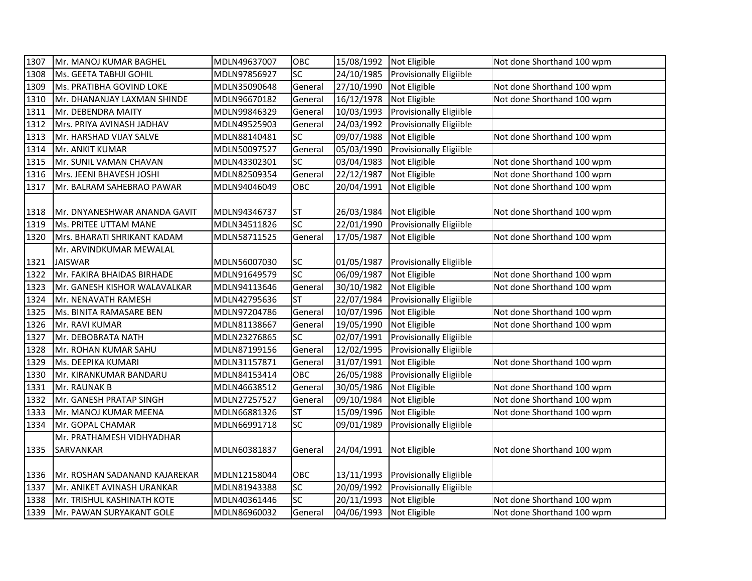| | | | | | | |
|---|---|---|---|---|---|---|
| 1307 | Mr. MANOJ KUMAR BAGHEL | MDLN49637007 | OBC | 15/08/1992 | Not Eligible | Not done Shorthand 100 wpm |
| 1308 | Ms. GEETA TABHJI GOHIL | MDLN97856927 | SC | 24/10/1985 | Provisionally Eligiible | |
| 1309 | Ms. PRATIBHA GOVIND LOKE | MDLN35090648 | General | 27/10/1990 | Not Eligible | Not done Shorthand 100 wpm |
| 1310 | Mr. DHANANJAY LAXMAN SHINDE | MDLN96670182 | General | 16/12/1978 | Not Eligible | Not done Shorthand 100 wpm |
| 1311 | Mr. DEBENDRA MAITY | MDLN99846329 | General | 10/03/1993 | Provisionally Eligiible | |
| 1312 | Mrs. PRIYA AVINASH JADHAV | MDLN49525903 | General | 24/03/1992 | Provisionally Eligiible | |
| 1313 | Mr. HARSHAD VIJAY SALVE | MDLN88140481 | SC | 09/07/1988 | Not Eligible | Not done Shorthand 100 wpm |
| 1314 | Mr. ANKIT KUMAR | MDLN50097527 | General | 05/03/1990 | Provisionally Eligiible | |
| 1315 | Mr. SUNIL VAMAN CHAVAN | MDLN43302301 | SC | 03/04/1983 | Not Eligible | Not done Shorthand 100 wpm |
| 1316 | Mrs. JEENI BHAVESH JOSHI | MDLN82509354 | General | 22/12/1987 | Not Eligible | Not done Shorthand 100 wpm |
| 1317 | Mr. BALRAM SAHEBRAO PAWAR | MDLN94046049 | OBC | 20/04/1991 | Not Eligible | Not done Shorthand 100 wpm |
| 1318 | Mr. DNYANESHWAR ANANDA GAVIT | MDLN94346737 | ST | 26/03/1984 | Not Eligible | Not done Shorthand 100 wpm |
| 1319 | Ms. PRITEE UTTAM MANE | MDLN34511826 | SC | 22/01/1990 | Provisionally Eligiible | |
| 1320 | Mrs. BHARATI SHRIKANT KADAM | MDLN58711525 | General | 17/05/1987 | Not Eligible | Not done Shorthand 100 wpm |
| 1321 | Mr. ARVINDKUMAR MEWALAL JAISWAR | MDLN56007030 | SC | 01/05/1987 | Provisionally Eligiible | |
| 1322 | Mr. FAKIRA BHAIDAS BIRHADE | MDLN91649579 | SC | 06/09/1987 | Not Eligible | Not done Shorthand 100 wpm |
| 1323 | Mr. GANESH KISHOR WALAVALKAR | MDLN94113646 | General | 30/10/1982 | Not Eligible | Not done Shorthand 100 wpm |
| 1324 | Mr. NENAVATH RAMESH | MDLN42795636 | ST | 22/07/1984 | Provisionally Eligiible | |
| 1325 | Ms. BINITA RAMASARE BEN | MDLN97204786 | General | 10/07/1996 | Not Eligible | Not done Shorthand 100 wpm |
| 1326 | Mr. RAVI KUMAR | MDLN81138667 | General | 19/05/1990 | Not Eligible | Not done Shorthand 100 wpm |
| 1327 | Mr. DEBOBRATA NATH | MDLN23276865 | SC | 02/07/1991 | Provisionally Eligiible | |
| 1328 | Mr. ROHAN KUMAR SAHU | MDLN87199156 | General | 12/02/1995 | Provisionally Eligiible | |
| 1329 | Ms. DEEPIKA KUMARI | MDLN31157871 | General | 31/07/1991 | Not Eligible | Not done Shorthand 100 wpm |
| 1330 | Mr. KIRANKUMAR BANDARU | MDLN84153414 | OBC | 26/05/1988 | Provisionally Eligiible | |
| 1331 | Mr. RAUNAK B | MDLN46638512 | General | 30/05/1986 | Not Eligible | Not done Shorthand 100 wpm |
| 1332 | Mr. GANESH PRATAP SINGH | MDLN27257527 | General | 09/10/1984 | Not Eligible | Not done Shorthand 100 wpm |
| 1333 | Mr. MANOJ KUMAR MEENA | MDLN66881326 | ST | 15/09/1996 | Not Eligible | Not done Shorthand 100 wpm |
| 1334 | Mr. GOPAL CHAMAR | MDLN66991718 | SC | 09/01/1989 | Provisionally Eligiible | |
| 1335 | Mr. PRATHAMESH VIDHYADHAR SARVANKAR | MDLN60381837 | General | 24/04/1991 | Not Eligible | Not done Shorthand 100 wpm |
| 1336 | Mr. ROSHAN SADANAND KAJAREKAR | MDLN12158044 | OBC | 13/11/1993 | Provisionally Eligiible | |
| 1337 | Mr. ANIKET AVINASH URANKAR | MDLN81943388 | SC | 20/09/1992 | Provisionally Eligiible | |
| 1338 | Mr. TRISHUL KASHINATH KOTE | MDLN40361446 | SC | 20/11/1993 | Not Eligible | Not done Shorthand 100 wpm |
| 1339 | Mr. PAWAN SURYAKANT GOLE | MDLN86960032 | General | 04/06/1993 | Not Eligible | Not done Shorthand 100 wpm |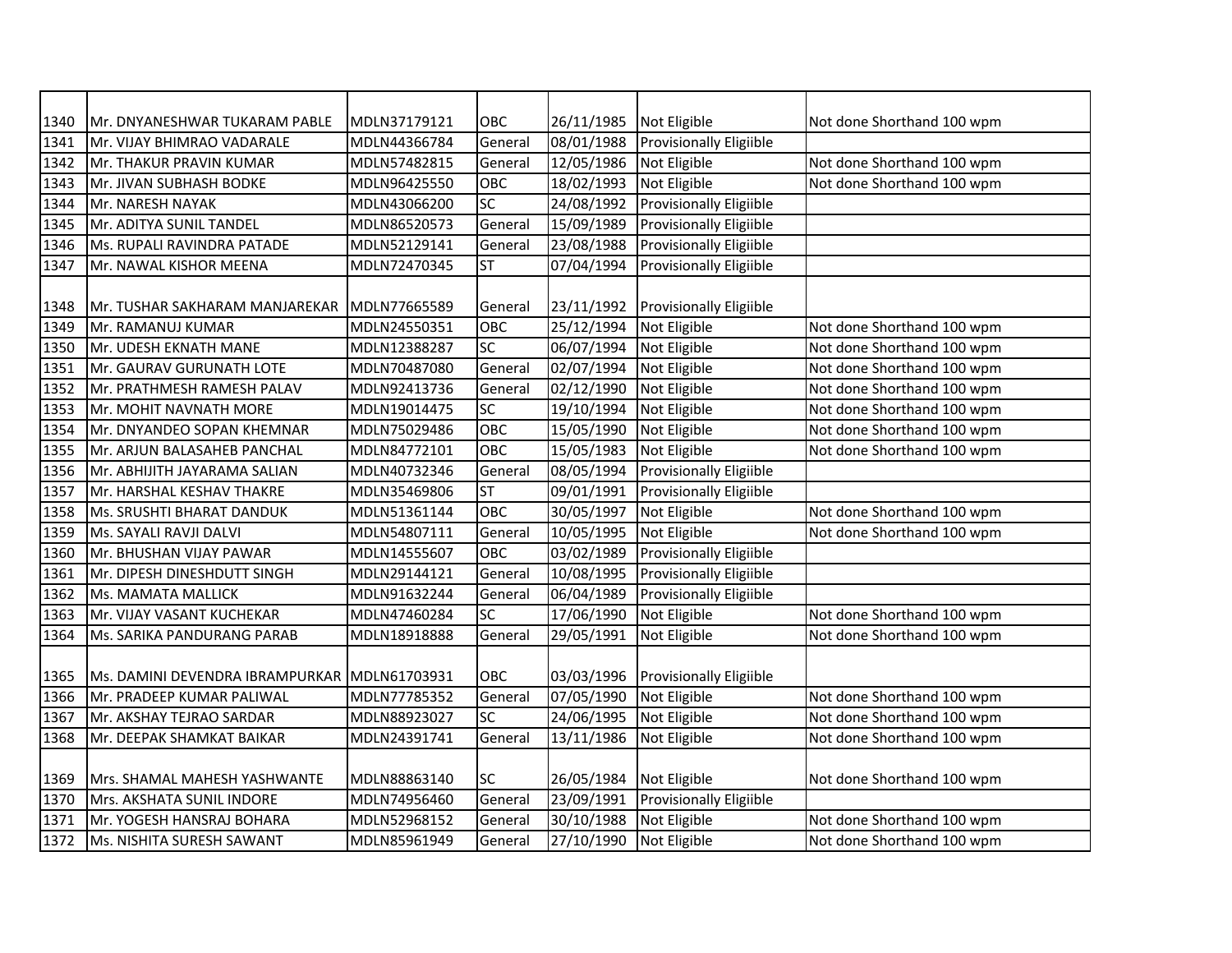| | | | | | | |
|---|---|---|---|---|---|---|
| 1340 | Mr. DNYANESHWAR TUKARAM PABLE | MDLN37179121 | OBC | 26/11/1985 | Not Eligible | Not done Shorthand 100 wpm |
| 1341 | Mr. VIJAY BHIMRAO VADARALE | MDLN44366784 | General | 08/01/1988 | Provisionally Eligiible | |
| 1342 | Mr. THAKUR PRAVIN KUMAR | MDLN57482815 | General | 12/05/1986 | Not Eligible | Not done Shorthand 100 wpm |
| 1343 | Mr. JIVAN SUBHASH BODKE | MDLN96425550 | OBC | 18/02/1993 | Not Eligible | Not done Shorthand 100 wpm |
| 1344 | Mr. NARESH NAYAK | MDLN43066200 | SC | 24/08/1992 | Provisionally Eligiible | |
| 1345 | Mr. ADITYA SUNIL TANDEL | MDLN86520573 | General | 15/09/1989 | Provisionally Eligiible | |
| 1346 | Ms. RUPALI RAVINDRA PATADE | MDLN52129141 | General | 23/08/1988 | Provisionally Eligiible | |
| 1347 | Mr. NAWAL KISHOR MEENA | MDLN72470345 | ST | 07/04/1994 | Provisionally Eligiible | |
| 1348 | Mr. TUSHAR SAKHARAM MANJAREKAR | MDLN77665589 | General | 23/11/1992 | Provisionally Eligiible | |
| 1349 | Mr. RAMANUJ KUMAR | MDLN24550351 | OBC | 25/12/1994 | Not Eligible | Not done Shorthand 100 wpm |
| 1350 | Mr. UDESH EKNATH MANE | MDLN12388287 | SC | 06/07/1994 | Not Eligible | Not done Shorthand 100 wpm |
| 1351 | Mr. GAURAV GURUNATH LOTE | MDLN70487080 | General | 02/07/1994 | Not Eligible | Not done Shorthand 100 wpm |
| 1352 | Mr. PRATHMESH RAMESH PALAV | MDLN92413736 | General | 02/12/1990 | Not Eligible | Not done Shorthand 100 wpm |
| 1353 | Mr. MOHIT NAVNATH MORE | MDLN19014475 | SC | 19/10/1994 | Not Eligible | Not done Shorthand 100 wpm |
| 1354 | Mr. DNYANDEO SOPAN KHEMNAR | MDLN75029486 | OBC | 15/05/1990 | Not Eligible | Not done Shorthand 100 wpm |
| 1355 | Mr. ARJUN BALASAHEB PANCHAL | MDLN84772101 | OBC | 15/05/1983 | Not Eligible | Not done Shorthand 100 wpm |
| 1356 | Mr. ABHIJITH JAYARAMA SALIAN | MDLN40732346 | General | 08/05/1994 | Provisionally Eligiible | |
| 1357 | Mr. HARSHAL KESHAV THAKRE | MDLN35469806 | ST | 09/01/1991 | Provisionally Eligiible | |
| 1358 | Ms. SRUSHTI BHARAT DANDUK | MDLN51361144 | OBC | 30/05/1997 | Not Eligible | Not done Shorthand 100 wpm |
| 1359 | Ms. SAYALI RAVJI DALVI | MDLN54807111 | General | 10/05/1995 | Not Eligible | Not done Shorthand 100 wpm |
| 1360 | Mr. BHUSHAN VIJAY PAWAR | MDLN14555607 | OBC | 03/02/1989 | Provisionally Eligiible | |
| 1361 | Mr. DIPESH DINESHDUTT SINGH | MDLN29144121 | General | 10/08/1995 | Provisionally Eligiible | |
| 1362 | Ms. MAMATA MALLICK | MDLN91632244 | General | 06/04/1989 | Provisionally Eligiible | |
| 1363 | Mr. VIJAY VASANT KUCHEKAR | MDLN47460284 | SC | 17/06/1990 | Not Eligible | Not done Shorthand 100 wpm |
| 1364 | Ms. SARIKA PANDURANG PARAB | MDLN18918888 | General | 29/05/1991 | Not Eligible | Not done Shorthand 100 wpm |
| 1365 | Ms. DAMINI DEVENDRA IBRAMPURKAR | MDLN61703931 | OBC | 03/03/1996 | Provisionally Eligiible | |
| 1366 | Mr. PRADEEP KUMAR PALIWAL | MDLN77785352 | General | 07/05/1990 | Not Eligible | Not done Shorthand 100 wpm |
| 1367 | Mr. AKSHAY TEJRAO SARDAR | MDLN88923027 | SC | 24/06/1995 | Not Eligible | Not done Shorthand 100 wpm |
| 1368 | Mr. DEEPAK SHAMKAT BAIKAR | MDLN24391741 | General | 13/11/1986 | Not Eligible | Not done Shorthand 100 wpm |
| 1369 | Mrs. SHAMAL MAHESH YASHWANTE | MDLN88863140 | SC | 26/05/1984 | Not Eligible | Not done Shorthand 100 wpm |
| 1370 | Mrs. AKSHATA SUNIL INDORE | MDLN74956460 | General | 23/09/1991 | Provisionally Eligiible | |
| 1371 | Mr. YOGESH HANSRAJ BOHARA | MDLN52968152 | General | 30/10/1988 | Not Eligible | Not done Shorthand 100 wpm |
| 1372 | Ms. NISHITA SURESH SAWANT | MDLN85961949 | General | 27/10/1990 | Not Eligible | Not done Shorthand 100 wpm |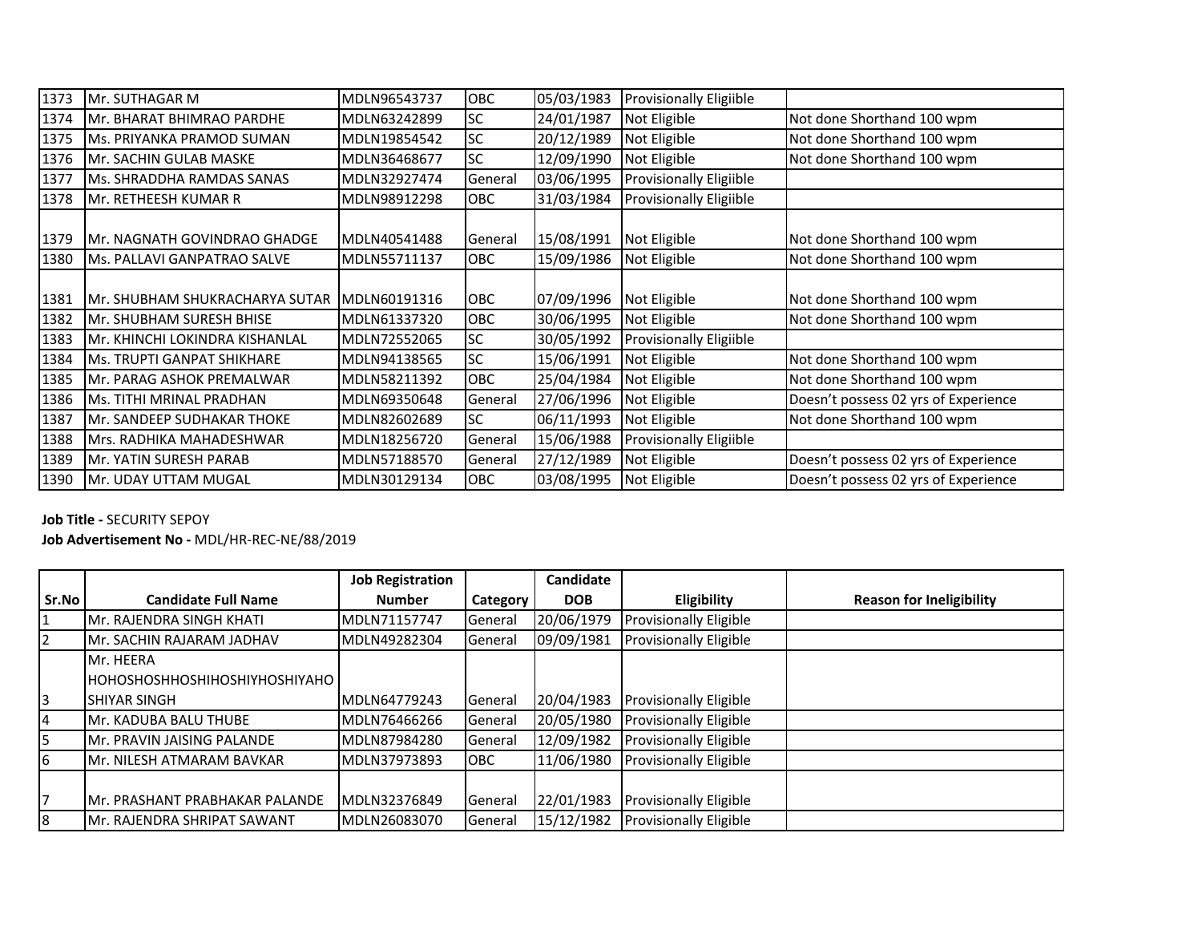| | | | | | | |
|---|---|---|---|---|---|---|
| 1373 | Mr. SUTHAGAR M | MDLN96543737 | OBC | 05/03/1983 | Provisionally Eligiible | |
| 1374 | Mr. BHARAT BHIMRAO PARDHE | MDLN63242899 | SC | 24/01/1987 | Not Eligible | Not done Shorthand 100 wpm |
| 1375 | Ms. PRIYANKA PRAMOD SUMAN | MDLN19854542 | SC | 20/12/1989 | Not Eligible | Not done Shorthand 100 wpm |
| 1376 | Mr. SACHIN GULAB MASKE | MDLN36468677 | SC | 12/09/1990 | Not Eligible | Not done Shorthand 100 wpm |
| 1377 | Ms. SHRADDHA RAMDAS SANAS | MDLN32927474 | General | 03/06/1995 | Provisionally Eligiible | |
| 1378 | Mr. RETHEESH KUMAR R | MDLN98912298 | OBC | 31/03/1984 | Provisionally Eligiible | |
| 1379 | Mr. NAGNATH GOVINDRAO GHADGE | MDLN40541488 | General | 15/08/1991 | Not Eligible | Not done Shorthand 100 wpm |
| 1380 | Ms. PALLAVI GANPATRAO SALVE | MDLN55711137 | OBC | 15/09/1986 | Not Eligible | Not done Shorthand 100 wpm |
| 1381 | Mr. SHUBHAM SHUKRACHARYA SUTAR | MDLN60191316 | OBC | 07/09/1996 | Not Eligible | Not done Shorthand 100 wpm |
| 1382 | Mr. SHUBHAM SURESH BHISE | MDLN61337320 | OBC | 30/06/1995 | Not Eligible | Not done Shorthand 100 wpm |
| 1383 | Mr. KHINCHI LOKINDRA KISHANLAL | MDLN72552065 | SC | 30/05/1992 | Provisionally Eligiible | |
| 1384 | Ms. TRUPTI GANPAT SHIKHARE | MDLN94138565 | SC | 15/06/1991 | Not Eligible | Not done Shorthand 100 wpm |
| 1385 | Mr. PARAG ASHOK PREMALWAR | MDLN58211392 | OBC | 25/04/1984 | Not Eligible | Not done Shorthand 100 wpm |
| 1386 | Ms. TITHI MRINAL PRADHAN | MDLN69350648 | General | 27/06/1996 | Not Eligible | Doesn’t possess 02 yrs of Experience |
| 1387 | Mr. SANDEEP SUDHAKAR THOKE | MDLN82602689 | SC | 06/11/1993 | Not Eligible | Not done Shorthand 100 wpm |
| 1388 | Mrs. RADHIKA MAHADESHWAR | MDLN18256720 | General | 15/06/1988 | Provisionally Eligiible | |
| 1389 | Mr. YATIN SURESH PARAB | MDLN57188570 | General | 27/12/1989 | Not Eligible | Doesn’t possess 02 yrs of Experience |
| 1390 | Mr. UDAY UTTAM MUGAL | MDLN30129134 | OBC | 03/08/1995 | Not Eligible | Doesn’t possess 02 yrs of Experience |

**Job Title -** SECURITY SEPOY

**Job Advertisement No -** MDL/HR-REC-NE/88/2019

| Sr.No | Candidate Full Name | Job Registration Number | Category | Candidate DOB | Eligibility | Reason for Ineligibility |
|---|---|---|---|---|---|---|
| 1 | Mr. RAJENDRA SINGH KHATI | MDLN71157747 | General | 20/06/1979 | Provisionally Eligible | |
| 2 | Mr. SACHIN RAJARAM JADHAV | MDLN49282304 | General | 09/09/1981 | Provisionally Eligible | |
| 3 | Mr. HEERA HOHOSHOSHHOSHIHOSHIYHOSHIYAHO SHIYAR SINGH | MDLN64779243 | General | 20/04/1983 | Provisionally Eligible | |
| 4 | Mr. KADUBA BALU THUBE | MDLN76466266 | General | 20/05/1980 | Provisionally Eligible | |
| 5 | Mr. PRAVIN JAISING PALANDE | MDLN87984280 | General | 12/09/1982 | Provisionally Eligible | |
| 6 | Mr. NILESH ATMARAM BAVKAR | MDLN37973893 | OBC | 11/06/1980 | Provisionally Eligible | |
| 7 | Mr. PRASHANT PRABHAKAR PALANDE | MDLN32376849 | General | 22/01/1983 | Provisionally Eligible | |
| 8 | Mr. RAJENDRA SHRIPAT SAWANT | MDLN26083070 | General | 15/12/1982 | Provisionally Eligible | |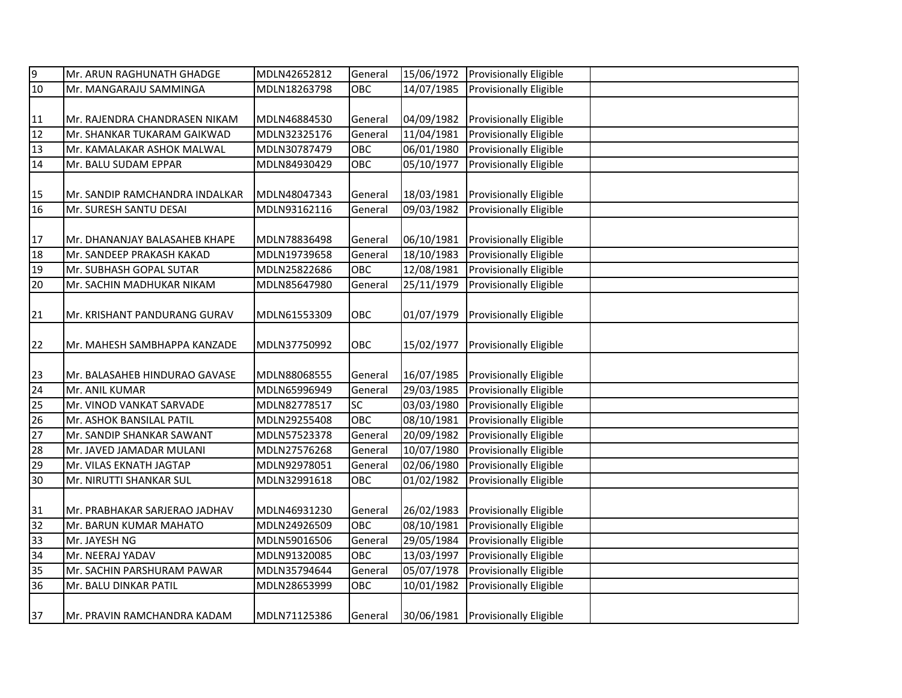| | | | | | | |
|---|---|---|---|---|---|---|
| 9 | Mr. ARUN RAGHUNATH GHADGE | MDLN42652812 | General | 15/06/1972 | Provisionally Eligible | |
| 10 | Mr. MANGARAJU SAMMINGA | MDLN18263798 | OBC | 14/07/1985 | Provisionally Eligible | |
| 11 | Mr. RAJENDRA CHANDRASEN NIKAM | MDLN46884530 | General | 04/09/1982 | Provisionally Eligible | |
| 12 | Mr. SHANKAR TUKARAM GAIKWAD | MDLN32325176 | General | 11/04/1981 | Provisionally Eligible | |
| 13 | Mr. KAMALAKAR ASHOK MALWAL | MDLN30787479 | OBC | 06/01/1980 | Provisionally Eligible | |
| 14 | Mr. BALU SUDAM EPPAR | MDLN84930429 | OBC | 05/10/1977 | Provisionally Eligible | |
| 15 | Mr. SANDIP RAMCHANDRA INDALKAR | MDLN48047343 | General | 18/03/1981 | Provisionally Eligible | |
| 16 | Mr. SURESH SANTU DESAI | MDLN93162116 | General | 09/03/1982 | Provisionally Eligible | |
| 17 | Mr. DHANANJAY BALASAHEB KHAPE | MDLN78836498 | General | 06/10/1981 | Provisionally Eligible | |
| 18 | Mr. SANDEEP PRAKASH KAKAD | MDLN19739658 | General | 18/10/1983 | Provisionally Eligible | |
| 19 | Mr. SUBHASH GOPAL SUTAR | MDLN25822686 | OBC | 12/08/1981 | Provisionally Eligible | |
| 20 | Mr. SACHIN MADHUKAR NIKAM | MDLN85647980 | General | 25/11/1979 | Provisionally Eligible | |
| 21 | Mr. KRISHANT PANDURANG GURAV | MDLN61553309 | OBC | 01/07/1979 | Provisionally Eligible | |
| 22 | Mr. MAHESH SAMBHAPPA KANZADE | MDLN37750992 | OBC | 15/02/1977 | Provisionally Eligible | |
| 23 | Mr. BALASAHEB HINDURAO GAVASE | MDLN88068555 | General | 16/07/1985 | Provisionally Eligible | |
| 24 | Mr. ANIL KUMAR | MDLN65996949 | General | 29/03/1985 | Provisionally Eligible | |
| 25 | Mr. VINOD VANKAT SARVADE | MDLN82778517 | SC | 03/03/1980 | Provisionally Eligible | |
| 26 | Mr. ASHOK BANSILAL PATIL | MDLN29255408 | OBC | 08/10/1981 | Provisionally Eligible | |
| 27 | Mr. SANDIP SHANKAR SAWANT | MDLN57523378 | General | 20/09/1982 | Provisionally Eligible | |
| 28 | Mr. JAVED JAMADAR MULANI | MDLN27576268 | General | 10/07/1980 | Provisionally Eligible | |
| 29 | Mr. VILAS EKNATH JAGTAP | MDLN92978051 | General | 02/06/1980 | Provisionally Eligible | |
| 30 | Mr. NIRUTTI SHANKAR SUL | MDLN32991618 | OBC | 01/02/1982 | Provisionally Eligible | |
| 31 | Mr. PRABHAKAR SARJERAO JADHAV | MDLN46931230 | General | 26/02/1983 | Provisionally Eligible | |
| 32 | Mr. BARUN KUMAR MAHATO | MDLN24926509 | OBC | 08/10/1981 | Provisionally Eligible | |
| 33 | Mr. JAYESH NG | MDLN59016506 | General | 29/05/1984 | Provisionally Eligible | |
| 34 | Mr. NEERAJ YADAV | MDLN91320085 | OBC | 13/03/1997 | Provisionally Eligible | |
| 35 | Mr. SACHIN PARSHURAM PAWAR | MDLN35794644 | General | 05/07/1978 | Provisionally Eligible | |
| 36 | Mr. BALU DINKAR PATIL | MDLN28653999 | OBC | 10/01/1982 | Provisionally Eligible | |
| 37 | Mr. PRAVIN RAMCHANDRA KADAM | MDLN71125386 | General | 30/06/1981 | Provisionally Eligible | |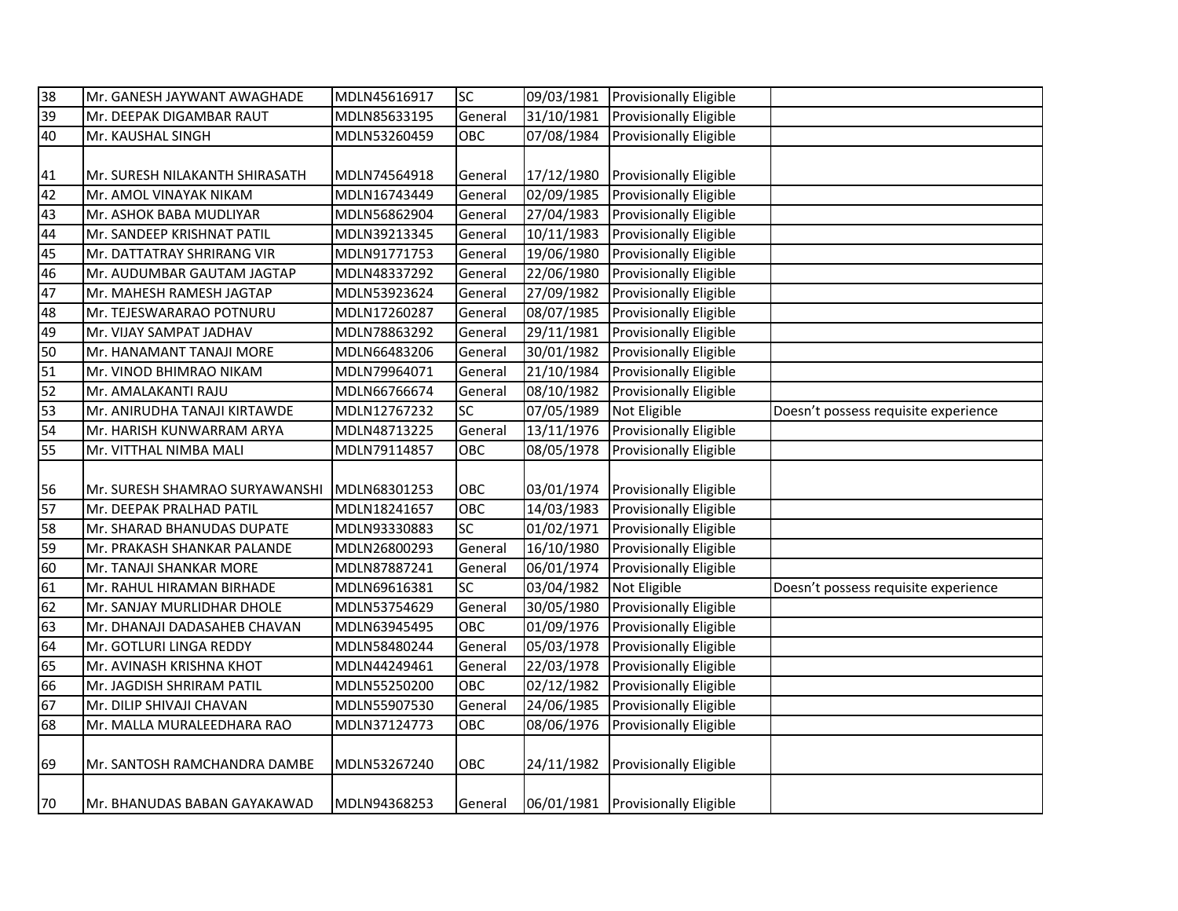| 38 | Mr. GANESH JAYWANT AWAGHADE | MDLN45616917 | SC | 09/03/1981 | Provisionally Eligible | |
|---|---|---|---|---|---|---|
| 39 | Mr. DEEPAK DIGAMBAR RAUT | MDLN85633195 | General | 31/10/1981 | Provisionally Eligible | |
| 40 | Mr. KAUSHAL SINGH | MDLN53260459 | OBC | 07/08/1984 | Provisionally Eligible | |
| 41 | Mr. SURESH NILAKANTH SHIRASATH | MDLN74564918 | General | 17/12/1980 | Provisionally Eligible | |
| 42 | Mr. AMOL VINAYAK NIKAM | MDLN16743449 | General | 02/09/1985 | Provisionally Eligible | |
| 43 | Mr. ASHOK BABA MUDLIYAR | MDLN56862904 | General | 27/04/1983 | Provisionally Eligible | |
| 44 | Mr. SANDEEP KRISHNAT PATIL | MDLN39213345 | General | 10/11/1983 | Provisionally Eligible | |
| 45 | Mr. DATTATRAY SHRIRANG VIR | MDLN91771753 | General | 19/06/1980 | Provisionally Eligible | |
| 46 | Mr. AUDUMBAR GAUTAM JAGTAP | MDLN48337292 | General | 22/06/1980 | Provisionally Eligible | |
| 47 | Mr. MAHESH RAMESH JAGTAP | MDLN53923624 | General | 27/09/1982 | Provisionally Eligible | |
| 48 | Mr. TEJESWARARAO POTNURU | MDLN17260287 | General | 08/07/1985 | Provisionally Eligible | |
| 49 | Mr. VIJAY SAMPAT JADHAV | MDLN78863292 | General | 29/11/1981 | Provisionally Eligible | |
| 50 | Mr. HANAMANT TANAJI MORE | MDLN66483206 | General | 30/01/1982 | Provisionally Eligible | |
| 51 | Mr. VINOD BHIMRAO NIKAM | MDLN79964071 | General | 21/10/1984 | Provisionally Eligible | |
| 52 | Mr. AMALAKANTI RAJU | MDLN66766674 | General | 08/10/1982 | Provisionally Eligible | |
| 53 | Mr. ANIRUDHA TANAJI KIRTAWDE | MDLN12767232 | SC | 07/05/1989 | Not Eligible | Doesn't possess requisite experience |
| 54 | Mr. HARISH KUNWARRAM ARYA | MDLN48713225 | General | 13/11/1976 | Provisionally Eligible | |
| 55 | Mr. VITTHAL NIMBA MALI | MDLN79114857 | OBC | 08/05/1978 | Provisionally Eligible | |
| 56 | Mr. SURESH SHAMRAO SURYAWANSHI | MDLN68301253 | OBC | 03/01/1974 | Provisionally Eligible | |
| 57 | Mr. DEEPAK PRALHAD PATIL | MDLN18241657 | OBC | 14/03/1983 | Provisionally Eligible | |
| 58 | Mr. SHARAD BHANUDAS DUPATE | MDLN93330883 | SC | 01/02/1971 | Provisionally Eligible | |
| 59 | Mr. PRAKASH SHANKAR PALANDE | MDLN26800293 | General | 16/10/1980 | Provisionally Eligible | |
| 60 | Mr. TANAJI SHANKAR MORE | MDLN87887241 | General | 06/01/1974 | Provisionally Eligible | |
| 61 | Mr. RAHUL HIRAMAN BIRHADE | MDLN69616381 | SC | 03/04/1982 | Not Eligible | Doesn't possess requisite experience |
| 62 | Mr. SANJAY MURLIDHAR DHOLE | MDLN53754629 | General | 30/05/1980 | Provisionally Eligible | |
| 63 | Mr. DHANAJI DADASAHEB CHAVAN | MDLN63945495 | OBC | 01/09/1976 | Provisionally Eligible | |
| 64 | Mr. GOTLURI LINGA REDDY | MDLN58480244 | General | 05/03/1978 | Provisionally Eligible | |
| 65 | Mr. AVINASH KRISHNA KHOT | MDLN44249461 | General | 22/03/1978 | Provisionally Eligible | |
| 66 | Mr. JAGDISH SHRIRAM PATIL | MDLN55250200 | OBC | 02/12/1982 | Provisionally Eligible | |
| 67 | Mr. DILIP SHIVAJI CHAVAN | MDLN55907530 | General | 24/06/1985 | Provisionally Eligible | |
| 68 | Mr. MALLA MURALEEDHARA RAO | MDLN37124773 | OBC | 08/06/1976 | Provisionally Eligible | |
| 69 | Mr. SANTOSH RAMCHANDRA DAMBE | MDLN53267240 | OBC | 24/11/1982 | Provisionally Eligible | |
| 70 | Mr. BHANUDAS BABAN GAYAKAWAD | MDLN94368253 | General | 06/01/1981 | Provisionally Eligible | |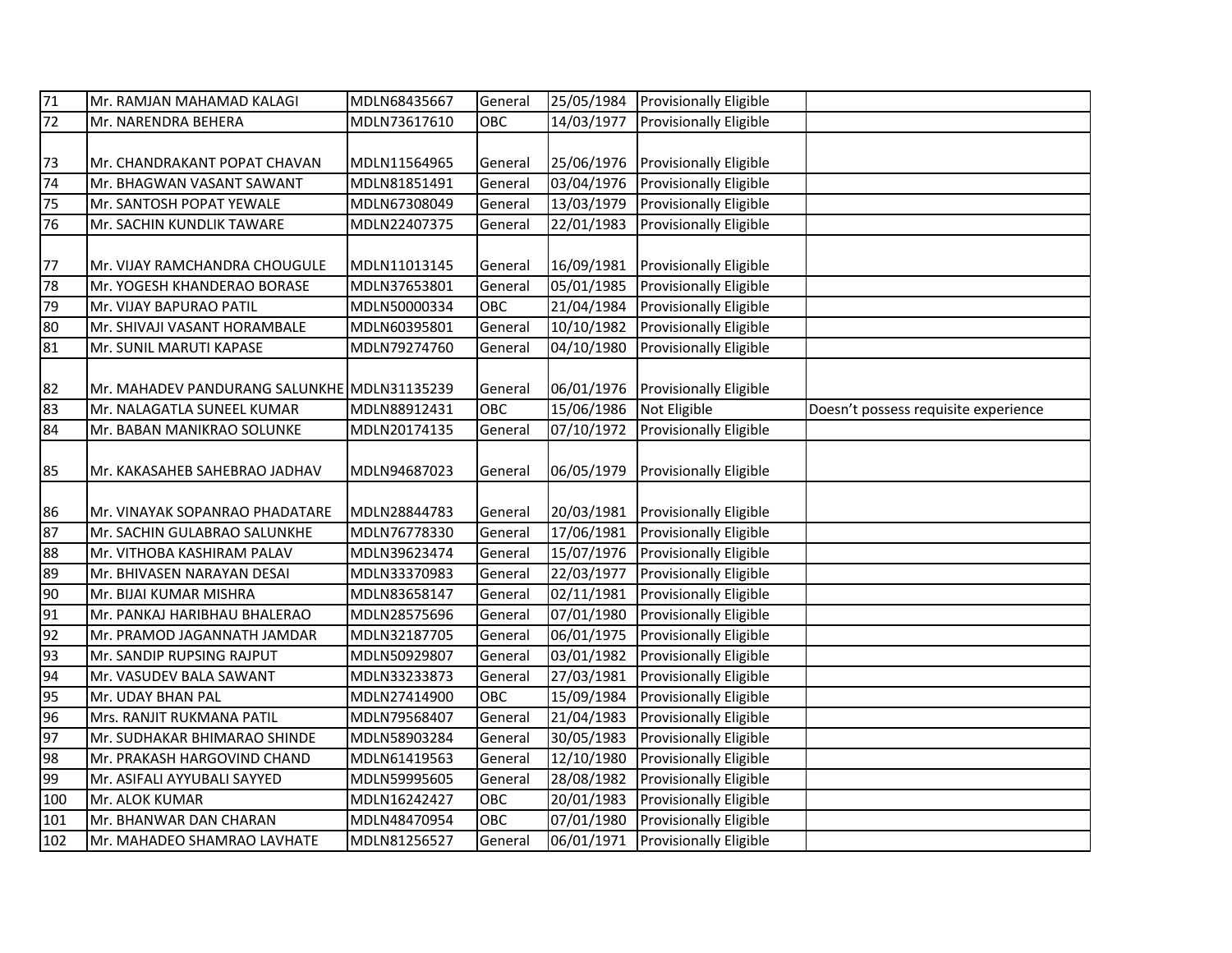| 71 | Mr. RAMJAN MAHAMAD KALAGI | MDLN68435667 | General | 25/05/1984 | Provisionally Eligible | |
|---|---|---|---|---|---|---|
| 72 | Mr. NARENDRA BEHERA | MDLN73617610 | OBC | 14/03/1977 | Provisionally Eligible | |
| 73 | Mr. CHANDRAKANT POPAT CHAVAN | MDLN11564965 | General | 25/06/1976 | Provisionally Eligible | |
| 74 | Mr. BHAGWAN VASANT SAWANT | MDLN81851491 | General | 03/04/1976 | Provisionally Eligible | |
| 75 | Mr. SANTOSH POPAT YEWALE | MDLN67308049 | General | 13/03/1979 | Provisionally Eligible | |
| 76 | Mr. SACHIN KUNDLIK TAWARE | MDLN22407375 | General | 22/01/1983 | Provisionally Eligible | |
| 77 | Mr. VIJAY RAMCHANDRA CHOUGULE | MDLN11013145 | General | 16/09/1981 | Provisionally Eligible | |
| 78 | Mr. YOGESH KHANDERAO BORASE | MDLN37653801 | General | 05/01/1985 | Provisionally Eligible | |
| 79 | Mr. VIJAY BAPURAO PATIL | MDLN50000334 | OBC | 21/04/1984 | Provisionally Eligible | |
| 80 | Mr. SHIVAJI VASANT HORAMBALE | MDLN60395801 | General | 10/10/1982 | Provisionally Eligible | |
| 81 | Mr. SUNIL MARUTI KAPASE | MDLN79274760 | General | 04/10/1980 | Provisionally Eligible | |
| 82 | Mr. MAHADEV PANDURANG SALUNKHE | MDLN31135239 | General | 06/01/1976 | Provisionally Eligible | |
| 83 | Mr. NALAGATLA SUNEEL KUMAR | MDLN88912431 | OBC | 15/06/1986 | Not Eligible | Doesn't possess requisite experience |
| 84 | Mr. BABAN MANIKRAO SOLUNKE | MDLN20174135 | General | 07/10/1972 | Provisionally Eligible | |
| 85 | Mr. KAKASAHEB SAHEBRAO JADHAV | MDLN94687023 | General | 06/05/1979 | Provisionally Eligible | |
| 86 | Mr. VINAYAK SOPANRAO PHADATARE | MDLN28844783 | General | 20/03/1981 | Provisionally Eligible | |
| 87 | Mr. SACHIN GULABRAO SALUNKHE | MDLN76778330 | General | 17/06/1981 | Provisionally Eligible | |
| 88 | Mr. VITHOBA KASHIRAM PALAV | MDLN39623474 | General | 15/07/1976 | Provisionally Eligible | |
| 89 | Mr. BHIVASEN NARAYAN DESAI | MDLN33370983 | General | 22/03/1977 | Provisionally Eligible | |
| 90 | Mr. BIJAI KUMAR MISHRA | MDLN83658147 | General | 02/11/1981 | Provisionally Eligible | |
| 91 | Mr. PANKAJ HARIBHAU BHALERAO | MDLN28575696 | General | 07/01/1980 | Provisionally Eligible | |
| 92 | Mr. PRAMOD JAGANNATH JAMDAR | MDLN32187705 | General | 06/01/1975 | Provisionally Eligible | |
| 93 | Mr. SANDIP RUPSING RAJPUT | MDLN50929807 | General | 03/01/1982 | Provisionally Eligible | |
| 94 | Mr. VASUDEV BALA SAWANT | MDLN33233873 | General | 27/03/1981 | Provisionally Eligible | |
| 95 | Mr. UDAY BHAN PAL | MDLN27414900 | OBC | 15/09/1984 | Provisionally Eligible | |
| 96 | Mrs. RANJIT RUKMANA PATIL | MDLN79568407 | General | 21/04/1983 | Provisionally Eligible | |
| 97 | Mr. SUDHAKAR BHIMARAO SHINDE | MDLN58903284 | General | 30/05/1983 | Provisionally Eligible | |
| 98 | Mr. PRAKASH HARGOVIND CHAND | MDLN61419563 | General | 12/10/1980 | Provisionally Eligible | |
| 99 | Mr. ASIFALI AYYUBALI SAYYED | MDLN59995605 | General | 28/08/1982 | Provisionally Eligible | |
| 100 | Mr. ALOK KUMAR | MDLN16242427 | OBC | 20/01/1983 | Provisionally Eligible | |
| 101 | Mr. BHANWAR DAN CHARAN | MDLN48470954 | OBC | 07/01/1980 | Provisionally Eligible | |
| 102 | Mr. MAHADEO SHAMRAO LAVHATE | MDLN81256527 | General | 06/01/1971 | Provisionally Eligible | |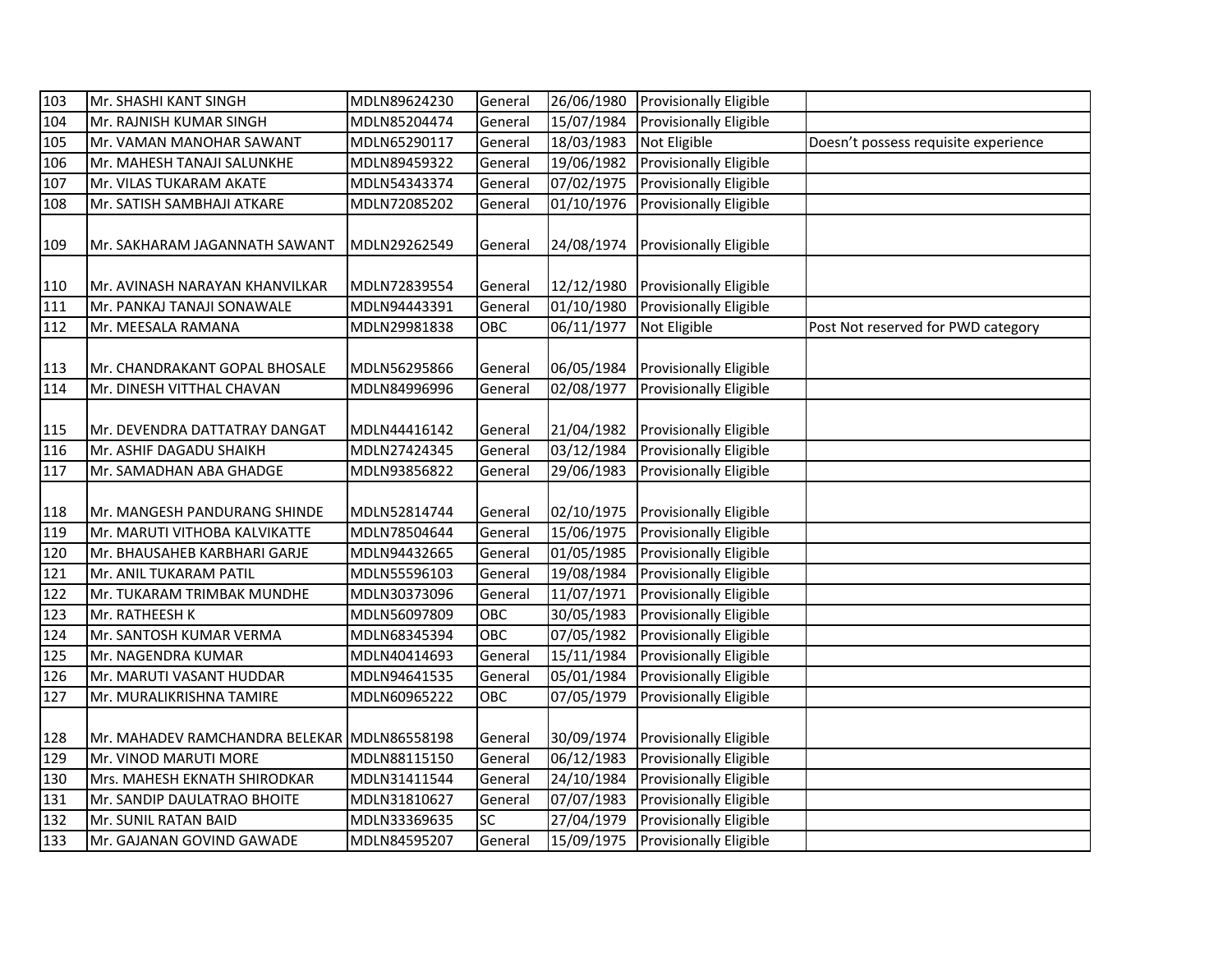| | | | | | | |
|---|---|---|---|---|---|---|
| 103 | Mr. SHASHI KANT SINGH | MDLN89624230 | General | 26/06/1980 | Provisionally Eligible | |
| 104 | Mr. RAJNISH KUMAR SINGH | MDLN85204474 | General | 15/07/1984 | Provisionally Eligible | |
| 105 | Mr. VAMAN MANOHAR SAWANT | MDLN65290117 | General | 18/03/1983 | Not Eligible | Doesn't possess requisite experience |
| 106 | Mr. MAHESH TANAJI SALUNKHE | MDLN89459322 | General | 19/06/1982 | Provisionally Eligible | |
| 107 | Mr. VILAS TUKARAM AKATE | MDLN54343374 | General | 07/02/1975 | Provisionally Eligible | |
| 108 | Mr. SATISH SAMBHAJI ATKARE | MDLN72085202 | General | 01/10/1976 | Provisionally Eligible | |
| 109 | Mr. SAKHARAM JAGANNATH SAWANT | MDLN29262549 | General | 24/08/1974 | Provisionally Eligible | |
| 110 | Mr. AVINASH NARAYAN KHANVILKAR | MDLN72839554 | General | 12/12/1980 | Provisionally Eligible | |
| 111 | Mr. PANKAJ TANAJI SONAWALE | MDLN94443391 | General | 01/10/1980 | Provisionally Eligible | |
| 112 | Mr. MEESALA RAMANA | MDLN29981838 | OBC | 06/11/1977 | Not Eligible | Post Not reserved for PWD category |
| 113 | Mr. CHANDRAKANT GOPAL BHOSALE | MDLN56295866 | General | 06/05/1984 | Provisionally Eligible | |
| 114 | Mr. DINESH VITTHAL CHAVAN | MDLN84996996 | General | 02/08/1977 | Provisionally Eligible | |
| 115 | Mr. DEVENDRA DATTATRAY DANGAT | MDLN44416142 | General | 21/04/1982 | Provisionally Eligible | |
| 116 | Mr. ASHIF DAGADU SHAIKH | MDLN27424345 | General | 03/12/1984 | Provisionally Eligible | |
| 117 | Mr. SAMADHAN ABA GHADGE | MDLN93856822 | General | 29/06/1983 | Provisionally Eligible | |
| 118 | Mr. MANGESH PANDURANG SHINDE | MDLN52814744 | General | 02/10/1975 | Provisionally Eligible | |
| 119 | Mr. MARUTI VITHOBA KALVIKATTE | MDLN78504644 | General | 15/06/1975 | Provisionally Eligible | |
| 120 | Mr. BHAUSAHEB KARBHARI GARJE | MDLN94432665 | General | 01/05/1985 | Provisionally Eligible | |
| 121 | Mr. ANIL TUKARAM PATIL | MDLN55596103 | General | 19/08/1984 | Provisionally Eligible | |
| 122 | Mr. TUKARAM TRIMBAK MUNDHE | MDLN30373096 | General | 11/07/1971 | Provisionally Eligible | |
| 123 | Mr. RATHEESH K | MDLN56097809 | OBC | 30/05/1983 | Provisionally Eligible | |
| 124 | Mr. SANTOSH KUMAR VERMA | MDLN68345394 | OBC | 07/05/1982 | Provisionally Eligible | |
| 125 | Mr. NAGENDRA KUMAR | MDLN40414693 | General | 15/11/1984 | Provisionally Eligible | |
| 126 | Mr. MARUTI VASANT HUDDAR | MDLN94641535 | General | 05/01/1984 | Provisionally Eligible | |
| 127 | Mr. MURALIKRISHNA TAMIRE | MDLN60965222 | OBC | 07/05/1979 | Provisionally Eligible | |
| 128 | Mr. MAHADEV RAMCHANDRA BELEKAR | MDLN86558198 | General | 30/09/1974 | Provisionally Eligible | |
| 129 | Mr. VINOD MARUTI MORE | MDLN88115150 | General | 06/12/1983 | Provisionally Eligible | |
| 130 | Mrs. MAHESH EKNATH SHIRODKAR | MDLN31411544 | General | 24/10/1984 | Provisionally Eligible | |
| 131 | Mr. SANDIP DAULATRAO BHOITE | MDLN31810627 | General | 07/07/1983 | Provisionally Eligible | |
| 132 | Mr. SUNIL RATAN BAID | MDLN33369635 | SC | 27/04/1979 | Provisionally Eligible | |
| 133 | Mr. GAJANAN GOVIND GAWADE | MDLN84595207 | General | 15/09/1975 | Provisionally Eligible | |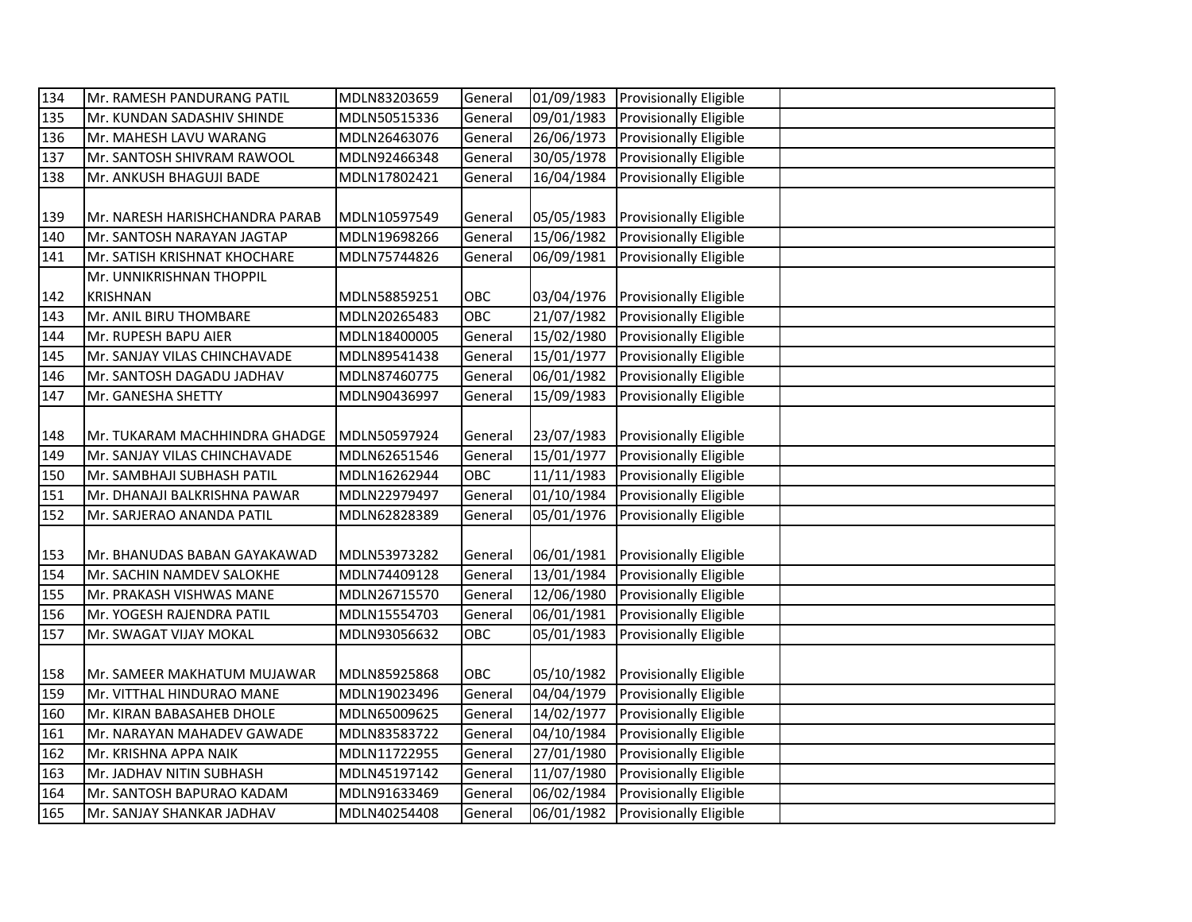| | | | | | | |
|---|---|---|---|---|---|---|
| 134 | Mr. RAMESH PANDURANG PATIL | MDLN83203659 | General | 01/09/1983 | Provisionally Eligible | |
| 135 | Mr. KUNDAN SADASHIV SHINDE | MDLN50515336 | General | 09/01/1983 | Provisionally Eligible | |
| 136 | Mr. MAHESH LAVU WARANG | MDLN26463076 | General | 26/06/1973 | Provisionally Eligible | |
| 137 | Mr. SANTOSH SHIVRAM RAWOOL | MDLN92466348 | General | 30/05/1978 | Provisionally Eligible | |
| 138 | Mr. ANKUSH BHAGUJI BADE | MDLN17802421 | General | 16/04/1984 | Provisionally Eligible | |
| 139 | Mr. NARESH HARISHCHANDRA PARAB | MDLN10597549 | General | 05/05/1983 | Provisionally Eligible | |
| 140 | Mr. SANTOSH NARAYAN JAGTAP | MDLN19698266 | General | 15/06/1982 | Provisionally Eligible | |
| 141 | Mr. SATISH KRISHNAT KHOCHARE | MDLN75744826 | General | 06/09/1981 | Provisionally Eligible | |
| 142 | Mr. UNNIKRISHNAN THOPPIL KRISHNAN | MDLN58859251 | OBC | 03/04/1976 | Provisionally Eligible | |
| 143 | Mr. ANIL BIRU THOMBARE | MDLN20265483 | OBC | 21/07/1982 | Provisionally Eligible | |
| 144 | Mr. RUPESH BAPU AIER | MDLN18400005 | General | 15/02/1980 | Provisionally Eligible | |
| 145 | Mr. SANJAY VILAS CHINCHAVADE | MDLN89541438 | General | 15/01/1977 | Provisionally Eligible | |
| 146 | Mr. SANTOSH DAGADU JADHAV | MDLN87460775 | General | 06/01/1982 | Provisionally Eligible | |
| 147 | Mr. GANESHA SHETTY | MDLN90436997 | General | 15/09/1983 | Provisionally Eligible | |
| 148 | Mr. TUKARAM MACHHINDRA GHADGE | MDLN50597924 | General | 23/07/1983 | Provisionally Eligible | |
| 149 | Mr. SANJAY VILAS CHINCHAVADE | MDLN62651546 | General | 15/01/1977 | Provisionally Eligible | |
| 150 | Mr. SAMBHAJI SUBHASH PATIL | MDLN16262944 | OBC | 11/11/1983 | Provisionally Eligible | |
| 151 | Mr. DHANAJI BALKRISHNA PAWAR | MDLN22979497 | General | 01/10/1984 | Provisionally Eligible | |
| 152 | Mr. SARJERAO ANANDA PATIL | MDLN62828389 | General | 05/01/1976 | Provisionally Eligible | |
| 153 | Mr. BHANUDAS BABAN GAYAKAWAD | MDLN53973282 | General | 06/01/1981 | Provisionally Eligible | |
| 154 | Mr. SACHIN NAMDEV SALOKHE | MDLN74409128 | General | 13/01/1984 | Provisionally Eligible | |
| 155 | Mr. PRAKASH VISHWAS MANE | MDLN26715570 | General | 12/06/1980 | Provisionally Eligible | |
| 156 | Mr. YOGESH RAJENDRA PATIL | MDLN15554703 | General | 06/01/1981 | Provisionally Eligible | |
| 157 | Mr. SWAGAT VIJAY MOKAL | MDLN93056632 | OBC | 05/01/1983 | Provisionally Eligible | |
| 158 | Mr. SAMEER MAKHATUM MUJAWAR | MDLN85925868 | OBC | 05/10/1982 | Provisionally Eligible | |
| 159 | Mr. VITTHAL HINDURAO MANE | MDLN19023496 | General | 04/04/1979 | Provisionally Eligible | |
| 160 | Mr. KIRAN BABASAHEB DHOLE | MDLN65009625 | General | 14/02/1977 | Provisionally Eligible | |
| 161 | Mr. NARAYAN MAHADEV GAWADE | MDLN83583722 | General | 04/10/1984 | Provisionally Eligible | |
| 162 | Mr. KRISHNA APPA NAIK | MDLN11722955 | General | 27/01/1980 | Provisionally Eligible | |
| 163 | Mr. JADHAV NITIN SUBHASH | MDLN45197142 | General | 11/07/1980 | Provisionally Eligible | |
| 164 | Mr. SANTOSH BAPURAO KADAM | MDLN91633469 | General | 06/02/1984 | Provisionally Eligible | |
| 165 | Mr. SANJAY SHANKAR JADHAV | MDLN40254408 | General | 06/01/1982 | Provisionally Eligible | |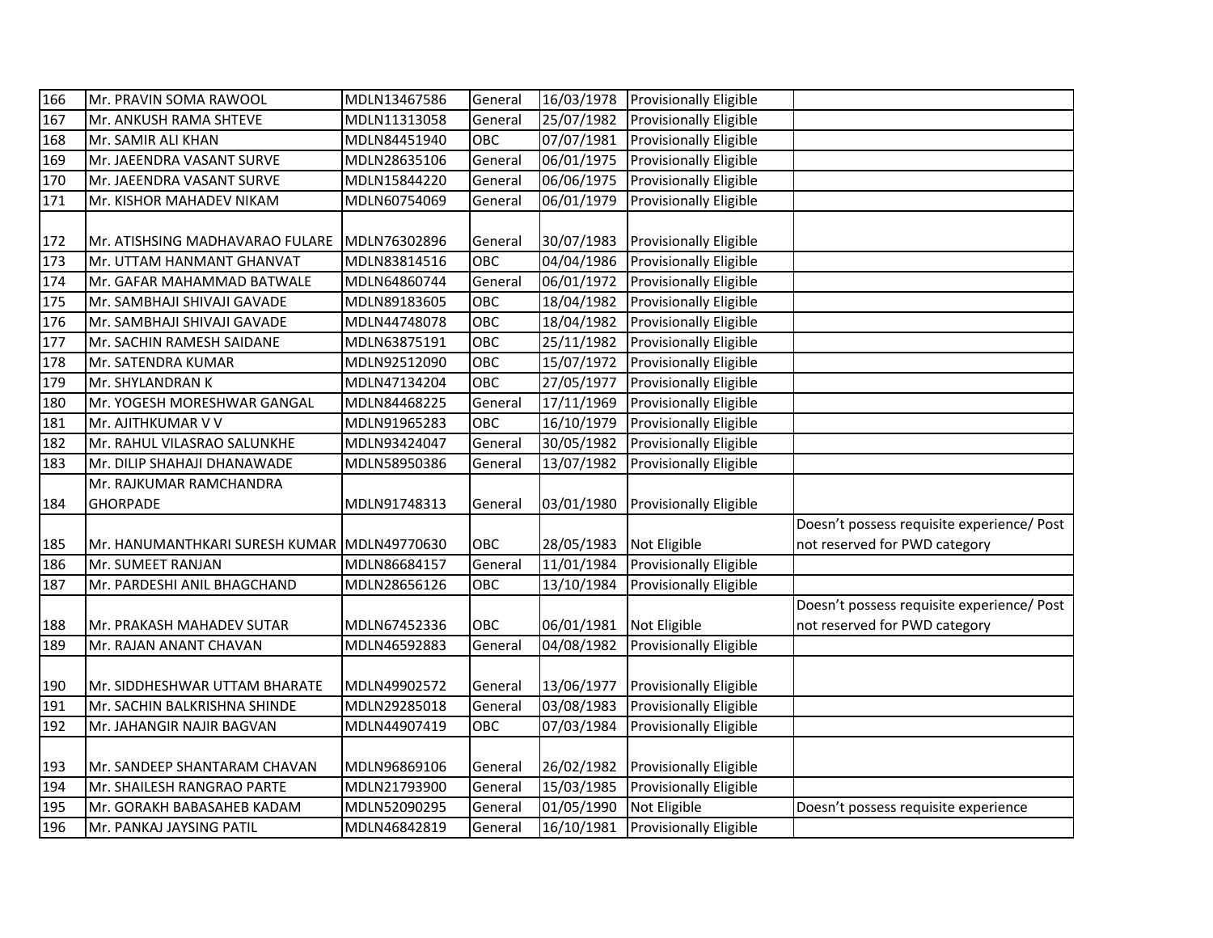| 166 | Mr. PRAVIN SOMA RAWOOL | MDLN13467586 | General | 16/03/1978 | Provisionally Eligible | |
|---|---|---|---|---|---|---|
| 167 | Mr. ANKUSH RAMA SHTEVE | MDLN11313058 | General | 25/07/1982 | Provisionally Eligible | |
| 168 | Mr. SAMIR ALI KHAN | MDLN84451940 | OBC | 07/07/1981 | Provisionally Eligible | |
| 169 | Mr. JAEENDRA VASANT SURVE | MDLN28635106 | General | 06/01/1975 | Provisionally Eligible | |
| 170 | Mr. JAEENDRA VASANT SURVE | MDLN15844220 | General | 06/06/1975 | Provisionally Eligible | |
| 171 | Mr. KISHOR MAHADEV NIKAM | MDLN60754069 | General | 06/01/1979 | Provisionally Eligible | |
| 172 | Mr. ATISHSING MADHAVARAO FULARE | MDLN76302896 | General | 30/07/1983 | Provisionally Eligible | |
| 173 | Mr. UTTAM HANMANT GHANVAT | MDLN83814516 | OBC | 04/04/1986 | Provisionally Eligible | |
| 174 | Mr. GAFAR MAHAMMAD BATWALE | MDLN64860744 | General | 06/01/1972 | Provisionally Eligible | |
| 175 | Mr. SAMBHAJI SHIVAJI GAVADE | MDLN89183605 | OBC | 18/04/1982 | Provisionally Eligible | |
| 176 | Mr. SAMBHAJI SHIVAJI GAVADE | MDLN44748078 | OBC | 18/04/1982 | Provisionally Eligible | |
| 177 | Mr. SACHIN RAMESH SAIDANE | MDLN63875191 | OBC | 25/11/1982 | Provisionally Eligible | |
| 178 | Mr. SATENDRA KUMAR | MDLN92512090 | OBC | 15/07/1972 | Provisionally Eligible | |
| 179 | Mr. SHYLANDRAN K | MDLN47134204 | OBC | 27/05/1977 | Provisionally Eligible | |
| 180 | Mr. YOGESH MORESHWAR GANGAL | MDLN84468225 | General | 17/11/1969 | Provisionally Eligible | |
| 181 | Mr. AJITHKUMAR V V | MDLN91965283 | OBC | 16/10/1979 | Provisionally Eligible | |
| 182 | Mr. RAHUL VILASRAO SALUNKHE | MDLN93424047 | General | 30/05/1982 | Provisionally Eligible | |
| 183 | Mr. DILIP SHAHAJI DHANAWADE | MDLN58950386 | General | 13/07/1982 | Provisionally Eligible | |
| 184 | Mr. RAJKUMAR RAMCHANDRA GHORPADE | MDLN91748313 | General | 03/01/1980 | Provisionally Eligible | |
| 185 | Mr. HANUMANTHKARI SURESH KUMAR | MDLN49770630 | OBC | 28/05/1983 | Not Eligible | Doesn’t possess requisite experience/ Post not reserved for PWD category |
| 186 | Mr. SUMEET RANJAN | MDLN86684157 | General | 11/01/1984 | Provisionally Eligible | |
| 187 | Mr. PARDESHI ANIL BHAGCHAND | MDLN28656126 | OBC | 13/10/1984 | Provisionally Eligible | |
| 188 | Mr. PRAKASH MAHADEV SUTAR | MDLN67452336 | OBC | 06/01/1981 | Not Eligible | Doesn’t possess requisite experience/ Post not reserved for PWD category |
| 189 | Mr. RAJAN ANANT CHAVAN | MDLN46592883 | General | 04/08/1982 | Provisionally Eligible | |
| 190 | Mr. SIDDHESHWAR UTTAM BHARATE | MDLN49902572 | General | 13/06/1977 | Provisionally Eligible | |
| 191 | Mr. SACHIN BALKRISHNA SHINDE | MDLN29285018 | General | 03/08/1983 | Provisionally Eligible | |
| 192 | Mr. JAHANGIR NAJIR BAGVAN | MDLN44907419 | OBC | 07/03/1984 | Provisionally Eligible | |
| 193 | Mr. SANDEEP SHANTARAM CHAVAN | MDLN96869106 | General | 26/02/1982 | Provisionally Eligible | |
| 194 | Mr. SHAILESH RANGRAO PARTE | MDLN21793900 | General | 15/03/1985 | Provisionally Eligible | |
| 195 | Mr. GORAKH BABASAHEB KADAM | MDLN52090295 | General | 01/05/1990 | Not Eligible | Doesn’t possess requisite experience |
| 196 | Mr. PANKAJ JAYSING PATIL | MDLN46842819 | General | 16/10/1981 | Provisionally Eligible | |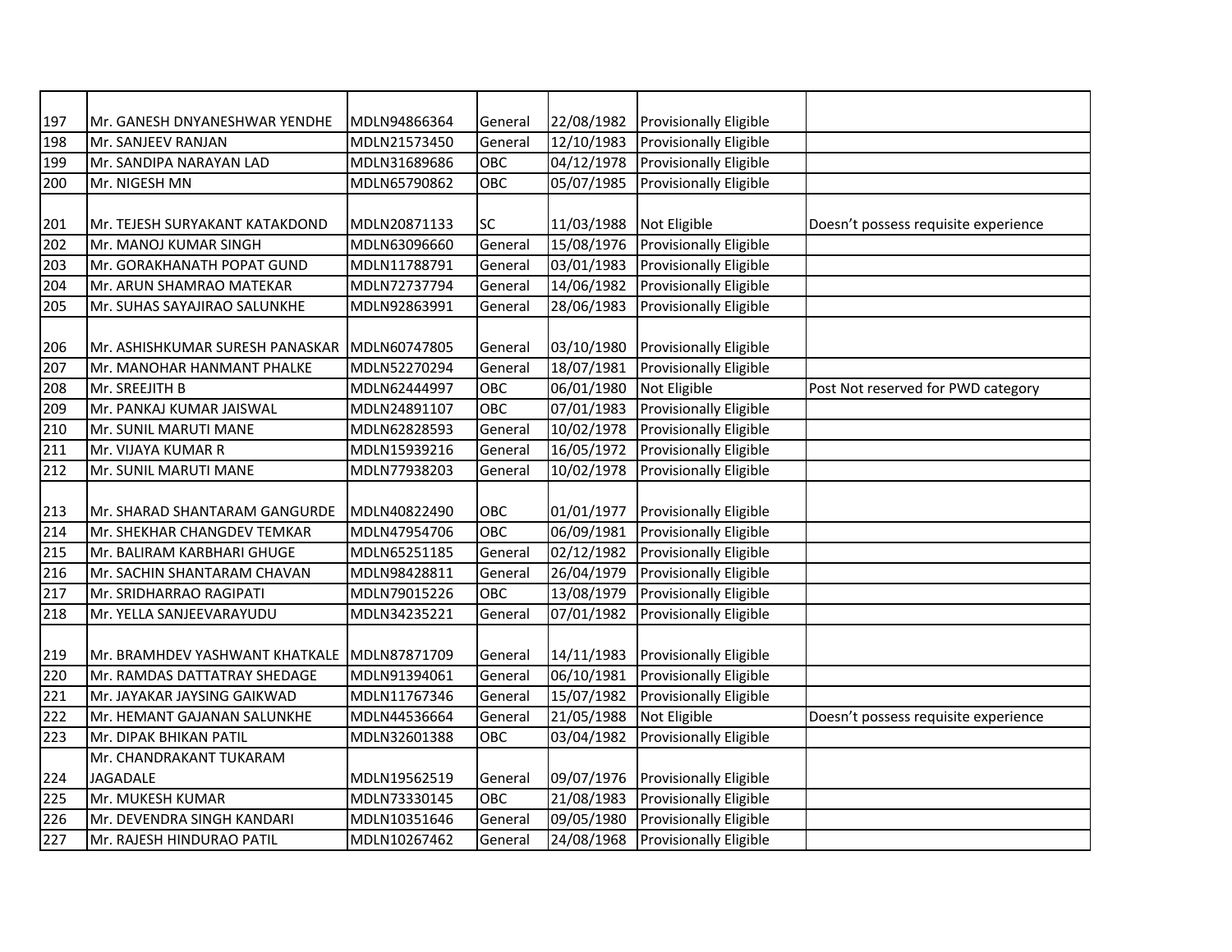| | | | | | | |
|---|---|---|---|---|---|---|
| 197 | Mr. GANESH DNYANESHWAR YENDHE | MDLN94866364 | General | 22/08/1982 | Provisionally Eligible | |
| 198 | Mr. SANJEEV RANJAN | MDLN21573450 | General | 12/10/1983 | Provisionally Eligible | |
| 199 | Mr. SANDIPA NARAYAN LAD | MDLN31689686 | OBC | 04/12/1978 | Provisionally Eligible | |
| 200 | Mr. NIGESH MN | MDLN65790862 | OBC | 05/07/1985 | Provisionally Eligible | |
| 201 | Mr. TEJESH SURYAKANT KATAKDOND | MDLN20871133 | SC | 11/03/1988 | Not Eligible | Doesn't possess requisite experience |
| 202 | Mr. MANOJ KUMAR SINGH | MDLN63096660 | General | 15/08/1976 | Provisionally Eligible | |
| 203 | Mr. GORAKHANATH POPAT GUND | MDLN11788791 | General | 03/01/1983 | Provisionally Eligible | |
| 204 | Mr. ARUN SHAMRAO MATEKAR | MDLN72737794 | General | 14/06/1982 | Provisionally Eligible | |
| 205 | Mr. SUHAS SAYAJIRAO SALUNKHE | MDLN92863991 | General | 28/06/1983 | Provisionally Eligible | |
| 206 | Mr. ASHISHKUMAR SURESH PANASKAR | MDLN60747805 | General | 03/10/1980 | Provisionally Eligible | |
| 207 | Mr. MANOHAR HANMANT PHALKE | MDLN52270294 | General | 18/07/1981 | Provisionally Eligible | |
| 208 | Mr. SREEJITH B | MDLN62444997 | OBC | 06/01/1980 | Not Eligible | Post Not reserved for PWD category |
| 209 | Mr. PANKAJ KUMAR JAISWAL | MDLN24891107 | OBC | 07/01/1983 | Provisionally Eligible | |
| 210 | Mr. SUNIL MARUTI MANE | MDLN62828593 | General | 10/02/1978 | Provisionally Eligible | |
| 211 | Mr. VIJAYA KUMAR R | MDLN15939216 | General | 16/05/1972 | Provisionally Eligible | |
| 212 | Mr. SUNIL MARUTI MANE | MDLN77938203 | General | 10/02/1978 | Provisionally Eligible | |
| 213 | Mr. SHARAD SHANTARAM GANGURDE | MDLN40822490 | OBC | 01/01/1977 | Provisionally Eligible | |
| 214 | Mr. SHEKHAR CHANGDEV TEMKAR | MDLN47954706 | OBC | 06/09/1981 | Provisionally Eligible | |
| 215 | Mr. BALIRAM KARBHARI GHUGE | MDLN65251185 | General | 02/12/1982 | Provisionally Eligible | |
| 216 | Mr. SACHIN SHANTARAM CHAVAN | MDLN98428811 | General | 26/04/1979 | Provisionally Eligible | |
| 217 | Mr. SRIDHARRAO RAGIPATI | MDLN79015226 | OBC | 13/08/1979 | Provisionally Eligible | |
| 218 | Mr. YELLA SANJEEVARAYUDU | MDLN34235221 | General | 07/01/1982 | Provisionally Eligible | |
| 219 | Mr. BRAMHDEV YASHWANT KHATKALE | MDLN87871709 | General | 14/11/1983 | Provisionally Eligible | |
| 220 | Mr. RAMDAS DATTATRAY SHEDAGE | MDLN91394061 | General | 06/10/1981 | Provisionally Eligible | |
| 221 | Mr. JAYAKAR JAYSING GAIKWAD | MDLN11767346 | General | 15/07/1982 | Provisionally Eligible | |
| 222 | Mr. HEMANT GAJANAN SALUNKHE | MDLN44536664 | General | 21/05/1988 | Not Eligible | Doesn't possess requisite experience |
| 223 | Mr. DIPAK BHIKAN PATIL | MDLN32601388 | OBC | 03/04/1982 | Provisionally Eligible | |
| 224 | Mr. CHANDRAKANT TUKARAM JAGADALE | MDLN19562519 | General | 09/07/1976 | Provisionally Eligible | |
| 225 | Mr. MUKESH KUMAR | MDLN73330145 | OBC | 21/08/1983 | Provisionally Eligible | |
| 226 | Mr. DEVENDRA SINGH KANDARI | MDLN10351646 | General | 09/05/1980 | Provisionally Eligible | |
| 227 | Mr. RAJESH HINDURAO PATIL | MDLN10267462 | General | 24/08/1968 | Provisionally Eligible | |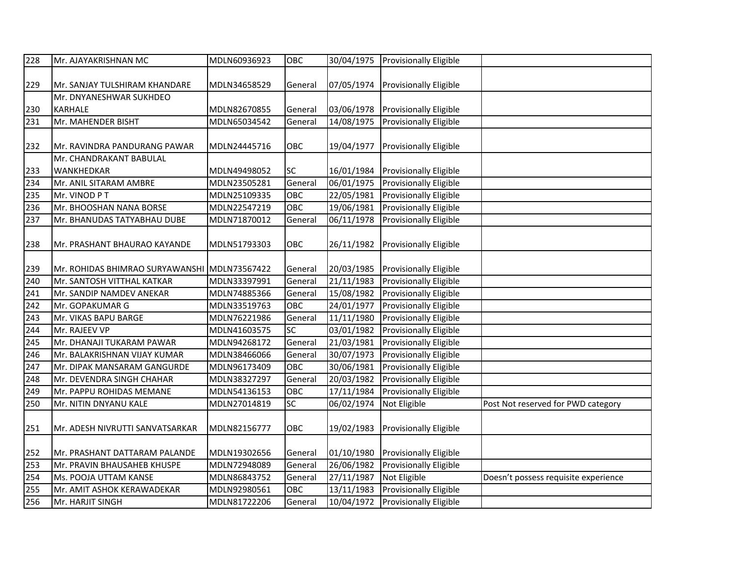| 228 | Mr. AJAYAKRISHNAN MC | MDLN60936923 | OBC | 30/04/1975 | Provisionally Eligible | |
|---|---|---|---|---|---|---|
| 229 | Mr. SANJAY TULSHIRAM KHANDARE | MDLN34658529 | General | 07/05/1974 | Provisionally Eligible | |
| 230 | Mr. DNYANESHWAR SUKHDEO KARHALE | MDLN82670855 | General | 03/06/1978 | Provisionally Eligible | |
| 231 | Mr. MAHENDER BISHT | MDLN65034542 | General | 14/08/1975 | Provisionally Eligible | |
| 232 | Mr. RAVINDRA PANDURANG PAWAR | MDLN24445716 | OBC | 19/04/1977 | Provisionally Eligible | |
| 233 | Mr. CHANDRAKANT BABULAL WANKHEDKAR | MDLN49498052 | SC | 16/01/1984 | Provisionally Eligible | |
| 234 | Mr. ANIL SITARAM AMBRE | MDLN23505281 | General | 06/01/1975 | Provisionally Eligible | |
| 235 | Mr. VINOD P T | MDLN25109335 | OBC | 22/05/1981 | Provisionally Eligible | |
| 236 | Mr. BHOOSHAN NANA BORSE | MDLN22547219 | OBC | 19/06/1981 | Provisionally Eligible | |
| 237 | Mr. BHANUDAS TATYABHAU DUBE | MDLN71870012 | General | 06/11/1978 | Provisionally Eligible | |
| 238 | Mr. PRASHANT BHAURAO KAYANDE | MDLN51793303 | OBC | 26/11/1982 | Provisionally Eligible | |
| 239 | Mr. ROHIDAS BHIMRAO SURYAWANSHI | MDLN73567422 | General | 20/03/1985 | Provisionally Eligible | |
| 240 | Mr. SANTOSH VITTHAL KATKAR | MDLN33397991 | General | 21/11/1983 | Provisionally Eligible | |
| 241 | Mr. SANDIP NAMDEV ANEKAR | MDLN74885366 | General | 15/08/1982 | Provisionally Eligible | |
| 242 | Mr. GOPAKUMAR G | MDLN33519763 | OBC | 24/01/1977 | Provisionally Eligible | |
| 243 | Mr. VIKAS BAPU BARGE | MDLN76221986 | General | 11/11/1980 | Provisionally Eligible | |
| 244 | Mr. RAJEEV VP | MDLN41603575 | SC | 03/01/1982 | Provisionally Eligible | |
| 245 | Mr. DHANAJI TUKARAM PAWAR | MDLN94268172 | General | 21/03/1981 | Provisionally Eligible | |
| 246 | Mr. BALAKRISHNAN VIJAY KUMAR | MDLN38466066 | General | 30/07/1973 | Provisionally Eligible | |
| 247 | Mr. DIPAK MANSARAM GANGURDE | MDLN96173409 | OBC | 30/06/1981 | Provisionally Eligible | |
| 248 | Mr. DEVENDRA SINGH CHAHAR | MDLN38327297 | General | 20/03/1982 | Provisionally Eligible | |
| 249 | Mr. PAPPU ROHIDAS MEMANE | MDLN54136153 | OBC | 17/11/1984 | Provisionally Eligible | |
| 250 | Mr. NITIN DNYANU KALE | MDLN27014819 | SC | 06/02/1974 | Not Eligible | Post Not reserved for PWD category |
| 251 | Mr. ADESH NIVRUTTI SANVATSARKAR | MDLN82156777 | OBC | 19/02/1983 | Provisionally Eligible | |
| 252 | Mr. PRASHANT DATTARAM PALANDE | MDLN19302656 | General | 01/10/1980 | Provisionally Eligible | |
| 253 | Mr. PRAVIN BHAUSAHEB KHUSPE | MDLN72948089 | General | 26/06/1982 | Provisionally Eligible | |
| 254 | Ms. POOJA UTTAM KANSE | MDLN86843752 | General | 27/11/1987 | Not Eligible | Doesn't possess requisite experience |
| 255 | Mr. AMIT ASHOK KERAWADEKAR | MDLN92980561 | OBC | 13/11/1983 | Provisionally Eligible | |
| 256 | Mr. HARJIT SINGH | MDLN81722206 | General | 10/04/1972 | Provisionally Eligible | |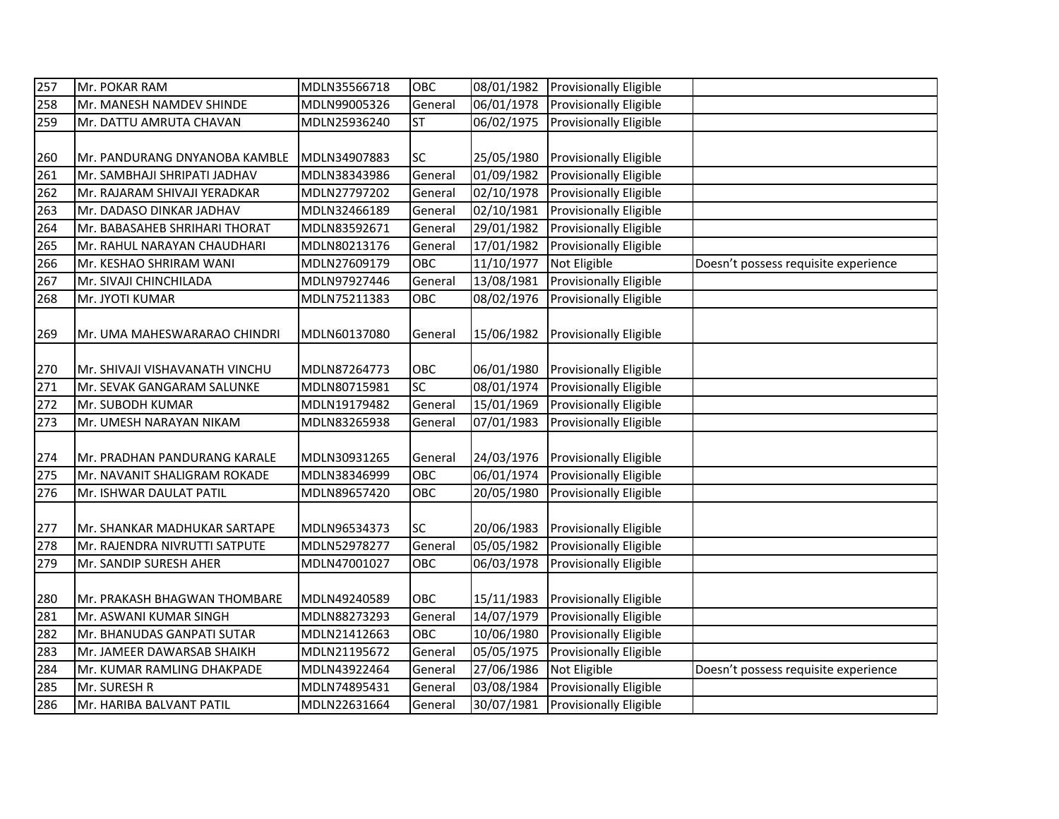| 257 | Mr. POKAR RAM | MDLN35566718 | OBC | 08/01/1982 | Provisionally Eligible | |
|---|---|---|---|---|---|---|
| 258 | Mr. MANESH NAMDEV SHINDE | MDLN99005326 | General | 06/01/1978 | Provisionally Eligible | |
| 259 | Mr. DATTU AMRUTA CHAVAN | MDLN25936240 | ST | 06/02/1975 | Provisionally Eligible | |
| 260 | Mr. PANDURANG DNYANOBA KAMBLE | MDLN34907883 | SC | 25/05/1980 | Provisionally Eligible | |
| 261 | Mr. SAMBHAJI SHRIPATI JADHAV | MDLN38343986 | General | 01/09/1982 | Provisionally Eligible | |
| 262 | Mr. RAJARAM SHIVAJI YERADKAR | MDLN27797202 | General | 02/10/1978 | Provisionally Eligible | |
| 263 | Mr. DADASO DINKAR JADHAV | MDLN32466189 | General | 02/10/1981 | Provisionally Eligible | |
| 264 | Mr. BABASAHEB SHRIHARI THORAT | MDLN83592671 | General | 29/01/1982 | Provisionally Eligible | |
| 265 | Mr. RAHUL NARAYAN CHAUDHARI | MDLN80213176 | General | 17/01/1982 | Provisionally Eligible | |
| 266 | Mr. KESHAO SHRIRAM WANI | MDLN27609179 | OBC | 11/10/1977 | Not Eligible | Doesn't possess requisite experience |
| 267 | Mr. SIVAJI CHINCHILADA | MDLN97927446 | General | 13/08/1981 | Provisionally Eligible | |
| 268 | Mr. JYOTI KUMAR | MDLN75211383 | OBC | 08/02/1976 | Provisionally Eligible | |
| 269 | Mr. UMA MAHESWARARAO CHINDRI | MDLN60137080 | General | 15/06/1982 | Provisionally Eligible | |
| 270 | Mr. SHIVAJI VISHAVANATH VINCHU | MDLN87264773 | OBC | 06/01/1980 | Provisionally Eligible | |
| 271 | Mr. SEVAK GANGARAM SALUNKE | MDLN80715981 | SC | 08/01/1974 | Provisionally Eligible | |
| 272 | Mr. SUBODH KUMAR | MDLN19179482 | General | 15/01/1969 | Provisionally Eligible | |
| 273 | Mr. UMESH NARAYAN NIKAM | MDLN83265938 | General | 07/01/1983 | Provisionally Eligible | |
| 274 | Mr. PRADHAN PANDURANG KARALE | MDLN30931265 | General | 24/03/1976 | Provisionally Eligible | |
| 275 | Mr. NAVANIT SHALIGRAM ROKADE | MDLN38346999 | OBC | 06/01/1974 | Provisionally Eligible | |
| 276 | Mr. ISHWAR DAULAT PATIL | MDLN89657420 | OBC | 20/05/1980 | Provisionally Eligible | |
| 277 | Mr. SHANKAR MADHUKAR SARTAPE | MDLN96534373 | SC | 20/06/1983 | Provisionally Eligible | |
| 278 | Mr. RAJENDRA NIVRUTTI SATPUTE | MDLN52978277 | General | 05/05/1982 | Provisionally Eligible | |
| 279 | Mr. SANDIP SURESH AHER | MDLN47001027 | OBC | 06/03/1978 | Provisionally Eligible | |
| 280 | Mr. PRAKASH BHAGWAN THOMBARE | MDLN49240589 | OBC | 15/11/1983 | Provisionally Eligible | |
| 281 | Mr. ASWANI KUMAR SINGH | MDLN88273293 | General | 14/07/1979 | Provisionally Eligible | |
| 282 | Mr. BHANUDAS GANPATI SUTAR | MDLN21412663 | OBC | 10/06/1980 | Provisionally Eligible | |
| 283 | Mr. JAMEER DAWARSAB SHAIKH | MDLN21195672 | General | 05/05/1975 | Provisionally Eligible | |
| 284 | Mr. KUMAR RAMLING DHAKPADE | MDLN43922464 | General | 27/06/1986 | Not Eligible | Doesn't possess requisite experience |
| 285 | Mr. SURESH R | MDLN74895431 | General | 03/08/1984 | Provisionally Eligible | |
| 286 | Mr. HARIBA BALVANT PATIL | MDLN22631664 | General | 30/07/1981 | Provisionally Eligible | |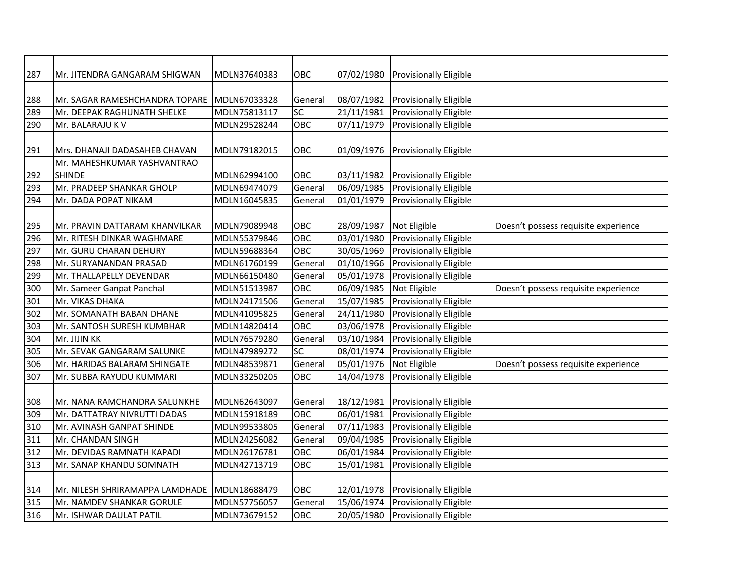| | | | | | | |
|---|---|---|---|---|---|---|
| 287 | Mr. JITENDRA GANGARAM SHIGWAN | MDLN37640383 | OBC | 07/02/1980 | Provisionally Eligible | |
| 288 | Mr. SAGAR RAMESHCHANDRA TOPARE | MDLN67033328 | General | 08/07/1982 | Provisionally Eligible | |
| 289 | Mr. DEEPAK RAGHUNATH SHELKE | MDLN75813117 | SC | 21/11/1981 | Provisionally Eligible | |
| 290 | Mr. BALARAJU K V | MDLN29528244 | OBC | 07/11/1979 | Provisionally Eligible | |
| 291 | Mrs. DHANAJI DADASAHEB CHAVAN | MDLN79182015 | OBC | 01/09/1976 | Provisionally Eligible | |
| 292 | Mr. MAHESHKUMAR YASHVANTRAO SHINDE | MDLN62994100 | OBC | 03/11/1982 | Provisionally Eligible | |
| 293 | Mr. PRADEEP SHANKAR GHOLP | MDLN69474079 | General | 06/09/1985 | Provisionally Eligible | |
| 294 | Mr. DADA POPAT NIKAM | MDLN16045835 | General | 01/01/1979 | Provisionally Eligible | |
| 295 | Mr. PRAVIN DATTARAM KHANVILKAR | MDLN79089948 | OBC | 28/09/1987 | Not Eligible | Doesn't possess requisite experience |
| 296 | Mr. RITESH DINKAR WAGHMARE | MDLN55379846 | OBC | 03/01/1980 | Provisionally Eligible | |
| 297 | Mr. GURU CHARAN DEHURY | MDLN59688364 | OBC | 30/05/1969 | Provisionally Eligible | |
| 298 | Mr. SURYANANDAN PRASAD | MDLN61760199 | General | 01/10/1966 | Provisionally Eligible | |
| 299 | Mr. THALLAPELLY DEVENDAR | MDLN66150480 | General | 05/01/1978 | Provisionally Eligible | |
| 300 | Mr. Sameer Ganpat Panchal | MDLN51513987 | OBC | 06/09/1985 | Not Eligible | Doesn't possess requisite experience |
| 301 | Mr. VIKAS DHAKA | MDLN24171506 | General | 15/07/1985 | Provisionally Eligible | |
| 302 | Mr. SOMANATH BABAN DHANE | MDLN41095825 | General | 24/11/1980 | Provisionally Eligible | |
| 303 | Mr. SANTOSH SURESH KUMBHAR | MDLN14820414 | OBC | 03/06/1978 | Provisionally Eligible | |
| 304 | Mr. JIJIN KK | MDLN76579280 | General | 03/10/1984 | Provisionally Eligible | |
| 305 | Mr. SEVAK GANGARAM SALUNKE | MDLN47989272 | SC | 08/01/1974 | Provisionally Eligible | |
| 306 | Mr. HARIDAS BALARAM SHINGATE | MDLN48539871 | General | 05/01/1976 | Not Eligible | Doesn't possess requisite experience |
| 307 | Mr. SUBBA RAYUDU KUMMARI | MDLN33250205 | OBC | 14/04/1978 | Provisionally Eligible | |
| 308 | Mr. NANA RAMCHANDRA SALUNKHE | MDLN62643097 | General | 18/12/1981 | Provisionally Eligible | |
| 309 | Mr. DATTATRAY NIVRUTTI DADAS | MDLN15918189 | OBC | 06/01/1981 | Provisionally Eligible | |
| 310 | Mr. AVINASH GANPAT SHINDE | MDLN99533805 | General | 07/11/1983 | Provisionally Eligible | |
| 311 | Mr. CHANDAN SINGH | MDLN24256082 | General | 09/04/1985 | Provisionally Eligible | |
| 312 | Mr. DEVIDAS RAMNATH KAPADI | MDLN26176781 | OBC | 06/01/1984 | Provisionally Eligible | |
| 313 | Mr. SANAP KHANDU SOMNATH | MDLN42713719 | OBC | 15/01/1981 | Provisionally Eligible | |
| 314 | Mr. NILESH SHRIRAMAPPA LAMDHADE | MDLN18688479 | OBC | 12/01/1978 | Provisionally Eligible | |
| 315 | Mr. NAMDEV SHANKAR GORULE | MDLN57756057 | General | 15/06/1974 | Provisionally Eligible | |
| 316 | Mr. ISHWAR DAULAT PATIL | MDLN73679152 | OBC | 20/05/1980 | Provisionally Eligible | |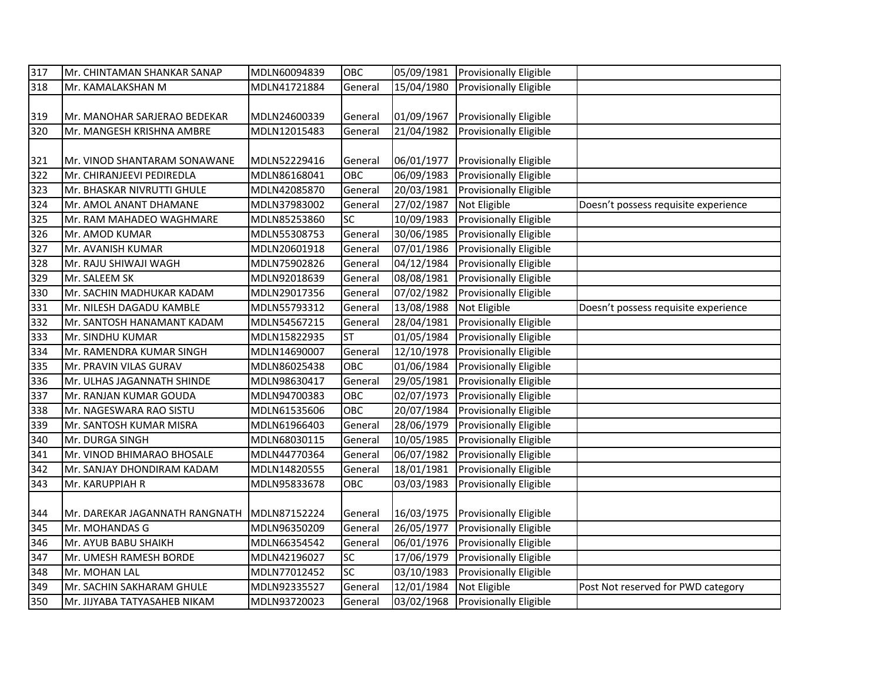| | | | | | | |
|---|---|---|---|---|---|---|
| 317 | Mr. CHINTAMAN SHANKAR SANAP | MDLN60094839 | OBC | 05/09/1981 | Provisionally Eligible | |
| 318 | Mr. KAMALAKSHAN M | MDLN41721884 | General | 15/04/1980 | Provisionally Eligible | |
| 319 | Mr. MANOHAR SARJERAO BEDEKAR | MDLN24600339 | General | 01/09/1967 | Provisionally Eligible | |
| 320 | Mr. MANGESH KRISHNA AMBRE | MDLN12015483 | General | 21/04/1982 | Provisionally Eligible | |
| 321 | Mr. VINOD SHANTARAM SONAWANE | MDLN52229416 | General | 06/01/1977 | Provisionally Eligible | |
| 322 | Mr. CHIRANJEEVI PEDIREDLA | MDLN86168041 | OBC | 06/09/1983 | Provisionally Eligible | |
| 323 | Mr. BHASKAR NIVRUTTI GHULE | MDLN42085870 | General | 20/03/1981 | Provisionally Eligible | |
| 324 | Mr. AMOL ANANT DHAMANE | MDLN37983002 | General | 27/02/1987 | Not Eligible | Doesn't possess requisite experience |
| 325 | Mr. RAM MAHADEO WAGHMARE | MDLN85253860 | SC | 10/09/1983 | Provisionally Eligible | |
| 326 | Mr. AMOD KUMAR | MDLN55308753 | General | 30/06/1985 | Provisionally Eligible | |
| 327 | Mr. AVANISH KUMAR | MDLN20601918 | General | 07/01/1986 | Provisionally Eligible | |
| 328 | Mr. RAJU SHIWAJI WAGH | MDLN75902826 | General | 04/12/1984 | Provisionally Eligible | |
| 329 | Mr. SALEEM SK | MDLN92018639 | General | 08/08/1981 | Provisionally Eligible | |
| 330 | Mr. SACHIN MADHUKAR KADAM | MDLN29017356 | General | 07/02/1982 | Provisionally Eligible | |
| 331 | Mr. NILESH DAGADU KAMBLE | MDLN55793312 | General | 13/08/1988 | Not Eligible | Doesn't possess requisite experience |
| 332 | Mr. SANTOSH HANAMANT KADAM | MDLN54567215 | General | 28/04/1981 | Provisionally Eligible | |
| 333 | Mr. SINDHU KUMAR | MDLN15822935 | ST | 01/05/1984 | Provisionally Eligible | |
| 334 | Mr. RAMENDRA KUMAR SINGH | MDLN14690007 | General | 12/10/1978 | Provisionally Eligible | |
| 335 | Mr. PRAVIN VILAS GURAV | MDLN86025438 | OBC | 01/06/1984 | Provisionally Eligible | |
| 336 | Mr. ULHAS JAGANNATH SHINDE | MDLN98630417 | General | 29/05/1981 | Provisionally Eligible | |
| 337 | Mr. RANJAN KUMAR GOUDA | MDLN94700383 | OBC | 02/07/1973 | Provisionally Eligible | |
| 338 | Mr. NAGESWARA RAO SISTU | MDLN61535606 | OBC | 20/07/1984 | Provisionally Eligible | |
| 339 | Mr. SANTOSH KUMAR MISRA | MDLN61966403 | General | 28/06/1979 | Provisionally Eligible | |
| 340 | Mr. DURGA SINGH | MDLN68030115 | General | 10/05/1985 | Provisionally Eligible | |
| 341 | Mr. VINOD BHIMARAO BHOSALE | MDLN44770364 | General | 06/07/1982 | Provisionally Eligible | |
| 342 | Mr. SANJAY DHONDIRAM KADAM | MDLN14820555 | General | 18/01/1981 | Provisionally Eligible | |
| 343 | Mr. KARUPPIAH R | MDLN95833678 | OBC | 03/03/1983 | Provisionally Eligible | |
| 344 | Mr. DAREKAR JAGANNATH RANGNATH | MDLN87152224 | General | 16/03/1975 | Provisionally Eligible | |
| 345 | Mr. MOHANDAS G | MDLN96350209 | General | 26/05/1977 | Provisionally Eligible | |
| 346 | Mr. AYUB BABU SHAIKH | MDLN66354542 | General | 06/01/1976 | Provisionally Eligible | |
| 347 | Mr. UMESH RAMESH BORDE | MDLN42196027 | SC | 17/06/1979 | Provisionally Eligible | |
| 348 | Mr. MOHAN LAL | MDLN77012452 | SC | 03/10/1983 | Provisionally Eligible | |
| 349 | Mr. SACHIN SAKHARAM GHULE | MDLN92335527 | General | 12/01/1984 | Not Eligible | Post Not reserved for PWD category |
| 350 | Mr. JIJYABA TATYASAHEB NIKAM | MDLN93720023 | General | 03/02/1968 | Provisionally Eligible | |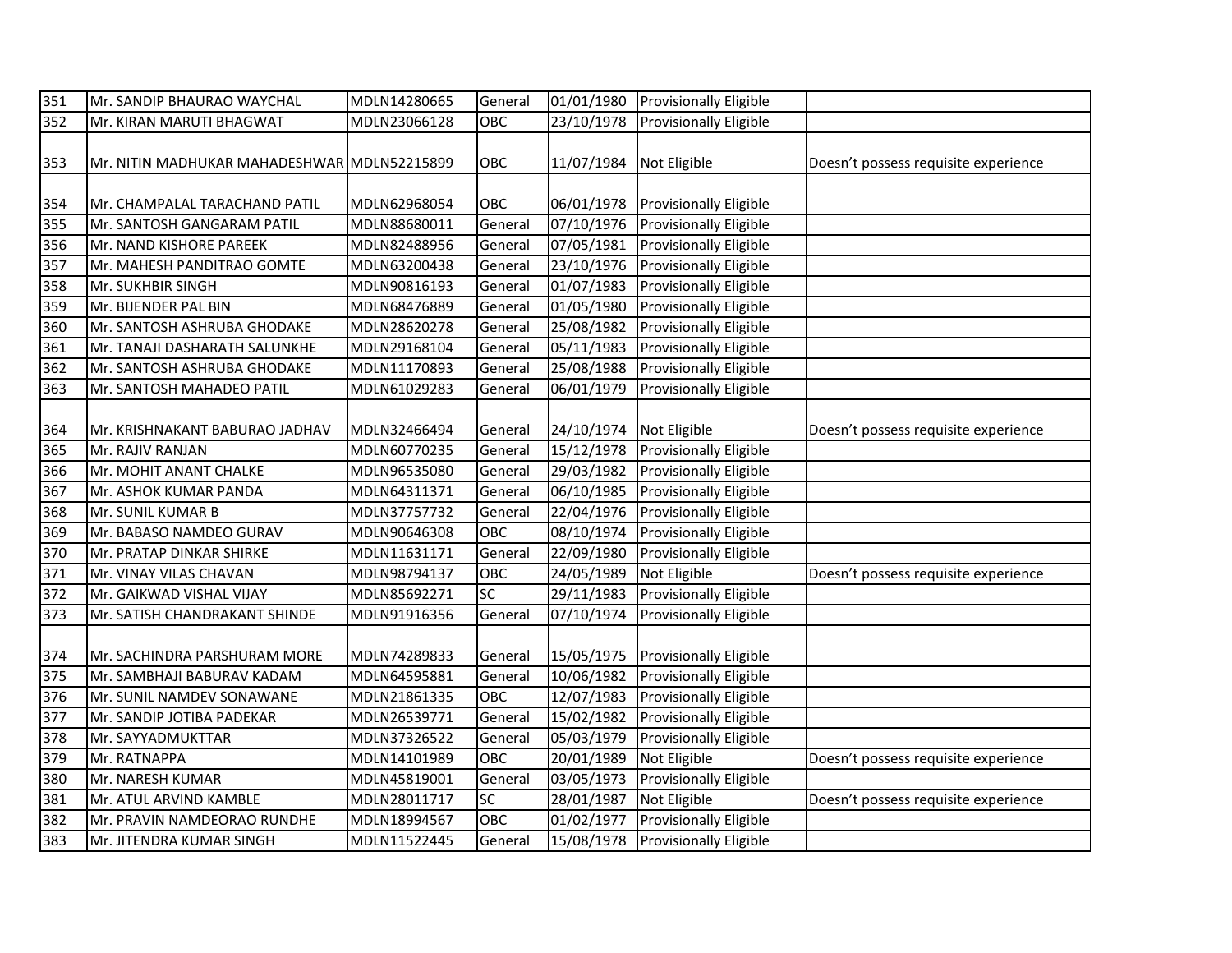| 351 | Mr. SANDIP BHAURAO WAYCHAL | MDLN14280665 | General | 01/01/1980 | Provisionally Eligible | |
|---|---|---|---|---|---|---|
| 352 | Mr. KIRAN MARUTI BHAGWAT | MDLN23066128 | OBC | 23/10/1978 | Provisionally Eligible | |
| 353 | Mr. NITIN MADHUKAR MAHADESHWAR | MDLN52215899 | OBC | 11/07/1984 | Not Eligible | Doesn’t possess requisite experience |
| 354 | Mr. CHAMPALAL TARACHAND PATIL | MDLN62968054 | OBC | 06/01/1978 | Provisionally Eligible | |
| 355 | Mr. SANTOSH GANGARAM PATIL | MDLN88680011 | General | 07/10/1976 | Provisionally Eligible | |
| 356 | Mr. NAND KISHORE PAREEK | MDLN82488956 | General | 07/05/1981 | Provisionally Eligible | |
| 357 | Mr. MAHESH PANDITRAO GOMTE | MDLN63200438 | General | 23/10/1976 | Provisionally Eligible | |
| 358 | Mr. SUKHBIR SINGH | MDLN90816193 | General | 01/07/1983 | Provisionally Eligible | |
| 359 | Mr. BIJENDER PAL BIN | MDLN68476889 | General | 01/05/1980 | Provisionally Eligible | |
| 360 | Mr. SANTOSH ASHRUBA GHODAKE | MDLN28620278 | General | 25/08/1982 | Provisionally Eligible | |
| 361 | Mr. TANAJI DASHARATH SALUNKHE | MDLN29168104 | General | 05/11/1983 | Provisionally Eligible | |
| 362 | Mr. SANTOSH ASHRUBA GHODAKE | MDLN11170893 | General | 25/08/1988 | Provisionally Eligible | |
| 363 | Mr. SANTOSH MAHADEO PATIL | MDLN61029283 | General | 06/01/1979 | Provisionally Eligible | |
| 364 | Mr. KRISHNAKANT BABURAO JADHAV | MDLN32466494 | General | 24/10/1974 | Not Eligible | Doesn’t possess requisite experience |
| 365 | Mr. RAJIV RANJAN | MDLN60770235 | General | 15/12/1978 | Provisionally Eligible | |
| 366 | Mr. MOHIT ANANT CHALKE | MDLN96535080 | General | 29/03/1982 | Provisionally Eligible | |
| 367 | Mr. ASHOK KUMAR PANDA | MDLN64311371 | General | 06/10/1985 | Provisionally Eligible | |
| 368 | Mr. SUNIL KUMAR B | MDLN37757732 | General | 22/04/1976 | Provisionally Eligible | |
| 369 | Mr. BABASO NAMDEO GURAV | MDLN90646308 | OBC | 08/10/1974 | Provisionally Eligible | |
| 370 | Mr. PRATAP DINKAR SHIRKE | MDLN11631171 | General | 22/09/1980 | Provisionally Eligible | |
| 371 | Mr. VINAY VILAS CHAVAN | MDLN98794137 | OBC | 24/05/1989 | Not Eligible | Doesn’t possess requisite experience |
| 372 | Mr. GAIKWAD VISHAL VIJAY | MDLN85692271 | SC | 29/11/1983 | Provisionally Eligible | |
| 373 | Mr. SATISH CHANDRAKANT SHINDE | MDLN91916356 | General | 07/10/1974 | Provisionally Eligible | |
| 374 | Mr. SACHINDRA PARSHURAM MORE | MDLN74289833 | General | 15/05/1975 | Provisionally Eligible | |
| 375 | Mr. SAMBHAJI BABURAV KADAM | MDLN64595881 | General | 10/06/1982 | Provisionally Eligible | |
| 376 | Mr. SUNIL NAMDEV SONAWANE | MDLN21861335 | OBC | 12/07/1983 | Provisionally Eligible | |
| 377 | Mr. SANDIP JOTIBA PADEKAR | MDLN26539771 | General | 15/02/1982 | Provisionally Eligible | |
| 378 | Mr. SAYYADMUKTTAR | MDLN37326522 | General | 05/03/1979 | Provisionally Eligible | |
| 379 | Mr. RATNAPPA | MDLN14101989 | OBC | 20/01/1989 | Not Eligible | Doesn’t possess requisite experience |
| 380 | Mr. NARESH KUMAR | MDLN45819001 | General | 03/05/1973 | Provisionally Eligible | |
| 381 | Mr. ATUL ARVIND KAMBLE | MDLN28011717 | SC | 28/01/1987 | Not Eligible | Doesn’t possess requisite experience |
| 382 | Mr. PRAVIN NAMDEORAO RUNDHE | MDLN18994567 | OBC | 01/02/1977 | Provisionally Eligible | |
| 383 | Mr. JITENDRA KUMAR SINGH | MDLN11522445 | General | 15/08/1978 | Provisionally Eligible | |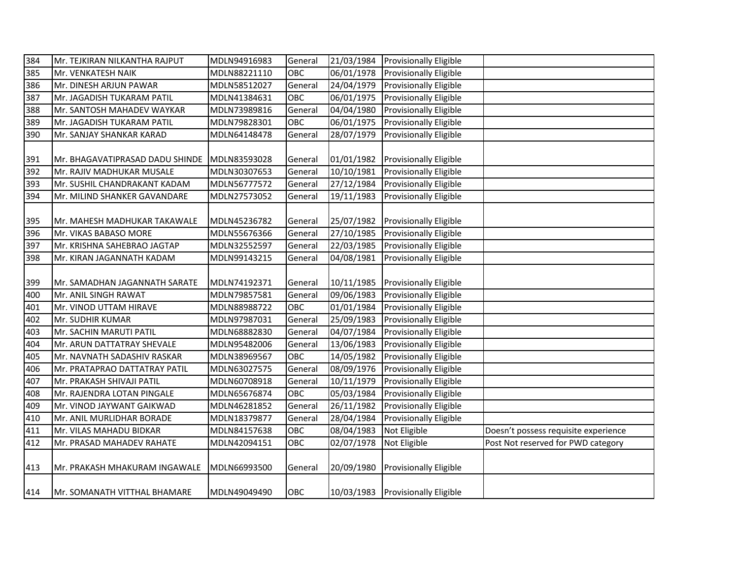| 384 | Mr. TEJKIRAN NILKANTHA RAJPUT | MDLN94916983 | General | 21/03/1984 | Provisionally Eligible | |
|---|---|---|---|---|---|---|
| 385 | Mr. VENKATESH NAIK | MDLN88221110 | OBC | 06/01/1978 | Provisionally Eligible | |
| 386 | Mr. DINESH ARJUN PAWAR | MDLN58512027 | General | 24/04/1979 | Provisionally Eligible | |
| 387 | Mr. JAGADISH TUKARAM PATIL | MDLN41384631 | OBC | 06/01/1975 | Provisionally Eligible | |
| 388 | Mr. SANTOSH MAHADEV WAYKAR | MDLN73989816 | General | 04/04/1980 | Provisionally Eligible | |
| 389 | Mr. JAGADISH TUKARAM PATIL | MDLN79828301 | OBC | 06/01/1975 | Provisionally Eligible | |
| 390 | Mr. SANJAY SHANKAR KARAD | MDLN64148478 | General | 28/07/1979 | Provisionally Eligible | |
| 391 | Mr. BHAGAVATIPRASAD DADU SHINDE | MDLN83593028 | General | 01/01/1982 | Provisionally Eligible | |
| 392 | Mr. RAJIV MADHUKAR MUSALE | MDLN30307653 | General | 10/10/1981 | Provisionally Eligible | |
| 393 | Mr. SUSHIL CHANDRAKANT KADAM | MDLN56777572 | General | 27/12/1984 | Provisionally Eligible | |
| 394 | Mr. MILIND SHANKER GAVANDARE | MDLN27573052 | General | 19/11/1983 | Provisionally Eligible | |
| 395 | Mr. MAHESH MADHUKAR TAKAWALE | MDLN45236782 | General | 25/07/1982 | Provisionally Eligible | |
| 396 | Mr. VIKAS BABASO MORE | MDLN55676366 | General | 27/10/1985 | Provisionally Eligible | |
| 397 | Mr. KRISHNA SAHEBRAO JAGTAP | MDLN32552597 | General | 22/03/1985 | Provisionally Eligible | |
| 398 | Mr. KIRAN JAGANNATH KADAM | MDLN99143215 | General | 04/08/1981 | Provisionally Eligible | |
| 399 | Mr. SAMADHAN JAGANNATH SARATE | MDLN74192371 | General | 10/11/1985 | Provisionally Eligible | |
| 400 | Mr. ANIL SINGH RAWAT | MDLN79857581 | General | 09/06/1983 | Provisionally Eligible | |
| 401 | Mr. VINOD UTTAM HIRAVE | MDLN88988722 | OBC | 01/01/1984 | Provisionally Eligible | |
| 402 | Mr. SUDHIR KUMAR | MDLN97987031 | General | 25/09/1983 | Provisionally Eligible | |
| 403 | Mr. SACHIN MARUTI PATIL | MDLN68882830 | General | 04/07/1984 | Provisionally Eligible | |
| 404 | Mr. ARUN DATTATRAY SHEVALE | MDLN95482006 | General | 13/06/1983 | Provisionally Eligible | |
| 405 | Mr. NAVNATH SADASHIV RASKAR | MDLN38969567 | OBC | 14/05/1982 | Provisionally Eligible | |
| 406 | Mr. PRATAPRAO DATTATRAY PATIL | MDLN63027575 | General | 08/09/1976 | Provisionally Eligible | |
| 407 | Mr. PRAKASH SHIVAJI PATIL | MDLN60708918 | General | 10/11/1979 | Provisionally Eligible | |
| 408 | Mr. RAJENDRA LOTAN PINGALE | MDLN65676874 | OBC | 05/03/1984 | Provisionally Eligible | |
| 409 | Mr. VINOD JAYWANT GAIKWAD | MDLN46281852 | General | 26/11/1982 | Provisionally Eligible | |
| 410 | Mr. ANIL MURLIDHAR BORADE | MDLN18379877 | General | 28/04/1984 | Provisionally Eligible | |
| 411 | Mr. VILAS MAHADU BIDKAR | MDLN84157638 | OBC | 08/04/1983 | Not Eligible | Doesn't possess requisite experience |
| 412 | Mr. PRASAD MAHADEV RAHATE | MDLN42094151 | OBC | 02/07/1978 | Not Eligible | Post Not reserved for PWD category |
| 413 | Mr. PRAKASH MHAKURAM INGAWALE | MDLN66993500 | General | 20/09/1980 | Provisionally Eligible | |
| 414 | Mr. SOMANATH VITTHAL BHAMARE | MDLN49049490 | OBC | 10/03/1983 | Provisionally Eligible | |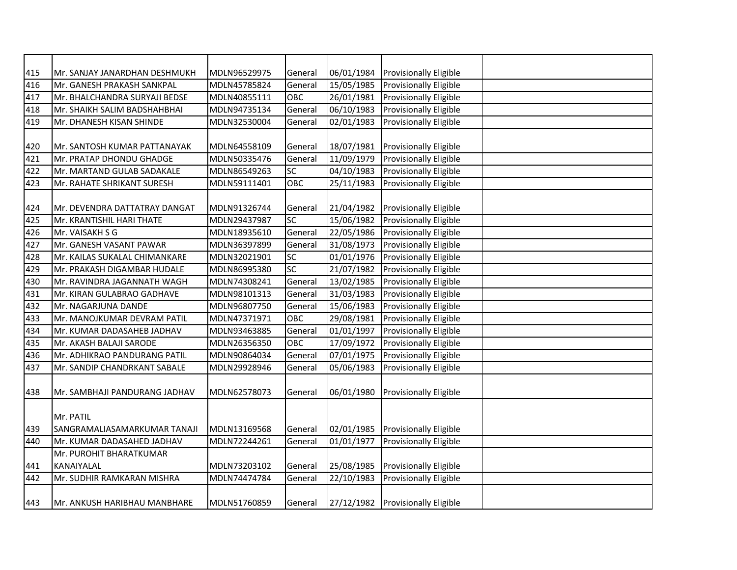| 415 | Mr. SANJAY JANARDHAN DESHMUKH | MDLN96529975 | General | 06/01/1984 | Provisionally Eligible | |
|---|---|---|---|---|---|---|
| 416 | Mr. GANESH PRAKASH SANKPAL | MDLN45785824 | General | 15/05/1985 | Provisionally Eligible | |
| 417 | Mr. BHALCHANDRA SURYAJI BEDSE | MDLN40855111 | OBC | 26/01/1981 | Provisionally Eligible | |
| 418 | Mr. SHAIKH SALIM BADSHAHBHAI | MDLN94735134 | General | 06/10/1983 | Provisionally Eligible | |
| 419 | Mr. DHANESH KISAN SHINDE | MDLN32530004 | General | 02/01/1983 | Provisionally Eligible | |
| 420 | Mr. SANTOSH KUMAR PATTANAYAK | MDLN64558109 | General | 18/07/1981 | Provisionally Eligible | |
| 421 | Mr. PRATAP DHONDU GHADGE | MDLN50335476 | General | 11/09/1979 | Provisionally Eligible | |
| 422 | Mr. MARTAND GULAB SADAKALE | MDLN86549263 | SC | 04/10/1983 | Provisionally Eligible | |
| 423 | Mr. RAHATE SHRIKANT SURESH | MDLN59111401 | OBC | 25/11/1983 | Provisionally Eligible | |
| 424 | Mr. DEVENDRA DATTATRAY DANGAT | MDLN91326744 | General | 21/04/1982 | Provisionally Eligible | |
| 425 | Mr. KRANTISHIL HARI THATE | MDLN29437987 | SC | 15/06/1982 | Provisionally Eligible | |
| 426 | Mr. VAISAKH S G | MDLN18935610 | General | 22/05/1986 | Provisionally Eligible | |
| 427 | Mr. GANESH VASANT PAWAR | MDLN36397899 | General | 31/08/1973 | Provisionally Eligible | |
| 428 | Mr. KAILAS SUKALAL CHIMANKARE | MDLN32021901 | SC | 01/01/1976 | Provisionally Eligible | |
| 429 | Mr. PRAKASH DIGAMBAR HUDALE | MDLN86995380 | SC | 21/07/1982 | Provisionally Eligible | |
| 430 | Mr. RAVINDRA JAGANNATH WAGH | MDLN74308241 | General | 13/02/1985 | Provisionally Eligible | |
| 431 | Mr. KIRAN GULABRAO GADHAVE | MDLN98101313 | General | 31/03/1983 | Provisionally Eligible | |
| 432 | Mr. NAGARJUNA DANDE | MDLN96807750 | General | 15/06/1983 | Provisionally Eligible | |
| 433 | Mr. MANOJKUMAR DEVRAM PATIL | MDLN47371971 | OBC | 29/08/1981 | Provisionally Eligible | |
| 434 | Mr. KUMAR DADASAHEB JADHAV | MDLN93463885 | General | 01/01/1997 | Provisionally Eligible | |
| 435 | Mr. AKASH BALAJI SARODE | MDLN26356350 | OBC | 17/09/1972 | Provisionally Eligible | |
| 436 | Mr. ADHIKRAO PANDURANG PATIL | MDLN90864034 | General | 07/01/1975 | Provisionally Eligible | |
| 437 | Mr. SANDIP CHANDRKANT SABALE | MDLN29928946 | General | 05/06/1983 | Provisionally Eligible | |
| 438 | Mr. SAMBHAJI PANDURANG JADHAV | MDLN62578073 | General | 06/01/1980 | Provisionally Eligible | |
| 439 | Mr. PATIL SANGRAMALIASAMARKUMAR TANAJI | MDLN13169568 | General | 02/01/1985 | Provisionally Eligible | |
| 440 | Mr. KUMAR DADASAHED JADHAV | MDLN72244261 | General | 01/01/1977 | Provisionally Eligible | |
| 441 | Mr. PUROHIT BHARATKUMAR KANAIYALAL | MDLN73203102 | General | 25/08/1985 | Provisionally Eligible | |
| 442 | Mr. SUDHIR RAMKARAN MISHRA | MDLN74474784 | General | 22/10/1983 | Provisionally Eligible | |
| 443 | Mr. ANKUSH HARIBHAU MANBHARE | MDLN51760859 | General | 27/12/1982 | Provisionally Eligible | |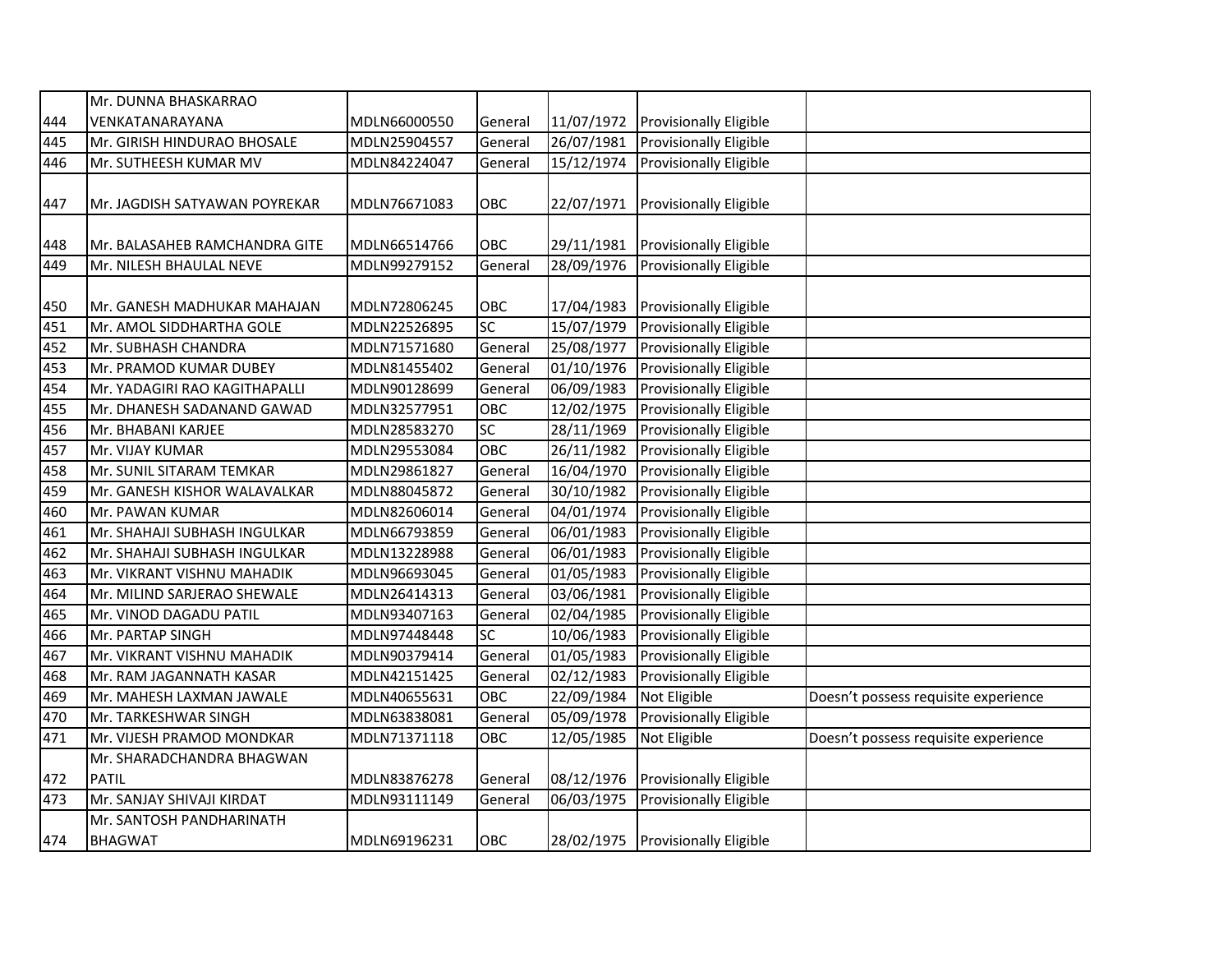| | | | | | | |
|---|---|---|---|---|---|---|
| 444 | Mr. DUNNA BHASKARRAO VENKATANARAYANA | MDLN66000550 | General | 11/07/1972 | Provisionally Eligible | |
| 445 | Mr. GIRISH HINDURAO BHOSALE | MDLN25904557 | General | 26/07/1981 | Provisionally Eligible | |
| 446 | Mr. SUTHEESH KUMAR MV | MDLN84224047 | General | 15/12/1974 | Provisionally Eligible | |
| 447 | Mr. JAGDISH SATYAWAN POYREKAR | MDLN76671083 | OBC | 22/07/1971 | Provisionally Eligible | |
| 448 | Mr. BALASAHEB RAMCHANDRA GITE | MDLN66514766 | OBC | 29/11/1981 | Provisionally Eligible | |
| 449 | Mr. NILESH BHAULAL NEVE | MDLN99279152 | General | 28/09/1976 | Provisionally Eligible | |
| 450 | Mr. GANESH MADHUKAR MAHAJAN | MDLN72806245 | OBC | 17/04/1983 | Provisionally Eligible | |
| 451 | Mr. AMOL SIDDHARTHA GOLE | MDLN22526895 | SC | 15/07/1979 | Provisionally Eligible | |
| 452 | Mr. SUBHASH CHANDRA | MDLN71571680 | General | 25/08/1977 | Provisionally Eligible | |
| 453 | Mr. PRAMOD KUMAR DUBEY | MDLN81455402 | General | 01/10/1976 | Provisionally Eligible | |
| 454 | Mr. YADAGIRI RAO KAGITHAPALLI | MDLN90128699 | General | 06/09/1983 | Provisionally Eligible | |
| 455 | Mr. DHANESH SADANAND GAWAD | MDLN32577951 | OBC | 12/02/1975 | Provisionally Eligible | |
| 456 | Mr. BHABANI KARJEE | MDLN28583270 | SC | 28/11/1969 | Provisionally Eligible | |
| 457 | Mr. VIJAY KUMAR | MDLN29553084 | OBC | 26/11/1982 | Provisionally Eligible | |
| 458 | Mr. SUNIL SITARAM TEMKAR | MDLN29861827 | General | 16/04/1970 | Provisionally Eligible | |
| 459 | Mr. GANESH KISHOR WALAVALKAR | MDLN88045872 | General | 30/10/1982 | Provisionally Eligible | |
| 460 | Mr. PAWAN KUMAR | MDLN82606014 | General | 04/01/1974 | Provisionally Eligible | |
| 461 | Mr. SHAHAJI SUBHASH INGULKAR | MDLN66793859 | General | 06/01/1983 | Provisionally Eligible | |
| 462 | Mr. SHAHAJI SUBHASH INGULKAR | MDLN13228988 | General | 06/01/1983 | Provisionally Eligible | |
| 463 | Mr. VIKRANT VISHNU MAHADIK | MDLN96693045 | General | 01/05/1983 | Provisionally Eligible | |
| 464 | Mr. MILIND SARJERAO SHEWALE | MDLN26414313 | General | 03/06/1981 | Provisionally Eligible | |
| 465 | Mr. VINOD DAGADU PATIL | MDLN93407163 | General | 02/04/1985 | Provisionally Eligible | |
| 466 | Mr. PARTAP SINGH | MDLN97448448 | SC | 10/06/1983 | Provisionally Eligible | |
| 467 | Mr. VIKRANT VISHNU MAHADIK | MDLN90379414 | General | 01/05/1983 | Provisionally Eligible | |
| 468 | Mr. RAM JAGANNATH KASAR | MDLN42151425 | General | 02/12/1983 | Provisionally Eligible | |
| 469 | Mr. MAHESH LAXMAN JAWALE | MDLN40655631 | OBC | 22/09/1984 | Not Eligible | Doesn’t possess requisite experience |
| 470 | Mr. TARKESHWAR SINGH | MDLN63838081 | General | 05/09/1978 | Provisionally Eligible | |
| 471 | Mr. VIJESH PRAMOD MONDKAR | MDLN71371118 | OBC | 12/05/1985 | Not Eligible | Doesn’t possess requisite experience |
| 472 | Mr. SHARADCHANDRA BHAGWAN PATIL | MDLN83876278 | General | 08/12/1976 | Provisionally Eligible | |
| 473 | Mr. SANJAY SHIVAJI KIRDAT | MDLN93111149 | General | 06/03/1975 | Provisionally Eligible | |
| 474 | Mr. SANTOSH PANDHARINATH BHAGWAT | MDLN69196231 | OBC | 28/02/1975 | Provisionally Eligible | |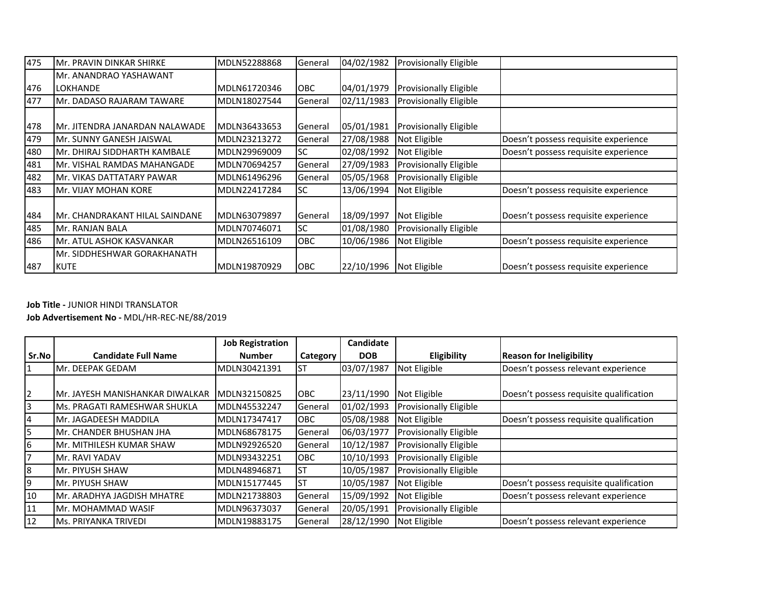| | | | | | | |
|---|---|---|---|---|---|---|
| 475 | Mr. PRAVIN DINKAR SHIRKE | MDLN52288868 | General | 04/02/1982 | Provisionally Eligible | |
| 476 | Mr. ANANDRAO YASHAWANT LOKHANDE | MDLN61720346 | OBC | 04/01/1979 | Provisionally Eligible | |
| 477 | Mr. DADASO RAJARAM TAWARE | MDLN18027544 | General | 02/11/1983 | Provisionally Eligible | |
| 478 | Mr. JITENDRA JANARDAN NALAWADE | MDLN36433653 | General | 05/01/1981 | Provisionally Eligible | |
| 479 | Mr. SUNNY GANESH JAISWAL | MDLN23213272 | General | 27/08/1988 | Not Eligible | Doesn't possess requisite experience |
| 480 | Mr. DHIRAJ SIDDHARTH KAMBALE | MDLN29969009 | SC | 02/08/1992 | Not Eligible | Doesn't possess requisite experience |
| 481 | Mr. VISHAL RAMDAS MAHANGADE | MDLN70694257 | General | 27/09/1983 | Provisionally Eligible | |
| 482 | Mr. VIKAS DATTATARY PAWAR | MDLN61496296 | General | 05/05/1968 | Provisionally Eligible | |
| 483 | Mr. VIJAY MOHAN KORE | MDLN22417284 | SC | 13/06/1994 | Not Eligible | Doesn't possess requisite experience |
| 484 | Mr. CHANDRAKANT HILAL SAINDANE | MDLN63079897 | General | 18/09/1997 | Not Eligible | Doesn't possess requisite experience |
| 485 | Mr. RANJAN BALA | MDLN70746071 | SC | 01/08/1980 | Provisionally Eligible | |
| 486 | Mr. ATUL ASHOK KASVANKAR | MDLN26516109 | OBC | 10/06/1986 | Not Eligible | Doesn't possess requisite experience |
| 487 | Mr. SIDDHESHWAR GORAKHANATH KUTE | MDLN19870929 | OBC | 22/10/1996 | Not Eligible | Doesn't possess requisite experience |

**Job Title -** JUNIOR HINDI TRANSLATOR
**Job Advertisement No -** MDL/HR-REC-NE/88/2019

| Sr.No | Candidate Full Name | Job Registration Number | Category | Candidate DOB | Eligibility | Reason for Ineligibility |
|---|---|---|---|---|---|---|
| 1 | Mr. DEEPAK GEDAM | MDLN30421391 | ST | 03/07/1987 | Not Eligible | Doesn't possess relevant experience |
| 2 | Mr. JAYESH MANISHANKAR DIWALKAR | MDLN32150825 | OBC | 23/11/1990 | Not Eligible | Doesn't possess requisite qualification |
| 3 | Ms. PRAGATI RAMESHWAR SHUKLA | MDLN45532247 | General | 01/02/1993 | Provisionally Eligible | |
| 4 | Mr. JAGADEESH MADDILA | MDLN17347417 | OBC | 05/08/1988 | Not Eligible | Doesn't possess requisite qualification |
| 5 | Mr. CHANDER BHUSHAN JHA | MDLN68678175 | General | 06/03/1977 | Provisionally Eligible | |
| 6 | Mr. MITHILESH KUMAR SHAW | MDLN92926520 | General | 10/12/1987 | Provisionally Eligible | |
| 7 | Mr. RAVI YADAV | MDLN93432251 | OBC | 10/10/1993 | Provisionally Eligible | |
| 8 | Mr. PIYUSH SHAW | MDLN48946871 | ST | 10/05/1987 | Provisionally Eligible | |
| 9 | Mr. PIYUSH SHAW | MDLN15177445 | ST | 10/05/1987 | Not Eligible | Doesn't possess requisite qualification |
| 10 | Mr. ARADHYA JAGDISH MHATRE | MDLN21738803 | General | 15/09/1992 | Not Eligible | Doesn't possess relevant experience |
| 11 | Mr. MOHAMMAD WASIF | MDLN96373037 | General | 20/05/1991 | Provisionally Eligible | |
| 12 | Ms. PRIYANKA TRIVEDI | MDLN19883175 | General | 28/12/1990 | Not Eligible | Doesn't possess relevant experience |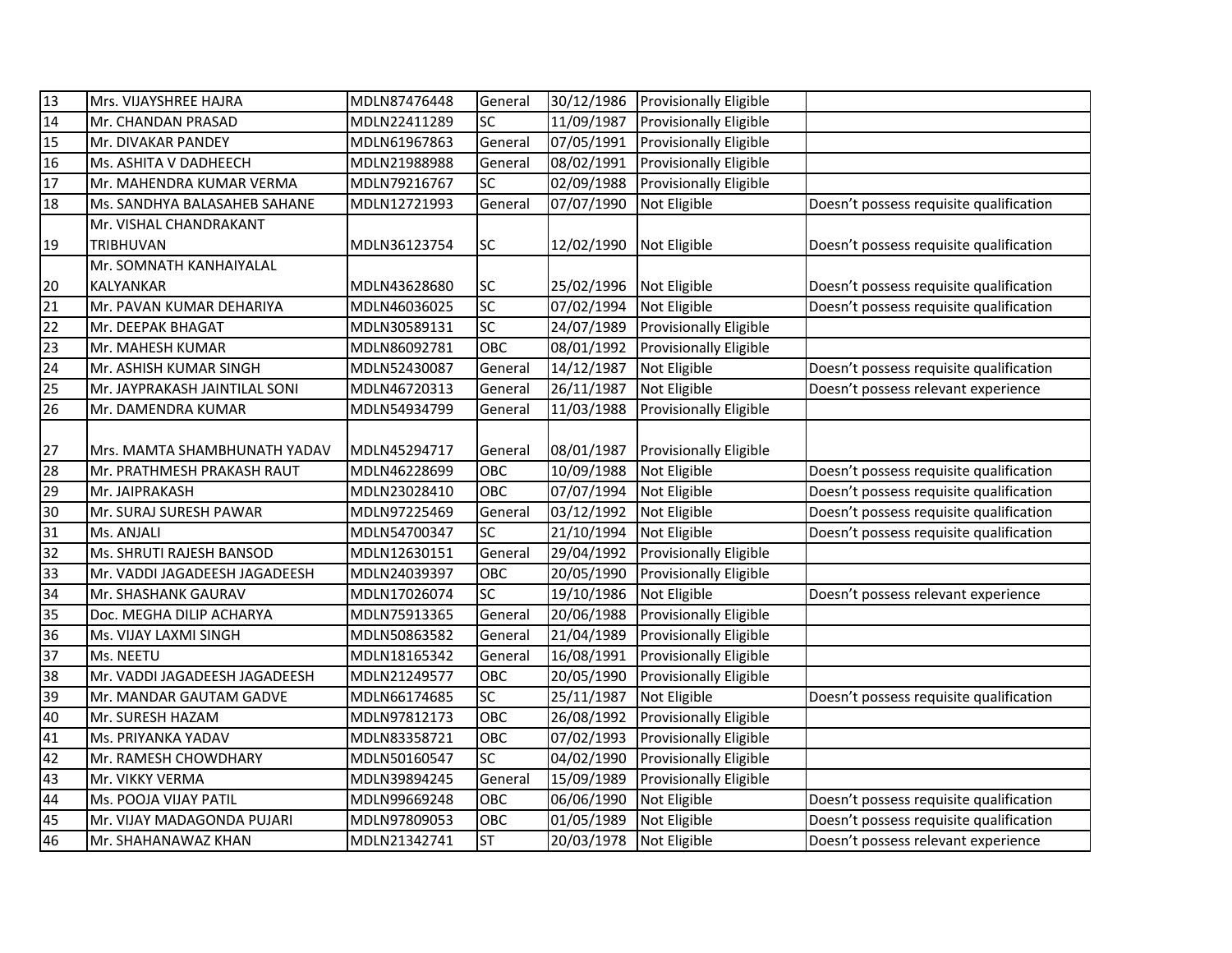| 13 | Mrs. VIJAYSHREE HAJRA | MDLN87476448 | General | 30/12/1986 | Provisionally Eligible | |
|---|---|---|---|---|---|---|
| 14 | Mr. CHANDAN PRASAD | MDLN22411289 | SC | 11/09/1987 | Provisionally Eligible | |
| 15 | Mr. DIVAKAR PANDEY | MDLN61967863 | General | 07/05/1991 | Provisionally Eligible | |
| 16 | Ms. ASHITA V DADHEECH | MDLN21988988 | General | 08/02/1991 | Provisionally Eligible | |
| 17 | Mr. MAHENDRA KUMAR VERMA | MDLN79216767 | SC | 02/09/1988 | Provisionally Eligible | |
| 18 | Ms. SANDHYA BALASAHEB SAHANE | MDLN12721993 | General | 07/07/1990 | Not Eligible | Doesn't possess requisite qualification |
| 19 | Mr. VISHAL CHANDRAKANT TRIBHUVAN | MDLN36123754 | SC | 12/02/1990 | Not Eligible | Doesn't possess requisite qualification |
| 20 | Mr. SOMNATH KANHAIYALAL KALYANKAR | MDLN43628680 | SC | 25/02/1996 | Not Eligible | Doesn't possess requisite qualification |
| 21 | Mr. PAVAN KUMAR DEHARIYA | MDLN46036025 | SC | 07/02/1994 | Not Eligible | Doesn't possess requisite qualification |
| 22 | Mr. DEEPAK BHAGAT | MDLN30589131 | SC | 24/07/1989 | Provisionally Eligible | |
| 23 | Mr. MAHESH KUMAR | MDLN86092781 | OBC | 08/01/1992 | Provisionally Eligible | |
| 24 | Mr. ASHISH KUMAR SINGH | MDLN52430087 | General | 14/12/1987 | Not Eligible | Doesn't possess requisite qualification |
| 25 | Mr. JAYPRAKASH JAINTILAL SONI | MDLN46720313 | General | 26/11/1987 | Not Eligible | Doesn't possess relevant experience |
| 26 | Mr. DAMENDRA KUMAR | MDLN54934799 | General | 11/03/1988 | Provisionally Eligible | |
| 27 | Mrs. MAMTA SHAMBHUNATH YADAV | MDLN45294717 | General | 08/01/1987 | Provisionally Eligible | |
| 28 | Mr. PRATHMESH PRAKASH RAUT | MDLN46228699 | OBC | 10/09/1988 | Not Eligible | Doesn't possess requisite qualification |
| 29 | Mr. JAIPRAKASH | MDLN23028410 | OBC | 07/07/1994 | Not Eligible | Doesn't possess requisite qualification |
| 30 | Mr. SURAJ SURESH PAWAR | MDLN97225469 | General | 03/12/1992 | Not Eligible | Doesn't possess requisite qualification |
| 31 | Ms. ANJALI | MDLN54700347 | SC | 21/10/1994 | Not Eligible | Doesn't possess requisite qualification |
| 32 | Ms. SHRUTI RAJESH BANSOD | MDLN12630151 | General | 29/04/1992 | Provisionally Eligible | |
| 33 | Mr. VADDI JAGADEESH JAGADEESH | MDLN24039397 | OBC | 20/05/1990 | Provisionally Eligible | |
| 34 | Mr. SHASHANK GAURAV | MDLN17026074 | SC | 19/10/1986 | Not Eligible | Doesn't possess relevant experience |
| 35 | Doc. MEGHA DILIP ACHARYA | MDLN75913365 | General | 20/06/1988 | Provisionally Eligible | |
| 36 | Ms. VIJAY LAXMI SINGH | MDLN50863582 | General | 21/04/1989 | Provisionally Eligible | |
| 37 | Ms. NEETU | MDLN18165342 | General | 16/08/1991 | Provisionally Eligible | |
| 38 | Mr. VADDI JAGADEESH JAGADEESH | MDLN21249577 | OBC | 20/05/1990 | Provisionally Eligible | |
| 39 | Mr. MANDAR GAUTAM GADVE | MDLN66174685 | SC | 25/11/1987 | Not Eligible | Doesn't possess requisite qualification |
| 40 | Mr. SURESH HAZAM | MDLN97812173 | OBC | 26/08/1992 | Provisionally Eligible | |
| 41 | Ms. PRIYANKA YADAV | MDLN83358721 | OBC | 07/02/1993 | Provisionally Eligible | |
| 42 | Mr. RAMESH CHOWDHARY | MDLN50160547 | SC | 04/02/1990 | Provisionally Eligible | |
| 43 | Mr. VIKKY VERMA | MDLN39894245 | General | 15/09/1989 | Provisionally Eligible | |
| 44 | Ms. POOJA VIJAY PATIL | MDLN99669248 | OBC | 06/06/1990 | Not Eligible | Doesn't possess requisite qualification |
| 45 | Mr. VIJAY MADAGONDA PUJARI | MDLN97809053 | OBC | 01/05/1989 | Not Eligible | Doesn't possess requisite qualification |
| 46 | Mr. SHAHANAWAZ KHAN | MDLN21342741 | ST | 20/03/1978 | Not Eligible | Doesn't possess relevant experience |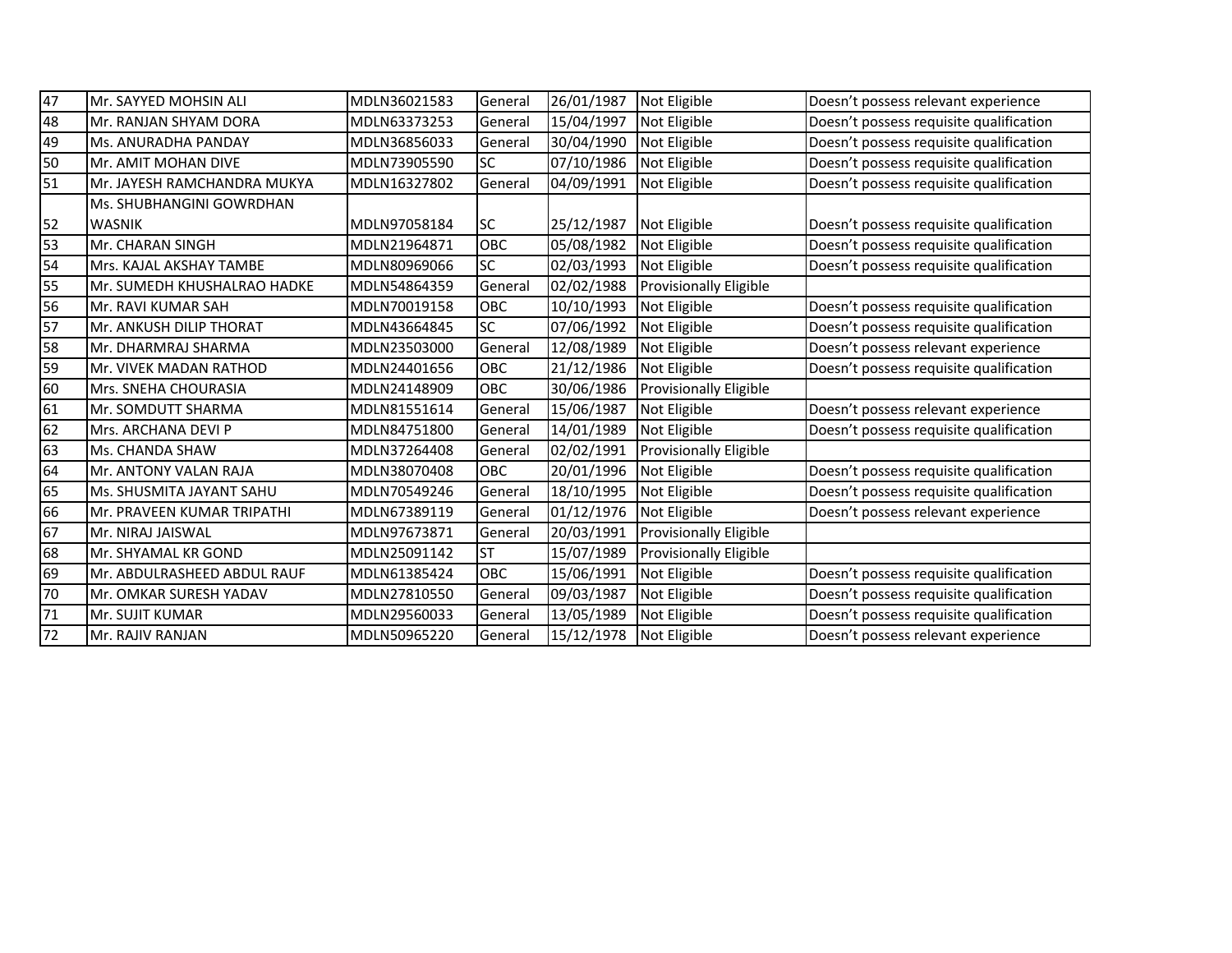| | | | | | | |
|---|---|---|---|---|---|---|
| 47 | Mr. SAYYED MOHSIN ALI | MDLN36021583 | General | 26/01/1987 | Not Eligible | Doesn’t possess relevant experience |
| 48 | Mr. RANJAN SHYAM DORA | MDLN63373253 | General | 15/04/1997 | Not Eligible | Doesn’t possess requisite qualification |
| 49 | Ms. ANURADHA PANDAY | MDLN36856033 | General | 30/04/1990 | Not Eligible | Doesn’t possess requisite qualification |
| 50 | Mr. AMIT MOHAN DIVE | MDLN73905590 | SC | 07/10/1986 | Not Eligible | Doesn’t possess requisite qualification |
| 51 | Mr. JAYESH RAMCHANDRA MUKYA | MDLN16327802 | General | 04/09/1991 | Not Eligible | Doesn’t possess requisite qualification |
| 52 | Ms. SHUBHANGINI GOWRDHAN WASNIK | MDLN97058184 | SC | 25/12/1987 | Not Eligible | Doesn’t possess requisite qualification |
| 53 | Mr. CHARAN SINGH | MDLN21964871 | OBC | 05/08/1982 | Not Eligible | Doesn’t possess requisite qualification |
| 54 | Mrs. KAJAL AKSHAY TAMBE | MDLN80969066 | SC | 02/03/1993 | Not Eligible | Doesn’t possess requisite qualification |
| 55 | Mr. SUMEDH KHUSHALRAO HADKE | MDLN54864359 | General | 02/02/1988 | Provisionally Eligible | |
| 56 | Mr. RAVI KUMAR SAH | MDLN70019158 | OBC | 10/10/1993 | Not Eligible | Doesn’t possess requisite qualification |
| 57 | Mr. ANKUSH DILIP THORAT | MDLN43664845 | SC | 07/06/1992 | Not Eligible | Doesn’t possess requisite qualification |
| 58 | Mr. DHARMRAJ SHARMA | MDLN23503000 | General | 12/08/1989 | Not Eligible | Doesn’t possess relevant experience |
| 59 | Mr. VIVEK MADAN RATHOD | MDLN24401656 | OBC | 21/12/1986 | Not Eligible | Doesn’t possess requisite qualification |
| 60 | Mrs. SNEHA CHOURASIA | MDLN24148909 | OBC | 30/06/1986 | Provisionally Eligible | |
| 61 | Mr. SOMDUTT SHARMA | MDLN81551614 | General | 15/06/1987 | Not Eligible | Doesn’t possess relevant experience |
| 62 | Mrs. ARCHANA DEVI P | MDLN84751800 | General | 14/01/1989 | Not Eligible | Doesn’t possess requisite qualification |
| 63 | Ms. CHANDA SHAW | MDLN37264408 | General | 02/02/1991 | Provisionally Eligible | |
| 64 | Mr. ANTONY VALAN RAJA | MDLN38070408 | OBC | 20/01/1996 | Not Eligible | Doesn’t possess requisite qualification |
| 65 | Ms. SHUSMITA JAYANT SAHU | MDLN70549246 | General | 18/10/1995 | Not Eligible | Doesn’t possess requisite qualification |
| 66 | Mr. PRAVEEN KUMAR TRIPATHI | MDLN67389119 | General | 01/12/1976 | Not Eligible | Doesn’t possess relevant experience |
| 67 | Mr. NIRAJ JAISWAL | MDLN97673871 | General | 20/03/1991 | Provisionally Eligible | |
| 68 | Mr. SHYAMAL KR GOND | MDLN25091142 | ST | 15/07/1989 | Provisionally Eligible | |
| 69 | Mr. ABDULRASHEED ABDUL RAUF | MDLN61385424 | OBC | 15/06/1991 | Not Eligible | Doesn’t possess requisite qualification |
| 70 | Mr. OMKAR SURESH YADAV | MDLN27810550 | General | 09/03/1987 | Not Eligible | Doesn’t possess requisite qualification |
| 71 | Mr. SUJIT KUMAR | MDLN29560033 | General | 13/05/1989 | Not Eligible | Doesn’t possess requisite qualification |
| 72 | Mr. RAJIV RANJAN | MDLN50965220 | General | 15/12/1978 | Not Eligible | Doesn’t possess relevant experience |